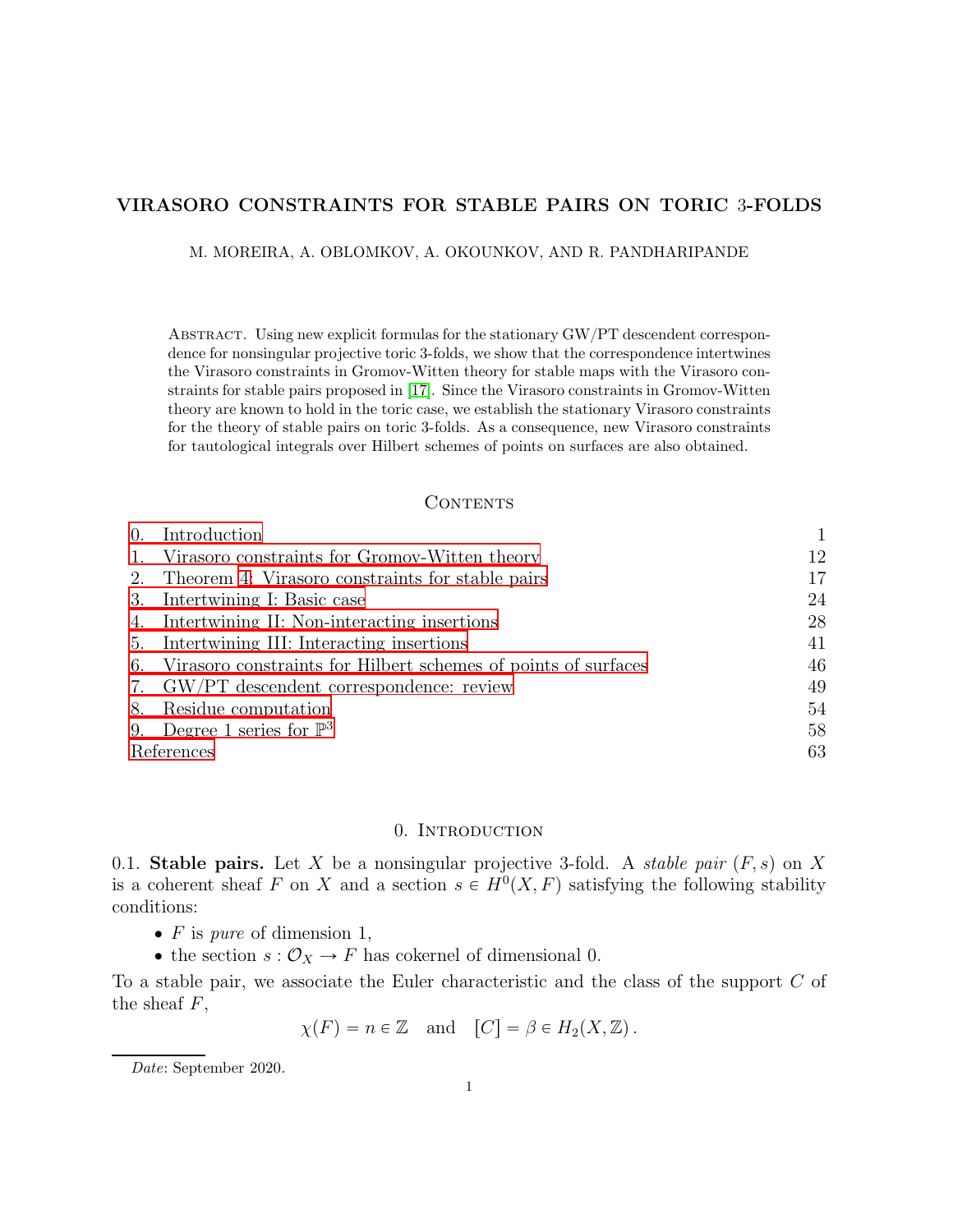# VIRASORO CONSTRAINTS FOR STABLE PAIRS ON TORIC 3-FOLDS

M. MOREIRA, A. OBLOMKOV, A. OKOUNKOV, AND R. PANDHARIPANDE

Abstract. Using new explicit formulas for the stationary GW/PT descendent correspondence for nonsingular projective toric 3-folds, we show that the correspondence intertwines the Virasoro constraints in Gromov-Witten theory for stable maps with the Virasoro constraints for stable pairs proposed in [17]. Since the Virasoro constraints in Gromov-Witten theory are known to hold in the toric case, we establish the stationary Virasoro constraints for the theory of stable pairs on toric 3-folds. As a consequence, new Virasoro constraints for tautological integrals over Hilbert schemes of points on surfaces are also obtained.

## Contents

| | | |
|---|---|---|
| 0. | Introduction | 1 |
| 1. | Virasoro constraints for Gromov-Witten theory | 12 |
| 2. | Theorem 4: Virasoro constraints for stable pairs | 17 |
| 3. | Intertwining I: Basic case | 24 |
| 4. | Intertwining II: Non-interacting insertions | 28 |
| 5. | Intertwining III: Interacting insertions | 41 |
| 6. | Virasoro constraints for Hilbert schemes of points of surfaces | 46 |
| 7. | GW/PT descendent correspondence: review | 49 |
| 8. | Residue computation | 54 |
| 9. | Degree 1 series for $\mathbb{P}^3$ | 58 |
| | References | 63 |

## 0. Introduction

**0.1. Stable pairs.** Let $X$ be a nonsingular projective 3-fold. A *stable pair* $(F, s)$ on $X$ is a coherent sheaf $F$ on $X$ and a section $s \in H^0(X, F)$ satisfying the following stability conditions:

- $F$ is *pure* of dimension 1,
- the section $s : \mathcal{O}_X \to F$ has cokernel of dimensional 0.

To a stable pair, we associate the Euler characteristic and the class of the support $C$ of the sheaf $F$,

$$\chi(F) = n \in \mathbb{Z} \quad \text{and} \quad [C] = \beta \in H_2(X, \mathbb{Z}) .$$

*Date*: September 2020.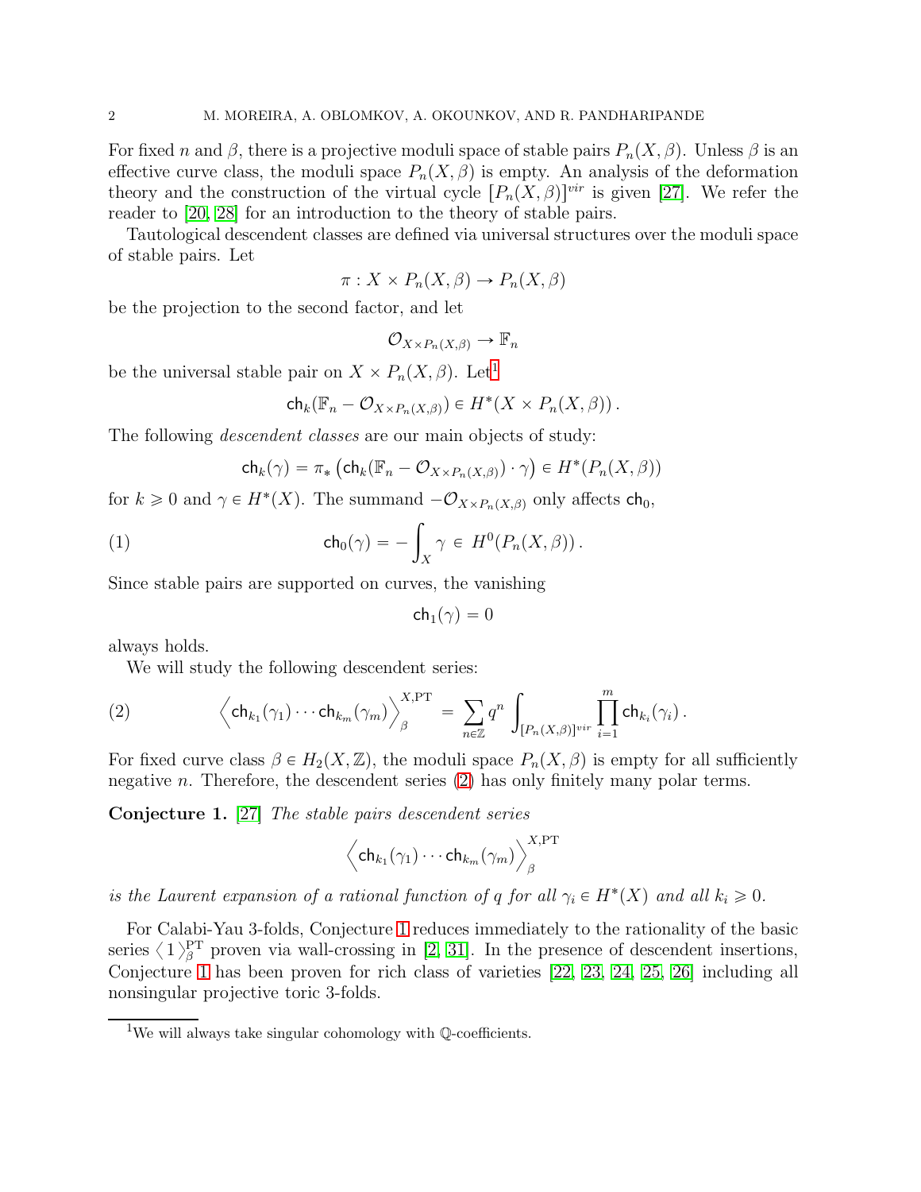For fixed $n$ and $\beta$, there is a projective moduli space of stable pairs $P_n(X, \beta)$. Unless $\beta$ is an effective curve class, the moduli space $P_n(X, \beta)$ is empty. An analysis of the deformation theory and the construction of the virtual cycle $[P_n(X, \beta)]^{vir}$ is given [27]. We refer the reader to [20, 28] for an introduction to the theory of stable pairs.

Tautological descendent classes are defined via universal structures over the moduli space of stable pairs. Let

$$\pi : X \times P_n(X, \beta) \to P_n(X, \beta)$$

be the projection to the second factor, and let

$$\mathcal{O}_{X \times P_n(X,\beta)} \to \mathbb{F}_n$$

be the universal stable pair on $X \times P_n(X, \beta)$. Let[1]

$$\mathsf{ch}_k(\mathbb{F}_n - \mathcal{O}_{X \times P_n(X,\beta)}) \in H^*(X \times P_n(X, \beta)) \, .$$

The following *descendent classes* are our main objects of study:

$$\mathsf{ch}_k(\gamma) = \pi_* \left( \mathsf{ch}_k(\mathbb{F}_n - \mathcal{O}_{X \times P_n(X,\beta)}) \cdot \gamma \right) \in H^*(P_n(X, \beta))$$

for $k \geqslant 0$ and $\gamma \in H^*(X)$. The summand $-\mathcal{O}_{X \times P_n(X,\beta)}$ only affects $\mathsf{ch}_0$,

$$\mathsf{ch}_0(\gamma) = -\int_X \gamma \in H^0(P_n(X, \beta)) \, . \tag{1}$$

Since stable pairs are supported on curves, the vanishing

$$\mathsf{ch}_1(\gamma) = 0$$

always holds.

We will study the following descendent series:

$$\Big\langle \mathsf{ch}_{k_1}(\gamma_1) \cdots \mathsf{ch}_{k_m}(\gamma_m) \Big\rangle_\beta^{X,\mathrm{PT}} = \sum_{n \in \mathbb{Z}} q^n \int_{[P_n(X,\beta)]^{vir}} \prod_{i=1}^m \mathsf{ch}_{k_i}(\gamma_i) \, . \tag{2}$$

For fixed curve class $\beta \in H_2(X, \mathbb{Z})$, the moduli space $P_n(X, \beta)$ is empty for all sufficiently negative $n$. Therefore, the descendent series (2) has only finitely many polar terms.

**Conjecture 1.** [27] *The stable pairs descendent series*

$$\Big\langle \mathsf{ch}_{k_1}(\gamma_1) \cdots \mathsf{ch}_{k_m}(\gamma_m) \Big\rangle_\beta^{X,\mathrm{PT}}$$

*is the Laurent expansion of a rational function of $q$ for all $\gamma_i \in H^*(X)$ and all $k_i \geqslant 0$.*

For Calabi-Yau 3-folds, Conjecture 1 reduces immediately to the rationality of the basic series $\langle 1 \rangle_\beta^{\mathrm{PT}}$ proven via wall-crossing in [2, 31]. In the presence of descendent insertions, Conjecture 1 has been proven for rich class of varieties [22, 23, 24, 25, 26] including all nonsingular projective toric 3-folds.

[1] We will always take singular cohomology with $\mathbb{Q}$-coefficients.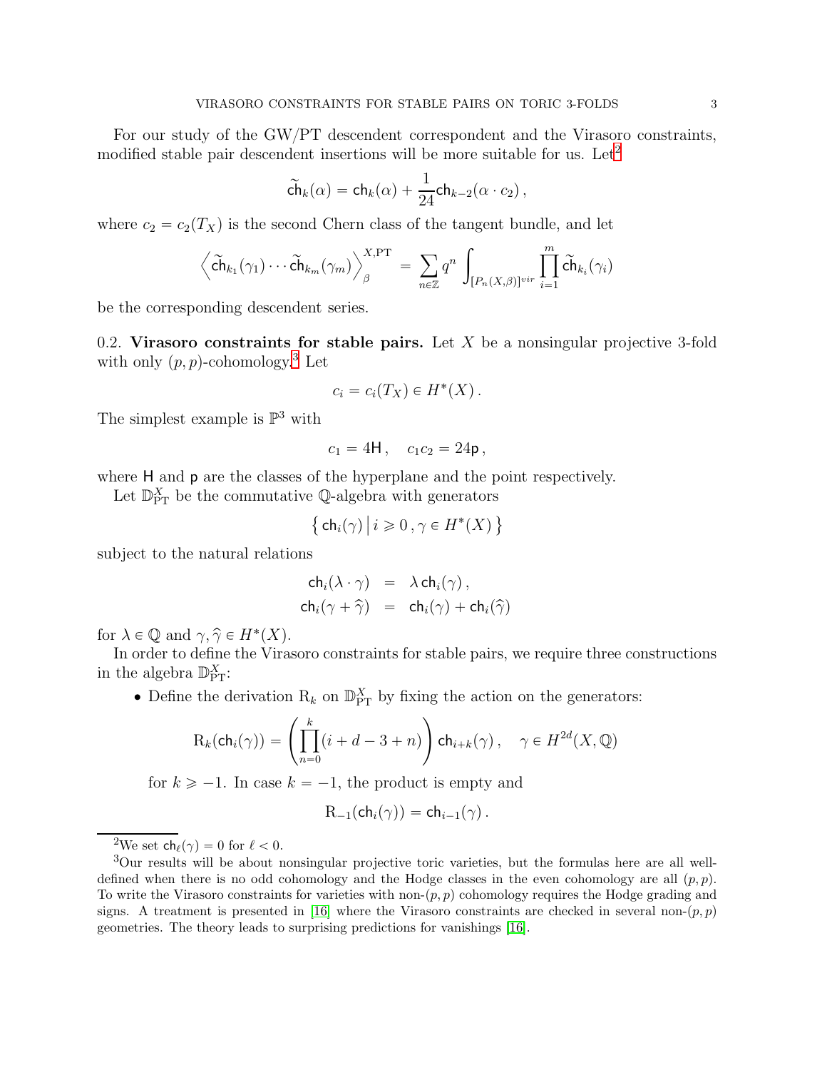For our study of the GW/PT descendent correspondent and the Virasoro constraints, modified stable pair descendent insertions will be more suitable for us. Let[2]

$$\widetilde{\mathsf{ch}}_k(\alpha) = \mathsf{ch}_k(\alpha) + \frac{1}{24}\mathsf{ch}_{k-2}(\alpha \cdot c_2)\,,$$

where $c_2 = c_2(T_X)$ is the second Chern class of the tangent bundle, and let

$$\Big\langle \widetilde{\mathsf{ch}}_{k_1}(\gamma_1)\cdots\widetilde{\mathsf{ch}}_{k_m}(\gamma_m)\Big\rangle_\beta^{X,\mathrm{PT}} = \sum_{n\in\mathbb{Z}} q^n \int_{[P_n(X,\beta)]^{vir}} \prod_{i=1}^m \widetilde{\mathsf{ch}}_{k_i}(\gamma_i)$$

be the corresponding descendent series.

0.2. **Virasoro constraints for stable pairs.** Let $X$ be a nonsingular projective 3-fold with only $(p,p)$-cohomology.[3] Let

$$c_i = c_i(T_X) \in H^*(X)\,.$$

The simplest example is $\mathbb{P}^3$ with

$$c_1 = 4\mathsf{H}\,, \quad c_1c_2 = 24\mathsf{p}\,,$$

where $\mathsf{H}$ and $\mathsf{p}$ are the classes of the hyperplane and the point respectively.

Let $\mathbb{D}^X_{\mathrm{PT}}$ be the commutative $\mathbb{Q}$-algebra with generators

$$\left\{ \mathsf{ch}_i(\gamma) \,\middle|\, i \geqslant 0\,, \gamma \in H^*(X) \right\}$$

subject to the natural relations

$$\begin{aligned} \mathsf{ch}_i(\lambda\cdot\gamma) &= \lambda\,\mathsf{ch}_i(\gamma)\,, \\ \mathsf{ch}_i(\gamma+\widehat{\gamma}) &= \mathsf{ch}_i(\gamma) + \mathsf{ch}_i(\widehat{\gamma}) \end{aligned}$$

for $\lambda \in \mathbb{Q}$ and $\gamma, \widehat{\gamma} \in H^*(X)$.

In order to define the Virasoro constraints for stable pairs, we require three constructions in the algebra $\mathbb{D}^X_{\mathrm{PT}}$:

- Define the derivation $\mathrm{R}_k$ on $\mathbb{D}^X_{\mathrm{PT}}$ by fixing the action on the generators:

$$\mathrm{R}_k(\mathsf{ch}_i(\gamma)) = \left(\prod_{n=0}^k (i+d-3+n)\right)\mathsf{ch}_{i+k}(\gamma)\,, \quad \gamma \in H^{2d}(X,\mathbb{Q})$$

  for $k \geqslant -1$. In case $k=-1$, the product is empty and

$$\mathrm{R}_{-1}(\mathsf{ch}_i(\gamma)) = \mathsf{ch}_{i-1}(\gamma)\,.$$

---

[2] We set $\mathsf{ch}_\ell(\gamma) = 0$ for $\ell < 0$.

[3] Our results will be about nonsingular projective toric varieties, but the formulas here are all well-defined when there is no odd cohomology and the Hodge classes in the even cohomology are all $(p,p)$. To write the Virasoro constraints for varieties with non-$(p,p)$ cohomology requires the Hodge grading and signs. A treatment is presented in [16] where the Virasoro constraints are checked in several non-$(p,p)$ geometries. The theory leads to surprising predictions for vanishings [16].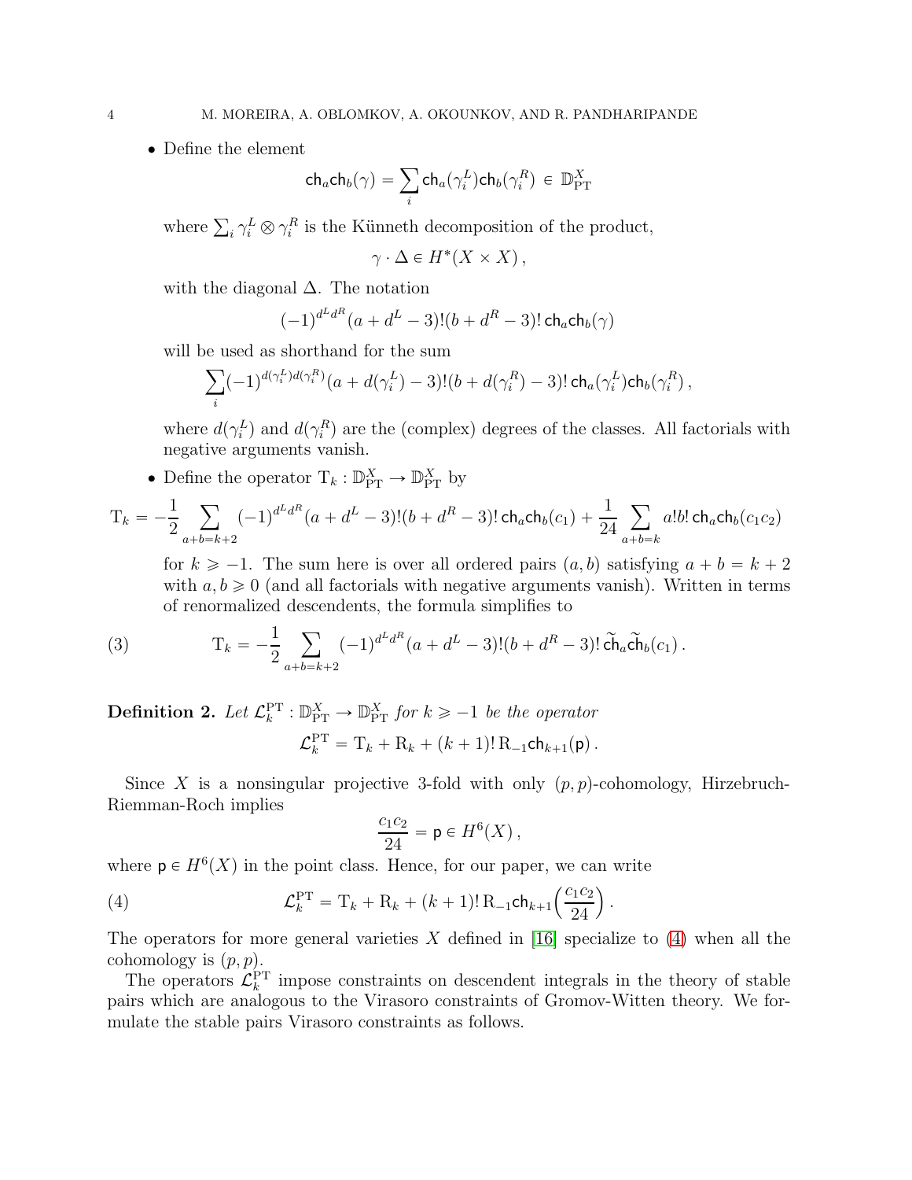- Define the element

$$\mathsf{ch}_a\mathsf{ch}_b(\gamma) = \sum_i \mathsf{ch}_a(\gamma_i^L)\mathsf{ch}_b(\gamma_i^R) \in \mathbb{D}_{\mathrm{PT}}^X$$

  where $\sum_i \gamma_i^L \otimes \gamma_i^R$ is the Künneth decomposition of the product,

$$\gamma \cdot \Delta \in H^*(X \times X)\,,$$

  with the diagonal $\Delta$. The notation

$$(-1)^{d^L d^R}(a + d^L - 3)!(b + d^R - 3)!\, \mathsf{ch}_a\mathsf{ch}_b(\gamma)$$

  will be used as shorthand for the sum

$$\sum_i (-1)^{d(\gamma_i^L)d(\gamma_i^R)}(a + d(\gamma_i^L) - 3)!(b + d(\gamma_i^R) - 3)!\, \mathsf{ch}_a(\gamma_i^L)\mathsf{ch}_b(\gamma_i^R)\,,$$

  where $d(\gamma_i^L)$ and $d(\gamma_i^R)$ are the (complex) degrees of the classes. All factorials with negative arguments vanish.

- Define the operator $\mathrm{T}_k : \mathbb{D}_{\mathrm{PT}}^X \to \mathbb{D}_{\mathrm{PT}}^X$ by

$$\mathrm{T}_k = -\frac{1}{2}\sum_{a+b=k+2}(-1)^{d^L d^R}(a + d^L - 3)!(b + d^R - 3)!\, \mathsf{ch}_a\mathsf{ch}_b(c_1) + \frac{1}{24}\sum_{a+b=k} a!b!\, \mathsf{ch}_a\mathsf{ch}_b(c_1c_2)$$

  for $k \geqslant -1$. The sum here is over all ordered pairs $(a, b)$ satisfying $a + b = k + 2$ with $a, b \geqslant 0$ (and all factorials with negative arguments vanish). Written in terms of renormalized descendents, the formula simplifies to

$$\mathrm{T}_k = -\frac{1}{2}\sum_{a+b=k+2}(-1)^{d^L d^R}(a + d^L - 3)!(b + d^R - 3)!\, \widetilde{\mathsf{ch}}_a\widetilde{\mathsf{ch}}_b(c_1)\,. \tag{3}$$

**Definition 2.** *Let $\mathcal{L}_k^{\mathrm{PT}} : \mathbb{D}_{\mathrm{PT}}^X \to \mathbb{D}_{\mathrm{PT}}^X$ for $k \geqslant -1$ be the operator*

$$\mathcal{L}_k^{\mathrm{PT}} = \mathrm{T}_k + \mathrm{R}_k + (k + 1)!\, \mathrm{R}_{-1}\mathsf{ch}_{k+1}(\mathsf{p})\,.$$

Since $X$ is a nonsingular projective 3-fold with only $(p, p)$-cohomology, Hirzebruch-Riemman-Roch implies

$$\frac{c_1c_2}{24} = \mathsf{p} \in H^6(X)\,,$$

where $\mathsf{p} \in H^6(X)$ in the point class. Hence, for our paper, we can write

$$\mathcal{L}_k^{\mathrm{PT}} = \mathrm{T}_k + \mathrm{R}_k + (k + 1)!\, \mathrm{R}_{-1}\mathsf{ch}_{k+1}\Big(\frac{c_1c_2}{24}\Big)\,. \tag{4}$$

The operators for more general varieties $X$ defined in [16] specialize to (4) when all the cohomology is $(p, p)$.

The operators $\mathcal{L}_k^{\mathrm{PT}}$ impose constraints on descendent integrals in the theory of stable pairs which are analogous to the Virasoro constraints of Gromov-Witten theory. We formulate the stable pairs Virasoro constraints as follows.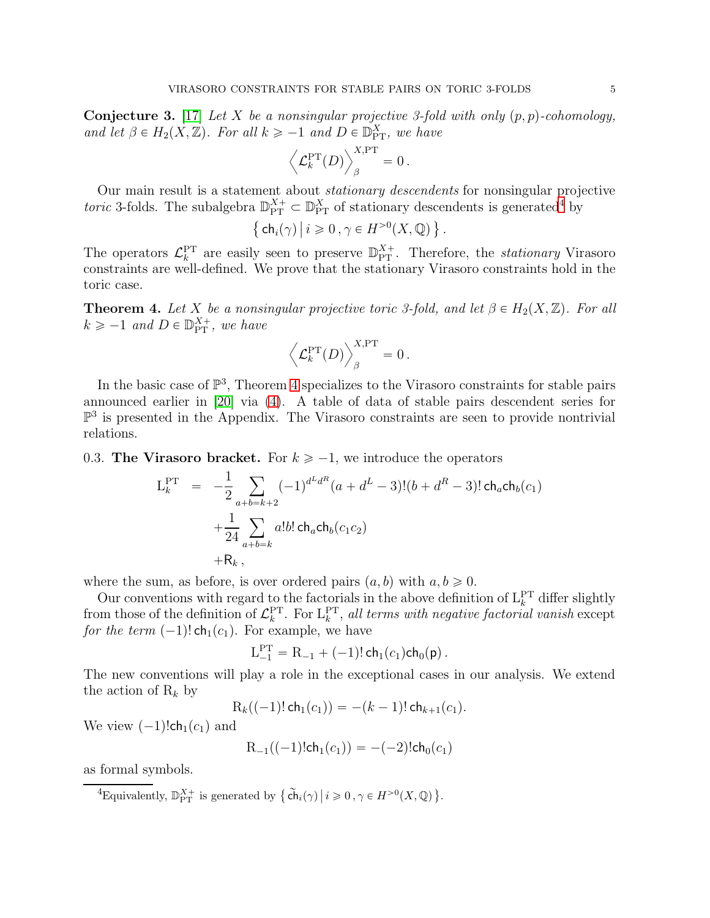**Conjecture 3.** [17] *Let $X$ be a nonsingular projective 3-fold with only $(p,p)$-cohomology, and let $\beta \in H_2(X,\mathbb{Z})$. For all $k \geqslant -1$ and $D \in \mathbb{D}^X_{\mathrm{PT}}$, we have*

$$\left\langle \mathcal{L}^{\mathrm{PT}}_k(D) \right\rangle^{X,\mathrm{PT}}_\beta = 0\,.$$

Our main result is a statement about *stationary descendents* for nonsingular projective *toric* 3-folds. The subalgebra $\mathbb{D}^{X+}_{\mathrm{PT}} \subset \mathbb{D}^X_{\mathrm{PT}}$ of stationary descendents is generated[4] by

$$\left\{\, \mathsf{ch}_i(\gamma) \,\middle|\, i \geqslant 0\,, \gamma \in H^{>0}(X,\mathbb{Q}) \,\right\}.$$

The operators $\mathcal{L}^{\mathrm{PT}}_k$ are easily seen to preserve $\mathbb{D}^{X+}_{\mathrm{PT}}$. Therefore, the *stationary* Virasoro constraints are well-defined. We prove that the stationary Virasoro constraints hold in the toric case.

**Theorem 4.** *Let $X$ be a nonsingular projective toric 3-fold, and let $\beta \in H_2(X,\mathbb{Z})$. For all $k \geqslant -1$ and $D \in \mathbb{D}^{X+}_{\mathrm{PT}}$, we have*

$$\left\langle \mathcal{L}^{\mathrm{PT}}_k(D) \right\rangle^{X,\mathrm{PT}}_\beta = 0\,.$$

In the basic case of $\mathbb{P}^3$, Theorem 4 specializes to the Virasoro constraints for stable pairs announced earlier in [20] via (4). A table of data of stable pairs descendent series for $\mathbb{P}^3$ is presented in the Appendix. The Virasoro constraints are seen to provide nontrivial relations.

0.3. **The Virasoro bracket.** For $k \geqslant -1$, we introduce the operators

$$\begin{aligned}
\mathrm{L}^{\mathrm{PT}}_k \;=\;& -\frac{1}{2}\sum_{a+b=k+2}(-1)^{d^L d^R}(a+d^L-3)!(b+d^R-3)!\,\mathsf{ch}_a\mathsf{ch}_b(c_1)\\
&+\frac{1}{24}\sum_{a+b=k} a!b!\,\mathsf{ch}_a\mathsf{ch}_b(c_1c_2)\\
&+\mathsf{R}_k\,,
\end{aligned}$$

where the sum, as before, is over ordered pairs $(a,b)$ with $a,b \geqslant 0$.

Our conventions with regard to the factorials in the above definition of $\mathrm{L}^{\mathrm{PT}}_k$ differ slightly from those of the definition of $\mathcal{L}^{\mathrm{PT}}_k$. For $\mathrm{L}^{\mathrm{PT}}_k$, *all terms with negative factorial vanish* except *for the term $(-1)!\,\mathsf{ch}_1(c_1)$*. For example, we have

$$\mathrm{L}^{\mathrm{PT}}_{-1} = \mathrm{R}_{-1} + (-1)!\,\mathsf{ch}_1(c_1)\mathsf{ch}_0(\mathsf{p})\,.$$

The new conventions will play a role in the exceptional cases in our analysis. We extend the action of $\mathrm{R}_k$ by

$$\mathrm{R}_k((-1)!\,\mathsf{ch}_1(c_1)) = -(k-1)!\,\mathsf{ch}_{k+1}(c_1).$$

We view $(-1)!\mathsf{ch}_1(c_1)$ and

$$\mathrm{R}_{-1}((-1)!\mathsf{ch}_1(c_1)) = -(-2)!\mathsf{ch}_0(c_1)$$

as formal symbols.

[4] Equivalently, $\mathbb{D}^{X+}_{\mathrm{PT}}$ is generated by $\left\{\, \widetilde{\mathsf{ch}}_i(\gamma) \,\middle|\, i \geqslant 0\,, \gamma \in H^{>0}(X,\mathbb{Q}) \,\right\}$.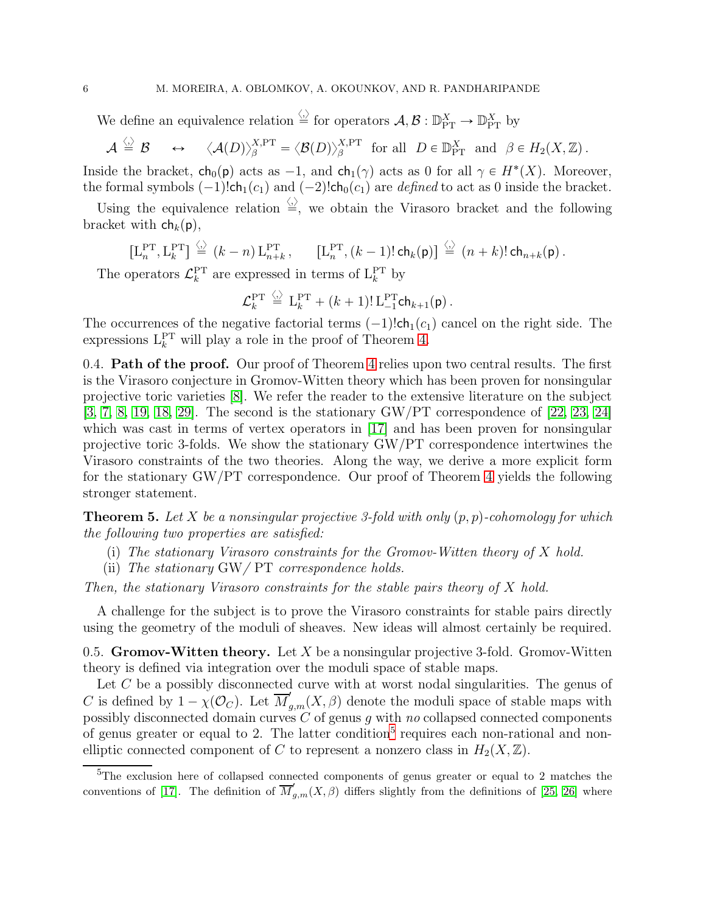We define an equivalence relation $\overset{\langle\rangle}{=}$ for operators $\mathcal{A}, \mathcal{B} : \mathbb{D}^X_{\mathrm{PT}} \to \mathbb{D}^X_{\mathrm{PT}}$ by

$$\mathcal{A} \overset{\langle\rangle}{=} \mathcal{B} \quad \leftrightarrow \quad \langle \mathcal{A}(D) \rangle^{X,\mathrm{PT}}_{\beta} = \langle \mathcal{B}(D) \rangle^{X,\mathrm{PT}}_{\beta} \ \text{ for all } \ D \in \mathbb{D}^X_{\mathrm{PT}} \ \text{ and } \ \beta \in H_2(X, \mathbb{Z})\,.$$

Inside the bracket, $\mathsf{ch}_0(\mathsf{p})$ acts as $-1$, and $\mathsf{ch}_1(\gamma)$ acts as 0 for all $\gamma \in H^*(X)$. Moreover, the formal symbols $(-1)!\mathsf{ch}_1(c_1)$ and $(-2)!\mathsf{ch}_0(c_1)$ are *defined* to act as 0 inside the bracket.

Using the equivalence relation $\overset{\langle\rangle}{=}$, we obtain the Virasoro bracket and the following bracket with $\mathsf{ch}_k(\mathsf{p})$,

$$[\mathrm{L}^{\mathrm{PT}}_n, \mathrm{L}^{\mathrm{PT}}_k] \overset{\langle\rangle}{=} (k-n)\, \mathrm{L}^{\mathrm{PT}}_{n+k}\,, \qquad [\mathrm{L}^{\mathrm{PT}}_n, (k-1)!\, \mathsf{ch}_k(\mathsf{p})] \overset{\langle\rangle}{=} (n+k)!\, \mathsf{ch}_{n+k}(\mathsf{p})\,.$$

The operators $\mathcal{L}^{\mathrm{PT}}_k$ are expressed in terms of $\mathrm{L}^{\mathrm{PT}}_k$ by

$$\mathcal{L}^{\mathrm{PT}}_k \overset{\langle\rangle}{=} \mathrm{L}^{\mathrm{PT}}_k + (k+1)!\, \mathrm{L}^{\mathrm{PT}}_{-1} \mathsf{ch}_{k+1}(\mathsf{p})\,.$$

The occurrences of the negative factorial terms $(-1)!\mathsf{ch}_1(c_1)$ cancel on the right side. The expressions $\mathrm{L}^{\mathrm{PT}}_k$ will play a role in the proof of Theorem 4.

## 0.4. Path of the proof.

Our proof of Theorem 4 relies upon two central results. The first is the Virasoro conjecture in Gromov-Witten theory which has been proven for nonsingular projective toric varieties [8]. We refer the reader to the extensive literature on the subject [3, 7, 8, 19, 18, 29]. The second is the stationary GW/PT correspondence of [22, 23, 24] which was cast in terms of vertex operators in [17] and has been proven for nonsingular projective toric 3-folds. We show the stationary GW/PT correspondence intertwines the Virasoro constraints of the two theories. Along the way, we derive a more explicit form for the stationary GW/PT correspondence. Our proof of Theorem 4 yields the following stronger statement.

**Theorem 5.** *Let $X$ be a nonsingular projective 3-fold with only $(p,p)$-cohomology for which the following two properties are satisfied:*

(i) *The stationary Virasoro constraints for the Gromov-Witten theory of $X$ hold.*
(ii) *The stationary* GW/ PT *correspondence holds.*

*Then, the stationary Virasoro constraints for the stable pairs theory of $X$ hold.*

A challenge for the subject is to prove the Virasoro constraints for stable pairs directly using the geometry of the moduli of sheaves. New ideas will almost certainly be required.

## 0.5. Gromov-Witten theory.

Let $X$ be a nonsingular projective 3-fold. Gromov-Witten theory is defined via integration over the moduli space of stable maps.

Let $C$ be a possibly disconnected curve with at worst nodal singularities. The genus of $C$ is defined by $1 - \chi(\mathcal{O}_C)$. Let $\overline{M}'_{g,m}(X, \beta)$ denote the moduli space of stable maps with possibly disconnected domain curves $C$ of genus $g$ with *no* collapsed connected components of genus greater or equal to 2. The latter condition[5] requires each non-rational and non-elliptic connected component of $C$ to represent a nonzero class in $H_2(X, \mathbb{Z})$.

[5]The exclusion here of collapsed connected components of genus greater or equal to 2 matches the conventions of [17]. The definition of $\overline{M}'_{g,m}(X, \beta)$ differs slightly from the definitions of [25, 26] where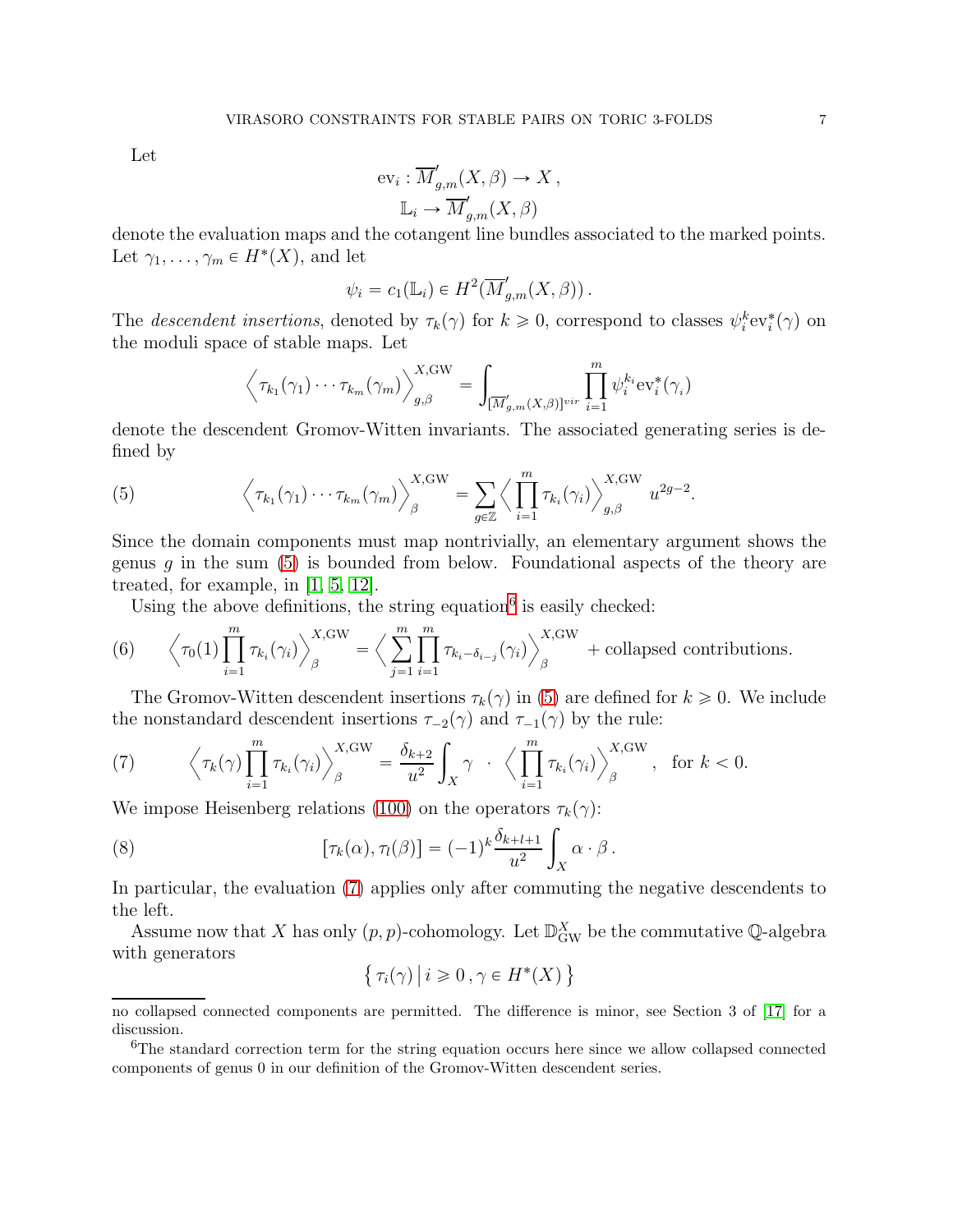Let

$$\mathrm{ev}_i : \overline{M}'_{g,m}(X,\beta) \to X\,,$$
$$\mathbb{L}_i \to \overline{M}'_{g,m}(X,\beta)$$

denote the evaluation maps and the cotangent line bundles associated to the marked points. Let $\gamma_1, \ldots, \gamma_m \in H^*(X)$, and let

$$\psi_i = c_1(\mathbb{L}_i) \in H^2(\overline{M}'_{g,m}(X,\beta))\,.$$

The *descendent insertions*, denoted by $\tau_k(\gamma)$ for $k \geqslant 0$, correspond to classes $\psi_i^k \mathrm{ev}_i^*(\gamma)$ on the moduli space of stable maps. Let

$$\Big\langle \tau_{k_1}(\gamma_1)\cdots\tau_{k_m}(\gamma_m)\Big\rangle_{g,\beta}^{X,\mathrm{GW}} = \int_{[\overline{M}'_{g,m}(X,\beta)]^{vir}} \prod_{i=1}^m \psi_i^{k_i}\mathrm{ev}_i^*(\gamma_i)$$

denote the descendent Gromov-Witten invariants. The associated generating series is defined by

$$\Big\langle \tau_{k_1}(\gamma_1)\cdots\tau_{k_m}(\gamma_m)\Big\rangle_{\beta}^{X,\mathrm{GW}} = \sum_{g\in\mathbb{Z}} \Big\langle \prod_{i=1}^m \tau_{k_i}(\gamma_i)\Big\rangle_{g,\beta}^{X,\mathrm{GW}} u^{2g-2}. \tag{5}$$

Since the domain components must map nontrivially, an elementary argument shows the genus $g$ in the sum (5) is bounded from below. Foundational aspects of the theory are treated, for example, in [1, 5, 12].

Using the above definitions, the string equation[6] is easily checked:

$$\Big\langle \tau_0(1)\prod_{i=1}^m \tau_{k_i}(\gamma_i)\Big\rangle_{\beta}^{X,\mathrm{GW}} = \Big\langle \sum_{j=1}^m \prod_{i=1}^m \tau_{k_i-\delta_{i-j}}(\gamma_i)\Big\rangle_{\beta}^{X,\mathrm{GW}} + \text{collapsed contributions.} \tag{6}$$

The Gromov-Witten descendent insertions $\tau_k(\gamma)$ in (5) are defined for $k \geqslant 0$. We include the nonstandard descendent insertions $\tau_{-2}(\gamma)$ and $\tau_{-1}(\gamma)$ by the rule:

$$\Big\langle \tau_k(\gamma)\prod_{i=1}^m \tau_{k_i}(\gamma_i)\Big\rangle_{\beta}^{X,\mathrm{GW}} = \frac{\delta_{k+2}}{u^2}\int_X \gamma \;\cdot\; \Big\langle \prod_{i=1}^m \tau_{k_i}(\gamma_i)\Big\rangle_{\beta}^{X,\mathrm{GW}}, \quad \text{for } k<0. \tag{7}$$

We impose Heisenberg relations (100) on the operators $\tau_k(\gamma)$:

$$[\tau_k(\alpha), \tau_l(\beta)] = (-1)^k \frac{\delta_{k+l+1}}{u^2}\int_X \alpha\cdot\beta\,. \tag{8}$$

In particular, the evaluation (7) applies only after commuting the negative descendents to the left.

Assume now that $X$ has only $(p,p)$-cohomology. Let $\mathbb{D}_{\mathrm{GW}}^X$ be the commutative $\mathbb{Q}$-algebra with generators

$$\big\{\,\tau_i(\gamma)\,\big|\, i\geqslant 0\,, \gamma\in H^*(X)\,\big\}$$

---

no collapsed connected components are permitted. The difference is minor, see Section 3 of [17] for a discussion.

[6] The standard correction term for the string equation occurs here since we allow collapsed connected components of genus 0 in our definition of the Gromov-Witten descendent series.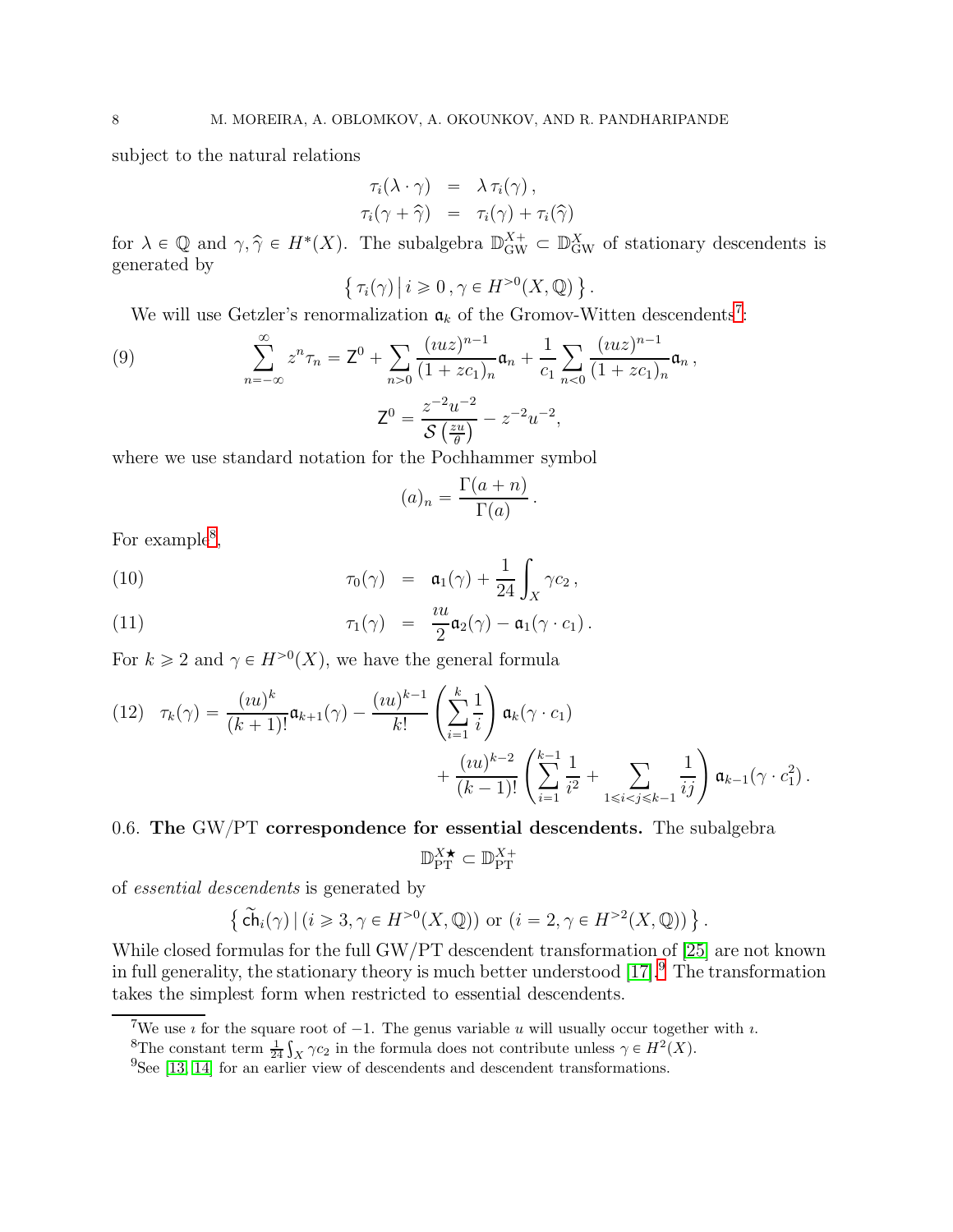subject to the natural relations

$$
\begin{aligned}
\tau_i(\lambda \cdot \gamma) &= \lambda \, \tau_i(\gamma)\,, \\
\tau_i(\gamma + \widehat{\gamma}) &= \tau_i(\gamma) + \tau_i(\widehat{\gamma})
\end{aligned}
$$

for $\lambda \in \mathbb{Q}$ and $\gamma, \widehat{\gamma} \in H^*(X)$. The subalgebra $\mathbb{D}^{X+}_{\mathrm{GW}} \subset \mathbb{D}^{X}_{\mathrm{GW}}$ of stationary descendents is generated by

$$
\left\{ \tau_i(\gamma) \,\middle|\, i \geqslant 0\,, \gamma \in H^{>0}(X, \mathbb{Q}) \right\}.
$$

We will use Getzler's renormalization $\mathfrak{a}_k$ of the Gromov-Witten descendents[7]:

$$
\sum_{n=-\infty}^{\infty} z^n \tau_n = \mathsf{Z}^0 + \sum_{n>0} \frac{(\imath u z)^{n-1}}{(1+zc_1)_n} \mathfrak{a}_n + \frac{1}{c_1} \sum_{n<0} \frac{(\imath u z)^{n-1}}{(1+zc_1)_n} \mathfrak{a}_n\,, \tag{9}
$$

$$
\mathsf{Z}^0 = \frac{z^{-2}u^{-2}}{\mathcal{S}\left(\frac{zu}{\theta}\right)} - z^{-2}u^{-2},
$$

where we use standard notation for the Pochhammer symbol

$$
(a)_n = \frac{\Gamma(a+n)}{\Gamma(a)}\,.
$$

For example[8],

$$
\tau_0(\gamma) = \mathfrak{a}_1(\gamma) + \frac{1}{24}\int_X \gamma c_2\,, \tag{10}
$$

$$
\tau_1(\gamma) = \frac{\imath u}{2}\mathfrak{a}_2(\gamma) - \mathfrak{a}_1(\gamma \cdot c_1)\,. \tag{11}
$$

For $k \geqslant 2$ and $\gamma \in H^{>0}(X)$, we have the general formula

$$
\begin{aligned}
\tau_k(\gamma) = \frac{(\imath u)^k}{(k+1)!}\mathfrak{a}_{k+1}(\gamma) &- \frac{(\imath u)^{k-1}}{k!}\left(\sum_{i=1}^{k}\frac{1}{i}\right)\mathfrak{a}_k(\gamma \cdot c_1) \\
&+ \frac{(\imath u)^{k-2}}{(k-1)!}\left(\sum_{i=1}^{k-1}\frac{1}{i^2} + \sum_{1 \leqslant i < j \leqslant k-1}\frac{1}{ij}\right)\mathfrak{a}_{k-1}(\gamma \cdot c_1^2)\,.
\end{aligned} \tag{12}
$$

## 0.6. The GW/PT correspondence for essential descendents.

The subalgebra

$$
\mathbb{D}^{X\star}_{\mathrm{PT}} \subset \mathbb{D}^{X+}_{\mathrm{PT}}
$$

of *essential descendents* is generated by

$$
\left\{ \widetilde{\mathsf{ch}}_i(\gamma) \,\middle|\, (i \geqslant 3, \gamma \in H^{>0}(X, \mathbb{Q})) \text{ or } (i = 2, \gamma \in H^{>2}(X, \mathbb{Q})) \right\}.
$$

While closed formulas for the full GW/PT descendent transformation of [25] are not known in full generality, the stationary theory is much better understood [17].[9] The transformation takes the simplest form when restricted to essential descendents.

---

[7] We use $\imath$ for the square root of $-1$. The genus variable $u$ will usually occur together with $\imath$.

[8] The constant term $\frac{1}{24}\int_X \gamma c_2$ in the formula does not contribute unless $\gamma \in H^2(X)$.

[9] See [13, 14] for an earlier view of descendents and descendent transformations.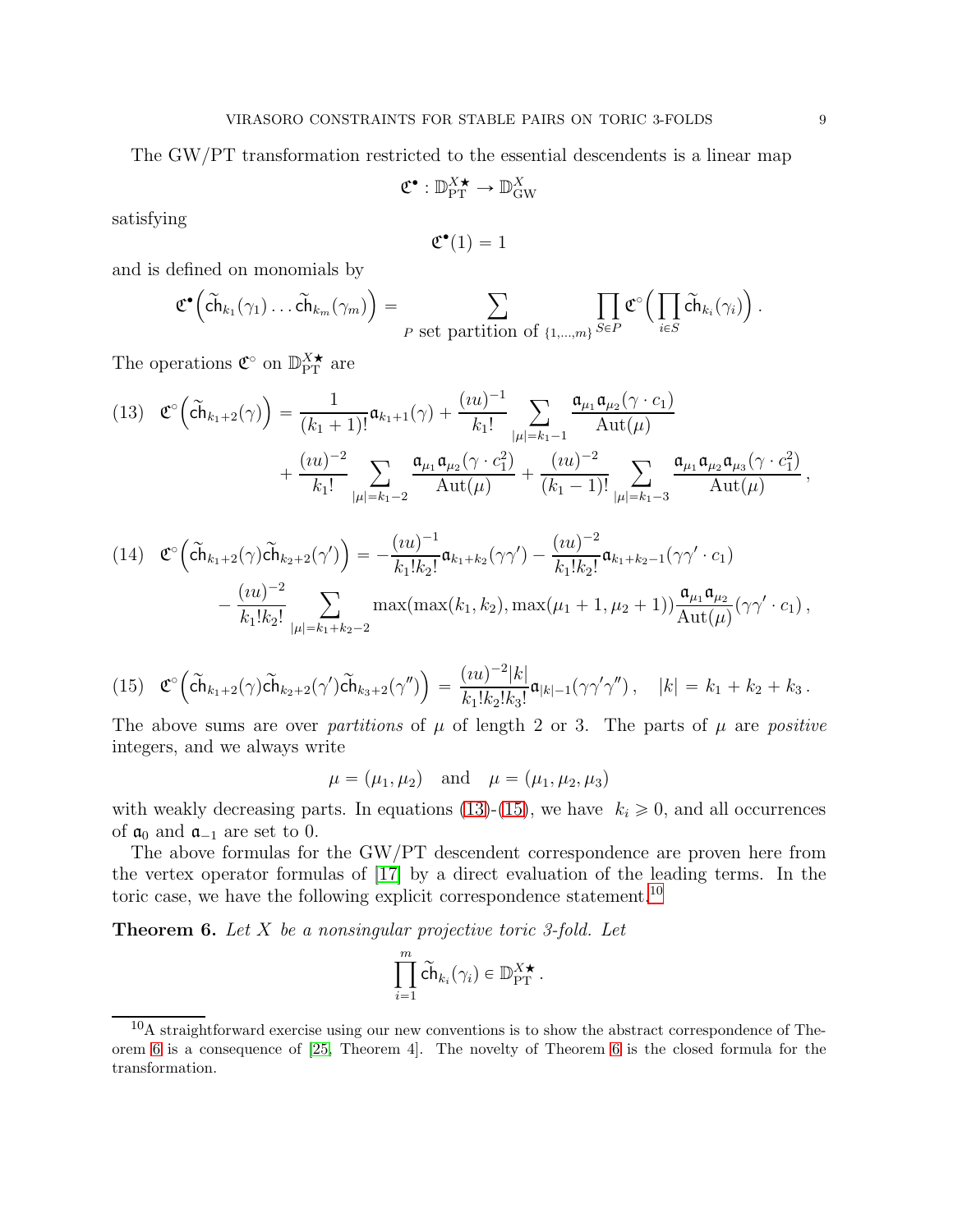The GW/PT transformation restricted to the essential descendents is a linear map

$$\mathfrak{C}^\bullet : \mathbb{D}_{\mathrm{PT}}^{X\bigstar} \to \mathbb{D}_{\mathrm{GW}}^X$$

satisfying

$$\mathfrak{C}^\bullet(1) = 1$$

and is defined on monomials by

$$\mathfrak{C}^\bullet\Big(\widetilde{\mathsf{ch}}_{k_1}(\gamma_1)\dots\widetilde{\mathsf{ch}}_{k_m}(\gamma_m)\Big) = \sum_{P \text{ set partition of } \{1,\dots,m\}} \prod_{S\in P} \mathfrak{C}^\circ\Big(\prod_{i\in S}\widetilde{\mathsf{ch}}_{k_i}(\gamma_i)\Big)\,.$$

The operations $\mathfrak{C}^\circ$ on $\mathbb{D}_{\mathrm{PT}}^{X\bigstar}$ are

$$\begin{aligned}(13)\quad \mathfrak{C}^\circ\Big(\widetilde{\mathsf{ch}}_{k_1+2}(\gamma)\Big) &= \frac{1}{(k_1+1)!}\mathfrak{a}_{k_1+1}(\gamma) + \frac{(\imath u)^{-1}}{k_1!}\sum_{|\mu|=k_1-1}\frac{\mathfrak{a}_{\mu_1}\mathfrak{a}_{\mu_2}(\gamma\cdot c_1)}{\mathrm{Aut}(\mu)}\\ &\quad + \frac{(\imath u)^{-2}}{k_1!}\sum_{|\mu|=k_1-2}\frac{\mathfrak{a}_{\mu_1}\mathfrak{a}_{\mu_2}(\gamma\cdot c_1^2)}{\mathrm{Aut}(\mu)} + \frac{(\imath u)^{-2}}{(k_1-1)!}\sum_{|\mu|=k_1-3}\frac{\mathfrak{a}_{\mu_1}\mathfrak{a}_{\mu_2}\mathfrak{a}_{\mu_3}(\gamma\cdot c_1^2)}{\mathrm{Aut}(\mu)}\,,\end{aligned}$$

$$\begin{aligned}(14)\quad \mathfrak{C}^\circ\Big(\widetilde{\mathsf{ch}}_{k_1+2}(\gamma)\widetilde{\mathsf{ch}}_{k_2+2}(\gamma')\Big) &= -\frac{(\imath u)^{-1}}{k_1!k_2!}\mathfrak{a}_{k_1+k_2}(\gamma\gamma') - \frac{(\imath u)^{-2}}{k_1!k_2!}\mathfrak{a}_{k_1+k_2-1}(\gamma\gamma'\cdot c_1)\\ &\quad - \frac{(\imath u)^{-2}}{k_1!k_2!}\sum_{|\mu|=k_1+k_2-2}\max(\max(k_1,k_2),\max(\mu_1+1,\mu_2+1))\frac{\mathfrak{a}_{\mu_1}\mathfrak{a}_{\mu_2}}{\mathrm{Aut}(\mu)}(\gamma\gamma'\cdot c_1)\,,\end{aligned}$$

$$(15)\quad \mathfrak{C}^\circ\Big(\widetilde{\mathsf{ch}}_{k_1+2}(\gamma)\widetilde{\mathsf{ch}}_{k_2+2}(\gamma')\widetilde{\mathsf{ch}}_{k_3+2}(\gamma'')\Big) = \frac{(\imath u)^{-2}|k|}{k_1!k_2!k_3!}\mathfrak{a}_{|k|-1}(\gamma\gamma'\gamma'')\,,\quad |k| = k_1+k_2+k_3\,.$$

The above sums are over *partitions* of $\mu$ of length 2 or 3. The parts of $\mu$ are *positive* integers, and we always write

$$\mu = (\mu_1,\mu_2) \quad\text{and}\quad \mu = (\mu_1,\mu_2,\mu_3)$$

with weakly decreasing parts. In equations (13)-(15), we have $k_i \geqslant 0$, and all occurrences of $\mathfrak{a}_0$ and $\mathfrak{a}_{-1}$ are set to 0.

The above formulas for the GW/PT descendent correspondence are proven here from the vertex operator formulas of [17] by a direct evaluation of the leading terms. In the toric case, we have the following explicit correspondence statement.[10]

**Theorem 6.** *Let $X$ be a nonsingular projective toric 3-fold. Let*

$$\prod_{i=1}^m \widetilde{\mathsf{ch}}_{k_i}(\gamma_i) \in \mathbb{D}_{\mathrm{PT}}^{X\bigstar}\,.$$

---

[10] A straightforward exercise using our new conventions is to show the abstract correspondence of Theorem 6 is a consequence of [25, Theorem 4]. The novelty of Theorem 6 is the closed formula for the transformation.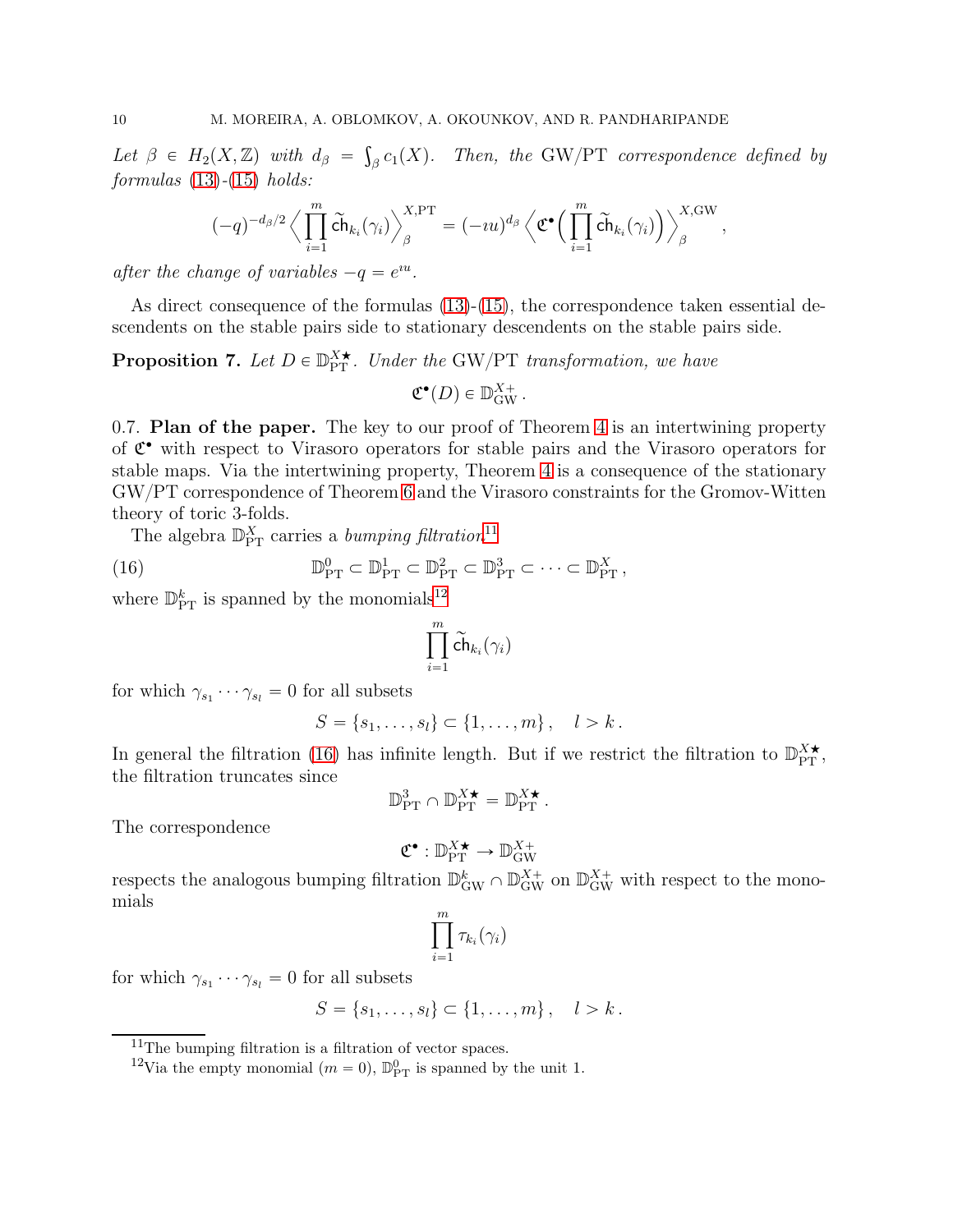*Let $\beta \in H_2(X,\mathbb{Z})$ with $d_\beta = \int_\beta c_1(X)$. Then, the* GW/PT *correspondence defined by formulas* (13)-(15) *holds:*

$$(-q)^{-d_\beta/2}\Big\langle \prod_{i=1}^{m} \widetilde{\mathsf{ch}}_{k_i}(\gamma_i)\Big\rangle_\beta^{X,\mathrm{PT}} = (-\imath u)^{d_\beta}\Big\langle \mathfrak{C}^\bullet\Big(\prod_{i=1}^{m} \widetilde{\mathsf{ch}}_{k_i}(\gamma_i)\Big)\Big\rangle_\beta^{X,\mathrm{GW}},$$

*after the change of variables $-q = e^{\imath u}$.*

As direct consequence of the formulas (13)-(15), the correspondence taken essential descendents on the stable pairs side to stationary descendents on the stable pairs side.

**Proposition 7.** *Let $D \in \mathbb{D}_{\mathrm{PT}}^{X\star}$. Under the* GW/PT *transformation, we have*

$$\mathfrak{C}^\bullet(D) \in \mathbb{D}_{\mathrm{GW}}^{X+}.$$

0.7. **Plan of the paper.** The key to our proof of Theorem 4 is an intertwining property of $\mathfrak{C}^\bullet$ with respect to Virasoro operators for stable pairs and the Virasoro operators for stable maps. Via the intertwining property, Theorem 4 is a consequence of the stationary GW/PT correspondence of Theorem 6 and the Virasoro constraints for the Gromov-Witten theory of toric 3-folds.

The algebra $\mathbb{D}_{\mathrm{PT}}^{X}$ carries a *bumping filtration*[11]

$$\mathbb{D}_{\mathrm{PT}}^{0} \subset \mathbb{D}_{\mathrm{PT}}^{1} \subset \mathbb{D}_{\mathrm{PT}}^{2} \subset \mathbb{D}_{\mathrm{PT}}^{3} \subset \cdots \subset \mathbb{D}_{\mathrm{PT}}^{X}, \tag{16}$$

where $\mathbb{D}_{\mathrm{PT}}^{k}$ is spanned by the monomials[12]

$$\prod_{i=1}^{m} \widetilde{\mathsf{ch}}_{k_i}(\gamma_i)$$

for which $\gamma_{s_1}\cdots\gamma_{s_l} = 0$ for all subsets

$$S = \{s_1,\ldots,s_l\} \subset \{1,\ldots,m\}, \quad l > k.$$

In general the filtration (16) has infinite length. But if we restrict the filtration to $\mathbb{D}_{\mathrm{PT}}^{X\star}$, the filtration truncates since

$$\mathbb{D}_{\mathrm{PT}}^{3} \cap \mathbb{D}_{\mathrm{PT}}^{X\star} = \mathbb{D}_{\mathrm{PT}}^{X\star}.$$

The correspondence

$$\mathfrak{C}^\bullet : \mathbb{D}_{\mathrm{PT}}^{X\star} \to \mathbb{D}_{\mathrm{GW}}^{X+}$$

respects the analogous bumping filtration $\mathbb{D}_{\mathrm{GW}}^{k} \cap \mathbb{D}_{\mathrm{GW}}^{X+}$ on $\mathbb{D}_{\mathrm{GW}}^{X+}$ with respect to the monomials

$$\prod_{i=1}^{m} \tau_{k_i}(\gamma_i)$$

for which $\gamma_{s_1}\cdots\gamma_{s_l} = 0$ for all subsets

$$S = \{s_1,\ldots,s_l\} \subset \{1,\ldots,m\}, \quad l > k.$$

[11]The bumping filtration is a filtration of vector spaces.

[12]Via the empty monomial ($m = 0$), $\mathbb{D}_{\mathrm{PT}}^{0}$ is spanned by the unit 1.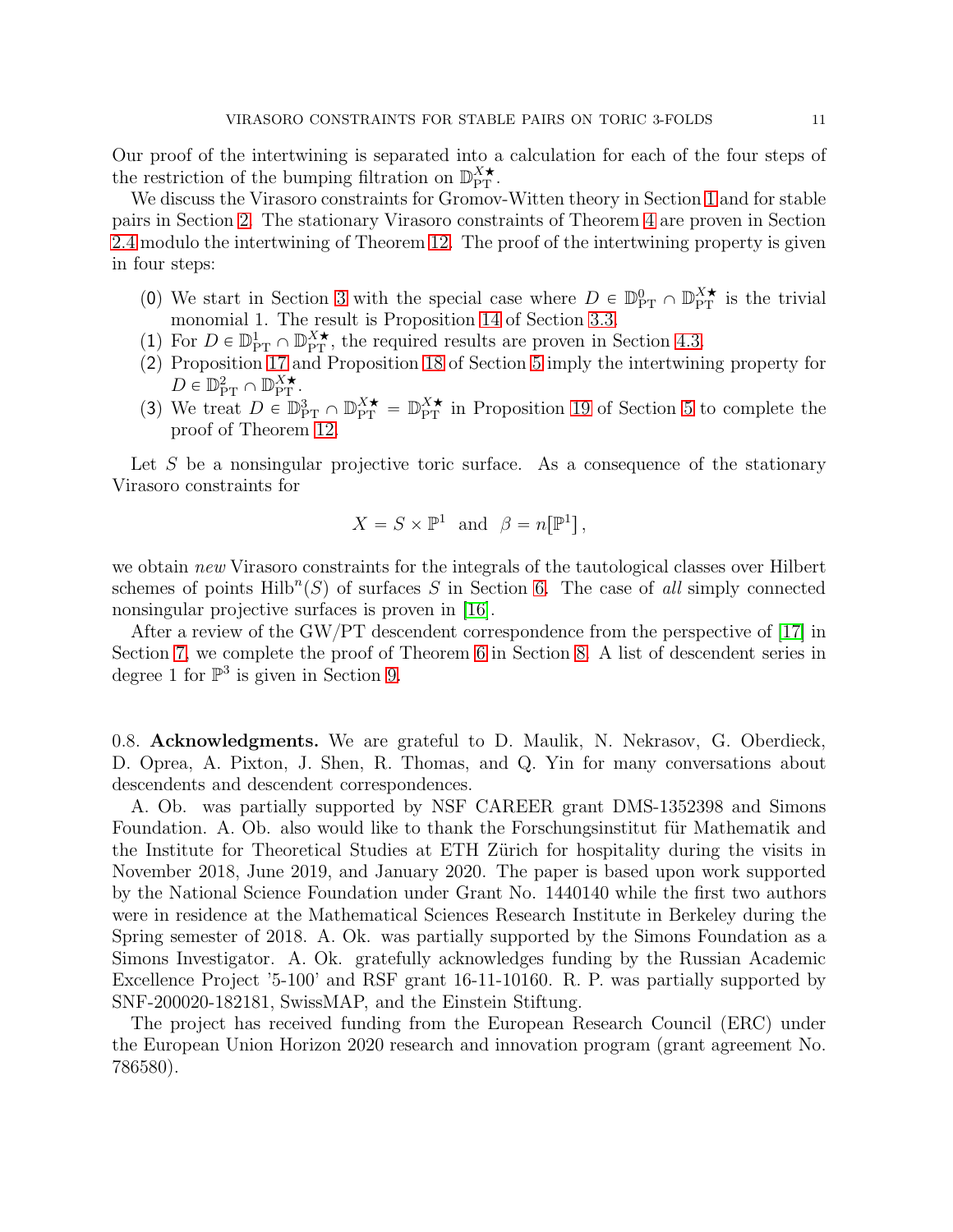Our proof of the intertwining is separated into a calculation for each of the four steps of the restriction of the bumping filtration on $\mathbb{D}_{\mathrm{PT}}^{X\star}$.

We discuss the Virasoro constraints for Gromov-Witten theory in Section 1 and for stable pairs in Section 2. The stationary Virasoro constraints of Theorem 4 are proven in Section 2.4 modulo the intertwining of Theorem 12. The proof of the intertwining property is given in four steps:

(0) We start in Section 3 with the special case where $D \in \mathbb{D}_{\mathrm{PT}}^{0} \cap \mathbb{D}_{\mathrm{PT}}^{X\star}$ is the trivial monomial 1. The result is Proposition 14 of Section 3.3.

(1) For $D \in \mathbb{D}_{\mathrm{PT}}^{1} \cap \mathbb{D}_{\mathrm{PT}}^{X\star}$, the required results are proven in Section 4.3.

(2) Proposition 17 and Proposition 18 of Section 5 imply the intertwining property for $D \in \mathbb{D}_{\mathrm{PT}}^{2} \cap \mathbb{D}_{\mathrm{PT}}^{X\star}$.

(3) We treat $D \in \mathbb{D}_{\mathrm{PT}}^{3} \cap \mathbb{D}_{\mathrm{PT}}^{X\star} = \mathbb{D}_{\mathrm{PT}}^{X\star}$ in Proposition 19 of Section 5 to complete the proof of Theorem 12.

Let $S$ be a nonsingular projective toric surface. As a consequence of the stationary Virasoro constraints for

$$X = S \times \mathbb{P}^1 \ \text{ and } \ \beta = n[\mathbb{P}^1]\,,$$

we obtain *new* Virasoro constraints for the integrals of the tautological classes over Hilbert schemes of points $\mathrm{Hilb}^n(S)$ of surfaces $S$ in Section 6. The case of *all* simply connected nonsingular projective surfaces is proven in [16].

After a review of the GW/PT descendent correspondence from the perspective of [17] in Section 7, we complete the proof of Theorem 6 in Section 8. A list of descendent series in degree 1 for $\mathbb{P}^3$ is given in Section 9.

0.8. **Acknowledgments.** We are grateful to D. Maulik, N. Nekrasov, G. Oberdieck, D. Oprea, A. Pixton, J. Shen, R. Thomas, and Q. Yin for many conversations about descendents and descendent correspondences.

A. Ob. was partially supported by NSF CAREER grant DMS-1352398 and Simons Foundation. A. Ob. also would like to thank the Forschungsinstitut für Mathematik and the Institute for Theoretical Studies at ETH Zürich for hospitality during the visits in November 2018, June 2019, and January 2020. The paper is based upon work supported by the National Science Foundation under Grant No. 1440140 while the first two authors were in residence at the Mathematical Sciences Research Institute in Berkeley during the Spring semester of 2018. A. Ok. was partially supported by the Simons Foundation as a Simons Investigator. A. Ok. gratefully acknowledges funding by the Russian Academic Excellence Project '5-100' and RSF grant 16-11-10160. R. P. was partially supported by SNF-200020-182181, SwissMAP, and the Einstein Stiftung.

The project has received funding from the European Research Council (ERC) under the European Union Horizon 2020 research and innovation program (grant agreement No. 786580).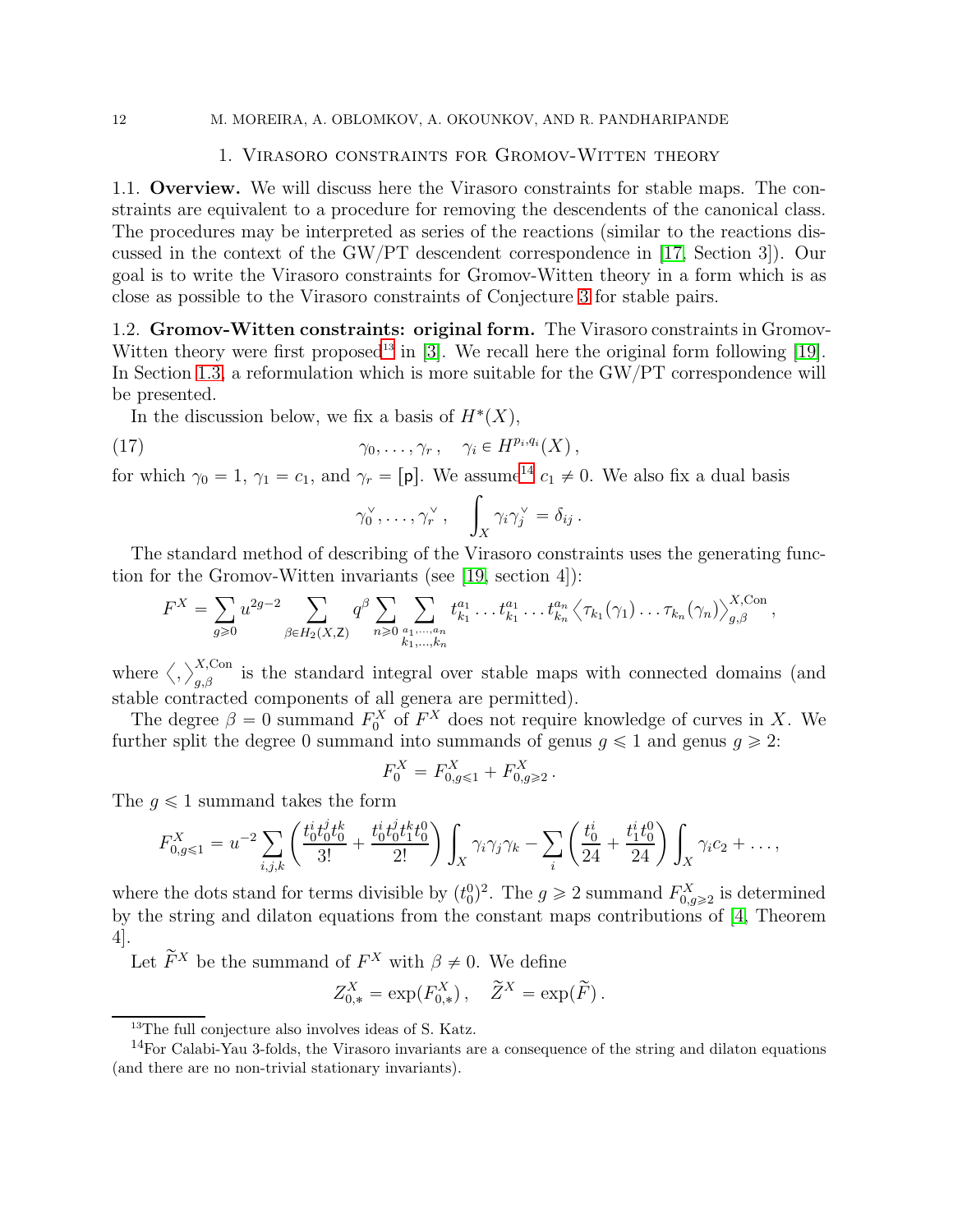## 1. Virasoro constraints for Gromov-Witten theory

**1.1. Overview.** We will discuss here the Virasoro constraints for stable maps. The constraints are equivalent to a procedure for removing the descendents of the canonical class. The procedures may be interpreted as series of the reactions (similar to the reactions discussed in the context of the GW/PT descendent correspondence in [17, Section 3]). Our goal is to write the Virasoro constraints for Gromov-Witten theory in a form which is as close as possible to the Virasoro constraints of Conjecture 3 for stable pairs.

**1.2. Gromov-Witten constraints: original form.** The Virasoro constraints in Gromov-Witten theory were first proposed[13] in [3]. We recall here the original form following [19]. In Section 1.3, a reformulation which is more suitable for the GW/PT correspondence will be presented.

In the discussion below, we fix a basis of $H^*(X)$,

$$\gamma_0, \ldots, \gamma_r\,, \quad \gamma_i \in H^{p_i,q_i}(X)\,, \tag{17}$$

for which $\gamma_0 = 1$, $\gamma_1 = c_1$, and $\gamma_r = [\mathsf{p}]$. We assume[14] $c_1 \neq 0$. We also fix a dual basis

$$\gamma_0^\vee, \ldots, \gamma_r^\vee\,, \quad \int_X \gamma_i \gamma_j^\vee = \delta_{ij}\,.$$

The standard method of describing of the Virasoro constraints uses the generating function for the Gromov-Witten invariants (see [19, section 4]):

$$F^X = \sum_{g\geqslant 0} u^{2g-2} \sum_{\beta \in H_2(X,\mathsf{Z})} q^\beta \sum_{n\geqslant 0} \sum_{\substack{a_1,\ldots,a_n\\ k_1,\ldots,k_n}} t^{a_1}_{k_1} \ldots t^{a_1}_{k_1} \ldots t^{a_n}_{k_n} \big\langle \tau_{k_1}(\gamma_1) \ldots \tau_{k_n}(\gamma_n) \big\rangle^{X,\mathrm{Con}}_{g,\beta}\,,$$

where $\big\langle , \big\rangle^{X,\mathrm{Con}}_{g,\beta}$ is the standard integral over stable maps with connected domains (and stable contracted components of all genera are permitted).

The degree $\beta = 0$ summand $F^X_0$ of $F^X$ does not require knowledge of curves in $X$. We further split the degree 0 summand into summands of genus $g \leqslant 1$ and genus $g \geqslant 2$:

$$F^X_0 = F^X_{0,g\leqslant 1} + F^X_{0,g\geqslant 2}\,.$$

The $g \leqslant 1$ summand takes the form

$$F^X_{0,g\leqslant 1} = u^{-2} \sum_{i,j,k} \left( \frac{t^i_0 t^j_0 t^k_0}{3!} + \frac{t^i_0 t^j_0 t^k_1 t^0_0}{2!} \right) \int_X \gamma_i \gamma_j \gamma_k - \sum_i \left( \frac{t^i_0}{24} + \frac{t^i_1 t^0_0}{24} \right) \int_X \gamma_i c_2 + \ldots,$$

where the dots stand for terms divisible by $(t^0_0)^2$. The $g \geqslant 2$ summand $F^X_{0,g\geqslant 2}$ is determined by the string and dilaton equations from the constant maps contributions of [4, Theorem 4].

Let $\widetilde{F}^X$ be the summand of $F^X$ with $\beta \neq 0$. We define

$$Z^X_{0,*} = \exp(F^X_{0,*})\,, \quad \widetilde{Z}^X = \exp(\widetilde{F})\,.$$

[13] The full conjecture also involves ideas of S. Katz.

[14] For Calabi-Yau 3-folds, the Virasoro invariants are a consequence of the string and dilaton equations (and there are no non-trivial stationary invariants).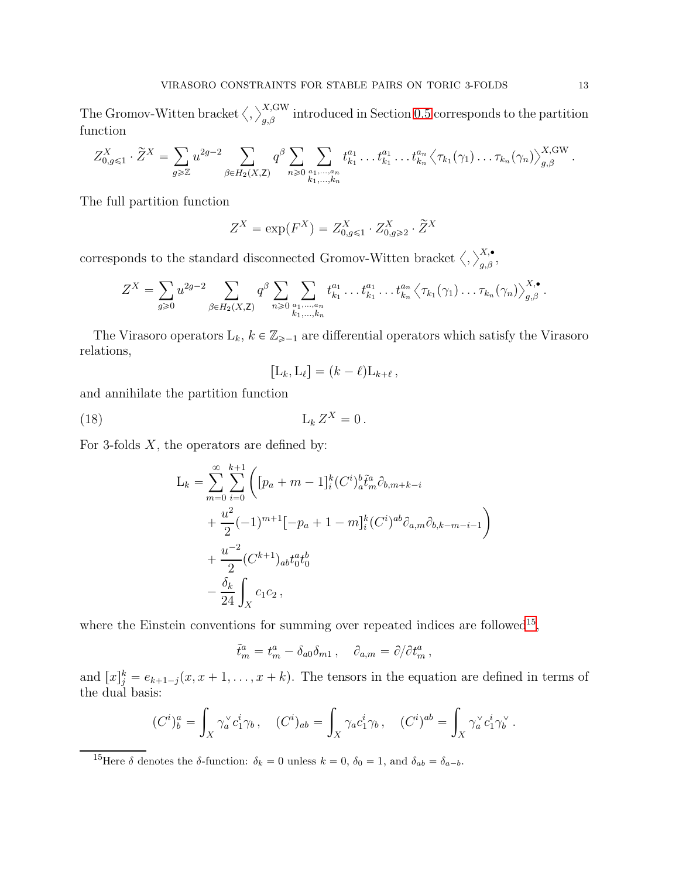The Gromov-Witten bracket $\langle , \rangle_{g,\beta}^{X,\mathrm{GW}}$ introduced in Section 0.5 corresponds to the partition function

$$Z_{0,g\leqslant 1}^X \cdot \widetilde{Z}^X = \sum_{g\geqslant \mathbb{Z}} u^{2g-2} \sum_{\beta\in H_2(X,\mathsf{Z})} q^\beta \sum_{n\geqslant 0} \sum_{\substack{a_1,\dots,a_n \\ k_1,\dots,k_n}} t_{k_1}^{a_1} \dots t_{k_1}^{a_1} \dots t_{k_n}^{a_n} \big\langle \tau_{k_1}(\gamma_1)\dots\tau_{k_n}(\gamma_n)\big\rangle_{g,\beta}^{X,\mathrm{GW}} .$$

The full partition function

$$Z^X = \exp(F^X) = Z_{0,g\leqslant 1}^X \cdot Z_{0,g\geqslant 2}^X \cdot \widetilde{Z}^X$$

corresponds to the standard disconnected Gromov-Witten bracket $\langle , \rangle_{g,\beta}^{X,\bullet}$,

$$Z^X = \sum_{g\geqslant 0} u^{2g-2} \sum_{\beta\in H_2(X,\mathsf{Z})} q^\beta \sum_{n\geqslant 0} \sum_{\substack{a_1,\dots,a_n \\ k_1,\dots,k_n}} t_{k_1}^{a_1} \dots t_{k_1}^{a_1} \dots t_{k_n}^{a_n} \big\langle \tau_{k_1}(\gamma_1)\dots\tau_{k_n}(\gamma_n)\big\rangle_{g,\beta}^{X,\bullet} .$$

The Virasoro operators $\mathrm{L}_k$, $k \in \mathbb{Z}_{\geqslant -1}$ are differential operators which satisfy the Virasoro relations,

$$[\mathrm{L}_k, \mathrm{L}_\ell] = (k-\ell)\mathrm{L}_{k+\ell} ,$$

and annihilate the partition function

$$\mathrm{L}_k\, Z^X = 0 . \tag{18}$$

For 3-folds $X$, the operators are defined by:

$$\begin{aligned}
\mathrm{L}_k = \sum_{m=0}^{\infty}\sum_{i=0}^{k+1} \Bigg( & [p_a+m-1]_i^k (C^i)_a^b \tilde{t}_m^a \partial_{b,m+k-i} \\
& + \frac{u^2}{2}(-1)^{m+1}[-p_a+1-m]_i^k (C^i)^{ab}\partial_{a,m}\partial_{b,k-m-i-1}\Bigg) \\
& + \frac{u^{-2}}{2}(C^{k+1})_{ab} t_0^a t_0^b \\
& - \frac{\delta_k}{24}\int_X c_1 c_2 ,
\end{aligned}$$

where the Einstein conventions for summing over repeated indices are followed[15],

$$\tilde{t}_m^a = t_m^a - \delta_{a0}\delta_{m1} , \quad \partial_{a,m} = \partial/\partial t_m^a ,$$

and $[x]_j^k = e_{k+1-j}(x, x+1, \dots, x+k)$. The tensors in the equation are defined in terms of the dual basis:

$$(C^i)_b^a = \int_X \gamma_a^\vee c_1^i \gamma_b , \quad (C^i)_{ab} = \int_X \gamma_a c_1^i \gamma_b , \quad (C^i)^{ab} = \int_X \gamma_a^\vee c_1^i \gamma_b^\vee .$$

---

[15] Here $\delta$ denotes the $\delta$-function: $\delta_k = 0$ unless $k = 0$, $\delta_0 = 1$, and $\delta_{ab} = \delta_{a-b}$.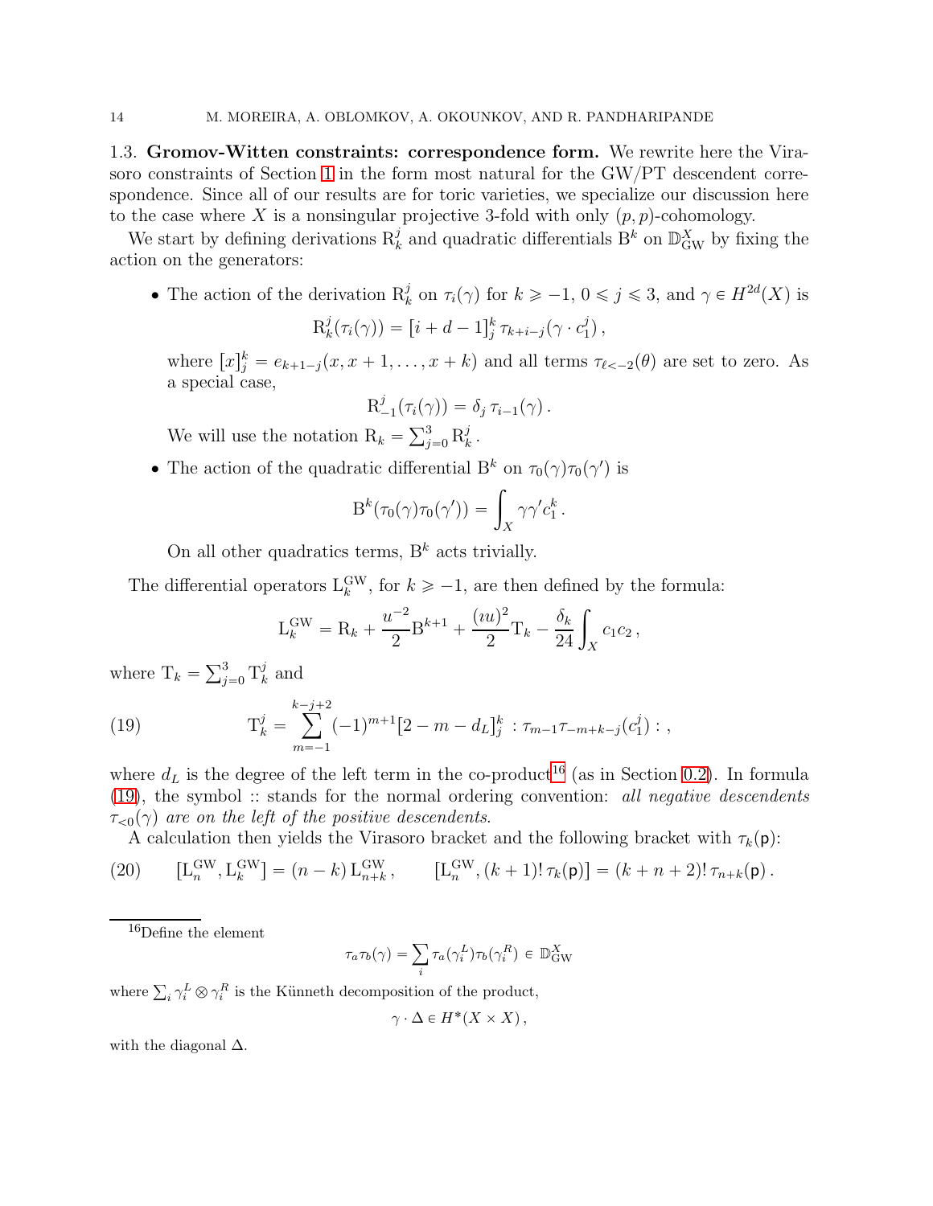## 1.3. Gromov-Witten constraints: correspondence form.

We rewrite here the Virasoro constraints of Section 1 in the form most natural for the GW/PT descendent correspondence. Since all of our results are for toric varieties, we specialize our discussion here to the case where $X$ is a nonsingular projective 3-fold with only $(p,p)$-cohomology.

We start by defining derivations $\mathrm{R}_k^j$ and quadratic differentials $\mathrm{B}^k$ on $\mathbb{D}_{\mathrm{GW}}^X$ by fixing the action on the generators:

- The action of the derivation $\mathrm{R}_k^j$ on $\tau_i(\gamma)$ for $k \geqslant -1$, $0 \leqslant j \leqslant 3$, and $\gamma \in H^{2d}(X)$ is
$$\mathrm{R}_k^j(\tau_i(\gamma)) = [i+d-1]_j^k \, \tau_{k+i-j}(\gamma \cdot c_1^j)\,,$$
where $[x]_j^k = e_{k+1-j}(x, x+1, \ldots, x+k)$ and all terms $\tau_{\ell<-2}(\theta)$ are set to zero. As a special case,
$$\mathrm{R}_{-1}^j(\tau_i(\gamma)) = \delta_j \, \tau_{i-1}(\gamma)\,.$$
We will use the notation $\mathrm{R}_k = \sum_{j=0}^3 \mathrm{R}_k^j$.
- The action of the quadratic differential $\mathrm{B}^k$ on $\tau_0(\gamma)\tau_0(\gamma')$ is
$$\mathrm{B}^k(\tau_0(\gamma)\tau_0(\gamma')) = \int_X \gamma\gamma' c_1^k\,.$$
On all other quadratics terms, $\mathrm{B}^k$ acts trivially.

The differential operators $\mathrm{L}_k^{\mathrm{GW}}$, for $k \geqslant -1$, are then defined by the formula:
$$\mathrm{L}_k^{\mathrm{GW}} = \mathrm{R}_k + \frac{u^{-2}}{2}\mathrm{B}^{k+1} + \frac{(\imath u)^2}{2}\mathrm{T}_k - \frac{\delta_k}{24}\int_X c_1 c_2\,,$$
where $\mathrm{T}_k = \sum_{j=0}^3 \mathrm{T}_k^j$ and

$$\mathrm{T}_k^j = \sum_{m=-1}^{k-j+2} (-1)^{m+1}[2-m-d_L]_j^k \; : \tau_{m-1}\tau_{-m+k-j}(c_1^j) : \,, \tag{19}$$

where $d_L$ is the degree of the left term in the co-product[16] (as in Section 0.2). In formula (19), the symbol :: stands for the normal ordering convention: *all negative descendents $\tau_{<0}(\gamma)$ are on the left of the positive descendents*.

A calculation then yields the Virasoro bracket and the following bracket with $\tau_k(\mathsf{p})$:

$$[\mathrm{L}_n^{\mathrm{GW}}, \mathrm{L}_k^{\mathrm{GW}}] = (n-k)\,\mathrm{L}_{n+k}^{\mathrm{GW}}\,, \qquad [\mathrm{L}_n^{\mathrm{GW}}, (k+1)!\,\tau_k(\mathsf{p})] = (k+n+2)!\,\tau_{n+k}(\mathsf{p})\,. \tag{20}$$

---

[16] Define the element
$$\tau_a\tau_b(\gamma) = \sum_i \tau_a(\gamma_i^L)\tau_b(\gamma_i^R) \in \mathbb{D}_{\mathrm{GW}}^X$$
where $\sum_i \gamma_i^L \otimes \gamma_i^R$ is the Künneth decomposition of the product,
$$\gamma \cdot \Delta \in H^*(X \times X)\,,$$
with the diagonal $\Delta$.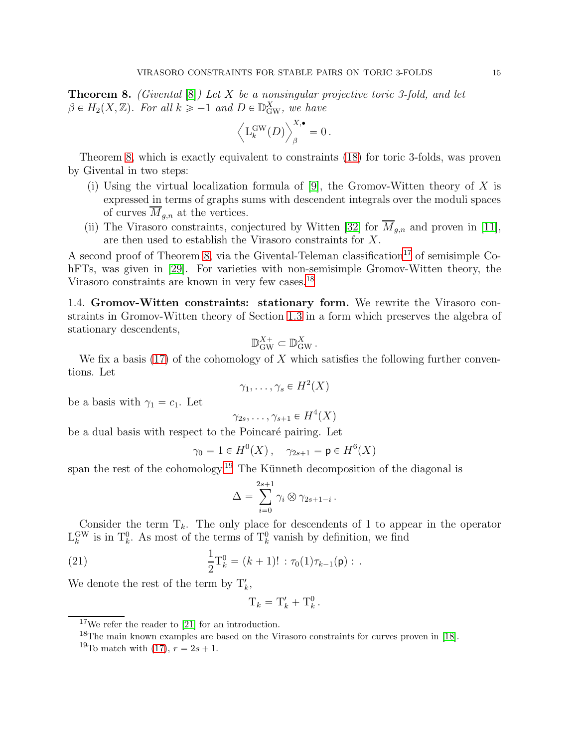**Theorem 8.** *(Givental [8]) Let $X$ be a nonsingular projective toric 3-fold, and let $\beta \in H_2(X, \mathbb{Z})$. For all $k \geqslant -1$ and $D \in \mathbb{D}^X_{\mathrm{GW}}$, we have*

$$\left\langle \mathrm{L}^{\mathrm{GW}}_k(D) \right\rangle^{X,\bullet}_{\beta} = 0\,.$$

Theorem 8, which is exactly equivalent to constraints (18) for toric 3-folds, was proven by Givental in two steps:

- (i) Using the virtual localization formula of [9], the Gromov-Witten theory of $X$ is expressed in terms of graphs sums with descendent integrals over the moduli spaces of curves $\overline{M}_{g,n}$ at the vertices.
- (ii) The Virasoro constraints, conjectured by Witten [32] for $\overline{M}_{g,n}$ and proven in [11], are then used to establish the Virasoro constraints for $X$.

A second proof of Theorem 8, via the Givental-Teleman classification[17] of semisimple CohFTs, was given in [29]. For varieties with non-semisimple Gromov-Witten theory, the Virasoro constraints are known in very few cases.[18]

1.4. **Gromov-Witten constraints: stationary form.** We rewrite the Virasoro constraints in Gromov-Witten theory of Section 1.3 in a form which preserves the algebra of stationary descendents,

$$\mathbb{D}^{X+}_{\mathrm{GW}} \subset \mathbb{D}^X_{\mathrm{GW}}\,.$$

We fix a basis (17) of the cohomology of $X$ which satisfies the following further conventions. Let

$$\gamma_1, \ldots, \gamma_s \in H^2(X)$$

be a basis with $\gamma_1 = c_1$. Let

$$\gamma_{2s}, \ldots, \gamma_{s+1} \in H^4(X)$$

be a dual basis with respect to the Poincaré pairing. Let

$$\gamma_0 = 1 \in H^0(X)\,, \quad \gamma_{2s+1} = \mathsf{p} \in H^6(X)$$

span the rest of the cohomology.[19] The Künneth decomposition of the diagonal is

$$\Delta = \sum_{i=0}^{2s+1} \gamma_i \otimes \gamma_{2s+1-i}\,.$$

Consider the term $\mathrm{T}_k$. The only place for descendents of 1 to appear in the operator $\mathrm{L}^{\mathrm{GW}}_k$ is in $\mathrm{T}^0_k$. As most of the terms of $\mathrm{T}^0_k$ vanish by definition, we find

$$\frac{1}{2}\mathrm{T}^0_k = (k+1)!\, :\tau_0(1)\tau_{k-1}(\mathsf{p}): \,. \tag{21}$$

We denote the rest of the term by $\mathrm{T}'_k$,

$$\mathrm{T}_k = \mathrm{T}'_k + \mathrm{T}^0_k\,.$$

---

[17] We refer the reader to [21] for an introduction.

[18] The main known examples are based on the Virasoro constraints for curves proven in [18].

[19] To match with (17), $r = 2s+1$.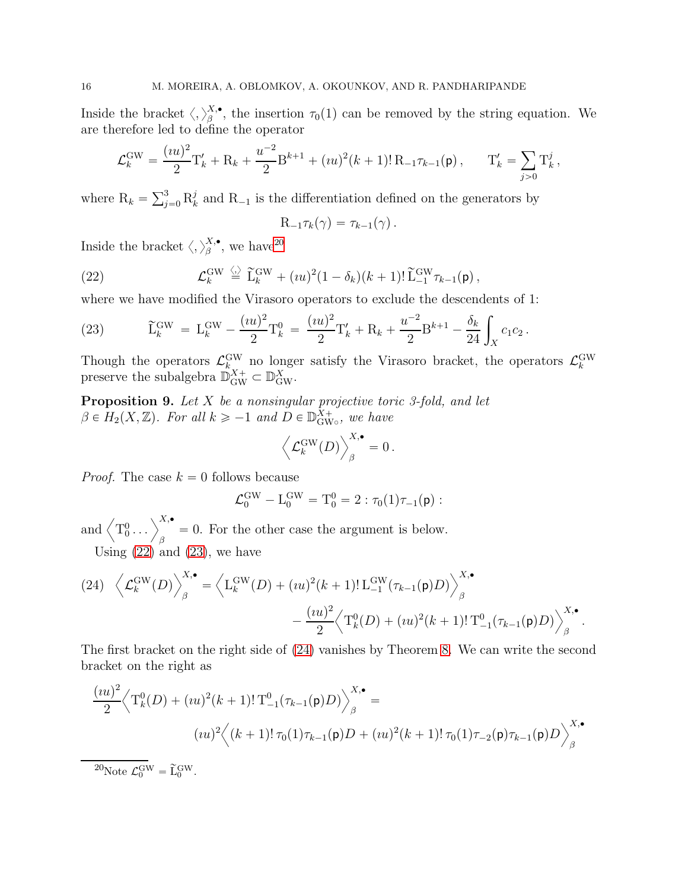Inside the bracket $\langle , \rangle^{X,\bullet}_\beta$, the insertion $\tau_0(1)$ can be removed by the string equation. We are therefore led to define the operator

$$\mathcal{L}^{\mathrm{GW}}_k = \frac{(\imath u)^2}{2}\mathrm{T}'_k + \mathrm{R}_k + \frac{u^{-2}}{2}\mathrm{B}^{k+1} + (\imath u)^2(k+1)!\,\mathrm{R}_{-1}\tau_{k-1}(\mathsf{p})\,, \qquad \mathrm{T}'_k = \sum_{j>0}\mathrm{T}^j_k\,,$$

where $\mathrm{R}_k = \sum_{j=0}^3 \mathrm{R}^j_k$ and $\mathrm{R}_{-1}$ is the differentiation defined on the generators by

$$\mathrm{R}_{-1}\tau_k(\gamma) = \tau_{k-1}(\gamma)\,.$$

Inside the bracket $\langle , \rangle^{X,\bullet}_\beta$, we have[20]

$$\mathcal{L}^{\mathrm{GW}}_k \overset{\langle,\rangle}{=} \widetilde{\mathrm{L}}^{\mathrm{GW}}_k + (\imath u)^2(1-\delta_k)(k+1)!\,\widetilde{\mathrm{L}}^{\mathrm{GW}}_{-1}\tau_{k-1}(\mathsf{p})\,, \tag{22}$$

where we have modified the Virasoro operators to exclude the descendents of 1:

$$\widetilde{\mathrm{L}}^{\mathrm{GW}}_k \,=\, \mathrm{L}^{\mathrm{GW}}_k - \frac{(\imath u)^2}{2}\mathrm{T}^0_k \,=\, \frac{(\imath u)^2}{2}\mathrm{T}'_k + \mathrm{R}_k + \frac{u^{-2}}{2}\mathrm{B}^{k+1} - \frac{\delta_k}{24}\int_X c_1 c_2\,. \tag{23}$$

Though the operators $\mathcal{L}^{\mathrm{GW}}_k$ no longer satisfy the Virasoro bracket, the operators $\mathcal{L}^{\mathrm{GW}}_k$ preserve the subalgebra $\mathbb{D}^{X+}_{\mathrm{GW}} \subset \mathbb{D}^X_{\mathrm{GW}}$.

**Proposition 9.** *Let $X$ be a nonsingular projective toric 3-fold, and let $\beta \in H_2(X,\mathbb{Z})$. For all $k \geqslant -1$ and $D \in \mathbb{D}^{X+}_{\mathrm{GW}^\circ}$, we have*

$$\Big\langle \mathcal{L}^{\mathrm{GW}}_k(D) \Big\rangle^{X,\bullet}_\beta = 0\,.$$

*Proof.* The case $k=0$ follows because

$$\mathcal{L}^{\mathrm{GW}}_0 - \mathrm{L}^{\mathrm{GW}}_0 = \mathrm{T}^0_0 = 2 : \tau_0(1)\tau_{-1}(\mathsf{p}) :$$

and $\Big\langle \mathrm{T}^0_0 \ldots \Big\rangle^{X,\bullet}_\beta = 0$. For the other case the argument is below.

Using (22) and (23), we have

$$\Big\langle \mathcal{L}^{\mathrm{GW}}_k(D) \Big\rangle^{X,\bullet}_\beta = \Big\langle \mathrm{L}^{\mathrm{GW}}_k(D) + (\imath u)^2(k+1)!\,\mathrm{L}^{\mathrm{GW}}_{-1}(\tau_{k-1}(\mathsf{p})D) \Big\rangle^{X,\bullet}_\beta$$
$$\qquad - \frac{(\imath u)^2}{2}\Big\langle \mathrm{T}^0_k(D) + (\imath u)^2(k+1)!\,\mathrm{T}^0_{-1}(\tau_{k-1}(\mathsf{p})D) \Big\rangle^{X,\bullet}_\beta\,. \tag{24}$$

The first bracket on the right side of (24) vanishes by Theorem 8. We can write the second bracket on the right as

$$\frac{(\imath u)^2}{2}\Big\langle \mathrm{T}^0_k(D) + (\imath u)^2(k+1)!\,\mathrm{T}^0_{-1}(\tau_{k-1}(\mathsf{p})D) \Big\rangle^{X,\bullet}_\beta =$$
$$(\imath u)^2\Big\langle (k+1)!\,\tau_0(1)\tau_{k-1}(\mathsf{p})D + (\imath u)^2(k+1)!\,\tau_0(1)\tau_{-2}(\mathsf{p})\tau_{k-1}(\mathsf{p})D \Big\rangle^{X,\bullet}_\beta$$

[20] Note $\mathcal{L}^{\mathrm{GW}}_0 = \widetilde{\mathrm{L}}^{\mathrm{GW}}_0$.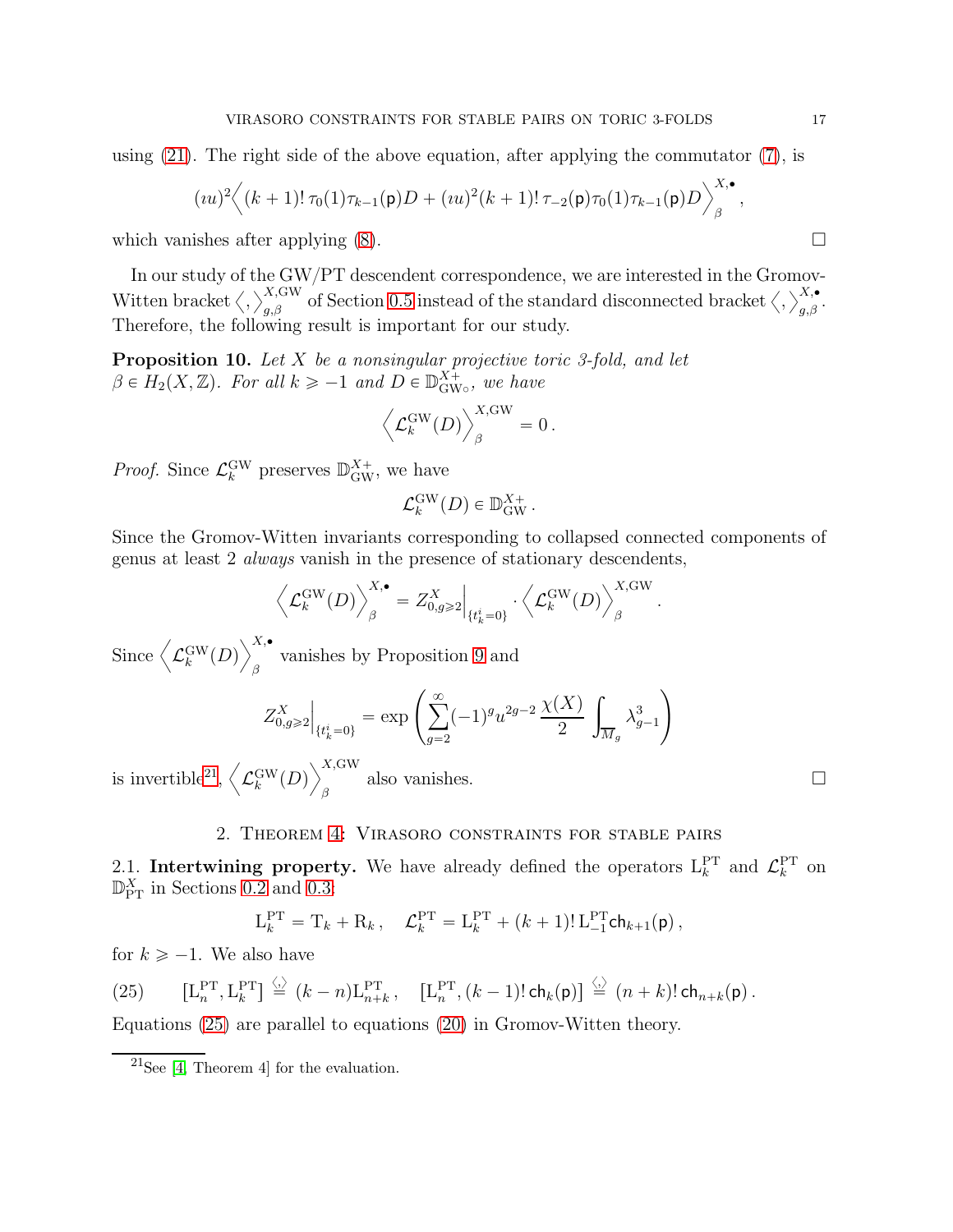using (21). The right side of the above equation, after applying the commutator (7), is

$$(\imath u)^2\Big\langle (k+1)!\,\tau_0(1)\tau_{k-1}(\mathsf{p})D + (\imath u)^2(k+1)!\,\tau_{-2}(\mathsf{p})\tau_0(1)\tau_{k-1}(\mathsf{p})D\Big\rangle_{\beta}^{X,\bullet},$$

which vanishes after applying (8). ☐

In our study of the GW/PT descendent correspondence, we are interested in the Gromov-Witten bracket $\langle , \rangle_{g,\beta}^{X,\mathrm{GW}}$ of Section 0.5 instead of the standard disconnected bracket $\langle , \rangle_{g,\beta}^{X,\bullet}$. Therefore, the following result is important for our study.

**Proposition 10.** *Let $X$ be a nonsingular projective toric 3-fold, and let $\beta \in H_2(X,\mathbb{Z})$. For all $k \geqslant -1$ and $D \in \mathbb{D}_{\mathrm{GW}\circ}^{X+}$, we have*

$$\Big\langle \mathcal{L}_k^{\mathrm{GW}}(D)\Big\rangle_{\beta}^{X,\mathrm{GW}} = 0\,.$$

*Proof.* Since $\mathcal{L}_k^{\mathrm{GW}}$ preserves $\mathbb{D}_{\mathrm{GW}}^{X+}$, we have

$$\mathcal{L}_k^{\mathrm{GW}}(D) \in \mathbb{D}_{\mathrm{GW}}^{X+}\,.$$

Since the Gromov-Witten invariants corresponding to collapsed connected components of genus at least 2 *always* vanish in the presence of stationary descendents,

$$\Big\langle \mathcal{L}_k^{\mathrm{GW}}(D)\Big\rangle_{\beta}^{X,\bullet} = Z_{0,g\geqslant 2}^{X}\Big|_{\{t_k^i=0\}} \cdot \Big\langle \mathcal{L}_k^{\mathrm{GW}}(D)\Big\rangle_{\beta}^{X,\mathrm{GW}}\,.$$

Since $\Big\langle \mathcal{L}_k^{\mathrm{GW}}(D)\Big\rangle_{\beta}^{X,\bullet}$ vanishes by Proposition 9 and

$$Z_{0,g\geqslant 2}^{X}\Big|_{\{t_k^i=0\}} = \exp\left(\sum_{g=2}^{\infty}(-1)^g u^{2g-2}\,\frac{\chi(X)}{2}\int_{\overline{M}_g}\lambda_{g-1}^3\right)$$

is invertible[21], $\Big\langle \mathcal{L}_k^{\mathrm{GW}}(D)\Big\rangle_{\beta}^{X,\mathrm{GW}}$ also vanishes. ☐

## 2. Theorem 4: Virasoro constraints for stable pairs

**2.1. Intertwining property.** We have already defined the operators $\mathrm{L}_k^{\mathrm{PT}}$ and $\mathcal{L}_k^{\mathrm{PT}}$ on $\mathbb{D}_{\mathrm{PT}}^{X}$ in Sections 0.2 and 0.3:

$$\mathrm{L}_k^{\mathrm{PT}} = \mathrm{T}_k + \mathrm{R}_k\,, \quad \mathcal{L}_k^{\mathrm{PT}} = \mathrm{L}_k^{\mathrm{PT}} + (k+1)!\,\mathrm{L}_{-1}^{\mathrm{PT}}\mathsf{ch}_{k+1}(\mathsf{p})\,,$$

for $k \geqslant -1$. We also have

$$[\mathrm{L}_n^{\mathrm{PT}}, \mathrm{L}_k^{\mathrm{PT}}] \overset{\langle,\rangle}{=} (k-n)\mathrm{L}_{n+k}^{\mathrm{PT}}\,, \quad [\mathrm{L}_n^{\mathrm{PT}}, (k-1)!\,\mathsf{ch}_k(\mathsf{p})] \overset{\langle,\rangle}{=} (n+k)!\,\mathsf{ch}_{n+k}(\mathsf{p})\,. \tag{25}$$

Equations (25) are parallel to equations (20) in Gromov-Witten theory.

[21] See [4, Theorem 4] for the evaluation.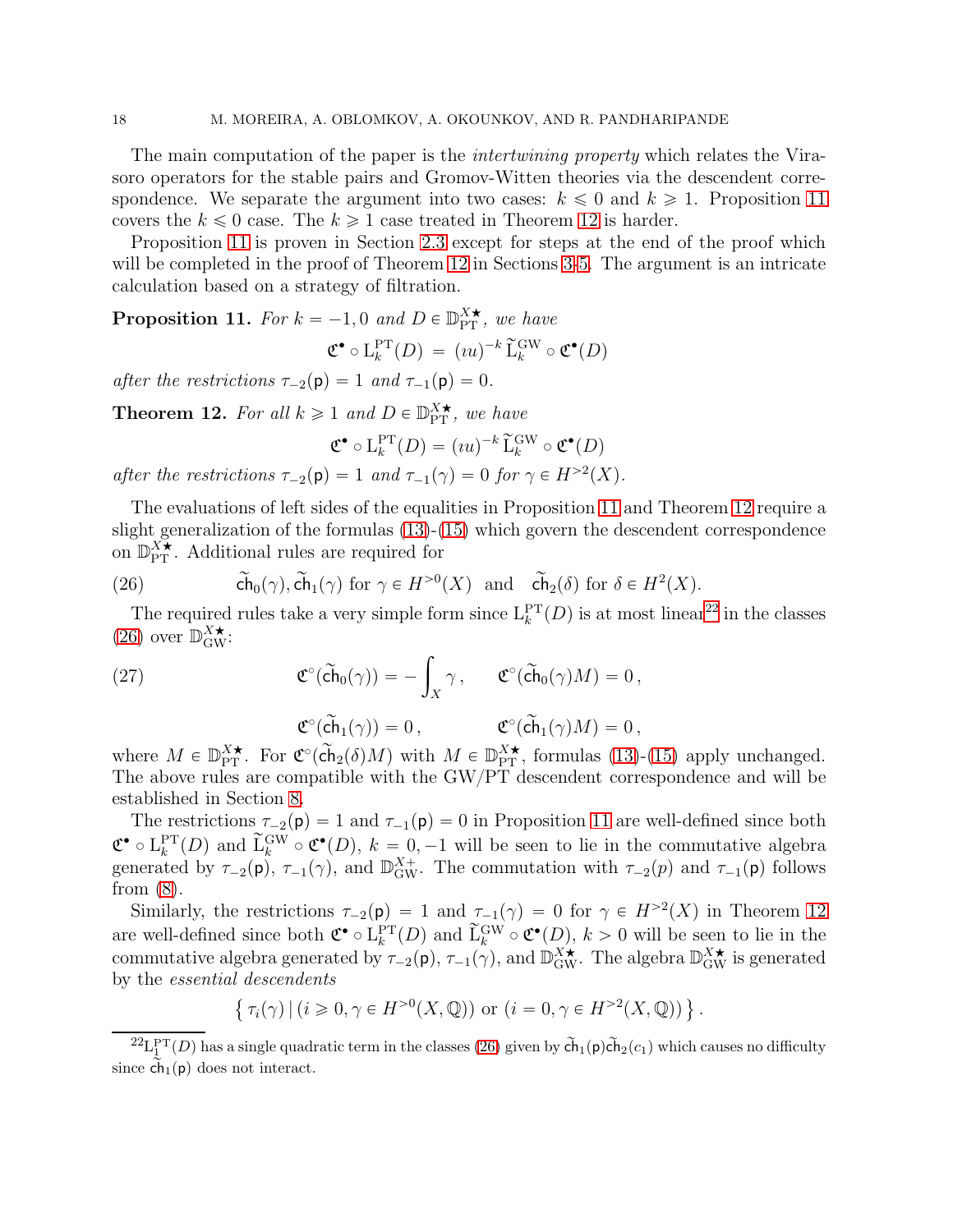The main computation of the paper is the *intertwining property* which relates the Virasoro operators for the stable pairs and Gromov-Witten theories via the descendent correspondence. We separate the argument into two cases: $k \leqslant 0$ and $k \geqslant 1$. Proposition 11 covers the $k \leqslant 0$ case. The $k \geqslant 1$ case treated in Theorem 12 is harder.

Proposition 11 is proven in Section 2.3 except for steps at the end of the proof which will be completed in the proof of Theorem 12 in Sections 3-5. The argument is an intricate calculation based on a strategy of filtration.

**Proposition 11.** *For $k = -1, 0$ and $D \in \mathbb{D}_{\mathrm{PT}}^{X\bigstar}$, we have*

$$\mathfrak{C}^{\bullet} \circ \mathrm{L}_k^{\mathrm{PT}}(D) \;=\; (\imath u)^{-k}\, \widetilde{\mathrm{L}}_k^{\mathrm{GW}} \circ \mathfrak{C}^{\bullet}(D)$$

*after the restrictions $\tau_{-2}(\mathsf{p}) = 1$ and $\tau_{-1}(\mathsf{p}) = 0$.*

**Theorem 12.** *For all $k \geqslant 1$ and $D \in \mathbb{D}_{\mathrm{PT}}^{X\bigstar}$, we have*

$$\mathfrak{C}^{\bullet} \circ \mathrm{L}_k^{\mathrm{PT}}(D) = (\imath u)^{-k}\, \widetilde{\mathrm{L}}_k^{\mathrm{GW}} \circ \mathfrak{C}^{\bullet}(D)$$

*after the restrictions $\tau_{-2}(\mathsf{p}) = 1$ and $\tau_{-1}(\gamma) = 0$ for $\gamma \in H^{>2}(X)$.*

The evaluations of left sides of the equalities in Proposition 11 and Theorem 12 require a slight generalization of the formulas (13)-(15) which govern the descendent correspondence on $\mathbb{D}_{\mathrm{PT}}^{X\bigstar}$. Additional rules are required for

$$\widetilde{\mathsf{ch}}_0(\gamma), \widetilde{\mathsf{ch}}_1(\gamma) \text{ for } \gamma \in H^{>0}(X) \quad \text{and} \quad \widetilde{\mathsf{ch}}_2(\delta) \text{ for } \delta \in H^2(X). \tag{26}$$

The required rules take a very simple form since $\mathrm{L}_k^{\mathrm{PT}}(D)$ is at most linear[22] in the classes (26) over $\mathbb{D}_{\mathrm{GW}}^{X\bigstar}$:

$$\mathfrak{C}^{\circ}(\widetilde{\mathsf{ch}}_0(\gamma)) = -\int_X \gamma\,, \qquad \mathfrak{C}^{\circ}(\widetilde{\mathsf{ch}}_0(\gamma)M) = 0\,, \tag{27}$$

$$\mathfrak{C}^{\circ}(\widetilde{\mathsf{ch}}_1(\gamma)) = 0\,, \qquad\qquad \mathfrak{C}^{\circ}(\widetilde{\mathsf{ch}}_1(\gamma)M) = 0\,,$$

where $M \in \mathbb{D}_{\mathrm{PT}}^{X\bigstar}$. For $\mathfrak{C}^{\circ}(\widetilde{\mathsf{ch}}_2(\delta)M)$ with $M \in \mathbb{D}_{\mathrm{PT}}^{X\bigstar}$, formulas (13)-(15) apply unchanged. The above rules are compatible with the GW/PT descendent correspondence and will be established in Section 8.

The restrictions $\tau_{-2}(\mathsf{p}) = 1$ and $\tau_{-1}(\mathsf{p}) = 0$ in Proposition 11 are well-defined since both $\mathfrak{C}^{\bullet} \circ \mathrm{L}_k^{\mathrm{PT}}(D)$ and $\widetilde{\mathrm{L}}_k^{\mathrm{GW}} \circ \mathfrak{C}^{\bullet}(D)$, $k = 0, -1$ will be seen to lie in the commutative algebra generated by $\tau_{-2}(\mathsf{p})$, $\tau_{-1}(\gamma)$, and $\mathbb{D}_{\mathrm{GW}}^{X+}$. The commutation with $\tau_{-2}(p)$ and $\tau_{-1}(\mathsf{p})$ follows from (8).

Similarly, the restrictions $\tau_{-2}(\mathsf{p}) = 1$ and $\tau_{-1}(\gamma) = 0$ for $\gamma \in H^{>2}(X)$ in Theorem 12 are well-defined since both $\mathfrak{C}^{\bullet} \circ \mathrm{L}_k^{\mathrm{PT}}(D)$ and $\widetilde{\mathrm{L}}_k^{\mathrm{GW}} \circ \mathfrak{C}^{\bullet}(D)$, $k > 0$ will be seen to lie in the commutative algebra generated by $\tau_{-2}(\mathsf{p})$, $\tau_{-1}(\gamma)$, and $\mathbb{D}_{\mathrm{GW}}^{X\bigstar}$. The algebra $\mathbb{D}_{\mathrm{GW}}^{X\bigstar}$ is generated by the *essential descendents*

$$\left\{\, \tau_i(\gamma) \,|\, (i \geqslant 0, \gamma \in H^{>0}(X, \mathbb{Q})) \text{ or } (i = 0, \gamma \in H^{>2}(X, \mathbb{Q}))\, \right\}.$$

---

[22] $\mathrm{L}_1^{\mathrm{PT}}(D)$ has a single quadratic term in the classes (26) given by $\widetilde{\mathsf{ch}}_1(\mathsf{p})\widetilde{\mathsf{ch}}_2(c_1)$ which causes no difficulty since $\widetilde{\mathsf{ch}}_1(\mathsf{p})$ does not interact.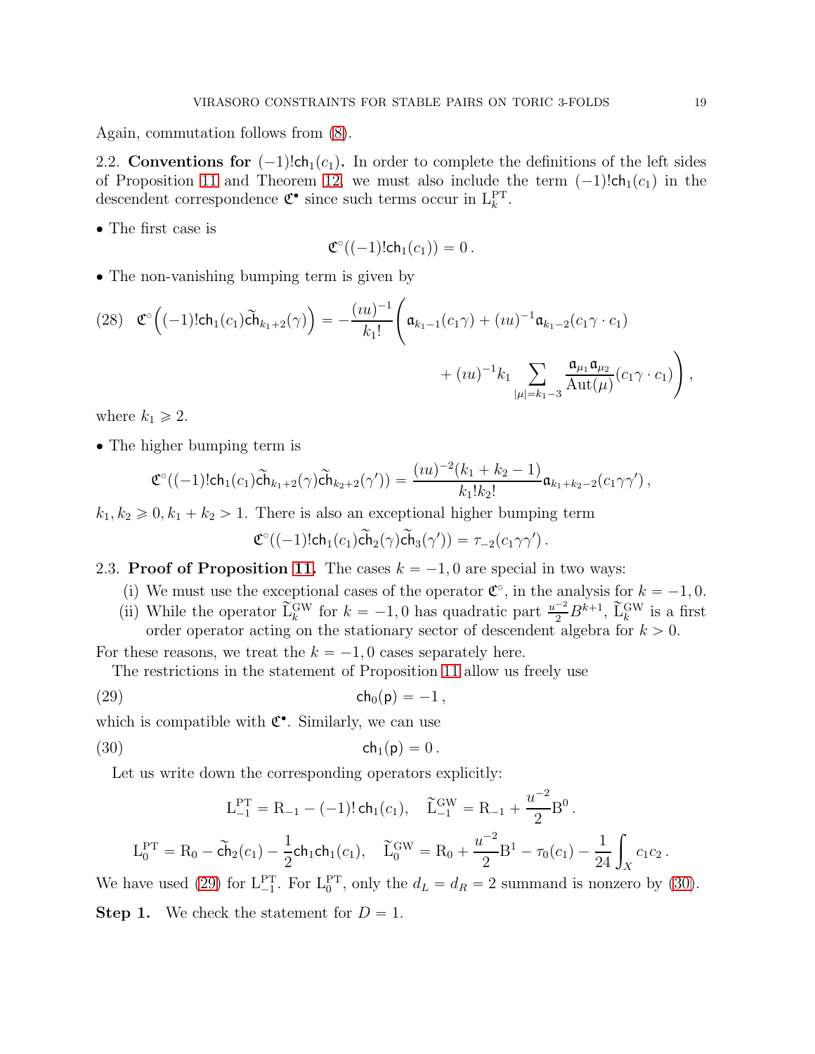Again, commutation follows from (8).

2.2. **Conventions for $(-1)!\mathsf{ch}_1(c_1)$.** In order to complete the definitions of the left sides of Proposition 11 and Theorem 12, we must also include the term $(-1)!\mathsf{ch}_1(c_1)$ in the descendent correspondence $\mathfrak{C}^\bullet$ since such terms occur in $\mathrm{L}_k^{\mathrm{PT}}$.

- The first case is

$$\mathfrak{C}^\circ((-1)!\mathsf{ch}_1(c_1)) = 0\,.$$

- The non-vanishing bumping term is given by

$$\mathfrak{C}^\circ\Big((-1)!\mathsf{ch}_1(c_1)\widetilde{\mathsf{ch}}_{k_1+2}(\gamma)\Big) = -\frac{(\imath u)^{-1}}{k_1!}\Bigg(\mathfrak{a}_{k_1-1}(c_1\gamma) + (\imath u)^{-1}\mathfrak{a}_{k_1-2}(c_1\gamma\cdot c_1) + (\imath u)^{-1}k_1\sum_{|\mu|=k_1-3}\frac{\mathfrak{a}_{\mu_1}\mathfrak{a}_{\mu_2}}{\mathrm{Aut}(\mu)}(c_1\gamma\cdot c_1)\Bigg)\,, \tag{28}$$

where $k_1 \geqslant 2$.

- The higher bumping term is

$$\mathfrak{C}^\circ((-1)!\mathsf{ch}_1(c_1)\widetilde{\mathsf{ch}}_{k_1+2}(\gamma)\widetilde{\mathsf{ch}}_{k_2+2}(\gamma')) = \frac{(\imath u)^{-2}(k_1+k_2-1)}{k_1!k_2!}\mathfrak{a}_{k_1+k_2-2}(c_1\gamma\gamma')\,,$$

$k_1, k_2 \geqslant 0, k_1+k_2 > 1$. There is also an exceptional higher bumping term

$$\mathfrak{C}^\circ((-1)!\mathsf{ch}_1(c_1)\widetilde{\mathsf{ch}}_2(\gamma)\widetilde{\mathsf{ch}}_3(\gamma')) = \tau_{-2}(c_1\gamma\gamma')\,.$$

2.3. **Proof of Proposition 11.** The cases $k=-1,0$ are special in two ways:

(i) We must use the exceptional cases of the operator $\mathfrak{C}^\circ$, in the analysis for $k=-1,0$.

(ii) While the operator $\widetilde{\mathrm{L}}_k^{\mathrm{GW}}$ for $k=-1,0$ has quadratic part $\frac{u^{-2}}{2}B^{k+1}$, $\widetilde{\mathrm{L}}_k^{\mathrm{GW}}$ is a first order operator acting on the stationary sector of descendent algebra for $k>0$.

For these reasons, we treat the $k=-1,0$ cases separately here.

The restrictions in the statement of Proposition 11 allow us freely use

$$\mathsf{ch}_0(\mathsf{p}) = -1\,, \tag{29}$$

which is compatible with $\mathfrak{C}^\bullet$. Similarly, we can use

$$\mathsf{ch}_1(\mathsf{p}) = 0\,. \tag{30}$$

Let us write down the corresponding operators explicitly:

$$\mathrm{L}_{-1}^{\mathrm{PT}} = \mathrm{R}_{-1} - (-1)!\,\mathsf{ch}_1(c_1), \quad \widetilde{\mathrm{L}}_{-1}^{\mathrm{GW}} = \mathrm{R}_{-1} + \frac{u^{-2}}{2}\mathrm{B}^0\,.$$

$$\mathrm{L}_{0}^{\mathrm{PT}} = \mathrm{R}_{0} - \widetilde{\mathsf{ch}}_2(c_1) - \frac{1}{2}\mathsf{ch}_1\mathsf{ch}_1(c_1), \quad \widetilde{\mathrm{L}}_{0}^{\mathrm{GW}} = \mathrm{R}_{0} + \frac{u^{-2}}{2}\mathrm{B}^1 - \tau_0(c_1) - \frac{1}{24}\int_X c_1c_2\,.$$

We have used (29) for $\mathrm{L}_{-1}^{\mathrm{PT}}$. For $\mathrm{L}_0^{\mathrm{PT}}$, only the $d_L = d_R = 2$ summand is nonzero by (30).

**Step 1.** We check the statement for $D=1$.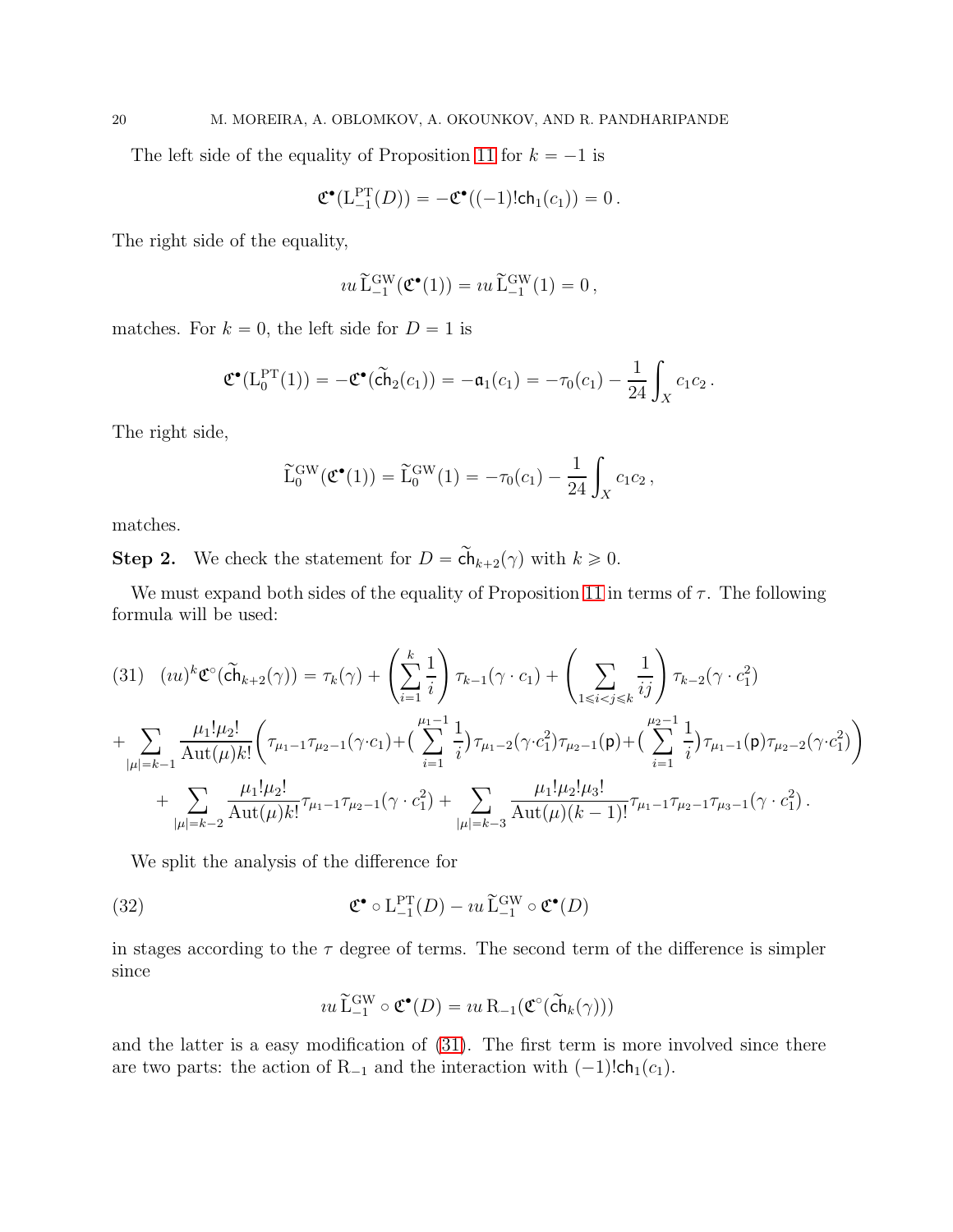The left side of the equality of Proposition 11 for $k = -1$ is

$$\mathfrak{C}^\bullet(\mathrm{L}_{-1}^{\mathrm{PT}}(D)) = -\mathfrak{C}^\bullet((-1)!\mathsf{ch}_1(c_1)) = 0\,.$$

The right side of the equality,

$$\imath u\,\widetilde{\mathrm{L}}_{-1}^{\mathrm{GW}}(\mathfrak{C}^\bullet(1)) = \imath u\,\widetilde{\mathrm{L}}_{-1}^{\mathrm{GW}}(1) = 0\,,$$

matches. For $k = 0$, the left side for $D = 1$ is

$$\mathfrak{C}^\bullet(\mathrm{L}_0^{\mathrm{PT}}(1)) = -\mathfrak{C}^\bullet(\widetilde{\mathsf{ch}}_2(c_1)) = -\mathfrak{a}_1(c_1) = -\tau_0(c_1) - \frac{1}{24}\int_X c_1c_2\,.$$

The right side,

$$\widetilde{\mathrm{L}}_0^{\mathrm{GW}}(\mathfrak{C}^\bullet(1)) = \widetilde{\mathrm{L}}_0^{\mathrm{GW}}(1) = -\tau_0(c_1) - \frac{1}{24}\int_X c_1c_2\,,$$

matches.

**Step 2.** We check the statement for $D = \widetilde{\mathsf{ch}}_{k+2}(\gamma)$ with $k \geqslant 0$.

We must expand both sides of the equality of Proposition 11 in terms of $\tau$. The following formula will be used:

$$\begin{aligned}
(31)\quad (\imath u)^k\mathfrak{C}^\circ(\widetilde{\mathsf{ch}}_{k+2}(\gamma)) &= \tau_k(\gamma) + \left(\sum_{i=1}^{k}\frac{1}{i}\right)\tau_{k-1}(\gamma\cdot c_1) + \left(\sum_{1\leqslant i<j\leqslant k}\frac{1}{ij}\right)\tau_{k-2}(\gamma\cdot c_1^2)\\
&+\sum_{|\mu|=k-1}\frac{\mu_1!\mu_2!}{\mathrm{Aut}(\mu)k!}\Bigg(\tau_{\mu_1-1}\tau_{\mu_2-1}(\gamma\cdot c_1)+\Big(\sum_{i=1}^{\mu_1-1}\frac{1}{i}\Big)\tau_{\mu_1-2}(\gamma\cdot c_1^2)\tau_{\mu_2-1}(\mathsf{p})+\Big(\sum_{i=1}^{\mu_2-1}\frac{1}{i}\Big)\tau_{\mu_1-1}(\mathsf{p})\tau_{\mu_2-2}(\gamma\cdot c_1^2)\Bigg)\\
&+\sum_{|\mu|=k-2}\frac{\mu_1!\mu_2!}{\mathrm{Aut}(\mu)k!}\tau_{\mu_1-1}\tau_{\mu_2-1}(\gamma\cdot c_1^2) + \sum_{|\mu|=k-3}\frac{\mu_1!\mu_2!\mu_3!}{\mathrm{Aut}(\mu)(k-1)!}\tau_{\mu_1-1}\tau_{\mu_2-1}\tau_{\mu_3-1}(\gamma\cdot c_1^2)\,.
\end{aligned}$$

We split the analysis of the difference for

$$\mathfrak{C}^\bullet\circ\mathrm{L}_{-1}^{\mathrm{PT}}(D) - \imath u\,\widetilde{\mathrm{L}}_{-1}^{\mathrm{GW}}\circ\mathfrak{C}^\bullet(D) \tag{32}$$

in stages according to the $\tau$ degree of terms. The second term of the difference is simpler since

$$\imath u\,\widetilde{\mathrm{L}}_{-1}^{\mathrm{GW}}\circ\mathfrak{C}^\bullet(D) = \imath u\,\mathrm{R}_{-1}(\mathfrak{C}^\circ(\widetilde{\mathsf{ch}}_k(\gamma)))$$

and the latter is a easy modification of (31). The first term is more involved since there are two parts: the action of $\mathrm{R}_{-1}$ and the interaction with $(-1)!\mathsf{ch}_1(c_1)$.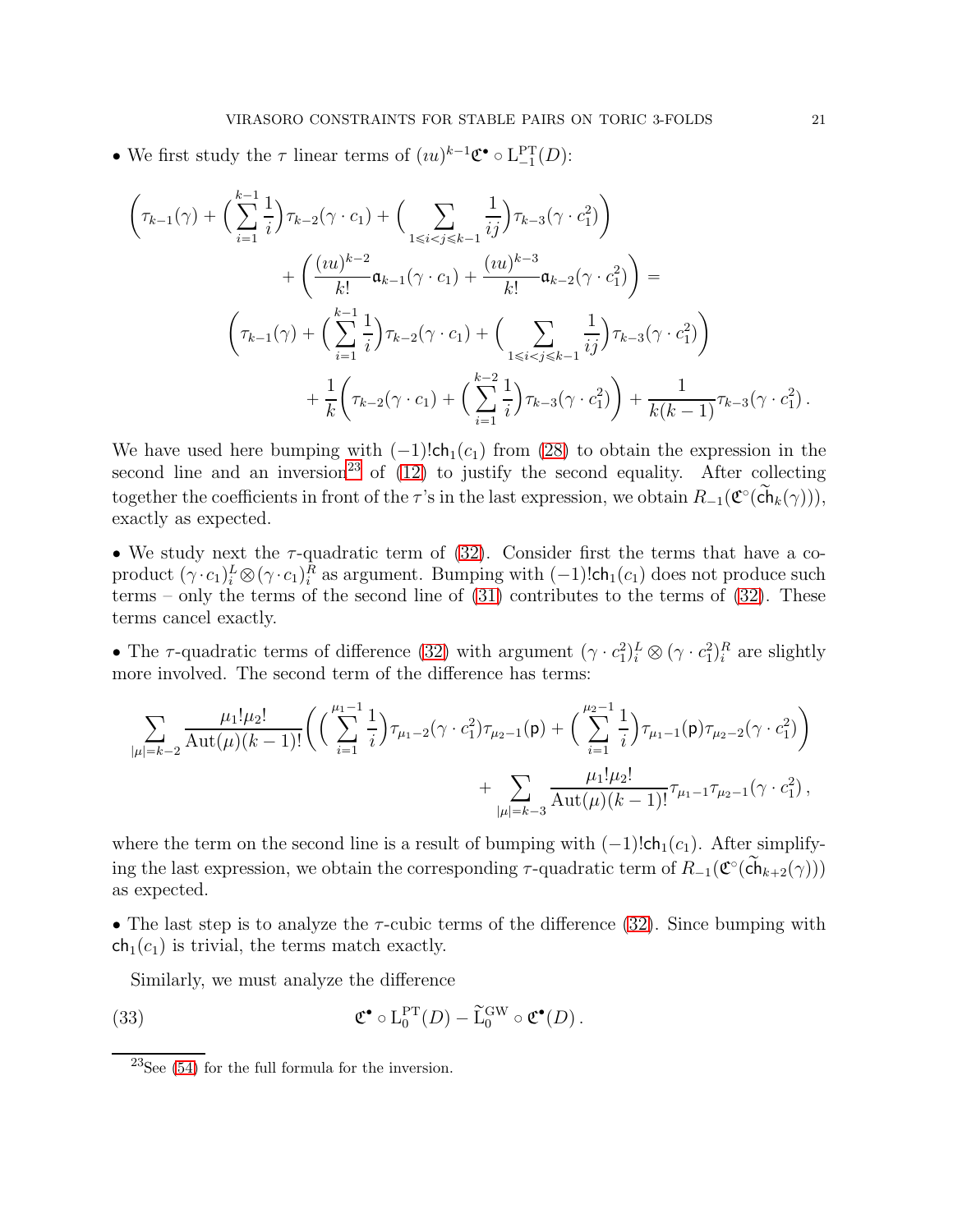• We first study the $\tau$ linear terms of $(\imath u)^{k-1}\mathfrak{C}^\bullet \circ \mathrm{L}^{\mathrm{PT}}_{-1}(D)$:

$$
\begin{aligned}
&\bigg(\tau_{k-1}(\gamma) + \Big(\sum_{i=1}^{k-1}\frac{1}{i}\Big)\tau_{k-2}(\gamma\cdot c_1) + \Big(\sum_{1\leqslant i<j\leqslant k-1}\frac{1}{ij}\Big)\tau_{k-3}(\gamma\cdot c_1^2)\bigg)\\
&\qquad\qquad + \bigg(\frac{(\imath u)^{k-2}}{k!}\mathfrak{a}_{k-1}(\gamma\cdot c_1) + \frac{(\imath u)^{k-3}}{k!}\mathfrak{a}_{k-2}(\gamma\cdot c_1^2)\bigg) = \\
&\bigg(\tau_{k-1}(\gamma) + \Big(\sum_{i=1}^{k-1}\frac{1}{i}\Big)\tau_{k-2}(\gamma\cdot c_1) + \Big(\sum_{1\leqslant i<j\leqslant k-1}\frac{1}{ij}\Big)\tau_{k-3}(\gamma\cdot c_1^2)\bigg)\\
&\qquad\qquad + \frac{1}{k}\bigg(\tau_{k-2}(\gamma\cdot c_1) + \Big(\sum_{i=1}^{k-2}\frac{1}{i}\Big)\tau_{k-3}(\gamma\cdot c_1^2)\bigg) + \frac{1}{k(k-1)}\tau_{k-3}(\gamma\cdot c_1^2)\,.
\end{aligned}
$$

We have used here bumping with $(-1)!\mathsf{ch}_1(c_1)$ from (28) to obtain the expression in the second line and an inversion[23] of (12) to justify the second equality. After collecting together the coefficients in front of the $\tau$'s in the last expression, we obtain $R_{-1}(\mathfrak{C}^\circ(\widetilde{\mathsf{ch}}_k(\gamma)))$, exactly as expected.

• We study next the $\tau$-quadratic term of (32). Consider first the terms that have a coproduct $(\gamma\cdot c_1)^L_i \otimes (\gamma\cdot c_1)^R_i$ as argument. Bumping with $(-1)!\mathsf{ch}_1(c_1)$ does not produce such terms – only the terms of the second line of (31) contributes to the terms of (32). These terms cancel exactly.

• The $\tau$-quadratic terms of difference (32) with argument $(\gamma\cdot c_1^2)^L_i \otimes (\gamma\cdot c_1^2)^R_i$ are slightly more involved. The second term of the difference has terms:

$$
\begin{aligned}
\sum_{|\mu|=k-2}\frac{\mu_1!\mu_2!}{\mathrm{Aut}(\mu)(k-1)!}&\bigg(\Big(\sum_{i=1}^{\mu_1-1}\frac{1}{i}\Big)\tau_{\mu_1-2}(\gamma\cdot c_1^2)\tau_{\mu_2-1}(\mathsf{p}) + \Big(\sum_{i=1}^{\mu_2-1}\frac{1}{i}\Big)\tau_{\mu_1-1}(\mathsf{p})\tau_{\mu_2-2}(\gamma\cdot c_1^2)\bigg)\\
&\qquad\qquad + \sum_{|\mu|=k-3}\frac{\mu_1!\mu_2!}{\mathrm{Aut}(\mu)(k-1)!}\tau_{\mu_1-1}\tau_{\mu_2-1}(\gamma\cdot c_1^2)\,,
\end{aligned}
$$

where the term on the second line is a result of bumping with $(-1)!\mathsf{ch}_1(c_1)$. After simplifying the last expression, we obtain the corresponding $\tau$-quadratic term of $R_{-1}(\mathfrak{C}^\circ(\widetilde{\mathsf{ch}}_{k+2}(\gamma)))$ as expected.

• The last step is to analyze the $\tau$-cubic terms of the difference (32). Since bumping with $\mathsf{ch}_1(c_1)$ is trivial, the terms match exactly.

Similarly, we must analyze the difference

$$
\mathfrak{C}^\bullet \circ \mathrm{L}^{\mathrm{PT}}_0(D) - \widetilde{\mathrm{L}}^{\mathrm{GW}}_0 \circ \mathfrak{C}^\bullet(D)\,. \tag{33}
$$

[23] See (54) for the full formula for the inversion.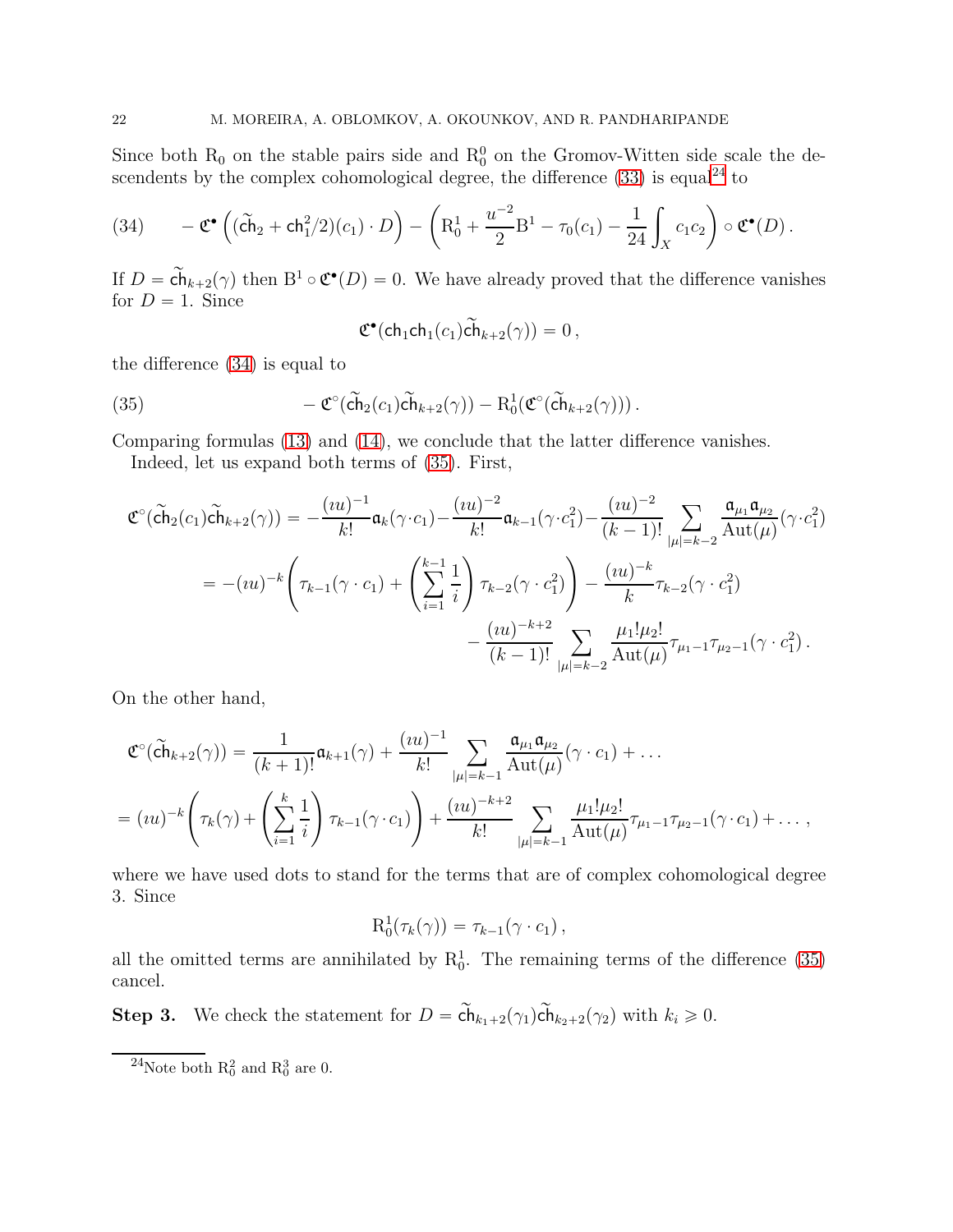Since both $\mathrm{R}_0$ on the stable pairs side and $\mathrm{R}_0^0$ on the Gromov-Witten side scale the descendents by the complex cohomological degree, the difference (33) is equal[24] to

$$
-\mathfrak{C}^{\bullet}\left((\widetilde{\mathsf{ch}}_2+\mathsf{ch}_1^2/2)(c_1)\cdot D\right)-\left(\mathrm{R}_0^1+\frac{u^{-2}}{2}\mathrm{B}^1-\tau_0(c_1)-\frac{1}{24}\int_X c_1c_2\right)\circ\mathfrak{C}^{\bullet}(D)\,. \tag{34}
$$

If $D=\widetilde{\mathsf{ch}}_{k+2}(\gamma)$ then $\mathrm{B}^1\circ\mathfrak{C}^{\bullet}(D)=0$. We have already proved that the difference vanishes for $D=1$. Since

$$
\mathfrak{C}^{\bullet}(\mathsf{ch}_1\mathsf{ch}_1(c_1)\widetilde{\mathsf{ch}}_{k+2}(\gamma))=0\,,
$$

the difference (34) is equal to

$$
-\mathfrak{C}^{\circ}(\widetilde{\mathsf{ch}}_2(c_1)\widetilde{\mathsf{ch}}_{k+2}(\gamma))-\mathrm{R}_0^1(\mathfrak{C}^{\circ}(\widetilde{\mathsf{ch}}_{k+2}(\gamma)))\,. \tag{35}
$$

Comparing formulas (13) and (14), we conclude that the latter difference vanishes.

Indeed, let us expand both terms of (35). First,

$$
\begin{aligned}
\mathfrak{C}^{\circ}(\widetilde{\mathsf{ch}}_2(c_1)\widetilde{\mathsf{ch}}_{k+2}(\gamma)) &= -\frac{(\imath u)^{-1}}{k!}\mathfrak{a}_k(\gamma\cdot c_1)-\frac{(\imath u)^{-2}}{k!}\mathfrak{a}_{k-1}(\gamma\cdot c_1^2)-\frac{(\imath u)^{-2}}{(k-1)!}\sum_{|\mu|=k-2}\frac{\mathfrak{a}_{\mu_1}\mathfrak{a}_{\mu_2}}{\mathrm{Aut}(\mu)}(\gamma\cdot c_1^2)\\
&= -(\imath u)^{-k}\left(\tau_{k-1}(\gamma\cdot c_1)+\left(\sum_{i=1}^{k-1}\frac{1}{i}\right)\tau_{k-2}(\gamma\cdot c_1^2)\right)-\frac{(\imath u)^{-k}}{k}\tau_{k-2}(\gamma\cdot c_1^2)\\
&\qquad -\frac{(\imath u)^{-k+2}}{(k-1)!}\sum_{|\mu|=k-2}\frac{\mu_1!\mu_2!}{\mathrm{Aut}(\mu)}\tau_{\mu_1-1}\tau_{\mu_2-1}(\gamma\cdot c_1^2)\,.
\end{aligned}
$$

On the other hand,

$$
\begin{aligned}
\mathfrak{C}^{\circ}(\widetilde{\mathsf{ch}}_{k+2}(\gamma)) &= \frac{1}{(k+1)!}\mathfrak{a}_{k+1}(\gamma)+\frac{(\imath u)^{-1}}{k!}\sum_{|\mu|=k-1}\frac{\mathfrak{a}_{\mu_1}\mathfrak{a}_{\mu_2}}{\mathrm{Aut}(\mu)}(\gamma\cdot c_1)+\ldots\\
&= (\imath u)^{-k}\left(\tau_k(\gamma)+\left(\sum_{i=1}^{k}\frac{1}{i}\right)\tau_{k-1}(\gamma\cdot c_1)\right)+\frac{(\imath u)^{-k+2}}{k!}\sum_{|\mu|=k-1}\frac{\mu_1!\mu_2!}{\mathrm{Aut}(\mu)}\tau_{\mu_1-1}\tau_{\mu_2-1}(\gamma\cdot c_1)+\ldots\,,
\end{aligned}
$$

where we have used dots to stand for the terms that are of complex cohomological degree 3. Since

$$
\mathrm{R}_0^1(\tau_k(\gamma))=\tau_{k-1}(\gamma\cdot c_1)\,,
$$

all the omitted terms are annihilated by $\mathrm{R}_0^1$. The remaining terms of the difference (35) cancel.

**Step 3.** We check the statement for $D=\widetilde{\mathsf{ch}}_{k_1+2}(\gamma_1)\widetilde{\mathsf{ch}}_{k_2+2}(\gamma_2)$ with $k_i\geqslant 0$.

---

[24] Note both $\mathrm{R}_0^2$ and $\mathrm{R}_0^3$ are 0.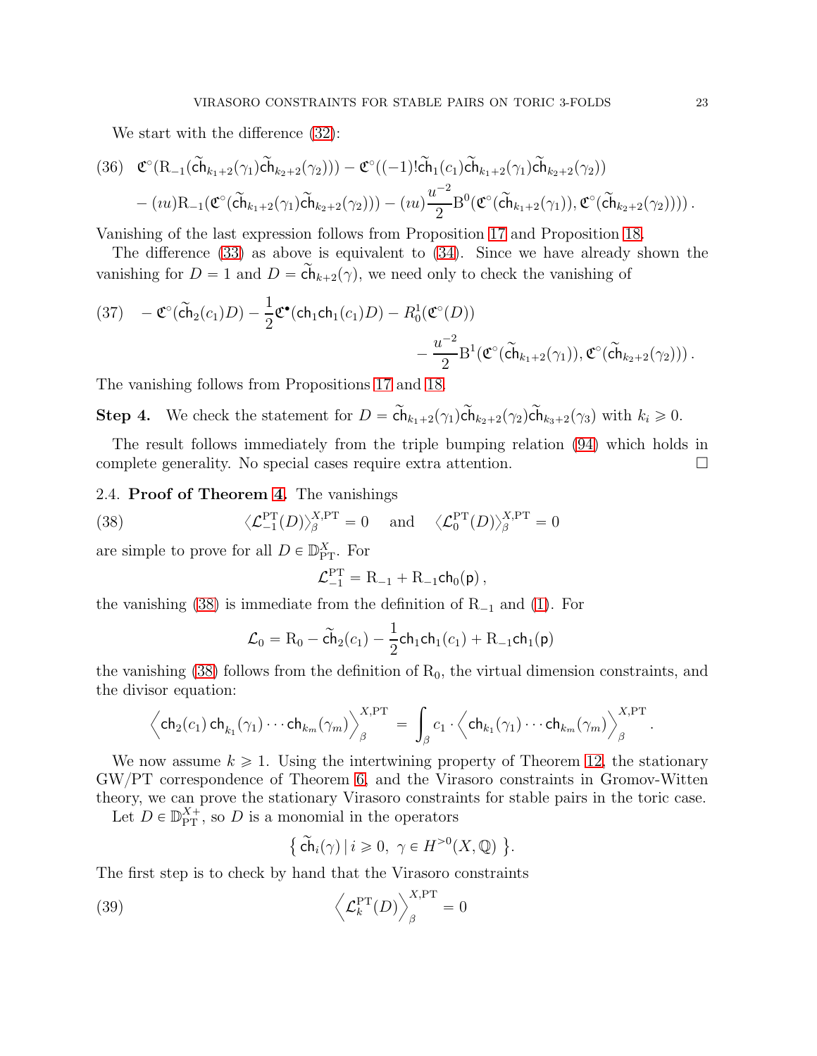We start with the difference (32):

$$\begin{aligned}(36)\quad &\mathfrak{C}^\circ(\mathrm{R}_{-1}(\widetilde{\mathsf{ch}}_{k_1+2}(\gamma_1)\widetilde{\mathsf{ch}}_{k_2+2}(\gamma_2))) - \mathfrak{C}^\circ((-1)!\widetilde{\mathsf{ch}}_1(c_1)\widetilde{\mathsf{ch}}_{k_1+2}(\gamma_1)\widetilde{\mathsf{ch}}_{k_2+2}(\gamma_2)) \\ &- (\imath u)\mathrm{R}_{-1}(\mathfrak{C}^\circ(\widetilde{\mathsf{ch}}_{k_1+2}(\gamma_1)\widetilde{\mathsf{ch}}_{k_2+2}(\gamma_2))) - (\imath u)\frac{u^{-2}}{2}\mathrm{B}^0(\mathfrak{C}^\circ(\widetilde{\mathsf{ch}}_{k_1+2}(\gamma_1)), \mathfrak{C}^\circ(\widetilde{\mathsf{ch}}_{k_2+2}(\gamma_2))))\,.\end{aligned}$$

Vanishing of the last expression follows from Proposition 17 and Proposition 18.

The difference (33) as above is equivalent to (34). Since we have already shown the vanishing for $D = 1$ and $D = \widetilde{\mathsf{ch}}_{k+2}(\gamma)$, we need only to check the vanishing of

$$\begin{aligned}(37)\quad &-\mathfrak{C}^\circ(\widetilde{\mathsf{ch}}_2(c_1)D) - \frac{1}{2}\mathfrak{C}^\bullet(\mathsf{ch}_1\mathsf{ch}_1(c_1)D) - R_0^1(\mathfrak{C}^\circ(D)) \\ &\qquad\qquad - \frac{u^{-2}}{2}\mathrm{B}^1(\mathfrak{C}^\circ(\widetilde{\mathsf{ch}}_{k_1+2}(\gamma_1)), \mathfrak{C}^\circ(\widetilde{\mathsf{ch}}_{k_2+2}(\gamma_2)))\,.\end{aligned}$$

The vanishing follows from Propositions 17 and 18.

**Step 4.** We check the statement for $D = \widetilde{\mathsf{ch}}_{k_1+2}(\gamma_1)\widetilde{\mathsf{ch}}_{k_2+2}(\gamma_2)\widetilde{\mathsf{ch}}_{k_3+2}(\gamma_3)$ with $k_i \geqslant 0$.

The result follows immediately from the triple bumping relation (94) which holds in complete generality. No special cases require extra attention. $\square$

### 2.4. Proof of Theorem 4.

The vanishings

$$(38)\qquad \langle \mathcal{L}_{-1}^{\mathrm{PT}}(D)\rangle_\beta^{X,\mathrm{PT}} = 0 \quad \text{and} \quad \langle \mathcal{L}_0^{\mathrm{PT}}(D)\rangle_\beta^{X,\mathrm{PT}} = 0$$

are simple to prove for all $D \in \mathbb{D}_{\mathrm{PT}}^X$. For

$$\mathcal{L}_{-1}^{\mathrm{PT}} = \mathrm{R}_{-1} + \mathrm{R}_{-1}\mathsf{ch}_0(\mathsf{p})\,,$$

the vanishing (38) is immediate from the definition of $\mathrm{R}_{-1}$ and (1). For

$$\mathcal{L}_0 = \mathrm{R}_0 - \widetilde{\mathsf{ch}}_2(c_1) - \frac{1}{2}\mathsf{ch}_1\mathsf{ch}_1(c_1) + \mathrm{R}_{-1}\mathsf{ch}_1(\mathsf{p})$$

the vanishing (38) follows from the definition of $\mathrm{R}_0$, the virtual dimension constraints, and the divisor equation:

$$\Big\langle \mathsf{ch}_2(c_1)\,\mathsf{ch}_{k_1}(\gamma_1)\cdots\mathsf{ch}_{k_m}(\gamma_m)\Big\rangle_\beta^{X,\mathrm{PT}} = \int_\beta c_1\cdot\Big\langle \mathsf{ch}_{k_1}(\gamma_1)\cdots\mathsf{ch}_{k_m}(\gamma_m)\Big\rangle_\beta^{X,\mathrm{PT}}.$$

We now assume $k \geqslant 1$. Using the intertwining property of Theorem 12, the stationary GW/PT correspondence of Theorem 6, and the Virasoro constraints in Gromov-Witten theory, we can prove the stationary Virasoro constraints for stable pairs in the toric case.

Let $D \in \mathbb{D}_{\mathrm{PT}}^{X+}$, so $D$ is a monomial in the operators

$$\big\{\, \widetilde{\mathsf{ch}}_i(\gamma)\,|\, i \geqslant 0,\ \gamma \in H^{>0}(X,\mathbb{Q})\,\big\}.$$

The first step is to check by hand that the Virasoro constraints

$$(39)\qquad \Big\langle \mathcal{L}_k^{\mathrm{PT}}(D)\Big\rangle_\beta^{X,\mathrm{PT}} = 0$$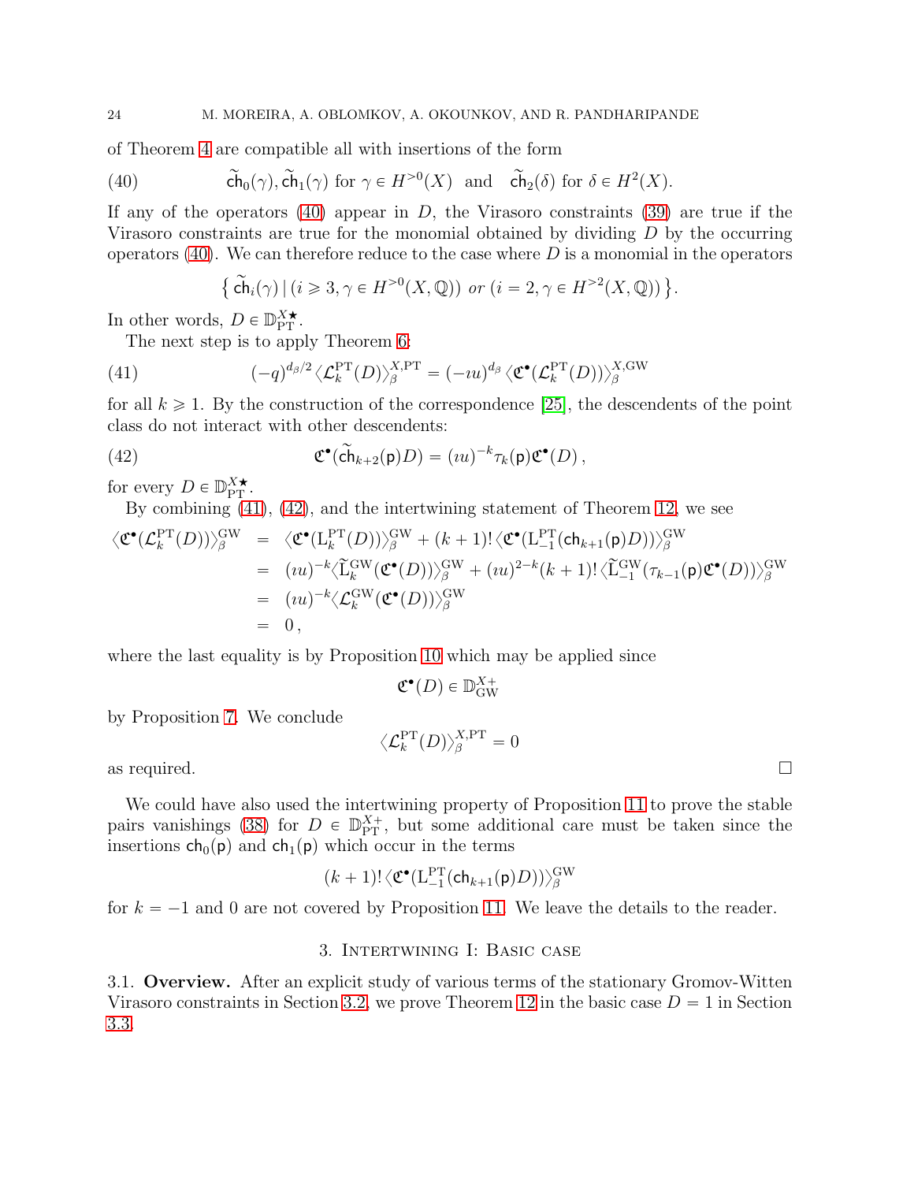of Theorem 4 are compatible all with insertions of the form

$$\widetilde{\mathsf{ch}}_0(\gamma), \widetilde{\mathsf{ch}}_1(\gamma) \text{ for } \gamma \in H^{>0}(X) \quad \text{and} \quad \widetilde{\mathsf{ch}}_2(\delta) \text{ for } \delta \in H^2(X). \tag{40}$$

If any of the operators (40) appear in $D$, the Virasoro constraints (39) are true if the Virasoro constraints are true for the monomial obtained by dividing $D$ by the occurring operators (40). We can therefore reduce to the case where $D$ is a monomial in the operators

$$\left\{ \widetilde{\mathsf{ch}}_i(\gamma) \,|\, (i \geqslant 3, \gamma \in H^{>0}(X, \mathbb{Q})) \text{ or } (i = 2, \gamma \in H^{>2}(X, \mathbb{Q})) \right\}.$$

In other words, $D \in \mathbb{D}_{\mathrm{PT}}^{X\bigstar}$.

The next step is to apply Theorem 6:

$$(-q)^{d_\beta/2} \langle \mathcal{L}_k^{\mathrm{PT}}(D) \rangle_\beta^{X,\mathrm{PT}} = (-\imath u)^{d_\beta} \langle \mathfrak{C}^\bullet(\mathcal{L}_k^{\mathrm{PT}}(D)) \rangle_\beta^{X,\mathrm{GW}} \tag{41}$$

for all $k \geqslant 1$. By the construction of the correspondence [25], the descendents of the point class do not interact with other descendents:

$$\mathfrak{C}^\bullet(\widetilde{\mathsf{ch}}_{k+2}(\mathsf{p})D) = (\imath u)^{-k} \tau_k(\mathsf{p}) \mathfrak{C}^\bullet(D)\,, \tag{42}$$

for every $D \in \mathbb{D}_{\mathrm{PT}}^{X\bigstar}$.

By combining (41), (42), and the intertwining statement of Theorem 12, we see

$$\begin{aligned}
\langle \mathfrak{C}^\bullet(\mathcal{L}_k^{\mathrm{PT}}(D)) \rangle_\beta^{\mathrm{GW}} &= \langle \mathfrak{C}^\bullet(\mathrm{L}_k^{\mathrm{PT}}(D)) \rangle_\beta^{\mathrm{GW}} + (k+1)! \langle \mathfrak{C}^\bullet(\mathrm{L}_{-1}^{\mathrm{PT}}(\mathsf{ch}_{k+1}(\mathsf{p})D)) \rangle_\beta^{\mathrm{GW}} \\
&= (\imath u)^{-k} \langle \widetilde{\mathrm{L}}_k^{\mathrm{GW}}(\mathfrak{C}^\bullet(D)) \rangle_\beta^{\mathrm{GW}} + (\imath u)^{2-k}(k+1)! \langle \widetilde{\mathrm{L}}_{-1}^{\mathrm{GW}}(\tau_{k-1}(\mathsf{p}) \mathfrak{C}^\bullet(D)) \rangle_\beta^{\mathrm{GW}} \\
&= (\imath u)^{-k} \langle \mathcal{L}_k^{\mathrm{GW}}(\mathfrak{C}^\bullet(D)) \rangle_\beta^{\mathrm{GW}} \\
&= 0\,,
\end{aligned}$$

where the last equality is by Proposition 10 which may be applied since

$$\mathfrak{C}^\bullet(D) \in \mathbb{D}_{\mathrm{GW}}^{X+}$$

by Proposition 7. We conclude

$$\langle \mathcal{L}_k^{\mathrm{PT}}(D) \rangle_\beta^{X,\mathrm{PT}} = 0$$

as required. $\square$

We could have also used the intertwining property of Proposition 11 to prove the stable pairs vanishings (38) for $D \in \mathbb{D}_{\mathrm{PT}}^{X+}$, but some additional care must be taken since the insertions $\mathsf{ch}_0(\mathsf{p})$ and $\mathsf{ch}_1(\mathsf{p})$ which occur in the terms

$$(k+1)! \langle \mathfrak{C}^\bullet(\mathrm{L}_{-1}^{\mathrm{PT}}(\mathsf{ch}_{k+1}(\mathsf{p})D)) \rangle_\beta^{\mathrm{GW}}$$

for $k = -1$ and $0$ are not covered by Proposition 11. We leave the details to the reader.

## 3. Intertwining I: Basic case

**3.1. Overview.** After an explicit study of various terms of the stationary Gromov-Witten Virasoro constraints in Section 3.2, we prove Theorem 12 in the basic case $D = 1$ in Section 3.3.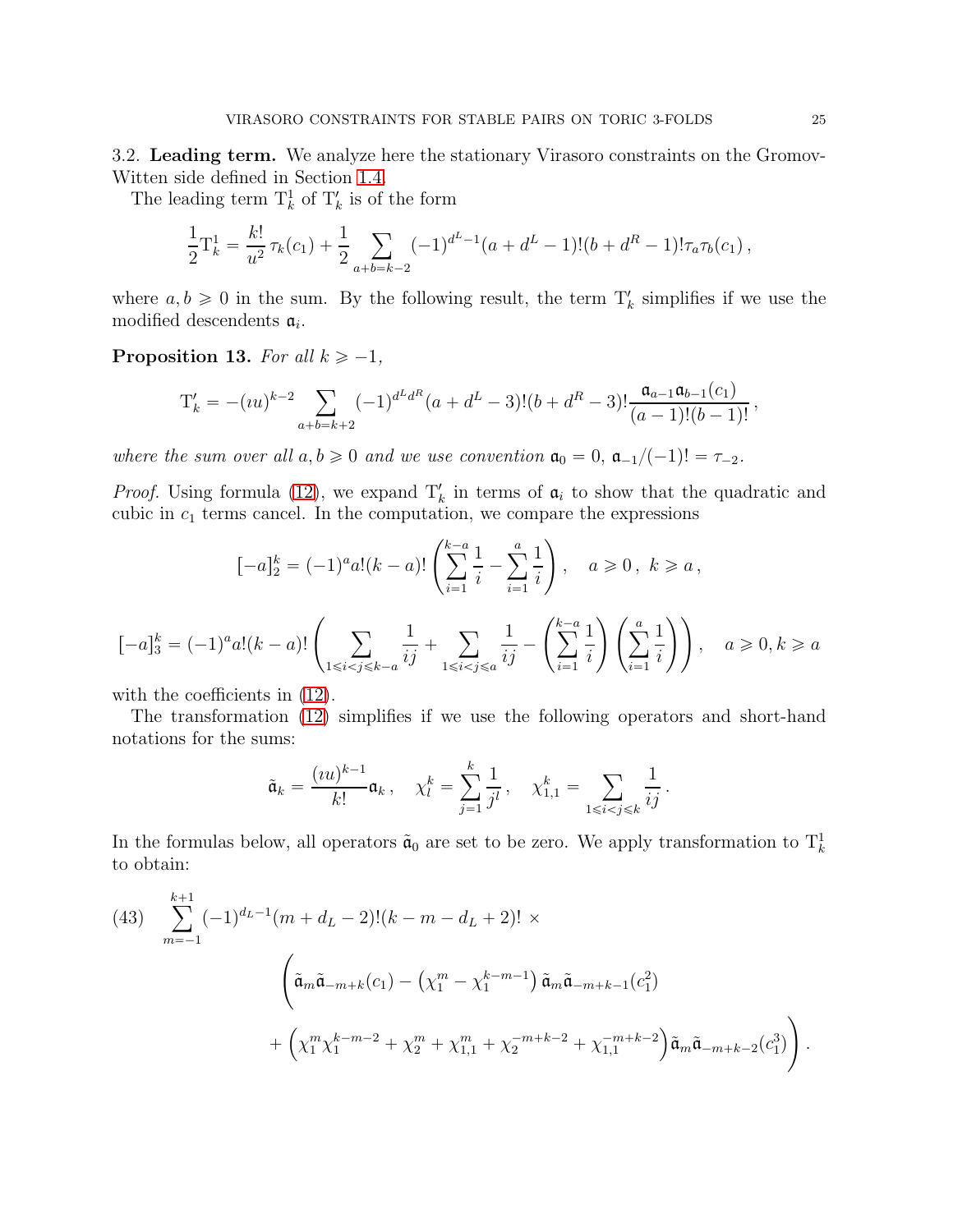3.2. **Leading term.** We analyze here the stationary Virasoro constraints on the Gromov-Witten side defined in Section 1.4.

The leading term $\mathrm{T}^1_k$ of $\mathrm{T}'_k$ is of the form

$$\frac{1}{2}\mathrm{T}^1_k = \frac{k!}{u^2}\,\tau_k(c_1) + \frac{1}{2}\sum_{a+b=k-2}(-1)^{d^L-1}(a+d^L-1)!(b+d^R-1)!\tau_a\tau_b(c_1)\,,$$

where $a,b\geqslant 0$ in the sum. By the following result, the term $\mathrm{T}'_k$ simplifies if we use the modified descendents $\mathfrak{a}_i$.

**Proposition 13.** *For all $k\geqslant -1$,*

$$\mathrm{T}'_k = -(\imath u)^{k-2}\sum_{a+b=k+2}(-1)^{d^L d^R}(a+d^L-3)!(b+d^R-3)!\frac{\mathfrak{a}_{a-1}\mathfrak{a}_{b-1}(c_1)}{(a-1)!(b-1)!}\,,$$

*where the sum over all $a,b\geqslant 0$ and we use convention $\mathfrak{a}_0=0$, $\mathfrak{a}_{-1}/(-1)!=\tau_{-2}$.*

*Proof.* Using formula (12), we expand $\mathrm{T}'_k$ in terms of $\mathfrak{a}_i$ to show that the quadratic and cubic in $c_1$ terms cancel. In the computation, we compare the expressions

$$[-a]^k_2 = (-1)^a a!(k-a)!\left(\sum_{i=1}^{k-a}\frac{1}{i}-\sum_{i=1}^{a}\frac{1}{i}\right),\quad a\geqslant 0\,,\ k\geqslant a\,,$$

$$[-a]^k_3 = (-1)^a a!(k-a)!\left(\sum_{1\leqslant i<j\leqslant k-a}\frac{1}{ij}+\sum_{1\leqslant i<j\leqslant a}\frac{1}{ij}-\left(\sum_{i=1}^{k-a}\frac{1}{i}\right)\left(\sum_{i=1}^{a}\frac{1}{i}\right)\right),\quad a\geqslant 0, k\geqslant a$$

with the coefficients in (12).

The transformation (12) simplifies if we use the following operators and short-hand notations for the sums:

$$\tilde{\mathfrak{a}}_k = \frac{(\imath u)^{k-1}}{k!}\mathfrak{a}_k\,,\quad \chi^k_l = \sum_{j=1}^{k}\frac{1}{j^l}\,,\quad \chi^k_{1,1} = \sum_{1\leqslant i<j\leqslant k}\frac{1}{ij}\,.$$

In the formulas below, all operators $\tilde{\mathfrak{a}}_0$ are set to be zero. We apply transformation to $\mathrm{T}^1_k$ to obtain:

$$\begin{aligned}(43)\quad &\sum_{m=-1}^{k+1}(-1)^{d_L-1}(m+d_L-2)!(k-m-d_L+2)!\,\times\\ &\qquad\Bigg(\tilde{\mathfrak{a}}_m\tilde{\mathfrak{a}}_{-m+k}(c_1)-\left(\chi^m_1-\chi^{k-m-1}_1\right)\tilde{\mathfrak{a}}_m\tilde{\mathfrak{a}}_{-m+k-1}(c_1^2)\\ &\qquad+\left(\chi^m_1\chi^{k-m-2}_1+\chi^m_2+\chi^m_{1,1}+\chi^{-m+k-2}_2+\chi^{-m+k-2}_{1,1}\right)\tilde{\mathfrak{a}}_m\tilde{\mathfrak{a}}_{-m+k-2}(c_1^3)\Bigg)\,.\end{aligned}$$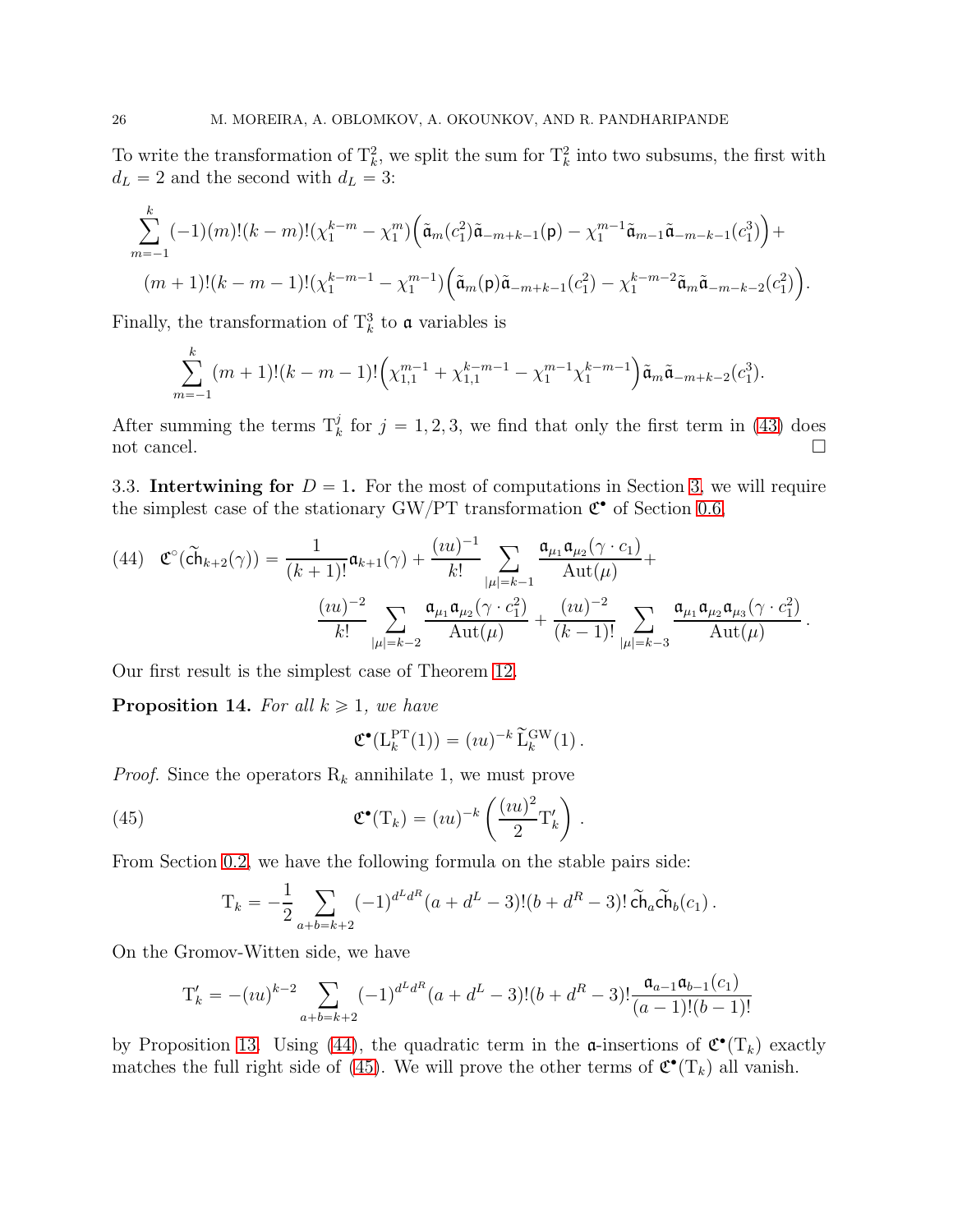To write the transformation of $\mathrm{T}_k^2$, we split the sum for $\mathrm{T}_k^2$ into two subsums, the first with $d_L = 2$ and the second with $d_L = 3$:

$$\sum_{m=-1}^{k} (-1)(m)!(k-m)!(\chi_1^{k-m} - \chi_1^{m})\Big(\tilde{\mathfrak{a}}_m(c_1^2)\tilde{\mathfrak{a}}_{-m+k-1}(\mathsf{p}) - \chi_1^{m-1}\tilde{\mathfrak{a}}_{m-1}\tilde{\mathfrak{a}}_{-m-k-1}(c_1^3)\Big) +$$

$$(m+1)!(k-m-1)!(\chi_1^{k-m-1} - \chi_1^{m-1})\Big(\tilde{\mathfrak{a}}_m(\mathsf{p})\tilde{\mathfrak{a}}_{-m+k-1}(c_1^2) - \chi_1^{k-m-2}\tilde{\mathfrak{a}}_m\tilde{\mathfrak{a}}_{-m-k-2}(c_1^2)\Big).$$

Finally, the transformation of $\mathrm{T}_k^3$ to $\mathfrak{a}$ variables is

$$\sum_{m=-1}^{k} (m+1)!(k-m-1)!\Big(\chi_{1,1}^{m-1} + \chi_{1,1}^{k-m-1} - \chi_1^{m-1}\chi_1^{k-m-1}\Big)\tilde{\mathfrak{a}}_m\tilde{\mathfrak{a}}_{-m+k-2}(c_1^3).$$

After summing the terms $\mathrm{T}_k^j$ for $j = 1, 2, 3$, we find that only the first term in (43) does not cancel. □

### 3.3. Intertwining for $D = 1$.

For the most of computations in Section 3, we will require the simplest case of the stationary GW/PT transformation $\mathfrak{C}^\bullet$ of Section 0.6.

$$\text{(44)} \quad \mathfrak{C}^\circ(\widetilde{\mathsf{ch}}_{k+2}(\gamma)) = \frac{1}{(k+1)!}\mathfrak{a}_{k+1}(\gamma) + \frac{(\imath u)^{-1}}{k!}\sum_{|\mu|=k-1}\frac{\mathfrak{a}_{\mu_1}\mathfrak{a}_{\mu_2}(\gamma\cdot c_1)}{\mathrm{Aut}(\mu)} +$$
$$\frac{(\imath u)^{-2}}{k!}\sum_{|\mu|=k-2}\frac{\mathfrak{a}_{\mu_1}\mathfrak{a}_{\mu_2}(\gamma\cdot c_1^2)}{\mathrm{Aut}(\mu)} + \frac{(\imath u)^{-2}}{(k-1)!}\sum_{|\mu|=k-3}\frac{\mathfrak{a}_{\mu_1}\mathfrak{a}_{\mu_2}\mathfrak{a}_{\mu_3}(\gamma\cdot c_1^2)}{\mathrm{Aut}(\mu)}.$$

Our first result is the simplest case of Theorem 12.

**Proposition 14.** *For all $k \geqslant 1$, we have*

$$\mathfrak{C}^\bullet(\mathrm{L}_k^{\mathrm{PT}}(1)) = (\imath u)^{-k}\,\widetilde{\mathrm{L}}_k^{\mathrm{GW}}(1)\,.$$

*Proof.* Since the operators $\mathrm{R}_k$ annihilate 1, we must prove

$$\text{(45)} \qquad \mathfrak{C}^\bullet(\mathrm{T}_k) = (\imath u)^{-k}\left(\frac{(\imath u)^2}{2}\mathrm{T}'_k\right).$$

From Section 0.2, we have the following formula on the stable pairs side:

$$\mathrm{T}_k = -\frac{1}{2}\sum_{a+b=k+2}(-1)^{d^L d^R}(a+d^L-3)!(b+d^R-3)!\,\widetilde{\mathsf{ch}}_a\widetilde{\mathsf{ch}}_b(c_1)\,.$$

On the Gromov-Witten side, we have

$$\mathrm{T}'_k = -(\imath u)^{k-2}\sum_{a+b=k+2}(-1)^{d^L d^R}(a+d^L-3)!(b+d^R-3)!\frac{\mathfrak{a}_{a-1}\mathfrak{a}_{b-1}(c_1)}{(a-1)!(b-1)!}$$

by Proposition 13. Using (44), the quadratic term in the $\mathfrak{a}$-insertions of $\mathfrak{C}^\bullet(\mathrm{T}_k)$ exactly matches the full right side of (45). We will prove the other terms of $\mathfrak{C}^\bullet(\mathrm{T}_k)$ all vanish.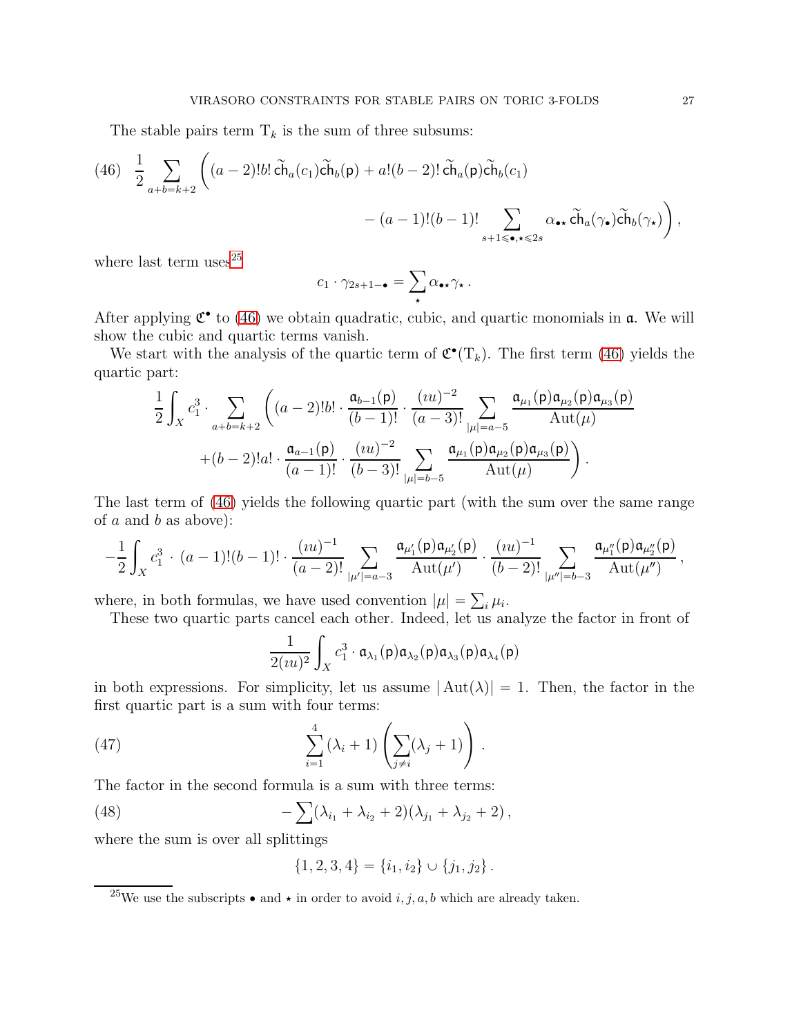The stable pairs term $\mathrm{T}_k$ is the sum of three subsums:

$$\frac{1}{2}\sum_{a+b=k+2}\Bigg((a-2)!b!\,\widetilde{\mathsf{ch}}_a(c_1)\widetilde{\mathsf{ch}}_b(\mathsf{p}) + a!(b-2)!\,\widetilde{\mathsf{ch}}_a(\mathsf{p})\widetilde{\mathsf{ch}}_b(c_1) \\ - (a-1)!(b-1)!\sum_{s+1\leqslant \bullet,\star\leqslant 2s}\alpha_{\bullet\star}\,\widetilde{\mathsf{ch}}_a(\gamma_\bullet)\widetilde{\mathsf{ch}}_b(\gamma_\star)\Bigg)\,, \tag{46}$$

where last term uses[25]

$$c_1\cdot\gamma_{2s+1-\bullet} = \sum_\star \alpha_{\bullet\star}\gamma_\star\,.$$

After applying $\mathfrak{C}^\bullet$ to (46) we obtain quadratic, cubic, and quartic monomials in $\mathfrak{a}$. We will show the cubic and quartic terms vanish.

We start with the analysis of the quartic term of $\mathfrak{C}^\bullet(\mathrm{T}_k)$. The first term (46) yields the quartic part:

$$\frac{1}{2}\int_X c_1^3\cdot\sum_{a+b=k+2}\Bigg((a-2)!b!\cdot\frac{\mathfrak{a}_{b-1}(\mathsf{p})}{(b-1)!}\cdot\frac{(\imath u)^{-2}}{(a-3)!}\sum_{|\mu|=a-5}\frac{\mathfrak{a}_{\mu_1}(\mathsf{p})\mathfrak{a}_{\mu_2}(\mathsf{p})\mathfrak{a}_{\mu_3}(\mathsf{p})}{\mathrm{Aut}(\mu)} \\ +(b-2)!a!\cdot\frac{\mathfrak{a}_{a-1}(\mathsf{p})}{(a-1)!}\cdot\frac{(\imath u)^{-2}}{(b-3)!}\sum_{|\mu|=b-5}\frac{\mathfrak{a}_{\mu_1}(\mathsf{p})\mathfrak{a}_{\mu_2}(\mathsf{p})\mathfrak{a}_{\mu_3}(\mathsf{p})}{\mathrm{Aut}(\mu)}\Bigg)\,.$$

The last term of (46) yields the following quartic part (with the sum over the same range of $a$ and $b$ as above):

$$-\frac{1}{2}\int_X c_1^3\cdot(a-1)!(b-1)!\cdot\frac{(\imath u)^{-1}}{(a-2)!}\sum_{|\mu'|=a-3}\frac{\mathfrak{a}_{\mu'_1}(\mathsf{p})\mathfrak{a}_{\mu'_2}(\mathsf{p})}{\mathrm{Aut}(\mu')}\cdot\frac{(\imath u)^{-1}}{(b-2)!}\sum_{|\mu''|=b-3}\frac{\mathfrak{a}_{\mu''_1}(\mathsf{p})\mathfrak{a}_{\mu''_2}(\mathsf{p})}{\mathrm{Aut}(\mu'')}\,,$$

where, in both formulas, we have used convention $|\mu|=\sum_i\mu_i$.

These two quartic parts cancel each other. Indeed, let us analyze the factor in front of

$$\frac{1}{2(\imath u)^2}\int_X c_1^3\cdot\mathfrak{a}_{\lambda_1}(\mathsf{p})\mathfrak{a}_{\lambda_2}(\mathsf{p})\mathfrak{a}_{\lambda_3}(\mathsf{p})\mathfrak{a}_{\lambda_4}(\mathsf{p})$$

in both expressions. For simplicity, let us assume $|\mathrm{Aut}(\lambda)|=1$. Then, the factor in the first quartic part is a sum with four terms:

$$\sum_{i=1}^4(\lambda_i+1)\left(\sum_{j\neq i}(\lambda_j+1)\right)\,. \tag{47}$$

The factor in the second formula is a sum with three terms:

$$-\sum(\lambda_{i_1}+\lambda_{i_2}+2)(\lambda_{j_1}+\lambda_{j_2}+2)\,, \tag{48}$$

where the sum is over all splittings

$$\{1,2,3,4\}=\{i_1,i_2\}\cup\{j_1,j_2\}\,.$$

[25] We use the subscripts $\bullet$ and $\star$ in order to avoid $i,j,a,b$ which are already taken.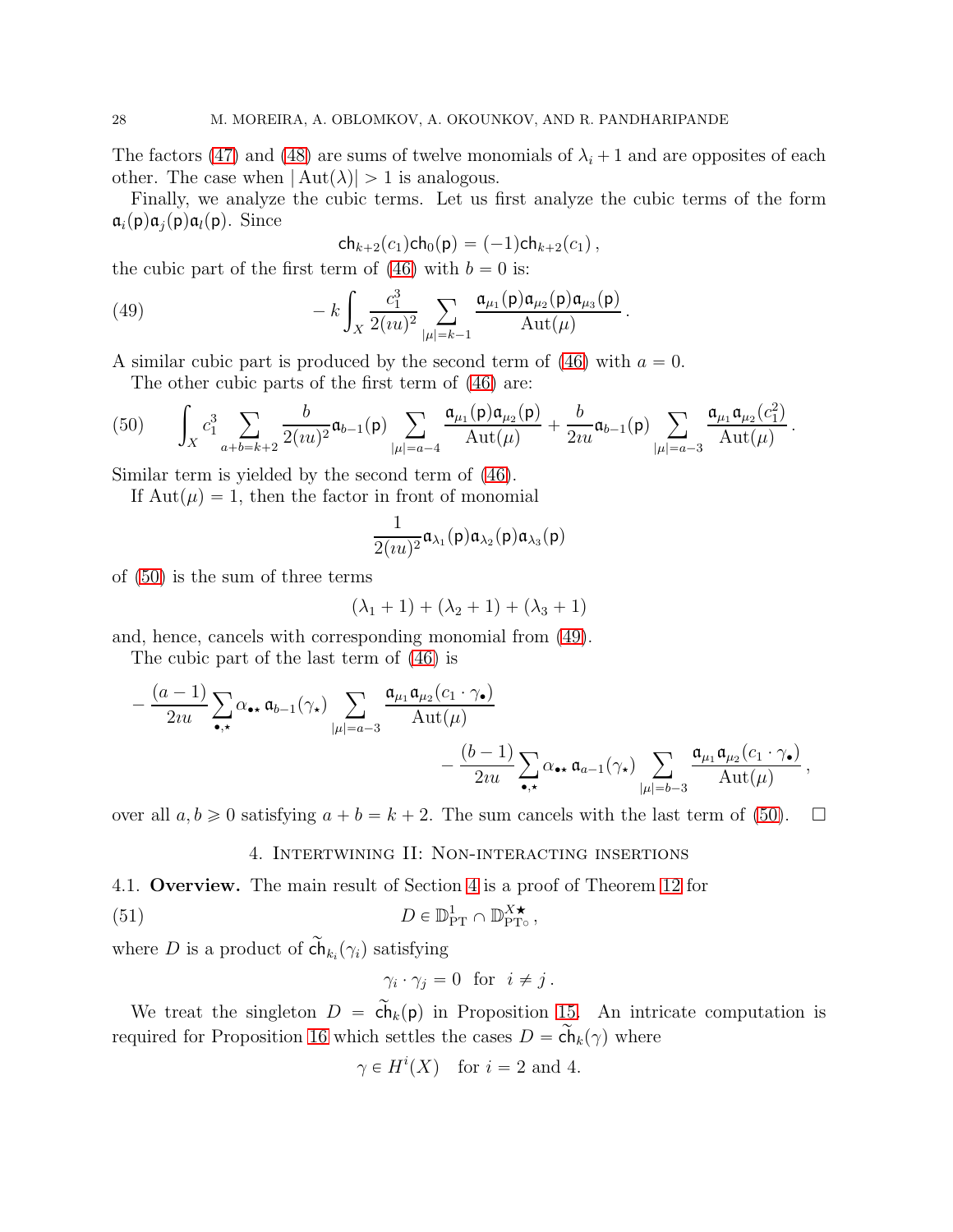The factors (47) and (48) are sums of twelve monomials of $\lambda_i + 1$ and are opposites of each other. The case when $|\operatorname{Aut}(\lambda)| > 1$ is analogous.

Finally, we analyze the cubic terms. Let us first analyze the cubic terms of the form $\mathfrak{a}_i(\mathsf{p})\mathfrak{a}_j(\mathsf{p})\mathfrak{a}_l(\mathsf{p})$. Since

$$\mathsf{ch}_{k+2}(c_1)\mathsf{ch}_0(\mathsf{p}) = (-1)\mathsf{ch}_{k+2}(c_1)\,,$$

the cubic part of the first term of (46) with $b = 0$ is:

$$-k \int_X \frac{c_1^3}{2(\imath u)^2} \sum_{|\mu| = k-1} \frac{\mathfrak{a}_{\mu_1}(\mathsf{p})\mathfrak{a}_{\mu_2}(\mathsf{p})\mathfrak{a}_{\mu_3}(\mathsf{p})}{\operatorname{Aut}(\mu)}\,. \tag{49}$$

A similar cubic part is produced by the second term of (46) with $a = 0$.

The other cubic parts of the first term of (46) are:

$$\int_X c_1^3 \sum_{a+b=k+2} \frac{b}{2(\imath u)^2}\mathfrak{a}_{b-1}(\mathsf{p}) \sum_{|\mu|=a-4} \frac{\mathfrak{a}_{\mu_1}(\mathsf{p})\mathfrak{a}_{\mu_2}(\mathsf{p})}{\operatorname{Aut}(\mu)} + \frac{b}{2\imath u}\mathfrak{a}_{b-1}(\mathsf{p}) \sum_{|\mu|=a-3} \frac{\mathfrak{a}_{\mu_1}\mathfrak{a}_{\mu_2}(c_1^2)}{\operatorname{Aut}(\mu)}\,. \tag{50}$$

Similar term is yielded by the second term of (46).

If $\operatorname{Aut}(\mu) = 1$, then the factor in front of monomial

$$\frac{1}{2(\imath u)^2}\mathfrak{a}_{\lambda_1}(\mathsf{p})\mathfrak{a}_{\lambda_2}(\mathsf{p})\mathfrak{a}_{\lambda_3}(\mathsf{p})$$

of (50) is the sum of three terms

$$(\lambda_1 + 1) + (\lambda_2 + 1) + (\lambda_3 + 1)$$

and, hence, cancels with corresponding monomial from (49).

The cubic part of the last term of (46) is

$$-\frac{(a-1)}{2\imath u} \sum_{\bullet,\star} \alpha_{\bullet\star}\, \mathfrak{a}_{b-1}(\gamma_\star) \sum_{|\mu|=a-3} \frac{\mathfrak{a}_{\mu_1}\mathfrak{a}_{\mu_2}(c_1\cdot\gamma_\bullet)}{\operatorname{Aut}(\mu)} - \frac{(b-1)}{2\imath u} \sum_{\bullet,\star} \alpha_{\bullet\star}\, \mathfrak{a}_{a-1}(\gamma_\star) \sum_{|\mu|=b-3} \frac{\mathfrak{a}_{\mu_1}\mathfrak{a}_{\mu_2}(c_1\cdot\gamma_\bullet)}{\operatorname{Aut}(\mu)}\,,$$

over all $a, b \geqslant 0$ satisfying $a + b = k + 2$. The sum cancels with the last term of (50). $\square$

## 4. Intertwining II: Non-interacting insertions

**4.1. Overview.** The main result of Section 4 is a proof of Theorem 12 for

$$D \in \mathbb{D}^1_{\mathrm{PT}} \cap \mathbb{D}^{X\bigstar}_{\mathrm{PT}\circ}\,, \tag{51}$$

where $D$ is a product of $\widetilde{\mathsf{ch}}_{k_i}(\gamma_i)$ satisfying

$$\gamma_i \cdot \gamma_j = 0 \ \text{ for } \ i \neq j\,.$$

We treat the singleton $D = \widetilde{\mathsf{ch}}_k(\mathsf{p})$ in Proposition 15. An intricate computation is required for Proposition 16 which settles the cases $D = \widetilde{\mathsf{ch}}_k(\gamma)$ where

$$\gamma \in H^i(X) \quad \text{for } i = 2 \text{ and } 4.$$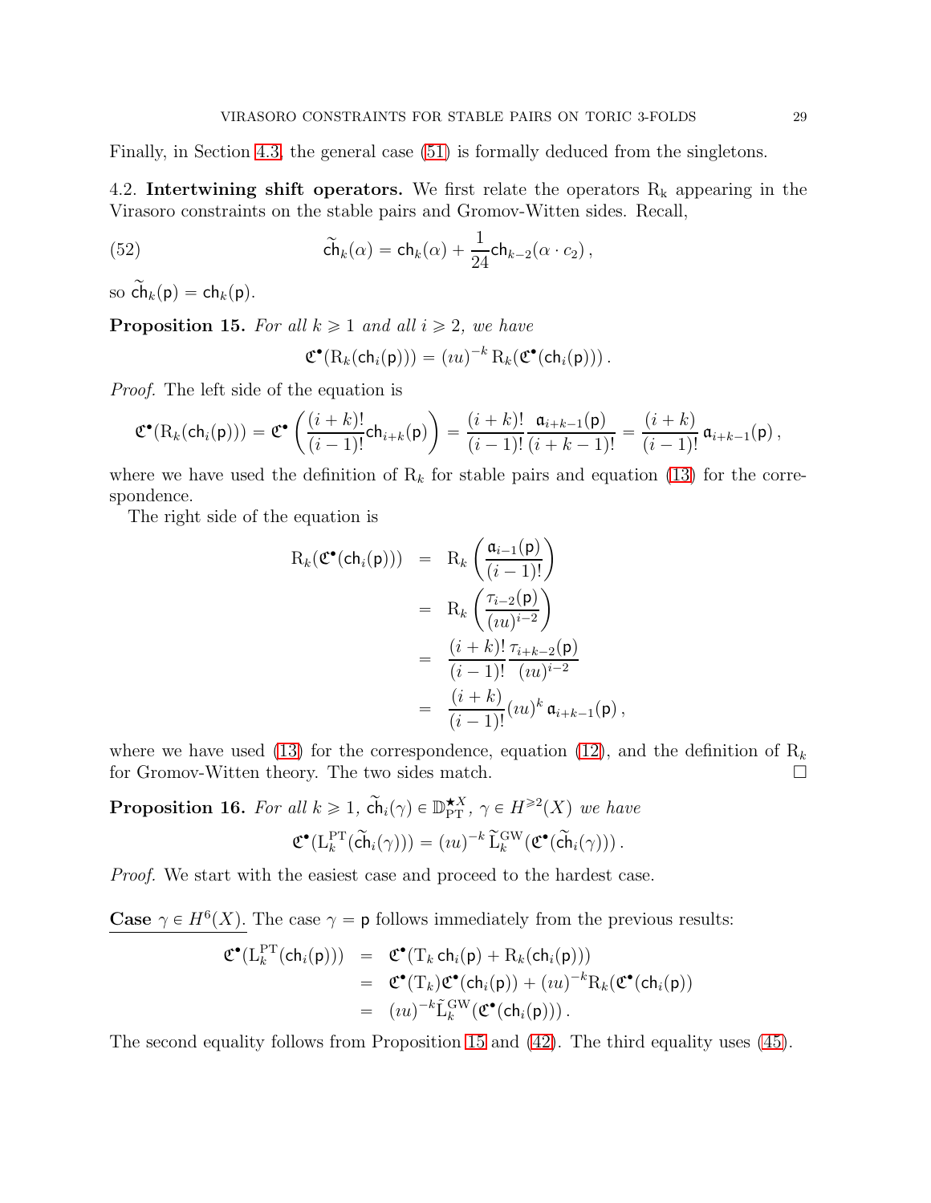Finally, in Section 4.3, the general case (51) is formally deduced from the singletons.

4.2. **Intertwining shift operators.** We first relate the operators $\mathrm{R_k}$ appearing in the Virasoro constraints on the stable pairs and Gromov-Witten sides. Recall,

$$\widetilde{\mathsf{ch}}_k(\alpha) = \mathsf{ch}_k(\alpha) + \frac{1}{24}\mathsf{ch}_{k-2}(\alpha \cdot c_2)\,, \tag{52}$$

so $\widetilde{\mathsf{ch}}_k(\mathsf{p}) = \mathsf{ch}_k(\mathsf{p})$.

**Proposition 15.** *For all $k \geqslant 1$ and all $i \geqslant 2$, we have*

$$\mathfrak{C}^\bullet(\mathrm{R}_k(\mathsf{ch}_i(\mathsf{p}))) = (\imath u)^{-k}\,\mathrm{R}_k(\mathfrak{C}^\bullet(\mathsf{ch}_i(\mathsf{p})))\,.$$

*Proof.* The left side of the equation is

$$\mathfrak{C}^\bullet(\mathrm{R}_k(\mathsf{ch}_i(\mathsf{p}))) = \mathfrak{C}^\bullet\left(\frac{(i+k)!}{(i-1)!}\mathsf{ch}_{i+k}(\mathsf{p})\right) = \frac{(i+k)!}{(i-1)!}\frac{\mathfrak{a}_{i+k-1}(\mathsf{p})}{(i+k-1)!} = \frac{(i+k)}{(i-1)!}\,\mathfrak{a}_{i+k-1}(\mathsf{p})\,,$$

where we have used the definition of $\mathrm{R}_k$ for stable pairs and equation (13) for the correspondence.

The right side of the equation is

$$\begin{aligned}
\mathrm{R}_k(\mathfrak{C}^\bullet(\mathsf{ch}_i(\mathsf{p}))) &= \mathrm{R}_k\left(\frac{\mathfrak{a}_{i-1}(\mathsf{p})}{(i-1)!}\right)\\
&= \mathrm{R}_k\left(\frac{\tau_{i-2}(\mathsf{p})}{(\imath u)^{i-2}}\right)\\
&= \frac{(i+k)!}{(i-1)!}\frac{\tau_{i+k-2}(\mathsf{p})}{(\imath u)^{i-2}}\\
&= \frac{(i+k)}{(i-1)!}(\imath u)^k\,\mathfrak{a}_{i+k-1}(\mathsf{p})\,,
\end{aligned}$$

where we have used (13) for the correspondence, equation (12), and the definition of $\mathrm{R}_k$ for Gromov-Witten theory. The two sides match. $\square$

**Proposition 16.** *For all $k \geqslant 1$, $\widetilde{\mathsf{ch}}_i(\gamma) \in \mathbb{D}_{\mathrm{PT}}^{\star X}$, $\gamma \in H^{\geqslant 2}(X)$ we have*

$$\mathfrak{C}^\bullet(\mathrm{L}_k^{\mathrm{PT}}(\widetilde{\mathsf{ch}}_i(\gamma))) = (\imath u)^{-k}\,\widetilde{\mathrm{L}}_k^{\mathrm{GW}}(\mathfrak{C}^\bullet(\widetilde{\mathsf{ch}}_i(\gamma)))\,.$$

*Proof.* We start with the easiest case and proceed to the hardest case.

<u>**Case** $\gamma \in H^6(X)$.</u> The case $\gamma = \mathsf{p}$ follows immediately from the previous results:

$$\begin{aligned}
\mathfrak{C}^\bullet(\mathrm{L}_k^{\mathrm{PT}}(\mathsf{ch}_i(\mathsf{p}))) &= \mathfrak{C}^\bullet(\mathrm{T}_k\,\mathsf{ch}_i(\mathsf{p}) + \mathrm{R}_k(\mathsf{ch}_i(\mathsf{p})))\\
&= \mathfrak{C}^\bullet(\mathrm{T}_k)\mathfrak{C}^\bullet(\mathsf{ch}_i(\mathsf{p})) + (\imath u)^{-k}\mathrm{R}_k(\mathfrak{C}^\bullet(\mathsf{ch}_i(\mathsf{p}))\\
&= (\imath u)^{-k}\tilde{\mathrm{L}}_k^{\mathrm{GW}}(\mathfrak{C}^\bullet(\mathsf{ch}_i(\mathsf{p})))\,.
\end{aligned}$$

The second equality follows from Proposition 15 and (42). The third equality uses (45).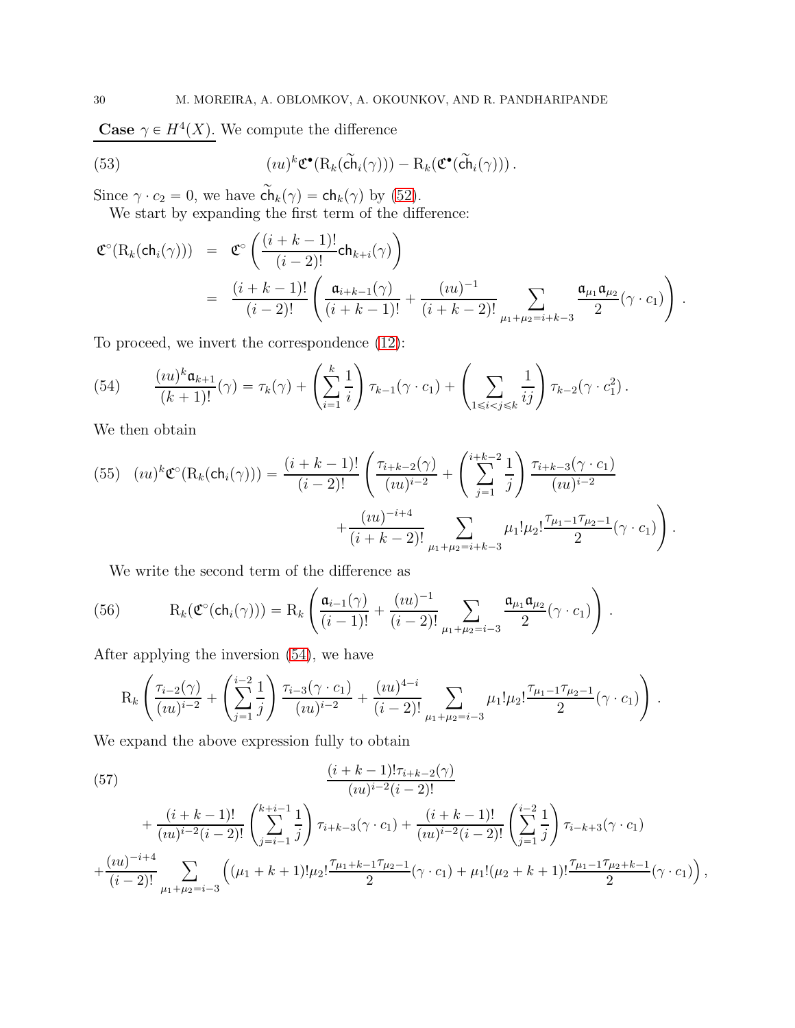**Case $\gamma \in H^4(X)$.** We compute the difference

$$(\imath u)^k \mathfrak{C}^\bullet(\mathrm{R}_k(\widetilde{\mathsf{ch}}_i(\gamma))) - \mathrm{R}_k(\mathfrak{C}^\bullet(\widetilde{\mathsf{ch}}_i(\gamma)))\,. \tag{53}$$

Since $\gamma \cdot c_2 = 0$, we have $\widetilde{\mathsf{ch}}_k(\gamma) = \mathsf{ch}_k(\gamma)$ by (52).

We start by expanding the first term of the difference:

$$\begin{aligned}
\mathfrak{C}^\circ(\mathrm{R}_k(\mathsf{ch}_i(\gamma))) &= \mathfrak{C}^\circ\left(\frac{(i+k-1)!}{(i-2)!}\mathsf{ch}_{k+i}(\gamma)\right)\\
&= \frac{(i+k-1)!}{(i-2)!}\left(\frac{\mathfrak{a}_{i+k-1}(\gamma)}{(i+k-1)!} + \frac{(\imath u)^{-1}}{(i+k-2)!}\sum_{\mu_1+\mu_2=i+k-3}\frac{\mathfrak{a}_{\mu_1}\mathfrak{a}_{\mu_2}}{2}(\gamma\cdot c_1)\right)\,.
\end{aligned}$$

To proceed, we invert the correspondence (12):

$$\frac{(\imath u)^k \mathfrak{a}_{k+1}}{(k+1)!}(\gamma) = \tau_k(\gamma) + \left(\sum_{i=1}^{k}\frac{1}{i}\right)\tau_{k-1}(\gamma\cdot c_1) + \left(\sum_{1\leqslant i<j\leqslant k}\frac{1}{ij}\right)\tau_{k-2}(\gamma\cdot c_1^2)\,. \tag{54}$$

We then obtain

$$\begin{aligned}
(\imath u)^k \mathfrak{C}^\circ(\mathrm{R}_k(\mathsf{ch}_i(\gamma))) = \frac{(i+k-1)!}{(i-2)!}&\left(\frac{\tau_{i+k-2}(\gamma)}{(\imath u)^{i-2}} + \left(\sum_{j=1}^{i+k-2}\frac{1}{j}\right)\frac{\tau_{i+k-3}(\gamma\cdot c_1)}{(\imath u)^{i-2}}\right.\\
&\left.+\frac{(\imath u)^{-i+4}}{(i+k-2)!}\sum_{\mu_1+\mu_2=i+k-3}\mu_1!\mu_2!\frac{\tau_{\mu_1-1}\tau_{\mu_2-1}}{2}(\gamma\cdot c_1)\right)\,.
\end{aligned} \tag{55}$$

We write the second term of the difference as

$$\mathrm{R}_k(\mathfrak{C}^\circ(\mathsf{ch}_i(\gamma))) = \mathrm{R}_k\left(\frac{\mathfrak{a}_{i-1}(\gamma)}{(i-1)!} + \frac{(\imath u)^{-1}}{(i-2)!}\sum_{\mu_1+\mu_2=i-3}\frac{\mathfrak{a}_{\mu_1}\mathfrak{a}_{\mu_2}}{2}(\gamma\cdot c_1)\right)\,. \tag{56}$$

After applying the inversion (54), we have

$$\mathrm{R}_k\left(\frac{\tau_{i-2}(\gamma)}{(\imath u)^{i-2}} + \left(\sum_{j=1}^{i-2}\frac{1}{j}\right)\frac{\tau_{i-3}(\gamma\cdot c_1)}{(\imath u)^{i-2}} + \frac{(\imath u)^{4-i}}{(i-2)!}\sum_{\mu_1+\mu_2=i-3}\mu_1!\mu_2!\frac{\tau_{\mu_1-1}\tau_{\mu_2-1}}{2}(\gamma\cdot c_1)\right)\,.$$

We expand the above expression fully to obtain

$$\begin{aligned}
&\frac{(i+k-1)!\tau_{i+k-2}(\gamma)}{(\imath u)^{i-2}(i-2)!}\\
&+\frac{(i+k-1)!}{(\imath u)^{i-2}(i-2)!}\left(\sum_{j=i-1}^{k+i-1}\frac{1}{j}\right)\tau_{i+k-3}(\gamma\cdot c_1) + \frac{(i+k-1)!}{(\imath u)^{i-2}(i-2)!}\left(\sum_{j=1}^{i-2}\frac{1}{j}\right)\tau_{i-k+3}(\gamma\cdot c_1)\\
&+\frac{(\imath u)^{-i+4}}{(i-2)!}\sum_{\mu_1+\mu_2=i-3}\Big((\mu_1+k+1)!\mu_2!\frac{\tau_{\mu_1+k-1}\tau_{\mu_2-1}}{2}(\gamma\cdot c_1) + \mu_1!(\mu_2+k+1)!\frac{\tau_{\mu_1-1}\tau_{\mu_2+k-1}}{2}(\gamma\cdot c_1)\Big),
\end{aligned} \tag{57}$$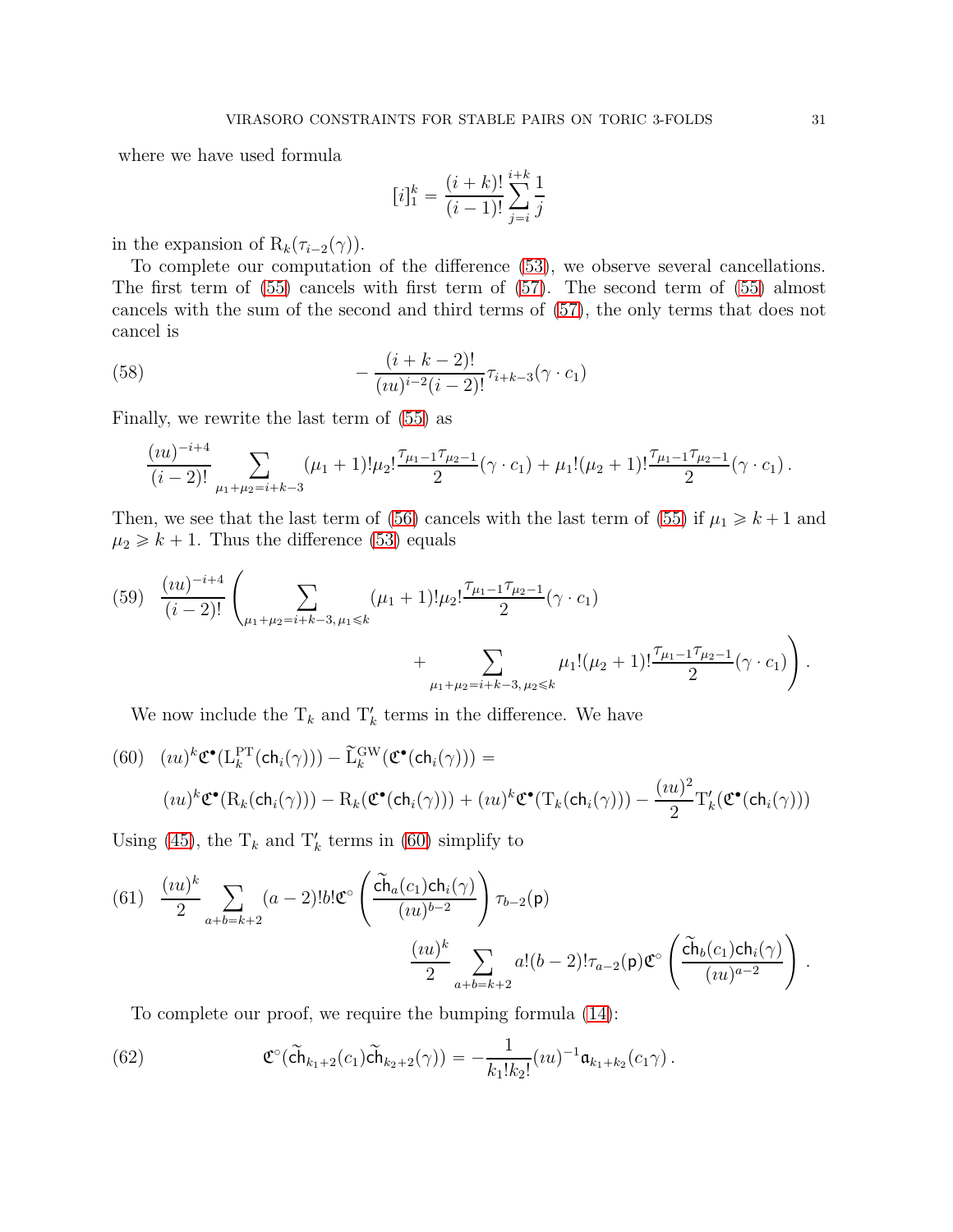where we have used formula

$$[i]_1^k = \frac{(i+k)!}{(i-1)!} \sum_{j=i}^{i+k} \frac{1}{j}$$

in the expansion of $\mathrm{R}_k(\tau_{i-2}(\gamma))$.

To complete our computation of the difference (53), we observe several cancellations. The first term of (55) cancels with first term of (57). The second term of (55) almost cancels with the sum of the second and third terms of (57), the only terms that does not cancel is

$$-\frac{(i+k-2)!}{(\imath u)^{i-2}(i-2)!}\tau_{i+k-3}(\gamma \cdot c_1) \tag{58}$$

Finally, we rewrite the last term of (55) as

$$\frac{(\imath u)^{-i+4}}{(i-2)!} \sum_{\mu_1+\mu_2=i+k-3} (\mu_1+1)!\mu_2! \frac{\tau_{\mu_1-1}\tau_{\mu_2-1}}{2}(\gamma \cdot c_1) + \mu_1!(\mu_2+1)!\frac{\tau_{\mu_1-1}\tau_{\mu_2-1}}{2}(\gamma \cdot c_1)\,.$$

Then, we see that the last term of (56) cancels with the last term of (55) if $\mu_1 \geqslant k+1$ and $\mu_2 \geqslant k+1$. Thus the difference (53) equals

$$\frac{(\imath u)^{-i+4}}{(i-2)!}\left( \sum_{\mu_1+\mu_2=i+k-3,\, \mu_1\leqslant k} (\mu_1+1)!\mu_2! \frac{\tau_{\mu_1-1}\tau_{\mu_2-1}}{2}(\gamma \cdot c_1) + \sum_{\mu_1+\mu_2=i+k-3,\, \mu_2\leqslant k} \mu_1!(\mu_2+1)!\frac{\tau_{\mu_1-1}\tau_{\mu_2-1}}{2}(\gamma \cdot c_1)\right). \tag{59}$$

We now include the $\mathrm{T}_k$ and $\mathrm{T}'_k$ terms in the difference. We have

$$\begin{aligned}(\imath u)^k \mathfrak{C}^\bullet(\mathrm{L}_k^{\mathrm{PT}}(\mathsf{ch}_i(\gamma))) - \widetilde{\mathrm{L}}_k^{\mathrm{GW}}(\mathfrak{C}^\bullet(\mathsf{ch}_i(\gamma))) &= \\ (\imath u)^k \mathfrak{C}^\bullet(\mathrm{R}_k(\mathsf{ch}_i(\gamma))) - \mathrm{R}_k(\mathfrak{C}^\bullet(\mathsf{ch}_i(\gamma))) &+ (\imath u)^k \mathfrak{C}^\bullet(\mathrm{T}_k(\mathsf{ch}_i(\gamma))) - \frac{(\imath u)^2}{2}\mathrm{T}'_k(\mathfrak{C}^\bullet(\mathsf{ch}_i(\gamma)))\end{aligned} \tag{60}$$

Using (45), the $\mathrm{T}_k$ and $\mathrm{T}'_k$ terms in (60) simplify to

$$\frac{(\imath u)^k}{2}\sum_{a+b=k+2}(a-2)!b!\mathfrak{C}^\circ\left(\frac{\widetilde{\mathsf{ch}}_a(c_1)\mathsf{ch}_i(\gamma)}{(\imath u)^{b-2}}\right)\tau_{b-2}(\mathsf{p}) \quad \frac{(\imath u)^k}{2}\sum_{a+b=k+2} a!(b-2)!\tau_{a-2}(\mathsf{p})\mathfrak{C}^\circ\left(\frac{\widetilde{\mathsf{ch}}_b(c_1)\mathsf{ch}_i(\gamma)}{(\imath u)^{a-2}}\right). \tag{61}$$

To complete our proof, we require the bumping formula (14):

$$\mathfrak{C}^\circ(\widetilde{\mathsf{ch}}_{k_1+2}(c_1)\widetilde{\mathsf{ch}}_{k_2+2}(\gamma)) = -\frac{1}{k_1!k_2!}(\imath u)^{-1}\mathfrak{a}_{k_1+k_2}(c_1\gamma)\,. \tag{62}$$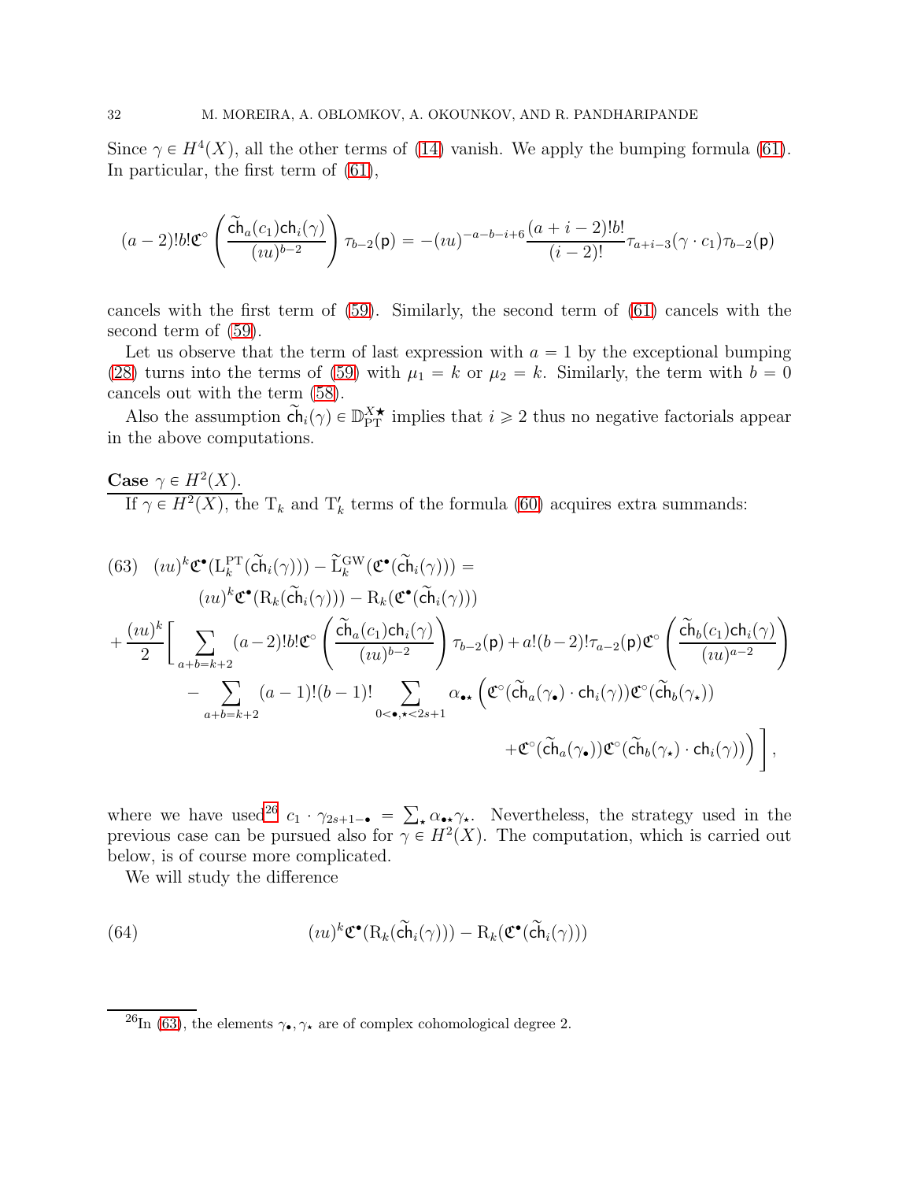Since $\gamma \in H^4(X)$, all the other terms of (14) vanish. We apply the bumping formula (61). In particular, the first term of (61),

$$(a-2)!b!\mathfrak{C}^\circ\left(\frac{\widetilde{\mathsf{ch}}_a(c_1)\mathsf{ch}_i(\gamma)}{(\imath u)^{b-2}}\right)\tau_{b-2}(\mathsf{p}) = -(\imath u)^{-a-b-i+6}\frac{(a+i-2)!b!}{(i-2)!}\tau_{a+i-3}(\gamma\cdot c_1)\tau_{b-2}(\mathsf{p})$$

cancels with the first term of (59). Similarly, the second term of (61) cancels with the second term of (59).

Let us observe that the term of last expression with $a=1$ by the exceptional bumping (28) turns into the terms of (59) with $\mu_1 = k$ or $\mu_2 = k$. Similarly, the term with $b=0$ cancels out with the term (58).

Also the assumption $\widetilde{\mathsf{ch}}_i(\gamma) \in \mathbb{D}^{X\bigstar}_{\mathrm{PT}}$ implies that $i \geqslant 2$ thus no negative factorials appear in the above computations.

**Case $\gamma \in H^2(X)$.**

If $\gamma \in H^2(X)$, the $\mathrm{T}_k$ and $\mathrm{T}'_k$ terms of the formula (60) acquires extra summands:

$$\begin{aligned}
(63)\quad & (\imath u)^k\mathfrak{C}^\bullet(\mathrm{L}^{\mathrm{PT}}_k(\widetilde{\mathsf{ch}}_i(\gamma))) - \widetilde{\mathrm{L}}^{\mathrm{GW}}_k(\mathfrak{C}^\bullet(\widetilde{\mathsf{ch}}_i(\gamma))) = \\
&\qquad (\imath u)^k\mathfrak{C}^\bullet(\mathrm{R}_k(\widetilde{\mathsf{ch}}_i(\gamma))) - \mathrm{R}_k(\mathfrak{C}^\bullet(\widetilde{\mathsf{ch}}_i(\gamma))) \\
&+\frac{(\imath u)^k}{2}\Bigg[\sum_{a+b=k+2}(a-2)!b!\mathfrak{C}^\circ\left(\frac{\widetilde{\mathsf{ch}}_a(c_1)\mathsf{ch}_i(\gamma)}{(\imath u)^{b-2}}\right)\tau_{b-2}(\mathsf{p}) + a!(b-2)!\tau_{a-2}(\mathsf{p})\mathfrak{C}^\circ\left(\frac{\widetilde{\mathsf{ch}}_b(c_1)\mathsf{ch}_i(\gamma)}{(\imath u)^{a-2}}\right) \\
&\qquad - \sum_{a+b=k+2}(a-1)!(b-1)!\sum_{0<\bullet,\star<2s+1}\alpha_{\bullet\star}\Big(\mathfrak{C}^\circ(\widetilde{\mathsf{ch}}_a(\gamma_\bullet)\cdot\mathsf{ch}_i(\gamma))\mathfrak{C}^\circ(\widetilde{\mathsf{ch}}_b(\gamma_\star)) \\
&\qquad\qquad + \mathfrak{C}^\circ(\widetilde{\mathsf{ch}}_a(\gamma_\bullet))\mathfrak{C}^\circ(\widetilde{\mathsf{ch}}_b(\gamma_\star)\cdot\mathsf{ch}_i(\gamma))\Big)\Bigg],
\end{aligned}$$

where we have used[26] $c_1 \cdot \gamma_{2s+1-\bullet} = \sum_\star \alpha_{\bullet\star}\gamma_\star$. Nevertheless, the strategy used in the previous case can be pursued also for $\gamma \in H^2(X)$. The computation, which is carried out below, is of course more complicated.

We will study the difference

$$(64)\qquad (\imath u)^k\mathfrak{C}^\bullet(\mathrm{R}_k(\widetilde{\mathsf{ch}}_i(\gamma))) - \mathrm{R}_k(\mathfrak{C}^\bullet(\widetilde{\mathsf{ch}}_i(\gamma)))$$

[26] In (63), the elements $\gamma_\bullet, \gamma_\star$ are of complex cohomological degree 2.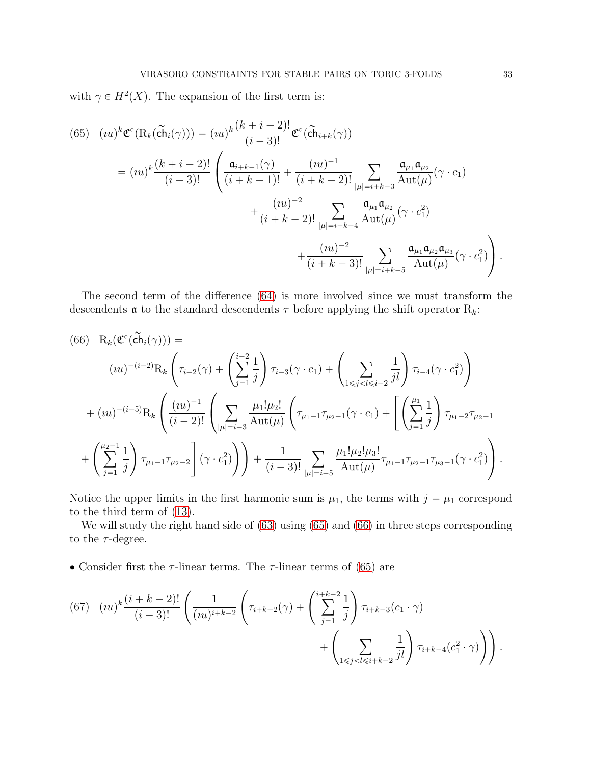with $\gamma \in H^2(X)$. The expansion of the first term is:

$$
\begin{aligned}
(65)\quad (\imath u)^k \mathfrak{C}^\circ(\mathrm{R}_k(\widetilde{\mathsf{ch}}_i(\gamma))) &= (\imath u)^k \frac{(k+i-2)!}{(i-3)!}\mathfrak{C}^\circ(\widetilde{\mathsf{ch}}_{i+k}(\gamma)) \\
&= (\imath u)^k \frac{(k+i-2)!}{(i-3)!}\Bigg( \frac{\mathfrak{a}_{i+k-1}(\gamma)}{(i+k-1)!} + \frac{(\imath u)^{-1}}{(i+k-2)!}\sum_{|\mu|=i+k-3}\frac{\mathfrak{a}_{\mu_1}\mathfrak{a}_{\mu_2}}{\mathrm{Aut}(\mu)}(\gamma\cdot c_1) \\
&\qquad + \frac{(\imath u)^{-2}}{(i+k-2)!}\sum_{|\mu|=i+k-4}\frac{\mathfrak{a}_{\mu_1}\mathfrak{a}_{\mu_2}}{\mathrm{Aut}(\mu)}(\gamma\cdot c_1^2) \\
&\qquad + \frac{(\imath u)^{-2}}{(i+k-3)!}\sum_{|\mu|=i+k-5}\frac{\mathfrak{a}_{\mu_1}\mathfrak{a}_{\mu_2}\mathfrak{a}_{\mu_3}}{\mathrm{Aut}(\mu)}(\gamma\cdot c_1^2)\Bigg).
\end{aligned}
$$

The second term of the difference (64) is more involved since we must transform the descendents $\mathfrak{a}$ to the standard descendents $\tau$ before applying the shift operator $\mathrm{R}_k$:

$$
\begin{aligned}
(66)\quad & \mathrm{R}_k(\mathfrak{C}^\circ(\widetilde{\mathsf{ch}}_i(\gamma))) = \\
&(\imath u)^{-(i-2)}\mathrm{R}_k\left(\tau_{i-2}(\gamma) + \left(\sum_{j=1}^{i-2}\frac{1}{j}\right)\tau_{i-3}(\gamma\cdot c_1) + \left(\sum_{1\leqslant j<l\leqslant i-2}\frac{1}{jl}\right)\tau_{i-4}(\gamma\cdot c_1^2)\right) \\
&+ (\imath u)^{-(i-5)}\mathrm{R}_k\Bigg(\frac{(\imath u)^{-1}}{(i-2)!}\Bigg(\sum_{|\mu|=i-3}\frac{\mu_1!\mu_2!}{\mathrm{Aut}(\mu)}\Bigg(\tau_{\mu_1-1}\tau_{\mu_2-1}(\gamma\cdot c_1) + \Bigg[\left(\sum_{j=1}^{\mu_1}\frac{1}{j}\right)\tau_{\mu_1-2}\tau_{\mu_2-1} \\
&+ \left(\sum_{j=1}^{\mu_2-1}\frac{1}{j}\right)\tau_{\mu_1-1}\tau_{\mu_2-2}\Bigg](\gamma\cdot c_1^2)\Bigg)\Bigg) + \frac{1}{(i-3)!}\sum_{|\mu|=i-5}\frac{\mu_1!\mu_2!\mu_3!}{\mathrm{Aut}(\mu)}\tau_{\mu_1-1}\tau_{\mu_2-1}\tau_{\mu_3-1}(\gamma\cdot c_1^2)\Bigg).
\end{aligned}
$$

Notice the upper limits in the first harmonic sum is $\mu_1$, the terms with $j = \mu_1$ correspond to the third term of (13).

We will study the right hand side of (63) using (65) and (66) in three steps corresponding to the $\tau$-degree.

- Consider first the $\tau$-linear terms. The $\tau$-linear terms of (65) are

$$
\begin{aligned}
(67)\quad (\imath u)^k\frac{(i+k-2)!}{(i-3)!}\Bigg(\frac{1}{(\imath u)^{i+k-2}}\Bigg(\tau_{i+k-2}(\gamma) + \left(\sum_{j=1}^{i+k-2}\frac{1}{j}\right)\tau_{i+k-3}(c_1\cdot\gamma) \\
+ \left(\sum_{1\leqslant j<l\leqslant i+k-2}\frac{1}{jl}\right)\tau_{i+k-4}(c_1^2\cdot\gamma)\Bigg)\Bigg).
\end{aligned}
$$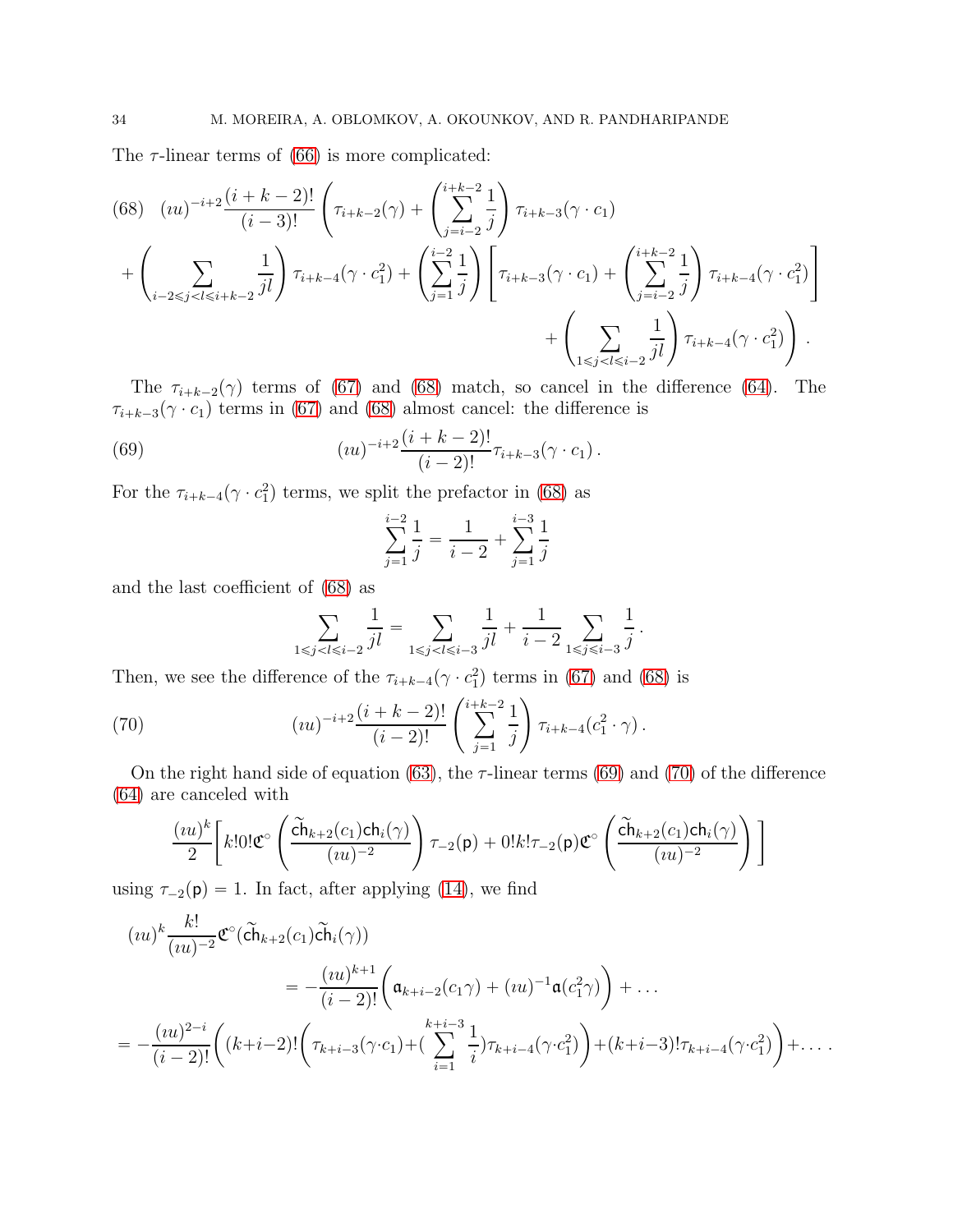The $\tau$-linear terms of (66) is more complicated:

$$
(68)\quad (\imath u)^{-i+2}\frac{(i+k-2)!}{(i-3)!}\left(\tau_{i+k-2}(\gamma)+\left(\sum_{j=i-2}^{i+k-2}\frac{1}{j}\right)\tau_{i+k-3}(\gamma\cdot c_1)\right.
$$
$$
+\left(\sum_{i-2\leqslant j<l\leqslant i+k-2}\frac{1}{jl}\right)\tau_{i+k-4}(\gamma\cdot c_1^2)+\left(\sum_{j=1}^{i-2}\frac{1}{j}\right)\left[\tau_{i+k-3}(\gamma\cdot c_1)+\left(\sum_{j=i-2}^{i+k-2}\frac{1}{j}\right)\tau_{i+k-4}(\gamma\cdot c_1^2)\right]
$$
$$
\left.+\left(\sum_{1\leqslant j<l\leqslant i-2}\frac{1}{jl}\right)\tau_{i+k-4}(\gamma\cdot c_1^2)\right).
$$

The $\tau_{i+k-2}(\gamma)$ terms of (67) and (68) match, so cancel in the difference (64). The $\tau_{i+k-3}(\gamma\cdot c_1)$ terms in (67) and (68) almost cancel: the difference is

$$
(\imath u)^{-i+2}\frac{(i+k-2)!}{(i-2)!}\tau_{i+k-3}(\gamma\cdot c_1)\,. \tag{69}
$$

For the $\tau_{i+k-4}(\gamma\cdot c_1^2)$ terms, we split the prefactor in (68) as

$$
\sum_{j=1}^{i-2}\frac{1}{j}=\frac{1}{i-2}+\sum_{j=1}^{i-3}\frac{1}{j}
$$

and the last coefficient of (68) as

$$
\sum_{1\leqslant j<l\leqslant i-2}\frac{1}{jl}=\sum_{1\leqslant j<l\leqslant i-3}\frac{1}{jl}+\frac{1}{i-2}\sum_{1\leqslant j\leqslant i-3}\frac{1}{j}\,.
$$

Then, we see the difference of the $\tau_{i+k-4}(\gamma\cdot c_1^2)$ terms in (67) and (68) is

$$
(\imath u)^{-i+2}\frac{(i+k-2)!}{(i-2)!}\left(\sum_{j=1}^{i+k-2}\frac{1}{j}\right)\tau_{i+k-4}(c_1^2\cdot\gamma)\,. \tag{70}
$$

On the right hand side of equation (63), the $\tau$-linear terms (69) and (70) of the difference (64) are canceled with

$$
\frac{(\imath u)^k}{2}\left[k!0!\mathfrak{C}^\circ\left(\frac{\widetilde{\mathsf{ch}}_{k+2}(c_1)\mathsf{ch}_i(\gamma)}{(\imath u)^{-2}}\right)\tau_{-2}(\mathsf{p})+0!k!\tau_{-2}(\mathsf{p})\mathfrak{C}^\circ\left(\frac{\widetilde{\mathsf{ch}}_{k+2}(c_1)\mathsf{ch}_i(\gamma)}{(\imath u)^{-2}}\right)\right]
$$

using $\tau_{-2}(\mathsf{p})=1$. In fact, after applying (14), we find

$$
(\imath u)^k\frac{k!}{(\imath u)^{-2}}\mathfrak{C}^\circ(\widetilde{\mathsf{ch}}_{k+2}(c_1)\widetilde{\mathsf{ch}}_i(\gamma))
$$
$$
=-\frac{(\imath u)^{k+1}}{(i-2)!}\bigg(\mathfrak{a}_{k+i-2}(c_1\gamma)+(\imath u)^{-1}\mathfrak{a}(c_1^2\gamma)\bigg)+\ldots
$$
$$
=-\frac{(\imath u)^{2-i}}{(i-2)!}\Bigg((k+i-2)!\bigg(\tau_{k+i-3}(\gamma\cdot c_1)+\Big(\sum_{i=1}^{k+i-3}\frac{1}{i}\Big)\tau_{k+i-4}(\gamma\cdot c_1^2)\bigg)+(k+i-3)!\tau_{k+i-4}(\gamma\cdot c_1^2)\Bigg)+\ldots.
$$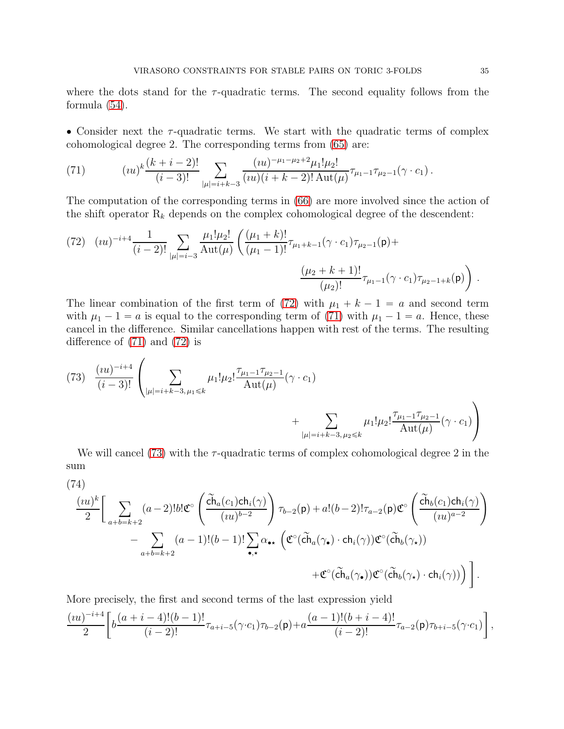where the dots stand for the $\tau$-quadratic terms. The second equality follows from the formula (54).

• Consider next the $\tau$-quadratic terms. We start with the quadratic terms of complex cohomological degree 2. The corresponding terms from (65) are:

$$(71) \qquad (\imath u)^k \frac{(k+i-2)!}{(i-3)!} \sum_{|\mu|=i+k-3} \frac{(\imath u)^{-\mu_1-\mu_2+2}\mu_1!\mu_2!}{(\imath u)(i+k-2)!\operatorname{Aut}(\mu)} \tau_{\mu_1-1}\tau_{\mu_2-1}(\gamma\cdot c_1)\,.$$

The computation of the corresponding terms in (66) are more involved since the action of the shift operator $\mathrm{R}_k$ depends on the complex cohomological degree of the descendent:

$$(72) \quad (\imath u)^{-i+4}\frac{1}{(i-2)!}\sum_{|\mu|=i-3}\frac{\mu_1!\mu_2!}{\operatorname{Aut}(\mu)}\left(\frac{(\mu_1+k)!}{(\mu_1-1)!}\tau_{\mu_1+k-1}(\gamma\cdot c_1)\tau_{\mu_2-1}(\mathsf{p})+ \frac{(\mu_2+k+1)!}{(\mu_2)!}\tau_{\mu_1-1}(\gamma\cdot c_1)\tau_{\mu_2-1+k}(\mathsf{p})\right)\,.$$

The linear combination of the first term of (72) with $\mu_1+k-1=a$ and second term with $\mu_1-1=a$ is equal to the corresponding term of (71) with $\mu_1-1=a$. Hence, these cancel in the difference. Similar cancellations happen with rest of the terms. The resulting difference of (71) and (72) is

$$(73) \quad \frac{(\imath u)^{-i+4}}{(i-3)!}\left(\sum_{|\mu|=i+k-3,\,\mu_1\leqslant k}\mu_1!\mu_2!\frac{\tau_{\mu_1-1}\tau_{\mu_2-1}}{\operatorname{Aut}(\mu)}(\gamma\cdot c_1) + \sum_{|\mu|=i+k-3,\,\mu_2\leqslant k}\mu_1!\mu_2!\frac{\tau_{\mu_1-1}\tau_{\mu_2-1}}{\operatorname{Aut}(\mu)}(\gamma\cdot c_1)\right)$$

We will cancel (73) with the $\tau$-quadratic terms of complex cohomological degree 2 in the sum

(74)
$$\frac{(\imath u)^k}{2}\Bigg[\sum_{a+b=k+2}(a-2)!b!\mathfrak{C}^\circ\left(\frac{\widetilde{\mathsf{ch}}_a(c_1)\mathsf{ch}_i(\gamma)}{(\imath u)^{b-2}}\right)\tau_{b-2}(\mathsf{p})+a!(b-2)!\tau_{a-2}(\mathsf{p})\mathfrak{C}^\circ\left(\frac{\widetilde{\mathsf{ch}}_b(c_1)\mathsf{ch}_i(\gamma)}{(\imath u)^{a-2}}\right)$$
$$-\sum_{a+b=k+2}(a-1)!(b-1)!\sum_{\bullet,\star}\alpha_{\bullet\star}\Big(\mathfrak{C}^\circ(\widetilde{\mathsf{ch}}_a(\gamma_\bullet)\cdot\mathsf{ch}_i(\gamma))\mathfrak{C}^\circ(\widetilde{\mathsf{ch}}_b(\gamma_\star)) +\mathfrak{C}^\circ(\widetilde{\mathsf{ch}}_a(\gamma_\bullet))\mathfrak{C}^\circ(\widetilde{\mathsf{ch}}_b(\gamma_\star)\cdot\mathsf{ch}_i(\gamma))\Big)\Bigg]\,.$$

More precisely, the first and second terms of the last expression yield

$$\frac{(\imath u)^{-i+4}}{2}\left[b\frac{(a+i-4)!(b-1)!}{(i-2)!}\tau_{a+i-5}(\gamma\cdot c_1)\tau_{b-2}(\mathsf{p})+a\frac{(a-1)!(b+i-4)!}{(i-2)!}\tau_{a-2}(\mathsf{p})\tau_{b+i-5}(\gamma\cdot c_1)\right],$$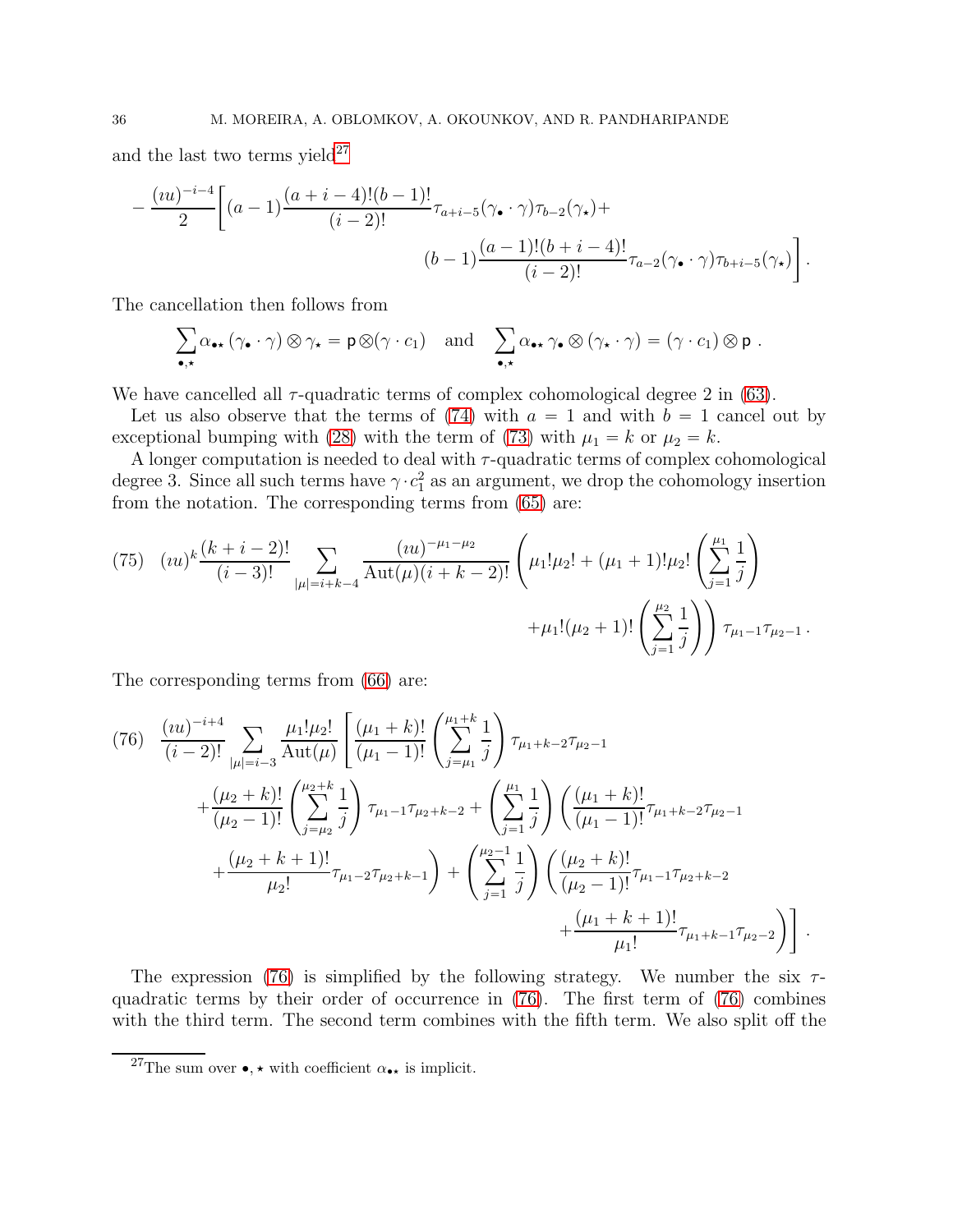and the last two terms yield[27]

$$
-\frac{(\imath u)^{-i-4}}{2}\Bigg[(a-1)\frac{(a+i-4)!(b-1)!}{(i-2)!}\tau_{a+i-5}(\gamma_\bullet\cdot\gamma)\tau_{b-2}(\gamma_\star)+ \\
(b-1)\frac{(a-1)!(b+i-4)!}{(i-2)!}\tau_{a-2}(\gamma_\bullet\cdot\gamma)\tau_{b+i-5}(\gamma_\star)\Bigg].
$$

The cancellation then follows from

$$
\sum_{\bullet,\star}\alpha_{\bullet\star}\,(\gamma_\bullet\cdot\gamma)\otimes\gamma_\star = \mathsf{p}\otimes(\gamma\cdot c_1) \quad \text{and} \quad \sum_{\bullet,\star}\alpha_{\bullet\star}\,\gamma_\bullet\otimes(\gamma_\star\cdot\gamma) = (\gamma\cdot c_1)\otimes\mathsf{p}\ .
$$

We have cancelled all $\tau$-quadratic terms of complex cohomological degree 2 in (63).

Let us also observe that the terms of (74) with $a=1$ and with $b=1$ cancel out by exceptional bumping with (28) with the term of (73) with $\mu_1=k$ or $\mu_2=k$.

A longer computation is needed to deal with $\tau$-quadratic terms of complex cohomological degree 3. Since all such terms have $\gamma\cdot c_1^2$ as an argument, we drop the cohomology insertion from the notation. The corresponding terms from (65) are:

$$
(75)\quad (\imath u)^k\frac{(k+i-2)!}{(i-3)!}\sum_{|\mu|=i+k-4}\frac{(\imath u)^{-\mu_1-\mu_2}}{\mathrm{Aut}(\mu)(i+k-2)!}\left(\mu_1!\mu_2!+(\mu_1+1)!\mu_2!\left(\sum_{j=1}^{\mu_1}\frac{1}{j}\right)\right. \\
\left.+\mu_1!(\mu_2+1)!\left(\sum_{j=1}^{\mu_2}\frac{1}{j}\right)\right)\tau_{\mu_1-1}\tau_{\mu_2-1}\,.
$$

The corresponding terms from (66) are:

$$
(76)\quad \frac{(\imath u)^{-i+4}}{(i-2)!}\sum_{|\mu|=i-3}\frac{\mu_1!\mu_2!}{\mathrm{Aut}(\mu)}\Bigg[\frac{(\mu_1+k)!}{(\mu_1-1)!}\left(\sum_{j=\mu_1}^{\mu_1+k}\frac{1}{j}\right)\tau_{\mu_1+k-2}\tau_{\mu_2-1} \\
+\frac{(\mu_2+k)!}{(\mu_2-1)!}\left(\sum_{j=\mu_2}^{\mu_2+k}\frac{1}{j}\right)\tau_{\mu_1-1}\tau_{\mu_2+k-2}+\left(\sum_{j=1}^{\mu_1}\frac{1}{j}\right)\left(\frac{(\mu_1+k)!}{(\mu_1-1)!}\tau_{\mu_1+k-2}\tau_{\mu_2-1}\right. \\
\left.+\frac{(\mu_2+k+1)!}{\mu_2!}\tau_{\mu_1-2}\tau_{\mu_2+k-1}\right)+\left(\sum_{j=1}^{\mu_2-1}\frac{1}{j}\right)\left(\frac{(\mu_2+k)!}{(\mu_2-1)!}\tau_{\mu_1-1}\tau_{\mu_2+k-2}\right. \\
\left.+\frac{(\mu_1+k+1)!}{\mu_1!}\tau_{\mu_1+k-1}\tau_{\mu_2-2}\right)\Bigg]\,.
$$

The expression (76) is simplified by the following strategy. We number the six $\tau$-quadratic terms by their order of occurrence in (76). The first term of (76) combines with the third term. The second term combines with the fifth term. We also split off the

[27] The sum over $\bullet,\star$ with coefficient $\alpha_{\bullet\star}$ is implicit.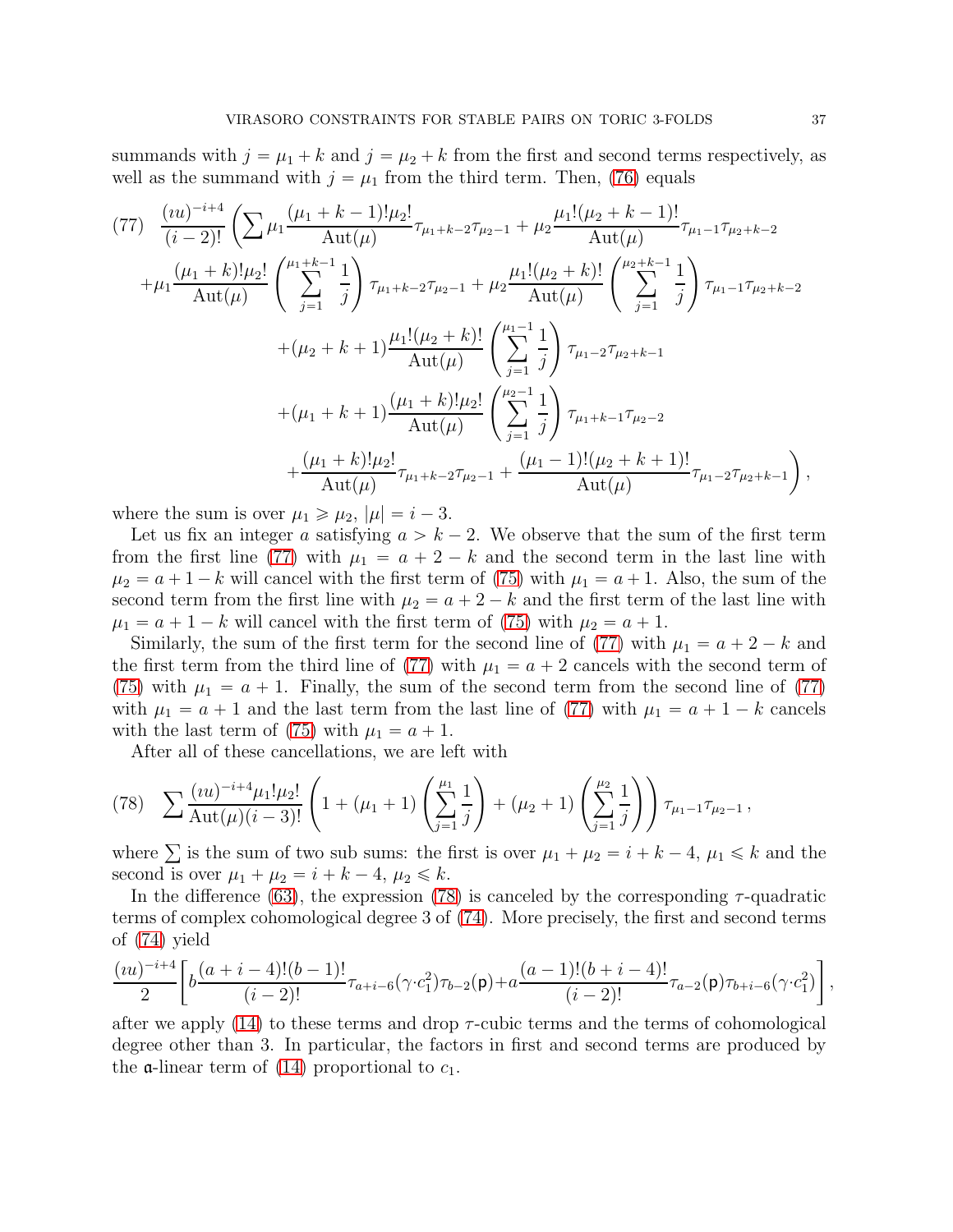summands with $j = \mu_1 + k$ and $j = \mu_2 + k$ from the first and second terms respectively, as well as the summand with $j = \mu_1$ from the third term. Then, (76) equals

$$
\begin{aligned}
(77)\quad \frac{(\imath u)^{-i+4}}{(i-2)!}\Bigg(\sum \mu_1 &\frac{(\mu_1+k-1)!\mu_2!}{\mathrm{Aut}(\mu)}\tau_{\mu_1+k-2}\tau_{\mu_2-1} + \mu_2\frac{\mu_1!(\mu_2+k-1)!}{\mathrm{Aut}(\mu)}\tau_{\mu_1-1}\tau_{\mu_2+k-2} \\
+\mu_1\frac{(\mu_1+k)!\mu_2!}{\mathrm{Aut}(\mu)}&\left(\sum_{j=1}^{\mu_1+k-1}\frac{1}{j}\right)\tau_{\mu_1+k-2}\tau_{\mu_2-1} + \mu_2\frac{\mu_1!(\mu_2+k)!}{\mathrm{Aut}(\mu)}\left(\sum_{j=1}^{\mu_2+k-1}\frac{1}{j}\right)\tau_{\mu_1-1}\tau_{\mu_2+k-2} \\
&+(\mu_2+k+1)\frac{\mu_1!(\mu_2+k)!}{\mathrm{Aut}(\mu)}\left(\sum_{j=1}^{\mu_1-1}\frac{1}{j}\right)\tau_{\mu_1-2}\tau_{\mu_2+k-1} \\
&+(\mu_1+k+1)\frac{(\mu_1+k)!\mu_2!}{\mathrm{Aut}(\mu)}\left(\sum_{j=1}^{\mu_2-1}\frac{1}{j}\right)\tau_{\mu_1+k-1}\tau_{\mu_2-2} \\
&+\frac{(\mu_1+k)!\mu_2!}{\mathrm{Aut}(\mu)}\tau_{\mu_1+k-2}\tau_{\mu_2-1} + \frac{(\mu_1-1)!(\mu_2+k+1)!}{\mathrm{Aut}(\mu)}\tau_{\mu_1-2}\tau_{\mu_2+k-1}\Bigg),
\end{aligned}
$$

where the sum is over $\mu_1 \geqslant \mu_2$, $|\mu| = i-3$.

Let us fix an integer $a$ satisfying $a > k-2$. We observe that the sum of the first term from the first line (77) with $\mu_1 = a+2-k$ and the second term in the last line with $\mu_2 = a+1-k$ will cancel with the first term of (75) with $\mu_1 = a+1$. Also, the sum of the second term from the first line with $\mu_2 = a+2-k$ and the first term of the last line with $\mu_1 = a+1-k$ will cancel with the first term of (75) with $\mu_2 = a+1$.

Similarly, the sum of the first term for the second line of (77) with $\mu_1 = a+2-k$ and the first term from the third line of (77) with $\mu_1 = a+2$ cancels with the second term of (75) with $\mu_1 = a+1$. Finally, the sum of the second term from the second line of (77) with $\mu_1 = a+1$ and the last term from the last line of (77) with $\mu_1 = a+1-k$ cancels with the last term of (75) with $\mu_1 = a+1$.

After all of these cancellations, we are left with

$$
(78)\quad \sum \frac{(\imath u)^{-i+4}\mu_1!\mu_2!}{\mathrm{Aut}(\mu)(i-3)!}\left(1+(\mu_1+1)\left(\sum_{j=1}^{\mu_1}\frac{1}{j}\right)+(\mu_2+1)\left(\sum_{j=1}^{\mu_2}\frac{1}{j}\right)\right)\tau_{\mu_1-1}\tau_{\mu_2-1},
$$

where $\sum$ is the sum of two sub sums: the first is over $\mu_1+\mu_2 = i+k-4$, $\mu_1 \leqslant k$ and the second is over $\mu_1+\mu_2 = i+k-4$, $\mu_2 \leqslant k$.

In the difference (63), the expression (78) is canceled by the corresponding $\tau$-quadratic terms of complex cohomological degree 3 of (74). More precisely, the first and second terms of (74) yield

$$
\frac{(\imath u)^{-i+4}}{2}\left[b\frac{(a+i-4)!(b-1)!}{(i-2)!}\tau_{a+i-6}(\gamma\cdot c_1^2)\tau_{b-2}(\mathsf{p}) + a\frac{(a-1)!(b+i-4)!}{(i-2)!}\tau_{a-2}(\mathsf{p})\tau_{b+i-6}(\gamma\cdot c_1^2)\right],
$$

after we apply (14) to these terms and drop $\tau$-cubic terms and the terms of cohomological degree other than 3. In particular, the factors in first and second terms are produced by the $\mathfrak{a}$-linear term of (14) proportional to $c_1$.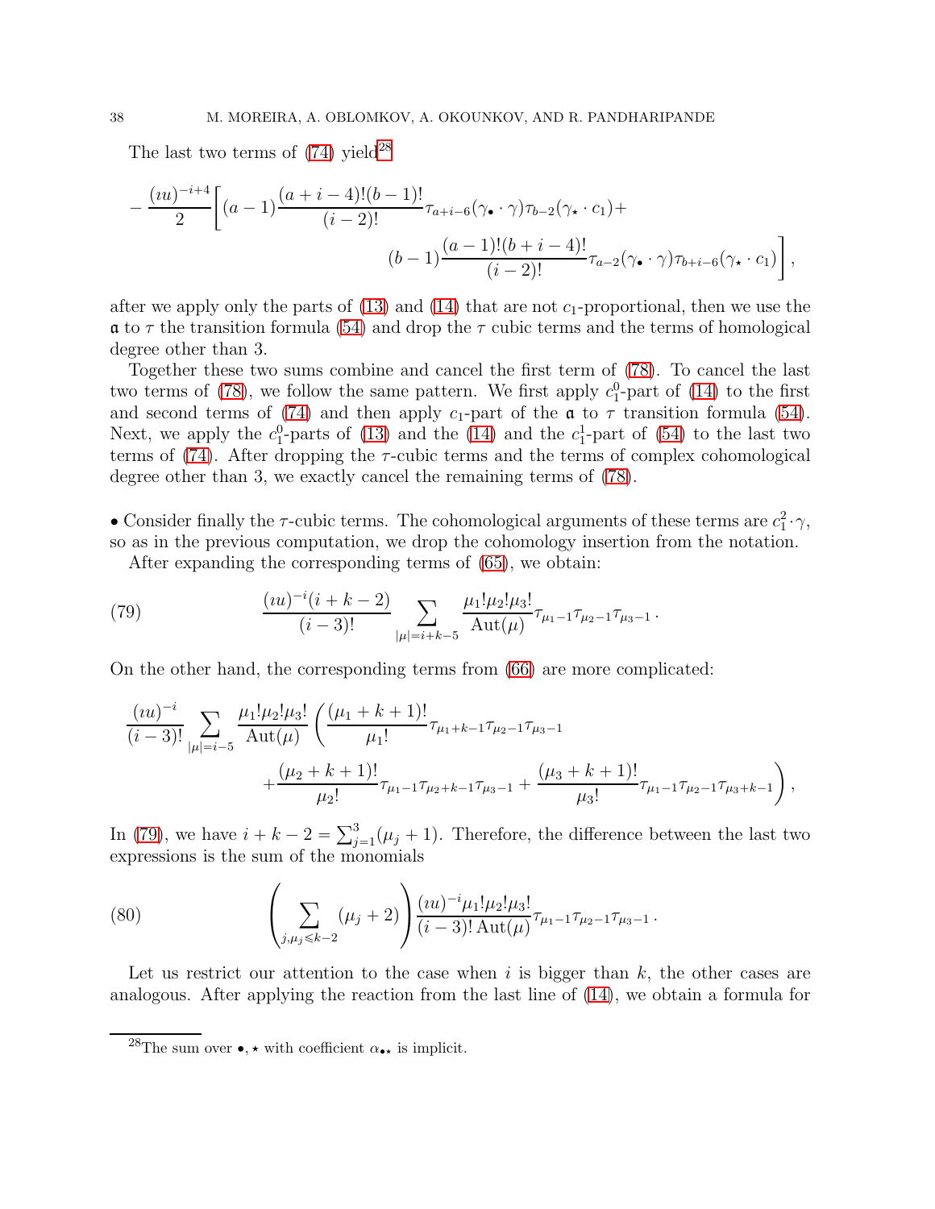The last two terms of (74) yield[28]

$$-\frac{(\imath u)^{-i+4}}{2}\Bigg[(a-1)\frac{(a+i-4)!(b-1)!}{(i-2)!}\tau_{a+i-6}(\gamma_\bullet\cdot\gamma)\tau_{b-2}(\gamma_\star\cdot c_1)+$$
$$(b-1)\frac{(a-1)!(b+i-4)!}{(i-2)!}\tau_{a-2}(\gamma_\bullet\cdot\gamma)\tau_{b+i-6}(\gamma_\star\cdot c_1)\Bigg],$$

after we apply only the parts of (13) and (14) that are not $c_1$-proportional, then we use the $\mathfrak{a}$ to $\tau$ the transition formula (54) and drop the $\tau$ cubic terms and the terms of homological degree other than 3.

Together these two sums combine and cancel the first term of (78). To cancel the last two terms of (78), we follow the same pattern. We first apply $c_1^0$-part of (14) to the first and second terms of (74) and then apply $c_1$-part of the $\mathfrak{a}$ to $\tau$ transition formula (54). Next, we apply the $c_1^0$-parts of (13) and the (14) and the $c_1^1$-part of (54) to the last two terms of (74). After dropping the $\tau$-cubic terms and the terms of complex cohomological degree other than 3, we exactly cancel the remaining terms of (78).

• Consider finally the $\tau$-cubic terms. The cohomological arguments of these terms are $c_1^2\cdot\gamma$, so as in the previous computation, we drop the cohomology insertion from the notation.

After expanding the corresponding terms of (65), we obtain:

$$\frac{(\imath u)^{-i}(i+k-2)}{(i-3)!}\sum_{|\mu|=i+k-5}\frac{\mu_1!\mu_2!\mu_3!}{\mathrm{Aut}(\mu)}\tau_{\mu_1-1}\tau_{\mu_2-1}\tau_{\mu_3-1}\,. \tag{79}$$

On the other hand, the corresponding terms from (66) are more complicated:

$$\frac{(\imath u)^{-i}}{(i-3)!}\sum_{|\mu|=i-5}\frac{\mu_1!\mu_2!\mu_3!}{\mathrm{Aut}(\mu)}\Bigg(\frac{(\mu_1+k+1)!}{\mu_1!}\tau_{\mu_1+k-1}\tau_{\mu_2-1}\tau_{\mu_3-1}$$
$$+\frac{(\mu_2+k+1)!}{\mu_2!}\tau_{\mu_1-1}\tau_{\mu_2+k-1}\tau_{\mu_3-1}+\frac{(\mu_3+k+1)!}{\mu_3!}\tau_{\mu_1-1}\tau_{\mu_2-1}\tau_{\mu_3+k-1}\Bigg),$$

In (79), we have $i+k-2=\sum_{j=1}^3(\mu_j+1)$. Therefore, the difference between the last two expressions is the sum of the monomials

$$\left(\sum_{j,\mu_j\leqslant k-2}(\mu_j+2)\right)\frac{(\imath u)^{-i}\mu_1!\mu_2!\mu_3!}{(i-3)!\,\mathrm{Aut}(\mu)}\tau_{\mu_1-1}\tau_{\mu_2-1}\tau_{\mu_3-1}\,. \tag{80}$$

Let us restrict our attention to the case when $i$ is bigger than $k$, the other cases are analogous. After applying the reaction from the last line of (14), we obtain a formula for

[28]The sum over $\bullet,\star$ with coefficient $\alpha_{\bullet\star}$ is implicit.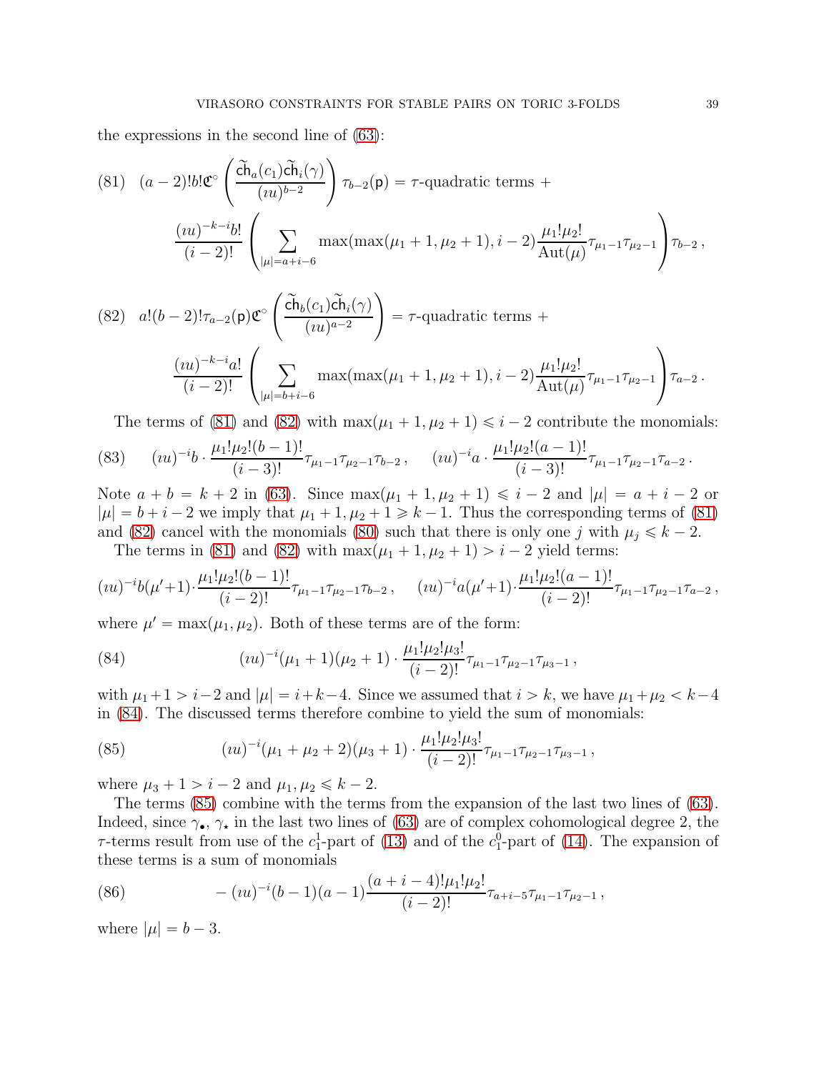the expressions in the second line of (63):

$$
(81)\quad (a-2)!b!\mathfrak{C}^\circ\left(\frac{\widetilde{\mathsf{ch}}_a(c_1)\widetilde{\mathsf{ch}}_i(\gamma)}{(\imath u)^{b-2}}\right)\tau_{b-2}(\mathsf{p}) = \tau\text{-quadratic terms } +
$$

$$
\frac{(\imath u)^{-k-i}b!}{(i-2)!}\left(\sum_{|\mu|=a+i-6}\max(\max(\mu_1+1,\mu_2+1),i-2)\frac{\mu_1!\mu_2!}{\mathrm{Aut}(\mu)}\tau_{\mu_1-1}\tau_{\mu_2-1}\right)\tau_{b-2}\,,
$$

$$
(82)\quad a!(b-2)!\tau_{a-2}(\mathsf{p})\mathfrak{C}^\circ\left(\frac{\widetilde{\mathsf{ch}}_b(c_1)\widetilde{\mathsf{ch}}_i(\gamma)}{(\imath u)^{a-2}}\right) = \tau\text{-quadratic terms } +
$$

$$
\frac{(\imath u)^{-k-i}a!}{(i-2)!}\left(\sum_{|\mu|=b+i-6}\max(\max(\mu_1+1,\mu_2+1),i-2)\frac{\mu_1!\mu_2!}{\mathrm{Aut}(\mu)}\tau_{\mu_1-1}\tau_{\mu_2-1}\right)\tau_{a-2}\,.
$$

The terms of (81) and (82) with $\max(\mu_1+1,\mu_2+1)\leqslant i-2$ contribute the monomials:

$$
(83)\qquad (\imath u)^{-i}b\cdot\frac{\mu_1!\mu_2!(b-1)!}{(i-3)!}\tau_{\mu_1-1}\tau_{\mu_2-1}\tau_{b-2}\,,\qquad (\imath u)^{-i}a\cdot\frac{\mu_1!\mu_2!(a-1)!}{(i-3)!}\tau_{\mu_1-1}\tau_{\mu_2-1}\tau_{a-2}\,.
$$

Note $a+b=k+2$ in (63). Since $\max(\mu_1+1,\mu_2+1)\leqslant i-2$ and $|\mu|=a+i-2$ or $|\mu|=b+i-2$ we imply that $\mu_1+1,\mu_2+1\geqslant k-1$. Thus the corresponding terms of (81) and (82) cancel with the monomials (80) such that there is only one $j$ with $\mu_j\leqslant k-2$.

The terms in (81) and (82) with $\max(\mu_1+1,\mu_2+1)>i-2$ yield terms:

$$
(\imath u)^{-i}b(\mu'+1)\cdot\frac{\mu_1!\mu_2!(b-1)!}{(i-2)!}\tau_{\mu_1-1}\tau_{\mu_2-1}\tau_{b-2}\,,\qquad (\imath u)^{-i}a(\mu'+1)\cdot\frac{\mu_1!\mu_2!(a-1)!}{(i-2)!}\tau_{\mu_1-1}\tau_{\mu_2-1}\tau_{a-2}\,,
$$

where $\mu'=\max(\mu_1,\mu_2)$. Both of these terms are of the form:

$$
(84)\qquad (\imath u)^{-i}(\mu_1+1)(\mu_2+1)\cdot\frac{\mu_1!\mu_2!\mu_3!}{(i-2)!}\tau_{\mu_1-1}\tau_{\mu_2-1}\tau_{\mu_3-1}\,,
$$

with $\mu_1+1>i-2$ and $|\mu|=i+k-4$. Since we assumed that $i>k$, we have $\mu_1+\mu_2<k-4$ in (84). The discussed terms therefore combine to yield the sum of monomials:

$$
(85)\qquad (\imath u)^{-i}(\mu_1+\mu_2+2)(\mu_3+1)\cdot\frac{\mu_1!\mu_2!\mu_3!}{(i-2)!}\tau_{\mu_1-1}\tau_{\mu_2-1}\tau_{\mu_3-1}\,,
$$

where $\mu_3+1>i-2$ and $\mu_1,\mu_2\leqslant k-2$.

The terms (85) combine with the terms from the expansion of the last two lines of (63). Indeed, since $\gamma_\bullet$, $\gamma_\star$ in the last two lines of (63) are of complex cohomological degree 2, the $\tau$-terms result from use of the $c_1^1$-part of (13) and of the $c_1^0$-part of (14). The expansion of these terms is a sum of monomials

$$
(86)\qquad -(\imath u)^{-i}(b-1)(a-1)\frac{(a+i-4)!\mu_1!\mu_2!}{(i-2)!}\tau_{a+i-5}\tau_{\mu_1-1}\tau_{\mu_2-1}\,,
$$

where $|\mu|=b-3$.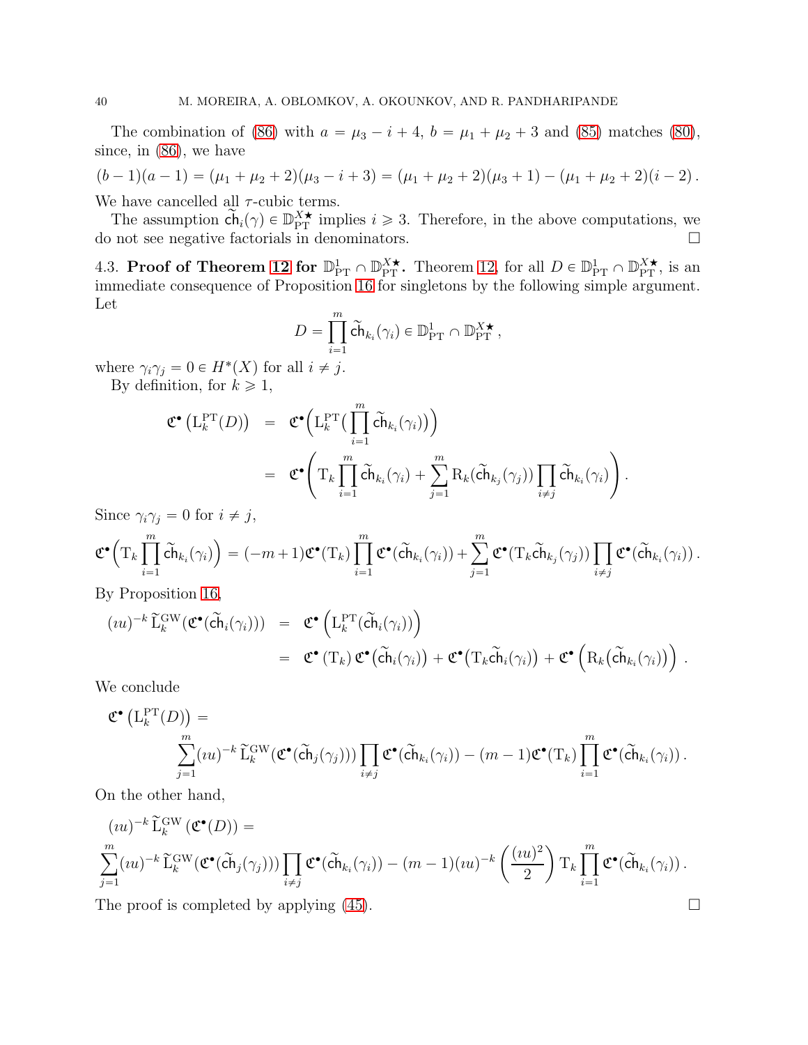The combination of (86) with $a = \mu_3 - i + 4$, $b = \mu_1 + \mu_2 + 3$ and (85) matches (80), since, in (86), we have

$$(b-1)(a-1) = (\mu_1 + \mu_2 + 2)(\mu_3 - i + 3) = (\mu_1 + \mu_2 + 2)(\mu_3 + 1) - (\mu_1 + \mu_2 + 2)(i - 2)\,.$$

We have cancelled all $\tau$-cubic terms.

The assumption $\widetilde{\mathsf{ch}}_i(\gamma) \in \mathbb{D}_{\mathrm{PT}}^{X\bigstar}$ implies $i \geqslant 3$. Therefore, in the above computations, we do not see negative factorials in denominators. $\square$

4.3. **Proof of Theorem 12 for $\mathbb{D}_{\mathrm{PT}}^1 \cap \mathbb{D}_{\mathrm{PT}}^{X\bigstar}$.** Theorem 12, for all $D \in \mathbb{D}_{\mathrm{PT}}^1 \cap \mathbb{D}_{\mathrm{PT}}^{X\bigstar}$, is an immediate consequence of Proposition 16 for singletons by the following simple argument. Let

$$D = \prod_{i=1}^{m} \widetilde{\mathsf{ch}}_{k_i}(\gamma_i) \in \mathbb{D}_{\mathrm{PT}}^1 \cap \mathbb{D}_{\mathrm{PT}}^{X\bigstar}\,,$$

where $\gamma_i \gamma_j = 0 \in H^*(X)$ for all $i \neq j$.

By definition, for $k \geqslant 1$,

$$\begin{aligned}
\mathfrak{C}^\bullet\left(\mathrm{L}_k^{\mathrm{PT}}(D)\right) &= \mathfrak{C}^\bullet\Big(\mathrm{L}_k^{\mathrm{PT}}\big(\prod_{i=1}^{m} \widetilde{\mathsf{ch}}_{k_i}(\gamma_i)\big)\Big) \\
&= \mathfrak{C}^\bullet\left(\mathrm{T}_k \prod_{i=1}^{m} \widetilde{\mathsf{ch}}_{k_i}(\gamma_i) + \sum_{j=1}^{m} \mathrm{R}_k(\widetilde{\mathsf{ch}}_{k_j}(\gamma_j)) \prod_{i \neq j} \widetilde{\mathsf{ch}}_{k_i}(\gamma_i)\right).
\end{aligned}$$

Since $\gamma_i \gamma_j = 0$ for $i \neq j$,

$$\mathfrak{C}^\bullet\Big(\mathrm{T}_k \prod_{i=1}^{m} \widetilde{\mathsf{ch}}_{k_i}(\gamma_i)\Big) = (-m+1)\mathfrak{C}^\bullet(\mathrm{T}_k) \prod_{i=1}^{m} \mathfrak{C}^\bullet(\widetilde{\mathsf{ch}}_{k_i}(\gamma_i)) + \sum_{j=1}^{m} \mathfrak{C}^\bullet(\mathrm{T}_k \widetilde{\mathsf{ch}}_{k_j}(\gamma_j)) \prod_{i \neq j} \mathfrak{C}^\bullet(\widetilde{\mathsf{ch}}_{k_i}(\gamma_i))\,.$$

By Proposition 16,

$$\begin{aligned}
(\imath u)^{-k}\, \widetilde{\mathrm{L}}_k^{\mathrm{GW}}(\mathfrak{C}^\bullet(\widetilde{\mathsf{ch}}_i(\gamma_i))) &= \mathfrak{C}^\bullet\left(\mathrm{L}_k^{\mathrm{PT}}(\widetilde{\mathsf{ch}}_i(\gamma_i))\right) \\
&= \mathfrak{C}^\bullet\left(\mathrm{T}_k\right) \mathfrak{C}^\bullet\big(\widetilde{\mathsf{ch}}_i(\gamma_i)\big) + \mathfrak{C}^\bullet\big(\mathrm{T}_k \widetilde{\mathsf{ch}}_i(\gamma_i)\big) + \mathfrak{C}^\bullet\left(\mathrm{R}_k\big(\widetilde{\mathsf{ch}}_{k_i}(\gamma_i)\big)\right)\,.
\end{aligned}$$

We conclude

$$\begin{aligned}
&\mathfrak{C}^\bullet\left(\mathrm{L}_k^{\mathrm{PT}}(D)\right) = \\
&\qquad \sum_{j=1}^{m} (\imath u)^{-k}\, \widetilde{\mathrm{L}}_k^{\mathrm{GW}}(\mathfrak{C}^\bullet(\widetilde{\mathsf{ch}}_j(\gamma_j))) \prod_{i \neq j} \mathfrak{C}^\bullet(\widetilde{\mathsf{ch}}_{k_i}(\gamma_i)) - (m-1)\mathfrak{C}^\bullet(\mathrm{T}_k) \prod_{i=1}^{m} \mathfrak{C}^\bullet(\widetilde{\mathsf{ch}}_{k_i}(\gamma_i))\,.
\end{aligned}$$

On the other hand,

$$\begin{aligned}
&(\imath u)^{-k}\, \widetilde{\mathrm{L}}_k^{\mathrm{GW}}\left(\mathfrak{C}^\bullet(D)\right) = \\
&\sum_{j=1}^{m} (\imath u)^{-k}\, \widetilde{\mathrm{L}}_k^{\mathrm{GW}}(\mathfrak{C}^\bullet(\widetilde{\mathsf{ch}}_j(\gamma_j))) \prod_{i \neq j} \mathfrak{C}^\bullet(\widetilde{\mathsf{ch}}_{k_i}(\gamma_i)) - (m-1)(\imath u)^{-k} \left(\frac{(\imath u)^2}{2}\right) \mathrm{T}_k \prod_{i=1}^{m} \mathfrak{C}^\bullet(\widetilde{\mathsf{ch}}_{k_i}(\gamma_i))\,.
\end{aligned}$$

The proof is completed by applying (45). $\square$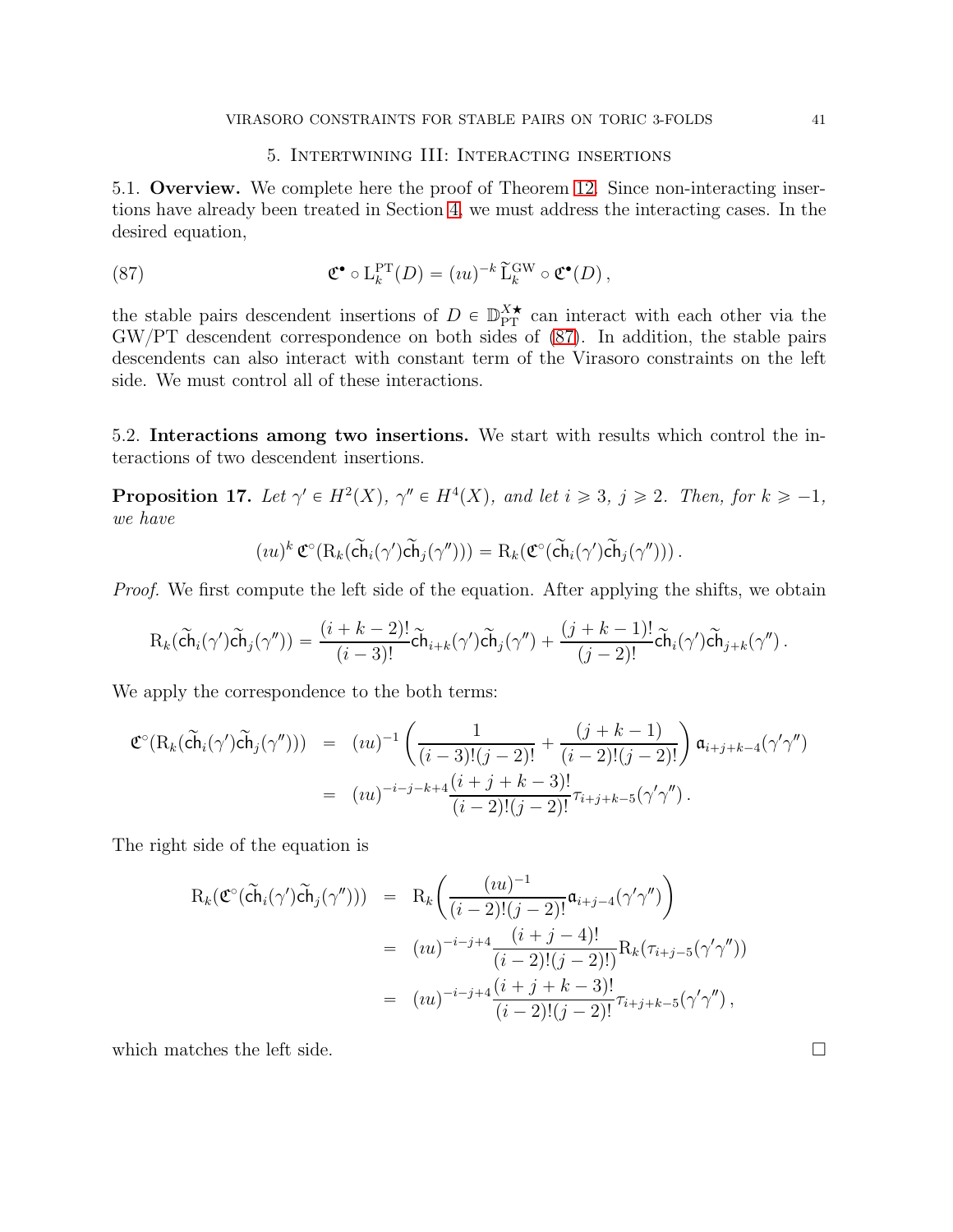## 5. Intertwining III: Interacting insertions

5.1. **Overview.** We complete here the proof of Theorem 12. Since non-interacting insertions have already been treated in Section 4, we must address the interacting cases. In the desired equation,

$$\mathfrak{C}^\bullet \circ \mathrm{L}_k^{\mathrm{PT}}(D) = (\imath u)^{-k}\, \widetilde{\mathrm{L}}_k^{\mathrm{GW}} \circ \mathfrak{C}^\bullet(D)\,, \tag{87}$$

the stable pairs descendent insertions of $D \in \mathbb{D}_{\mathrm{PT}}^{X\star}$ can interact with each other via the GW/PT descendent correspondence on both sides of (87). In addition, the stable pairs descendents can also interact with constant term of the Virasoro constraints on the left side. We must control all of these interactions.

5.2. **Interactions among two insertions.** We start with results which control the interactions of two descendent insertions.

**Proposition 17.** *Let $\gamma' \in H^2(X)$, $\gamma'' \in H^4(X)$, and let $i \geqslant 3$, $j \geqslant 2$. Then, for $k \geqslant -1$, we have*

$$(\imath u)^k\, \mathfrak{C}^\circ(\mathrm{R}_k(\widetilde{\mathsf{ch}}_i(\gamma')\widetilde{\mathsf{ch}}_j(\gamma''))) = \mathrm{R}_k(\mathfrak{C}^\circ(\widetilde{\mathsf{ch}}_i(\gamma')\widetilde{\mathsf{ch}}_j(\gamma'')))\,.$$

*Proof.* We first compute the left side of the equation. After applying the shifts, we obtain

$$\mathrm{R}_k(\widetilde{\mathsf{ch}}_i(\gamma')\widetilde{\mathsf{ch}}_j(\gamma'')) = \frac{(i+k-2)!}{(i-3)!}\widetilde{\mathsf{ch}}_{i+k}(\gamma')\widetilde{\mathsf{ch}}_j(\gamma'') + \frac{(j+k-1)!}{(j-2)!}\widetilde{\mathsf{ch}}_i(\gamma')\widetilde{\mathsf{ch}}_{j+k}(\gamma'')\,.$$

We apply the correspondence to the both terms:

$$\begin{aligned}
\mathfrak{C}^\circ(\mathrm{R}_k(\widetilde{\mathsf{ch}}_i(\gamma')\widetilde{\mathsf{ch}}_j(\gamma''))) &= (\imath u)^{-1}\left(\frac{1}{(i-3)!(j-2)!} + \frac{(j+k-1)}{(i-2)!(j-2)!}\right)\mathfrak{a}_{i+j+k-4}(\gamma'\gamma'') \\
&= (\imath u)^{-i-j-k+4}\frac{(i+j+k-3)!}{(i-2)!(j-2)!}\tau_{i+j+k-5}(\gamma'\gamma'')\,.
\end{aligned}$$

The right side of the equation is

$$\begin{aligned}
\mathrm{R}_k(\mathfrak{C}^\circ(\widetilde{\mathsf{ch}}_i(\gamma')\widetilde{\mathsf{ch}}_j(\gamma''))) &= \mathrm{R}_k\left(\frac{(\imath u)^{-1}}{(i-2)!(j-2)!}\mathfrak{a}_{i+j-4}(\gamma'\gamma'')\right) \\
&= (\imath u)^{-i-j+4}\frac{(i+j-4)!}{(i-2)!(j-2)!)}\mathrm{R}_k(\tau_{i+j-5}(\gamma'\gamma'')) \\
&= (\imath u)^{-i-j+4}\frac{(i+j+k-3)!}{(i-2)!(j-2)!}\tau_{i+j+k-5}(\gamma'\gamma'')\,,
\end{aligned}$$

which matches the left side. $\square$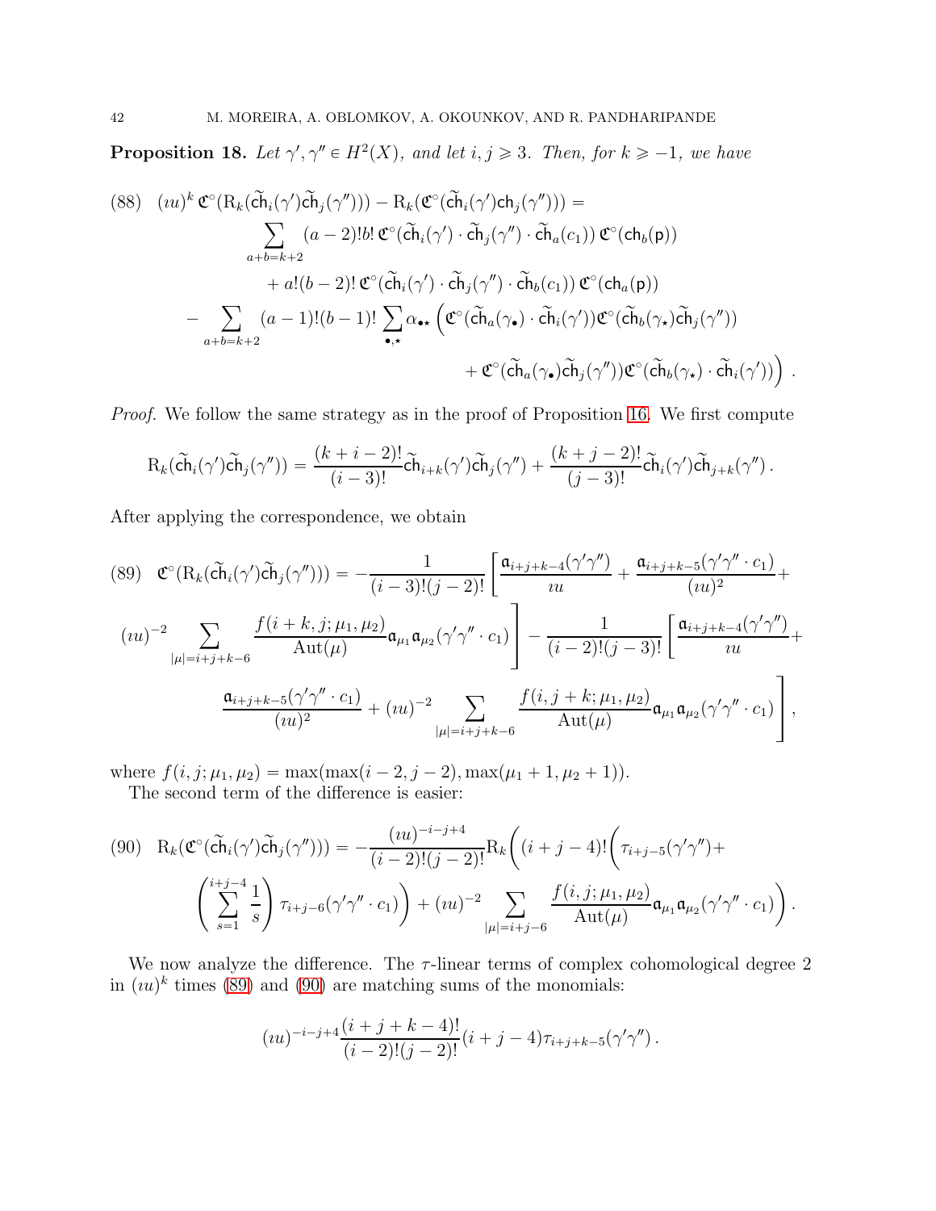**Proposition 18.** *Let $\gamma', \gamma'' \in H^2(X)$, and let $i, j \geqslant 3$. Then, for $k \geqslant -1$, we have*

$$
\begin{aligned}
(88)\quad (\imath u)^k\, \mathfrak{C}^\circ(\mathrm{R}_k(\widetilde{\mathsf{ch}}_i(\gamma')\widetilde{\mathsf{ch}}_j(\gamma''))) - \mathrm{R}_k(\mathfrak{C}^\circ(\widetilde{\mathsf{ch}}_i(\gamma')\mathsf{ch}_j(\gamma''))) = \\
\sum_{a+b=k+2} (a-2)!b!\, \mathfrak{C}^\circ(\widetilde{\mathsf{ch}}_i(\gamma') \cdot \widetilde{\mathsf{ch}}_j(\gamma'') \cdot \widetilde{\mathsf{ch}}_a(c_1))\, \mathfrak{C}^\circ(\mathsf{ch}_b(\mathsf{p})) \\
+ a!(b-2)!\, \mathfrak{C}^\circ(\widetilde{\mathsf{ch}}_i(\gamma') \cdot \widetilde{\mathsf{ch}}_j(\gamma'') \cdot \widetilde{\mathsf{ch}}_b(c_1))\, \mathfrak{C}^\circ(\mathsf{ch}_a(\mathsf{p})) \\
- \sum_{a+b=k+2} (a-1)!(b-1)! \sum_{\bullet,\star} \alpha_{\bullet\star} \Big( \mathfrak{C}^\circ(\widetilde{\mathsf{ch}}_a(\gamma_\bullet) \cdot \widetilde{\mathsf{ch}}_i(\gamma'))\mathfrak{C}^\circ(\widetilde{\mathsf{ch}}_b(\gamma_\star)\widetilde{\mathsf{ch}}_j(\gamma'')) \\
+ \mathfrak{C}^\circ(\widetilde{\mathsf{ch}}_a(\gamma_\bullet)\widetilde{\mathsf{ch}}_j(\gamma''))\mathfrak{C}^\circ(\widetilde{\mathsf{ch}}_b(\gamma_\star) \cdot \widetilde{\mathsf{ch}}_i(\gamma')) \Big)\,.
\end{aligned}
$$

*Proof.* We follow the same strategy as in the proof of Proposition 16. We first compute

$$
\mathrm{R}_k(\widetilde{\mathsf{ch}}_i(\gamma')\widetilde{\mathsf{ch}}_j(\gamma'')) = \frac{(k+i-2)!}{(i-3)!}\widetilde{\mathsf{ch}}_{i+k}(\gamma')\widetilde{\mathsf{ch}}_j(\gamma'') + \frac{(k+j-2)!}{(j-3)!}\widetilde{\mathsf{ch}}_i(\gamma')\widetilde{\mathsf{ch}}_{j+k}(\gamma'')\,.
$$

After applying the correspondence, we obtain

$$
\begin{aligned}
(89)\quad \mathfrak{C}^\circ(\mathrm{R}_k(\widetilde{\mathsf{ch}}_i(\gamma')\widetilde{\mathsf{ch}}_j(\gamma''))) = -\frac{1}{(i-3)!(j-2)!}\Bigg[ \frac{\mathfrak{a}_{i+j+k-4}(\gamma'\gamma'')}{\imath u} + \frac{\mathfrak{a}_{i+j+k-5}(\gamma'\gamma''\cdot c_1)}{(\imath u)^2} + \\
(\imath u)^{-2} \sum_{|\mu|=i+j+k-6} \frac{f(i+k,j;\mu_1,\mu_2)}{\mathrm{Aut}(\mu)}\mathfrak{a}_{\mu_1}\mathfrak{a}_{\mu_2}(\gamma'\gamma''\cdot c_1) \Bigg] - \frac{1}{(i-2)!(j-3)!}\Bigg[ \frac{\mathfrak{a}_{i+j+k-4}(\gamma'\gamma'')}{\imath u} + \\
\frac{\mathfrak{a}_{i+j+k-5}(\gamma'\gamma''\cdot c_1)}{(\imath u)^2} + (\imath u)^{-2} \sum_{|\mu|=i+j+k-6} \frac{f(i,j+k;\mu_1,\mu_2)}{\mathrm{Aut}(\mu)}\mathfrak{a}_{\mu_1}\mathfrak{a}_{\mu_2}(\gamma'\gamma''\cdot c_1) \Bigg],
\end{aligned}
$$

where $f(i,j;\mu_1,\mu_2) = \max(\max(i-2,j-2), \max(\mu_1+1,\mu_2+1))$.

The second term of the difference is easier:

$$
\begin{aligned}
(90)\quad \mathrm{R}_k(\mathfrak{C}^\circ(\widetilde{\mathsf{ch}}_i(\gamma')\widetilde{\mathsf{ch}}_j(\gamma''))) = -\frac{(\imath u)^{-i-j+4}}{(i-2)!(j-2)!}\mathrm{R}_k\Bigg( (i+j-4)!\Bigg( \tau_{i+j-5}(\gamma'\gamma'') + \\
\left( \sum_{s=1}^{i+j-4} \frac{1}{s} \right) \tau_{i+j-6}(\gamma'\gamma''\cdot c_1) \Bigg) + (\imath u)^{-2} \sum_{|\mu|=i+j-6} \frac{f(i,j;\mu_1,\mu_2)}{\mathrm{Aut}(\mu)}\mathfrak{a}_{\mu_1}\mathfrak{a}_{\mu_2}(\gamma'\gamma''\cdot c_1) \Bigg).
\end{aligned}
$$

We now analyze the difference. The $\tau$-linear terms of complex cohomological degree 2 in $(\imath u)^k$ times (89) and (90) are matching sums of the monomials:

$$
(\imath u)^{-i-j+4}\frac{(i+j+k-4)!}{(i-2)!(j-2)!}(i+j-4)\tau_{i+j+k-5}(\gamma'\gamma'')\,.
$$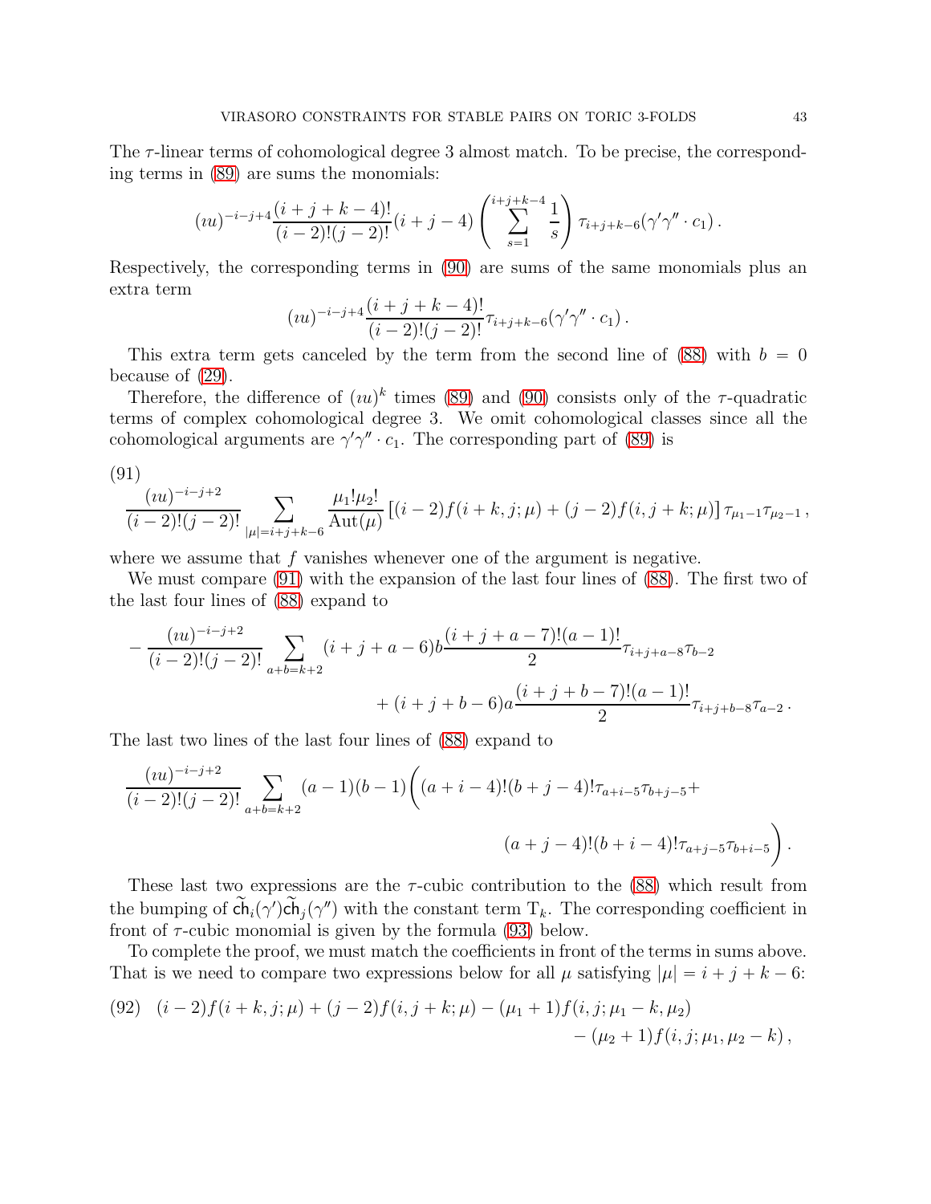The $\tau$-linear terms of cohomological degree 3 almost match. To be precise, the corresponding terms in (89) are sums the monomials:

$$(\imath u)^{-i-j+4}\frac{(i+j+k-4)!}{(i-2)!(j-2)!}(i+j-4)\left(\sum_{s=1}^{i+j+k-4}\frac{1}{s}\right)\tau_{i+j+k-6}(\gamma'\gamma''\cdot c_1)\,.$$

Respectively, the corresponding terms in (90) are sums of the same monomials plus an extra term

$$(\imath u)^{-i-j+4}\frac{(i+j+k-4)!}{(i-2)!(j-2)!}\tau_{i+j+k-6}(\gamma'\gamma''\cdot c_1)\,.$$

This extra term gets canceled by the term from the second line of (88) with $b=0$ because of (29).

Therefore, the difference of $(\imath u)^k$ times (89) and (90) consists only of the $\tau$-quadratic terms of complex cohomological degree 3. We omit cohomological classes since all the cohomological arguments are $\gamma'\gamma''\cdot c_1$. The corresponding part of (89) is

$$\frac{(\imath u)^{-i-j+2}}{(i-2)!(j-2)!}\sum_{|\mu|=i+j+k-6}\frac{\mu_1!\mu_2!}{\mathrm{Aut}(\mu)}\left[(i-2)f(i+k,j;\mu)+(j-2)f(i,j+k;\mu)\right]\tau_{\mu_1-1}\tau_{\mu_2-1}\,, \tag{91}$$

where we assume that $f$ vanishes whenever one of the argument is negative.

We must compare (91) with the expansion of the last four lines of (88). The first two of the last four lines of (88) expand to

$$-\frac{(\imath u)^{-i-j+2}}{(i-2)!(j-2)!}\sum_{a+b=k+2}(i+j+a-6)b\frac{(i+j+a-7)!(a-1)!}{2}\tau_{i+j+a-8}\tau_{b-2}$$
$$+(i+j+b-6)a\frac{(i+j+b-7)!(a-1)!}{2}\tau_{i+j+b-8}\tau_{a-2}\,.$$

The last two lines of the last four lines of (88) expand to

$$\frac{(\imath u)^{-i-j+2}}{(i-2)!(j-2)!}\sum_{a+b=k+2}(a-1)(b-1)\Bigg((a+i-4)!(b+j-4)!\tau_{a+i-5}\tau_{b+j-5}+$$
$$(a+j-4)!(b+i-4)!\tau_{a+j-5}\tau_{b+i-5}\Bigg)\,.$$

These last two expressions are the $\tau$-cubic contribution to the (88) which result from the bumping of $\widetilde{\mathsf{ch}}_i(\gamma')\widetilde{\mathsf{ch}}_j(\gamma'')$ with the constant term $\mathrm{T}_k$. The corresponding coefficient in front of $\tau$-cubic monomial is given by the formula (93) below.

To complete the proof, we must match the coefficients in front of the terms in sums above. That is we need to compare two expressions below for all $\mu$ satisfying $|\mu|=i+j+k-6$:

$$(i-2)f(i+k,j;\mu)+(j-2)f(i,j+k;\mu)-(\mu_1+1)f(i,j;\mu_1-k,\mu_2)$$
$$-(\mu_2+1)f(i,j;\mu_1,\mu_2-k)\,, \tag{92}$$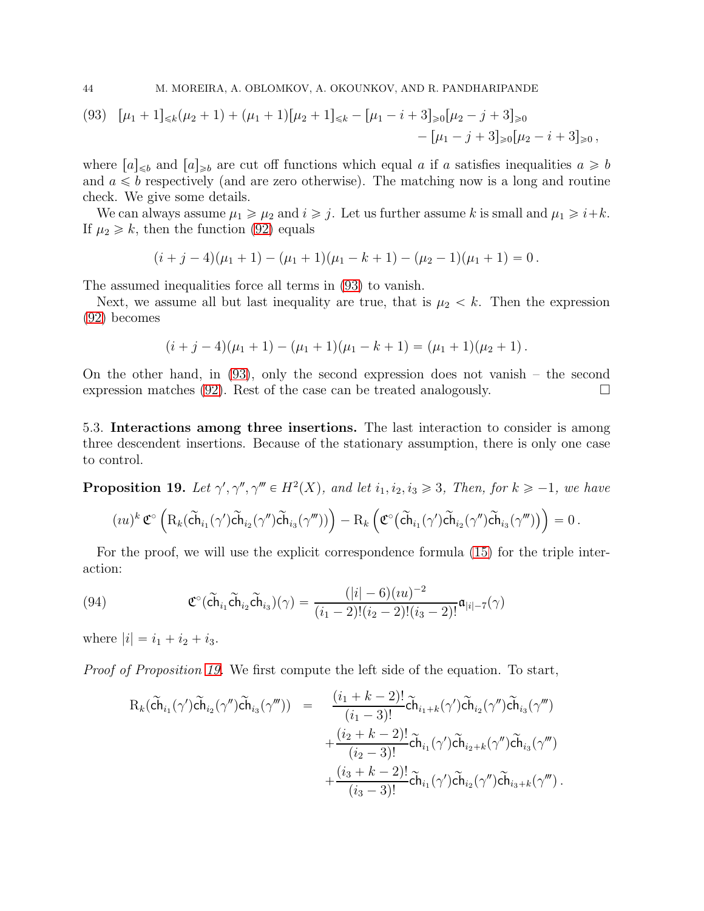$$
(93)\quad [\mu_1+1]_{\leqslant k}(\mu_2+1)+(\mu_1+1)[\mu_2+1]_{\leqslant k}-[\mu_1-i+3]_{\geqslant 0}[\mu_2-j+3]_{\geqslant 0} \\ -[\mu_1-j+3]_{\geqslant 0}[\mu_2-i+3]_{\geqslant 0}\,,
$$

where $[a]_{\leqslant b}$ and $[a]_{\geqslant b}$ are cut off functions which equal $a$ if $a$ satisfies inequalities $a \geqslant b$ and $a \leqslant b$ respectively (and are zero otherwise). The matching now is a long and routine check. We give some details.

We can always assume $\mu_1 \geqslant \mu_2$ and $i \geqslant j$. Let us further assume $k$ is small and $\mu_1 \geqslant i+k$. If $\mu_2 \geqslant k$, then the function (92) equals

$$
(i+j-4)(\mu_1+1)-(\mu_1+1)(\mu_1-k+1)-(\mu_2-1)(\mu_1+1)=0\,.
$$

The assumed inequalities force all terms in (93) to vanish.

Next, we assume all but last inequality are true, that is $\mu_2 < k$. Then the expression (92) becomes

$$
(i+j-4)(\mu_1+1)-(\mu_1+1)(\mu_1-k+1)=(\mu_1+1)(\mu_2+1)\,.
$$

On the other hand, in (93), only the second expression does not vanish – the second expression matches (92). Rest of the case can be treated analogously. $\square$

5.3. **Interactions among three insertions.** The last interaction to consider is among three descendent insertions. Because of the stationary assumption, there is only one case to control.

**Proposition 19.** *Let $\gamma', \gamma'', \gamma''' \in H^2(X)$, and let $i_1, i_2, i_3 \geqslant 3$, Then, for $k \geqslant -1$, we have*

$$
(\imath u)^k\, \mathfrak{C}^\circ\left(\mathrm{R}_k(\widetilde{\mathsf{ch}}_{i_1}(\gamma')\widetilde{\mathsf{ch}}_{i_2}(\gamma'')\widetilde{\mathsf{ch}}_{i_3}(\gamma'''))\right)-\mathrm{R}_k\left(\mathfrak{C}^\circ(\widetilde{\mathsf{ch}}_{i_1}(\gamma')\widetilde{\mathsf{ch}}_{i_2}(\gamma'')\widetilde{\mathsf{ch}}_{i_3}(\gamma'''))\right)=0\,.
$$

For the proof, we will use the explicit correspondence formula (15) for the triple interaction:

$$
(94)\qquad \mathfrak{C}^\circ(\widetilde{\mathsf{ch}}_{i_1}\widetilde{\mathsf{ch}}_{i_2}\widetilde{\mathsf{ch}}_{i_3})(\gamma)=\frac{(|i|-6)(\imath u)^{-2}}{(i_1-2)!(i_2-2)!(i_3-2)!}\mathfrak{a}_{|i|-7}(\gamma)
$$

where $|i| = i_1 + i_2 + i_3$.

*Proof of Proposition 19.* We first compute the left side of the equation. To start,

$$
\begin{aligned}
\mathrm{R}_k(\widetilde{\mathsf{ch}}_{i_1}(\gamma')\widetilde{\mathsf{ch}}_{i_2}(\gamma'')\widetilde{\mathsf{ch}}_{i_3}(\gamma''')) \;=\;& \frac{(i_1+k-2)!}{(i_1-3)!}\widetilde{\mathsf{ch}}_{i_1+k}(\gamma')\widetilde{\mathsf{ch}}_{i_2}(\gamma'')\widetilde{\mathsf{ch}}_{i_3}(\gamma''')\\
&+\frac{(i_2+k-2)!}{(i_2-3)!}\widetilde{\mathsf{ch}}_{i_1}(\gamma')\widetilde{\mathsf{ch}}_{i_2+k}(\gamma'')\widetilde{\mathsf{ch}}_{i_3}(\gamma''')\\
&+\frac{(i_3+k-2)!}{(i_3-3)!}\widetilde{\mathsf{ch}}_{i_1}(\gamma')\widetilde{\mathsf{ch}}_{i_2}(\gamma'')\widetilde{\mathsf{ch}}_{i_3+k}(\gamma''')\,.
\end{aligned}
$$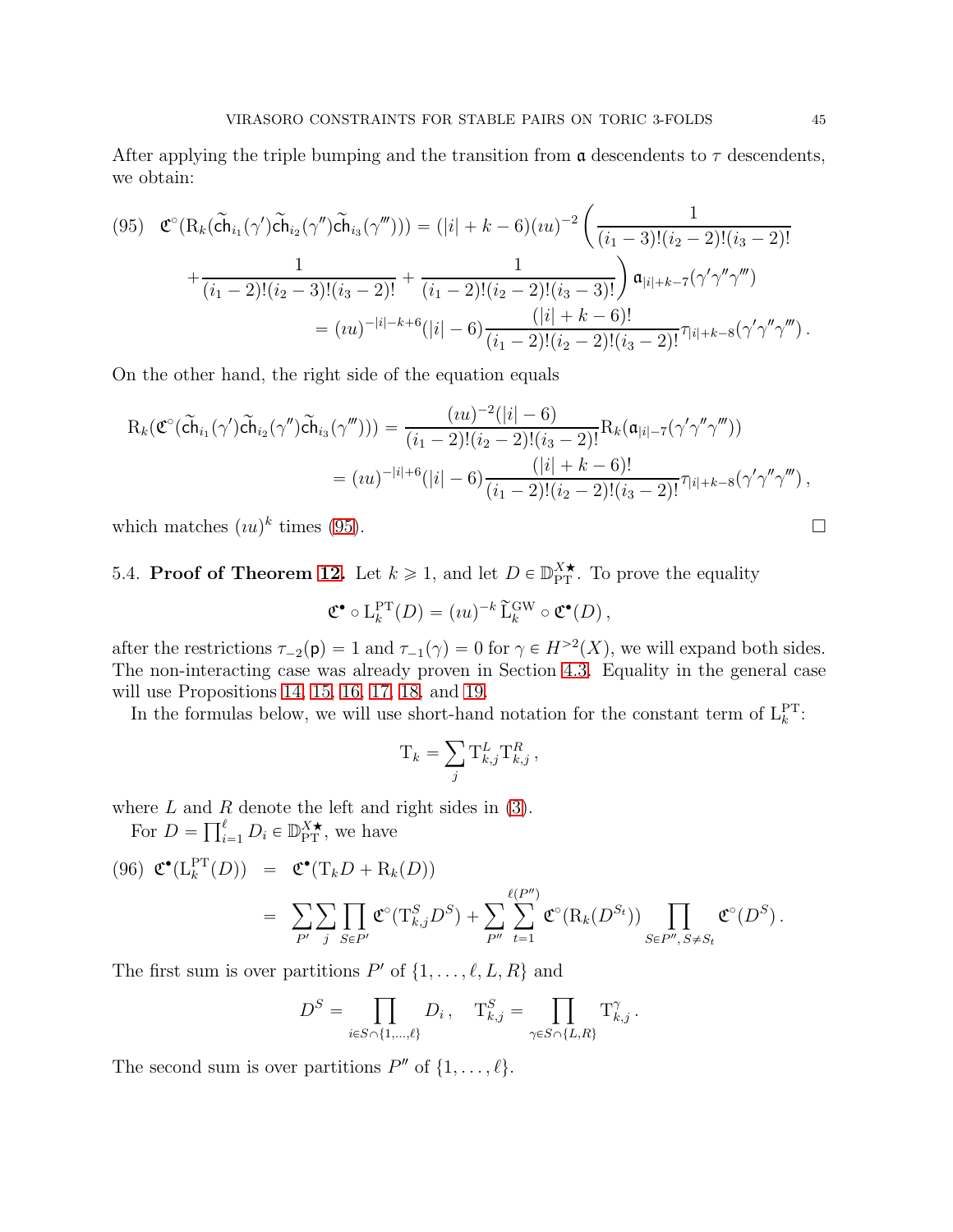After applying the triple bumping and the transition from $\mathfrak{a}$ descendents to $\tau$ descendents, we obtain:

$$
\begin{aligned}
(95)\quad \mathfrak{C}^\circ(\mathrm{R}_k(\widetilde{\mathsf{ch}}_{i_1}(\gamma')\widetilde{\mathsf{ch}}_{i_2}(\gamma'')\widetilde{\mathsf{ch}}_{i_3}(\gamma'''))) &= (|i|+k-6)(\imath u)^{-2}\left(\frac{1}{(i_1-3)!(i_2-2)!(i_3-2)!}\right. \\
&\quad \left.+\frac{1}{(i_1-2)!(i_2-3)!(i_3-2)!}+\frac{1}{(i_1-2)!(i_2-2)!(i_3-3)!}\right)\mathfrak{a}_{|i|+k-7}(\gamma'\gamma''\gamma''') \\
&= (\imath u)^{-|i|-k+6}(|i|-6)\frac{(|i|+k-6)!}{(i_1-2)!(i_2-2)!(i_3-2)!}\tau_{|i|+k-8}(\gamma'\gamma''\gamma''')\,.
\end{aligned}
$$

On the other hand, the right side of the equation equals

$$
\begin{aligned}
\mathrm{R}_k(\mathfrak{C}^\circ(\widetilde{\mathsf{ch}}_{i_1}(\gamma')\widetilde{\mathsf{ch}}_{i_2}(\gamma'')\widetilde{\mathsf{ch}}_{i_3}(\gamma'''))) &= \frac{(\imath u)^{-2}(|i|-6)}{(i_1-2)!(i_2-2)!(i_3-2)!}\mathrm{R}_k(\mathfrak{a}_{|i|-7}(\gamma'\gamma''\gamma''')) \\
&= (\imath u)^{-|i|+6}(|i|-6)\frac{(|i|+k-6)!}{(i_1-2)!(i_2-2)!(i_3-2)!}\tau_{|i|+k-8}(\gamma'\gamma''\gamma''')\,,
\end{aligned}
$$

which matches $(\imath u)^k$ times (95). □

5.4. **Proof of Theorem 12.** Let $k \geqslant 1$, and let $D \in \mathbb{D}_{\mathrm{PT}}^{X\star}$. To prove the equality

$$
\mathfrak{C}^\bullet \circ \mathrm{L}_k^{\mathrm{PT}}(D) = (\imath u)^{-k}\,\widetilde{\mathrm{L}}_k^{\mathrm{GW}} \circ \mathfrak{C}^\bullet(D)\,,
$$

after the restrictions $\tau_{-2}(\mathsf{p}) = 1$ and $\tau_{-1}(\gamma) = 0$ for $\gamma \in H^{>2}(X)$, we will expand both sides. The non-interacting case was already proven in Section 4.3. Equality in the general case will use Propositions 14, 15, 16, 17, 18, and 19.

In the formulas below, we will use short-hand notation for the constant term of $\mathrm{L}_k^{\mathrm{PT}}$:

$$
\mathrm{T}_k = \sum_j \mathrm{T}_{k,j}^L \mathrm{T}_{k,j}^R\,,
$$

where $L$ and $R$ denote the left and right sides in (3).

For $D = \prod_{i=1}^{\ell} D_i \in \mathbb{D}_{\mathrm{PT}}^{X\star}$, we have

$$
\begin{aligned}
(96)\quad \mathfrak{C}^\bullet(\mathrm{L}_k^{\mathrm{PT}}(D)) &= \mathfrak{C}^\bullet(\mathrm{T}_k D + \mathrm{R}_k(D)) \\
&= \sum_{P'}\sum_j \prod_{S\in P'} \mathfrak{C}^\circ(\mathrm{T}_{k,j}^S D^S) + \sum_{P''}\sum_{t=1}^{\ell(P'')} \mathfrak{C}^\circ(\mathrm{R}_k(D^{S_t})) \prod_{S\in P'',\, S\neq S_t} \mathfrak{C}^\circ(D^S)\,.
\end{aligned}
$$

The first sum is over partitions $P'$ of $\{1,\ldots,\ell,L,R\}$ and

$$
D^S = \prod_{i\in S\cap\{1,\ldots,\ell\}} D_i\,, \quad \mathrm{T}_{k,j}^S = \prod_{\gamma\in S\cap\{L,R\}} \mathrm{T}_{k,j}^\gamma\,.
$$

The second sum is over partitions $P''$ of $\{1,\ldots,\ell\}$.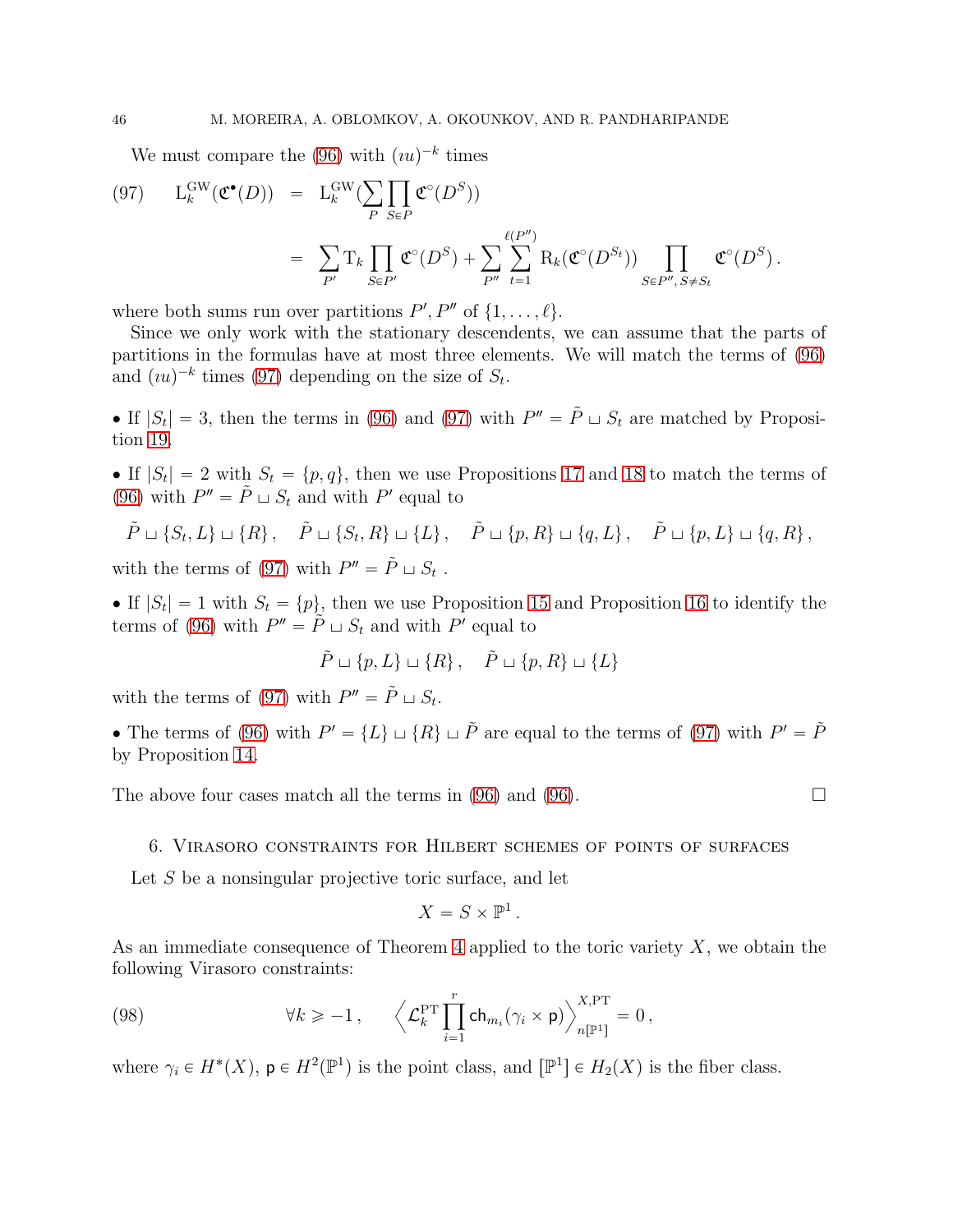We must compare the (96) with $(\imath u)^{-k}$ times

$$
\text{(97)} \qquad \mathrm{L}_k^{\mathrm{GW}}(\mathfrak{C}^\bullet(D)) = \mathrm{L}_k^{\mathrm{GW}}\Big(\sum_P \prod_{S\in P} \mathfrak{C}^\circ(D^S)\Big)
$$

$$
= \sum_{P'} \mathrm{T}_k \prod_{S\in P'} \mathfrak{C}^\circ(D^S) + \sum_{P''} \sum_{t=1}^{\ell(P'')} \mathrm{R}_k(\mathfrak{C}^\circ(D^{S_t})) \prod_{S\in P'',\, S\neq S_t} \mathfrak{C}^\circ(D^S)\,.
$$

where both sums run over partitions $P', P''$ of $\{1,\ldots,\ell\}$.

Since we only work with the stationary descendents, we can assume that the parts of partitions in the formulas have at most three elements. We will match the terms of (96) and $(\imath u)^{-k}$ times (97) depending on the size of $S_t$.

• If $|S_t| = 3$, then the terms in (96) and (97) with $P'' = \tilde{P} \sqcup S_t$ are matched by Proposition 19.

• If $|S_t| = 2$ with $S_t = \{p,q\}$, then we use Propositions 17 and 18 to match the terms of (96) with $P'' = \tilde{P} \sqcup S_t$ and with $P'$ equal to

$$
\tilde{P} \sqcup \{S_t, L\} \sqcup \{R\}\,, \quad \tilde{P} \sqcup \{S_t, R\} \sqcup \{L\}\,, \quad \tilde{P} \sqcup \{p, R\} \sqcup \{q, L\}\,, \quad \tilde{P} \sqcup \{p, L\} \sqcup \{q, R\}\,,
$$

with the terms of (97) with $P'' = \tilde{P} \sqcup S_t$ .

• If $|S_t| = 1$ with $S_t = \{p\}$, then we use Proposition 15 and Proposition 16 to identify the terms of (96) with $P'' = \tilde{P} \sqcup S_t$ and with $P'$ equal to

$$
\tilde{P} \sqcup \{p, L\} \sqcup \{R\}\,, \quad \tilde{P} \sqcup \{p, R\} \sqcup \{L\}
$$

with the terms of (97) with $P'' = \tilde{P} \sqcup S_t$.

• The terms of (96) with $P' = \{L\} \sqcup \{R\} \sqcup \tilde{P}$ are equal to the terms of (97) with $P' = \tilde{P}$ by Proposition 14.

The above four cases match all the terms in (96) and (96). ◻

## 6. Virasoro constraints for Hilbert schemes of points of surfaces

Let $S$ be a nonsingular projective toric surface, and let

$$
X = S \times \mathbb{P}^1\,.
$$

As an immediate consequence of Theorem 4 applied to the toric variety $X$, we obtain the following Virasoro constraints:

$$
\text{(98)} \qquad \forall k \geqslant -1\,, \qquad \Big\langle \mathcal{L}_k^{\mathrm{PT}} \prod_{i=1}^r \mathsf{ch}_{m_i}(\gamma_i \times \mathsf{p}) \Big\rangle_{n[\mathbb{P}^1]}^{X,\mathrm{PT}} = 0\,,
$$

where $\gamma_i \in H^*(X)$, $\mathsf{p} \in H^2(\mathbb{P}^1)$ is the point class, and $[\mathbb{P}^1] \in H_2(X)$ is the fiber class.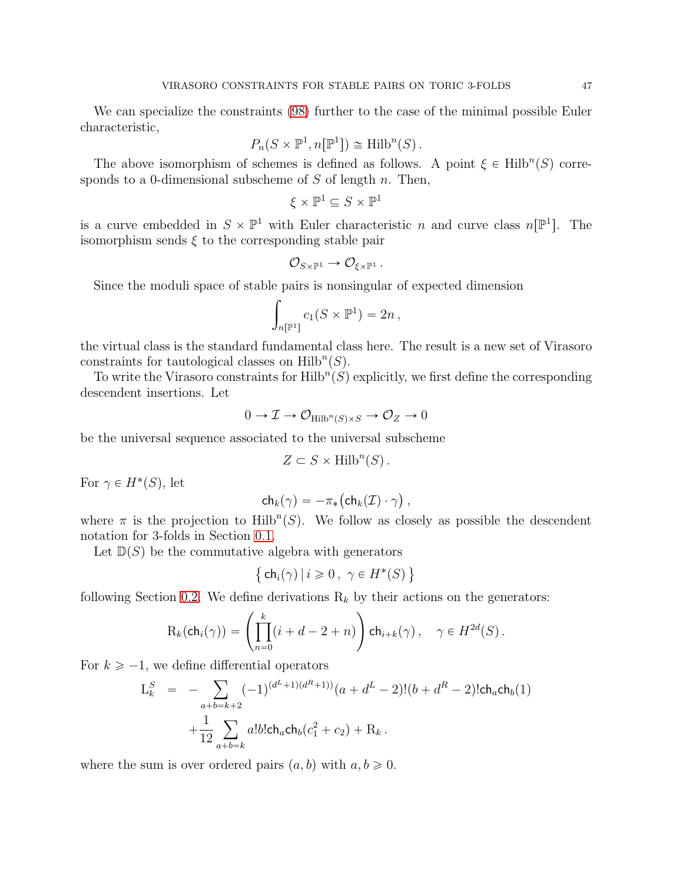We can specialize the constraints (98) further to the case of the minimal possible Euler characteristic,

$$P_n(S \times \mathbb{P}^1, n[\mathbb{P}^1]) \cong \mathrm{Hilb}^n(S)\,.$$

The above isomorphism of schemes is defined as follows. A point $\xi \in \mathrm{Hilb}^n(S)$ corresponds to a 0-dimensional subscheme of $S$ of length $n$. Then,

$$\xi \times \mathbb{P}^1 \subseteq S \times \mathbb{P}^1$$

is a curve embedded in $S \times \mathbb{P}^1$ with Euler characteristic $n$ and curve class $n[\mathbb{P}^1]$. The isomorphism sends $\xi$ to the corresponding stable pair

$$\mathcal{O}_{S\times \mathbb{P}^1} \to \mathcal{O}_{\xi \times \mathbb{P}^1}\,.$$

Since the moduli space of stable pairs is nonsingular of expected dimension

$$\int_{n[\mathbb{P}^1]} c_1(S \times \mathbb{P}^1) = 2n\,,$$

the virtual class is the standard fundamental class here. The result is a new set of Virasoro constraints for tautological classes on $\mathrm{Hilb}^n(S)$.

To write the Virasoro constraints for $\mathrm{Hilb}^n(S)$ explicitly, we first define the corresponding descendent insertions. Let

$$0 \to \mathcal{I} \to \mathcal{O}_{\mathrm{Hilb}^n(S)\times S} \to \mathcal{O}_Z \to 0$$

be the universal sequence associated to the universal subscheme

$$Z \subset S \times \mathrm{Hilb}^n(S)\,.$$

For $\gamma \in H^*(S)$, let

$$\mathsf{ch}_k(\gamma) = -\pi_*\big(\mathsf{ch}_k(\mathcal{I}) \cdot \gamma\big)\,,$$

where $\pi$ is the projection to $\mathrm{Hilb}^n(S)$. We follow as closely as possible the descendent notation for 3-folds in Section 0.1.

Let $\mathbb{D}(S)$ be the commutative algebra with generators

$$\left\{\, \mathsf{ch}_i(\gamma) \,|\, i \geqslant 0\,,\ \gamma \in H^*(S)\,\right\}$$

following Section 0.2. We define derivations $\mathrm{R}_k$ by their actions on the generators:

$$\mathrm{R}_k(\mathsf{ch}_i(\gamma)) = \left(\prod_{n=0}^{k}(i + d - 2 + n)\right)\mathsf{ch}_{i+k}(\gamma)\,, \quad \gamma \in H^{2d}(S)\,.$$

For $k \geqslant -1$, we define differential operators

$$\begin{aligned}
\mathrm{L}^S_k \;\; &= \;\; -\sum_{a+b=k+2} (-1)^{(d^L+1)(d^R+1))}(a + d^L - 2)!(b + d^R - 2)!\mathsf{ch}_a\mathsf{ch}_b(1) \\
&\quad + \frac{1}{12}\sum_{a+b=k} a!b!\mathsf{ch}_a\mathsf{ch}_b(c_1^2 + c_2) + \mathrm{R}_k\,.
\end{aligned}$$

where the sum is over ordered pairs $(a, b)$ with $a, b \geqslant 0$.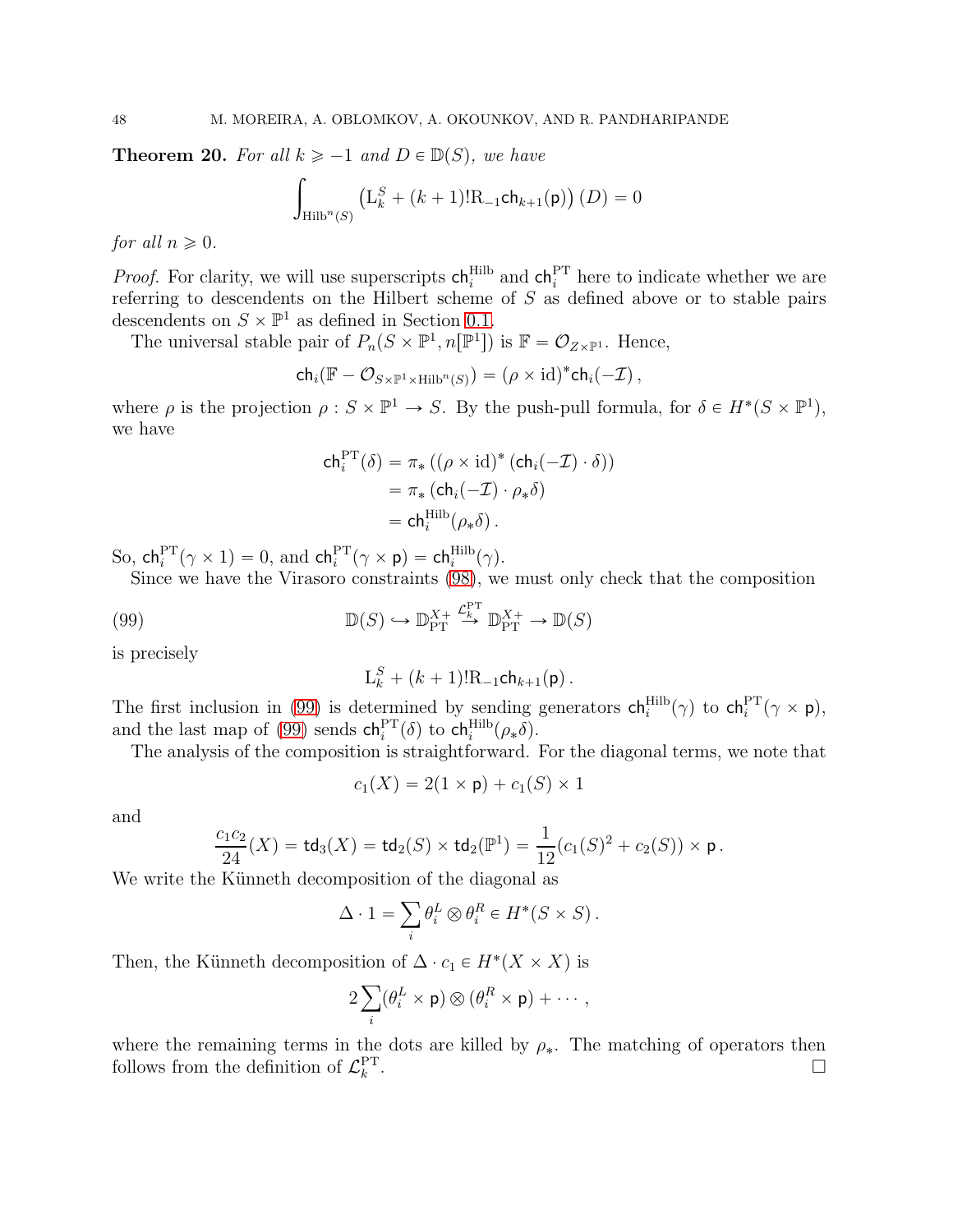**Theorem 20.** *For all $k \geqslant -1$ and $D \in \mathbb{D}(S)$, we have*

$$\int_{\mathrm{Hilb}^n(S)} \left(\mathrm{L}_k^S + (k+1)!\mathrm{R}_{-1}\mathsf{ch}_{k+1}(\mathsf{p})\right)(D) = 0$$

*for all $n \geqslant 0$.*

*Proof.* For clarity, we will use superscripts $\mathsf{ch}_i^{\mathrm{Hilb}}$ and $\mathsf{ch}_i^{\mathrm{PT}}$ here to indicate whether we are referring to descendents on the Hilbert scheme of $S$ as defined above or to stable pairs descendents on $S \times \mathbb{P}^1$ as defined in Section 0.1.

The universal stable pair of $P_n(S \times \mathbb{P}^1, n[\mathbb{P}^1])$ is $\mathbb{F} = \mathcal{O}_{Z \times \mathbb{P}^1}$. Hence,

$$\mathsf{ch}_i(\mathbb{F} - \mathcal{O}_{S \times \mathbb{P}^1 \times \mathrm{Hilb}^n(S)}) = (\rho \times \mathrm{id})^* \mathsf{ch}_i(-\mathcal{I}),$$

where $\rho$ is the projection $\rho : S \times \mathbb{P}^1 \to S$. By the push-pull formula, for $\delta \in H^*(S \times \mathbb{P}^1)$, we have

$$\begin{aligned}
\mathsf{ch}_i^{\mathrm{PT}}(\delta) &= \pi_* \left((\rho \times \mathrm{id})^* \left(\mathsf{ch}_i(-\mathcal{I}) \cdot \delta\right)\right) \\
&= \pi_* \left(\mathsf{ch}_i(-\mathcal{I}) \cdot \rho_* \delta\right) \\
&= \mathsf{ch}_i^{\mathrm{Hilb}}(\rho_* \delta).
\end{aligned}$$

So, $\mathsf{ch}_i^{\mathrm{PT}}(\gamma \times 1) = 0$, and $\mathsf{ch}_i^{\mathrm{PT}}(\gamma \times \mathsf{p}) = \mathsf{ch}_i^{\mathrm{Hilb}}(\gamma)$.

Since we have the Virasoro constraints (98), we must only check that the composition

$$\mathbb{D}(S) \hookrightarrow \mathbb{D}_{\mathrm{PT}}^{X+} \xrightarrow{\mathcal{L}_k^{\mathrm{PT}}} \mathbb{D}_{\mathrm{PT}}^{X+} \to \mathbb{D}(S) \tag{99}$$

is precisely

$$\mathrm{L}_k^S + (k+1)!\mathrm{R}_{-1}\mathsf{ch}_{k+1}(\mathsf{p}).$$

The first inclusion in (99) is determined by sending generators $\mathsf{ch}_i^{\mathrm{Hilb}}(\gamma)$ to $\mathsf{ch}_i^{\mathrm{PT}}(\gamma \times \mathsf{p})$, and the last map of (99) sends $\mathsf{ch}_i^{\mathrm{PT}}(\delta)$ to $\mathsf{ch}_i^{\mathrm{Hilb}}(\rho_* \delta)$.

The analysis of the composition is straightforward. For the diagonal terms, we note that

$$c_1(X) = 2(1 \times \mathsf{p}) + c_1(S) \times 1$$

and

$$\frac{c_1 c_2}{24}(X) = \mathsf{td}_3(X) = \mathsf{td}_2(S) \times \mathsf{td}_2(\mathbb{P}^1) = \frac{1}{12}(c_1(S)^2 + c_2(S)) \times \mathsf{p}.$$

We write the Künneth decomposition of the diagonal as

$$\Delta \cdot 1 = \sum_i \theta_i^L \otimes \theta_i^R \in H^*(S \times S).$$

Then, the Künneth decomposition of $\Delta \cdot c_1 \in H^*(X \times X)$ is

$$2 \sum_i (\theta_i^L \times \mathsf{p}) \otimes (\theta_i^R \times \mathsf{p}) + \cdots,$$

where the remaining terms in the dots are killed by $\rho_*$. The matching of operators then follows from the definition of $\mathcal{L}_k^{\mathrm{PT}}$. $\square$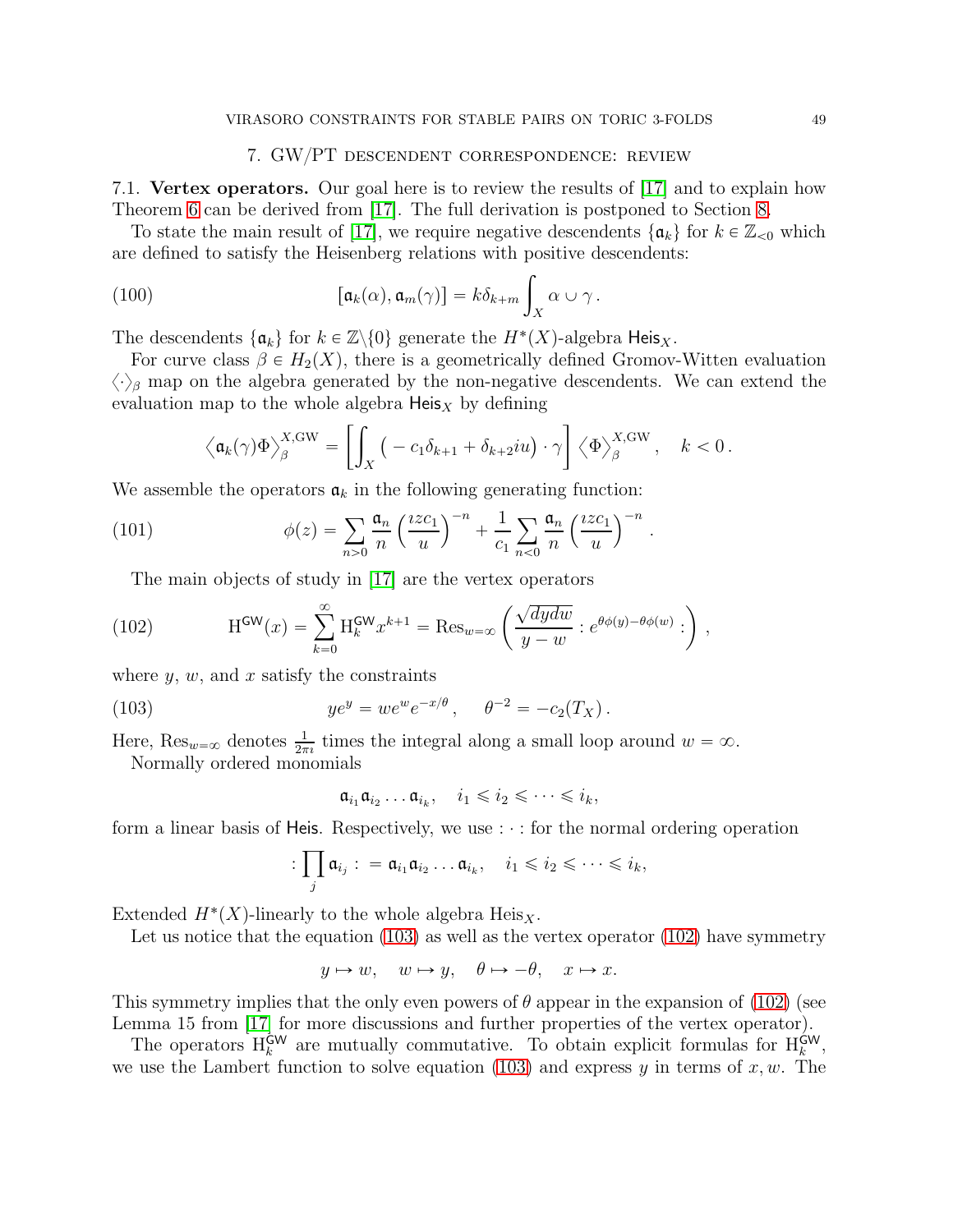## 7. GW/PT descendent correspondence: review

### 7.1. Vertex operators.

**7.1. Vertex operators.** Our goal here is to review the results of [17] and to explain how Theorem 6 can be derived from [17]. The full derivation is postponed to Section 8.

To state the main result of [17], we require negative descendents $\{\mathfrak{a}_k\}$ for $k \in \mathbb{Z}_{<0}$ which are defined to satisfy the Heisenberg relations with positive descendents:

$$[\mathfrak{a}_k(\alpha), \mathfrak{a}_m(\gamma)] = k\delta_{k+m} \int_X \alpha \cup \gamma\,. \tag{100}$$

The descendents $\{\mathfrak{a}_k\}$ for $k \in \mathbb{Z}\backslash\{0\}$ generate the $H^*(X)$-algebra $\mathsf{Heis}_X$.

For curve class $\beta \in H_2(X)$, there is a geometrically defined Gromov-Witten evaluation $\langle\cdot\rangle_\beta$ map on the algebra generated by the non-negative descendents. We can extend the evaluation map to the whole algebra $\mathsf{Heis}_X$ by defining

$$\big\langle \mathfrak{a}_k(\gamma)\Phi \big\rangle_\beta^{X,\mathrm{GW}} = \left[\int_X \big(-c_1\delta_{k+1} + \delta_{k+2} iu\big)\cdot\gamma\right] \big\langle \Phi \big\rangle_\beta^{X,\mathrm{GW}}\,, \quad k<0\,.$$

We assemble the operators $\mathfrak{a}_k$ in the following generating function:

$$\phi(z) = \sum_{n>0} \frac{\mathfrak{a}_n}{n}\left(\frac{izc_1}{u}\right)^{-n} + \frac{1}{c_1}\sum_{n<0}\frac{\mathfrak{a}_n}{n}\left(\frac{izc_1}{u}\right)^{-n}\,. \tag{101}$$

The main objects of study in [17] are the vertex operators

$$\mathrm{H}^{\mathsf{GW}}(x) = \sum_{k=0}^{\infty} \mathrm{H}_k^{\mathsf{GW}} x^{k+1} = \mathrm{Res}_{w=\infty}\left(\frac{\sqrt{dydw}}{y-w} : e^{\theta\phi(y) - \theta\phi(w)} :\right)\,, \tag{102}$$

where $y$, $w$, and $x$ satisfy the constraints

$$ye^y = we^w e^{-x/\theta}\,, \quad \theta^{-2} = -c_2(T_X)\,. \tag{103}$$

Here, $\mathrm{Res}_{w=\infty}$ denotes $\frac{1}{2\pi i}$ times the integral along a small loop around $w=\infty$.

Normally ordered monomials

$$\mathfrak{a}_{i_1}\mathfrak{a}_{i_2}\ldots\mathfrak{a}_{i_k}, \quad i_1 \leqslant i_2 \leqslant \cdots \leqslant i_k,$$

form a linear basis of $\mathsf{Heis}$. Respectively, we use $:\cdot:$ for the normal ordering operation

$$:\prod_j \mathfrak{a}_{i_j} : \, = \mathfrak{a}_{i_1}\mathfrak{a}_{i_2}\ldots\mathfrak{a}_{i_k}, \quad i_1 \leqslant i_2 \leqslant \cdots \leqslant i_k,$$

Extended $H^*(X)$-linearly to the whole algebra $\mathrm{Heis}_X$.

Let us notice that the equation (103) as well as the vertex operator (102) have symmetry

$$y \mapsto w, \quad w \mapsto y, \quad \theta \mapsto -\theta, \quad x \mapsto x.$$

This symmetry implies that the only even powers of $\theta$ appear in the expansion of (102) (see Lemma 15 from [17] for more discussions and further properties of the vertex operator).

The operators $\mathrm{H}_k^{\mathsf{GW}}$ are mutually commutative. To obtain explicit formulas for $\mathrm{H}_k^{\mathsf{GW}}$, we use the Lambert function to solve equation (103) and express $y$ in terms of $x, w$. The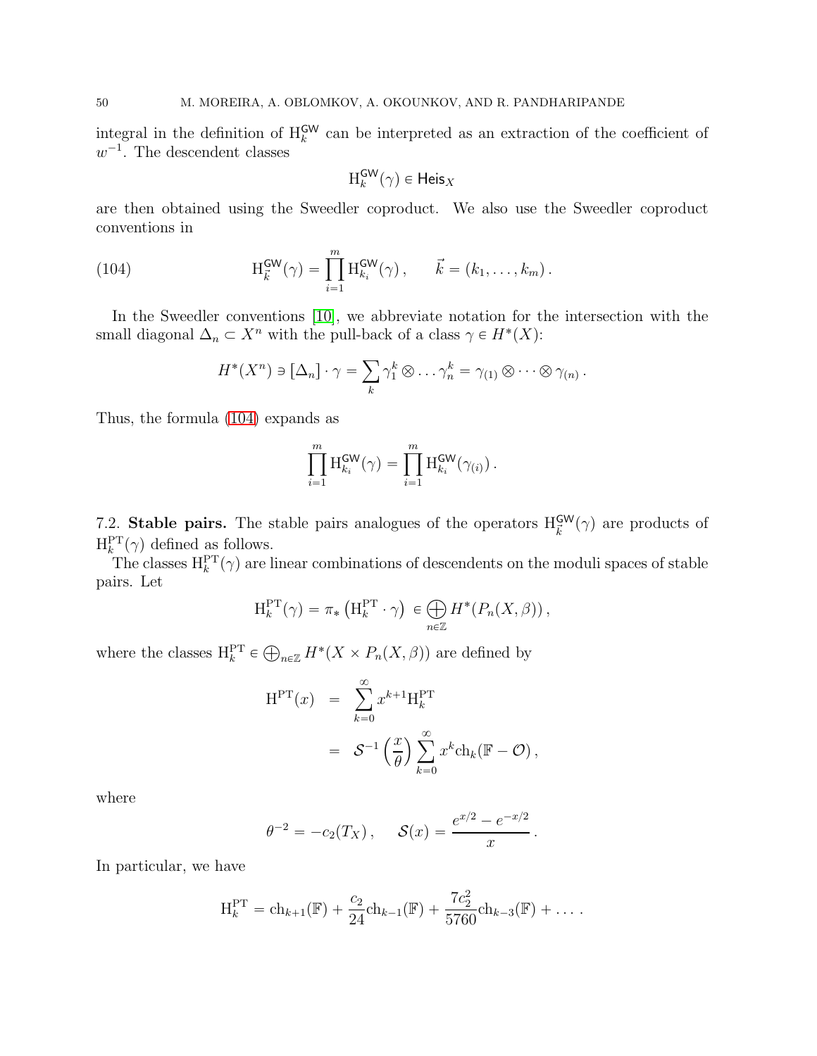integral in the definition of $\mathrm{H}^{\mathsf{GW}}_k$ can be interpreted as an extraction of the coefficient of $w^{-1}$. The descendent classes

$$\mathrm{H}^{\mathsf{GW}}_k(\gamma) \in \mathsf{Heis}_X$$

are then obtained using the Sweedler coproduct. We also use the Sweedler coproduct conventions in

$$\mathrm{H}^{\mathsf{GW}}_{\vec{k}}(\gamma) = \prod_{i=1}^{m} \mathrm{H}^{\mathsf{GW}}_{k_i}(\gamma)\,, \qquad \vec{k} = (k_1, \dots, k_m)\,. \tag{104}$$

In the Sweedler conventions [10], we abbreviate notation for the intersection with the small diagonal $\Delta_n \subset X^n$ with the pull-back of a class $\gamma \in H^*(X)$:

$$H^*(X^n) \ni [\Delta_n] \cdot \gamma = \sum_k \gamma_1^k \otimes \dots \gamma_n^k = \gamma_{(1)} \otimes \dots \otimes \gamma_{(n)}\,.$$

Thus, the formula (104) expands as

$$\prod_{i=1}^{m} \mathrm{H}^{\mathsf{GW}}_{k_i}(\gamma) = \prod_{i=1}^{m} \mathrm{H}^{\mathsf{GW}}_{k_i}(\gamma_{(i)})\,.$$

7.2. **Stable pairs.** The stable pairs analogues of the operators $\mathrm{H}^{\mathsf{GW}}_{\vec{k}}(\gamma)$ are products of $\mathrm{H}^{\mathrm{PT}}_k(\gamma)$ defined as follows.

The classes $\mathrm{H}^{\mathrm{PT}}_k(\gamma)$ are linear combinations of descendents on the moduli spaces of stable pairs. Let

$$\mathrm{H}^{\mathrm{PT}}_k(\gamma) = \pi_*\left(\mathrm{H}^{\mathrm{PT}}_k \cdot \gamma\right) \in \bigoplus_{n\in\mathbb{Z}} H^*(P_n(X,\beta))\,,$$

where the classes $\mathrm{H}^{\mathrm{PT}}_k \in \bigoplus_{n\in\mathbb{Z}} H^*(X \times P_n(X,\beta))$ are defined by

$$\begin{aligned} \mathrm{H}^{\mathrm{PT}}(x) &= \sum_{k=0}^{\infty} x^{k+1} \mathrm{H}^{\mathrm{PT}}_k \\ &= \mathcal{S}^{-1}\left(\frac{x}{\theta}\right) \sum_{k=0}^{\infty} x^k \mathrm{ch}_k(\mathbb{F} - \mathcal{O})\,, \end{aligned}$$

where

$$\theta^{-2} = -c_2(T_X)\,, \qquad \mathcal{S}(x) = \frac{e^{x/2} - e^{-x/2}}{x}\,.$$

In particular, we have

$$\mathrm{H}^{\mathrm{PT}}_k = \mathrm{ch}_{k+1}(\mathbb{F}) + \frac{c_2}{24}\mathrm{ch}_{k-1}(\mathbb{F}) + \frac{7c_2^2}{5760}\mathrm{ch}_{k-3}(\mathbb{F}) + \dots\,.$$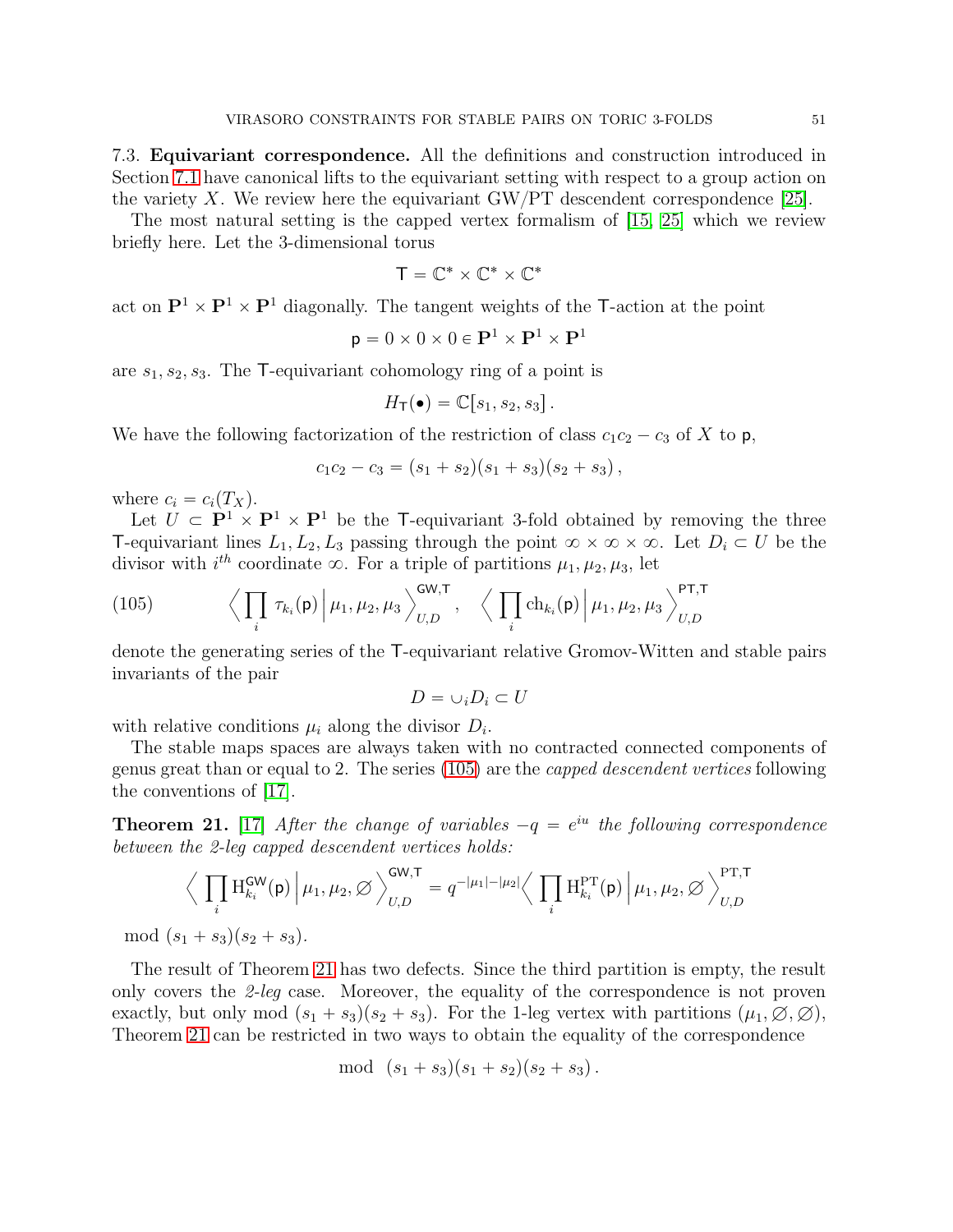7.3. **Equivariant correspondence.** All the definitions and construction introduced in Section 7.1 have canonical lifts to the equivariant setting with respect to a group action on the variety $X$. We review here the equivariant GW/PT descendent correspondence [25].

The most natural setting is the capped vertex formalism of [15, 25] which we review briefly here. Let the 3-dimensional torus

$$\mathsf{T} = \mathbb{C}^* \times \mathbb{C}^* \times \mathbb{C}^*$$

act on $\mathbf{P}^1 \times \mathbf{P}^1 \times \mathbf{P}^1$ diagonally. The tangent weights of the $\mathsf{T}$-action at the point

$$\mathsf{p} = 0 \times 0 \times 0 \in \mathbf{P}^1 \times \mathbf{P}^1 \times \mathbf{P}^1$$

are $s_1, s_2, s_3$. The $\mathsf{T}$-equivariant cohomology ring of a point is

$$H_{\mathsf{T}}(\bullet) = \mathbb{C}[s_1, s_2, s_3]\,.$$

We have the following factorization of the restriction of class $c_1c_2 - c_3$ of $X$ to $\mathsf{p}$,

$$c_1c_2 - c_3 = (s_1 + s_2)(s_1 + s_3)(s_2 + s_3)\,,$$

where $c_i = c_i(T_X)$.

Let $U \subset \mathbf{P}^1 \times \mathbf{P}^1 \times \mathbf{P}^1$ be the $\mathsf{T}$-equivariant 3-fold obtained by removing the three $\mathsf{T}$-equivariant lines $L_1, L_2, L_3$ passing through the point $\infty \times \infty \times \infty$. Let $D_i \subset U$ be the divisor with $i^{th}$ coordinate $\infty$. For a triple of partitions $\mu_1, \mu_2, \mu_3$, let

$$\Big\langle \prod_i \tau_{k_i}(\mathsf{p}) \,\Big|\, \mu_1, \mu_2, \mu_3 \Big\rangle^{\mathsf{GW},\mathsf{T}}_{U,D}, \quad \Big\langle \prod_i \mathrm{ch}_{k_i}(\mathsf{p}) \,\Big|\, \mu_1, \mu_2, \mu_3 \Big\rangle^{\mathsf{PT},\mathsf{T}}_{U,D} \tag{105}$$

denote the generating series of the $\mathsf{T}$-equivariant relative Gromov-Witten and stable pairs invariants of the pair

$$D = \cup_i D_i \subset U$$

with relative conditions $\mu_i$ along the divisor $D_i$.

The stable maps spaces are always taken with no contracted connected components of genus great than or equal to 2. The series (105) are the *capped descendent vertices* following the conventions of [17].

**Theorem 21.** [17] *After the change of variables $-q = e^{iu}$ the following correspondence between the 2-leg capped descendent vertices holds:*

$$\Big\langle \prod_i \mathrm{H}^{\mathsf{GW}}_{k_i}(\mathsf{p}) \,\Big|\, \mu_1, \mu_2, \varnothing \Big\rangle^{\mathsf{GW},\mathsf{T}}_{U,D} = q^{-|\mu_1|-|\mu_2|} \Big\langle \prod_i \mathrm{H}^{\mathrm{PT}}_{k_i}(\mathsf{p}) \,\Big|\, \mu_1, \mu_2, \varnothing \Big\rangle^{\mathrm{PT},\mathsf{T}}_{U,D}$$

mod $(s_1 + s_3)(s_2 + s_3)$.

The result of Theorem 21 has two defects. Since the third partition is empty, the result only covers the *2-leg* case. Moreover, the equality of the correspondence is not proven exactly, but only mod $(s_1 + s_3)(s_2 + s_3)$. For the 1-leg vertex with partitions $(\mu_1, \varnothing, \varnothing)$, Theorem 21 can be restricted in two ways to obtain the equality of the correspondence

$$\text{mod} \ \ (s_1 + s_3)(s_1 + s_2)(s_2 + s_3)\,.$$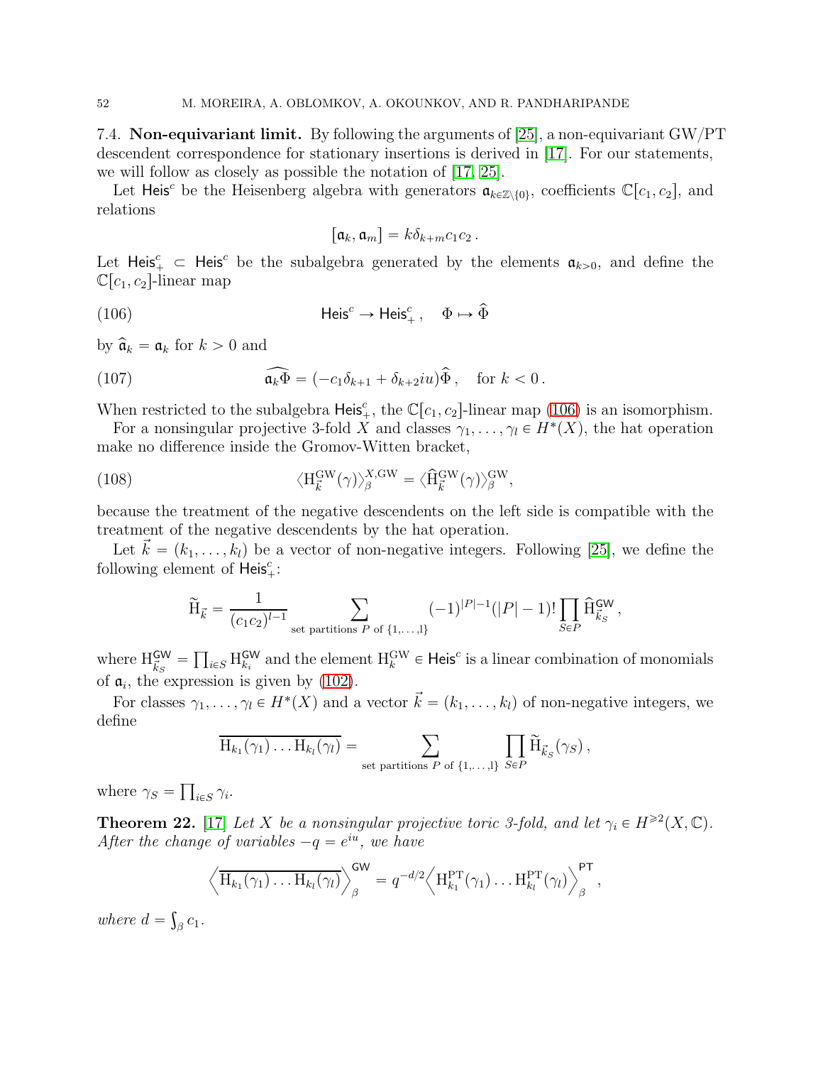7.4. **Non-equivariant limit.** By following the arguments of [25], a non-equivariant GW/PT descendent correspondence for stationary insertions is derived in [17]. For our statements, we will follow as closely as possible the notation of [17, 25].

Let $\mathsf{Heis}^c$ be the Heisenberg algebra with generators $\mathfrak{a}_{k \in \mathbb{Z}\setminus\{0\}}$, coefficients $\mathbb{C}[c_1, c_2]$, and relations

$$[\mathfrak{a}_k, \mathfrak{a}_m] = k\delta_{k+m} c_1 c_2 \,.$$

Let $\mathsf{Heis}^c_+ \subset \mathsf{Heis}^c$ be the subalgebra generated by the elements $\mathfrak{a}_{k>0}$, and define the $\mathbb{C}[c_1, c_2]$-linear map

$$\mathsf{Heis}^c \to \mathsf{Heis}^c_+ \,, \quad \Phi \mapsto \widehat{\Phi} \tag{106}$$

by $\widehat{\mathfrak{a}}_k = \mathfrak{a}_k$ for $k > 0$ and

$$\widehat{\mathfrak{a}_k \Phi} = (-c_1\delta_{k+1} + \delta_{k+2} iu)\widehat{\Phi} \,, \quad \text{for } k < 0\,. \tag{107}$$

When restricted to the subalgebra $\mathsf{Heis}^c_+$, the $\mathbb{C}[c_1, c_2]$-linear map (106) is an isomorphism.

For a nonsingular projective 3-fold $X$ and classes $\gamma_1, \ldots, \gamma_l \in H^*(X)$, the hat operation make no difference inside the Gromov-Witten bracket,

$$\langle \mathrm{H}^{\mathrm{GW}}_{\vec{k}}(\gamma)\rangle^{X,\mathrm{GW}}_{\beta} = \langle \widehat{\mathrm{H}}^{\mathrm{GW}}_{\vec{k}}(\gamma)\rangle^{\mathrm{GW}}_{\beta}, \tag{108}$$

because the treatment of the negative descendents on the left side is compatible with the treatment of the negative descendents by the hat operation.

Let $\vec{k} = (k_1, \ldots, k_l)$ be a vector of non-negative integers. Following [25], we define the following element of $\mathsf{Heis}^c_+$:

$$\widetilde{\mathrm{H}}_{\vec{k}} = \frac{1}{(c_1c_2)^{l-1}} \sum_{\text{set partitions } P \text{ of } \{1,\ldots,l\}} (-1)^{|P|-1}(|P|-1)! \prod_{S \in P} \widehat{\mathrm{H}}^{\mathsf{GW}}_{\vec{k}_S}\,,$$

where $\mathrm{H}^{\mathsf{GW}}_{\vec{k}_S} = \prod_{i\in S} \mathrm{H}^{\mathsf{GW}}_{k_i}$ and the element $\mathrm{H}^{\mathrm{GW}}_{k} \in \mathsf{Heis}^c$ is a linear combination of monomials of $\mathfrak{a}_i$, the expression is given by (102).

For classes $\gamma_1, \ldots, \gamma_l \in H^*(X)$ and a vector $\vec{k} = (k_1, \ldots, k_l)$ of non-negative integers, we define

$$\overline{\mathrm{H}_{k_1}(\gamma_1)\ldots\mathrm{H}_{k_l}(\gamma_l)} = \sum_{\text{set partitions } P \text{ of } \{1,\ldots,l\}} \prod_{S\in P} \widetilde{\mathrm{H}}_{\vec{k}_S}(\gamma_S)\,,$$

where $\gamma_S = \prod_{i\in S} \gamma_i$.

**Theorem 22.** [17] *Let $X$ be a nonsingular projective toric 3-fold, and let $\gamma_i \in H^{\geqslant 2}(X, \mathbb{C})$. After the change of variables $-q = e^{iu}$, we have*

$$\Big\langle \overline{\mathrm{H}_{k_1}(\gamma_1)\ldots\mathrm{H}_{k_l}(\gamma_l)} \Big\rangle^{\mathsf{GW}}_{\beta} = q^{-d/2} \Big\langle \mathrm{H}^{\mathrm{PT}}_{k_1}(\gamma_1)\ldots\mathrm{H}^{\mathrm{PT}}_{k_l}(\gamma_l)\Big\rangle^{\mathsf{PT}}_{\beta}\,,$$

*where $d = \int_\beta c_1$.*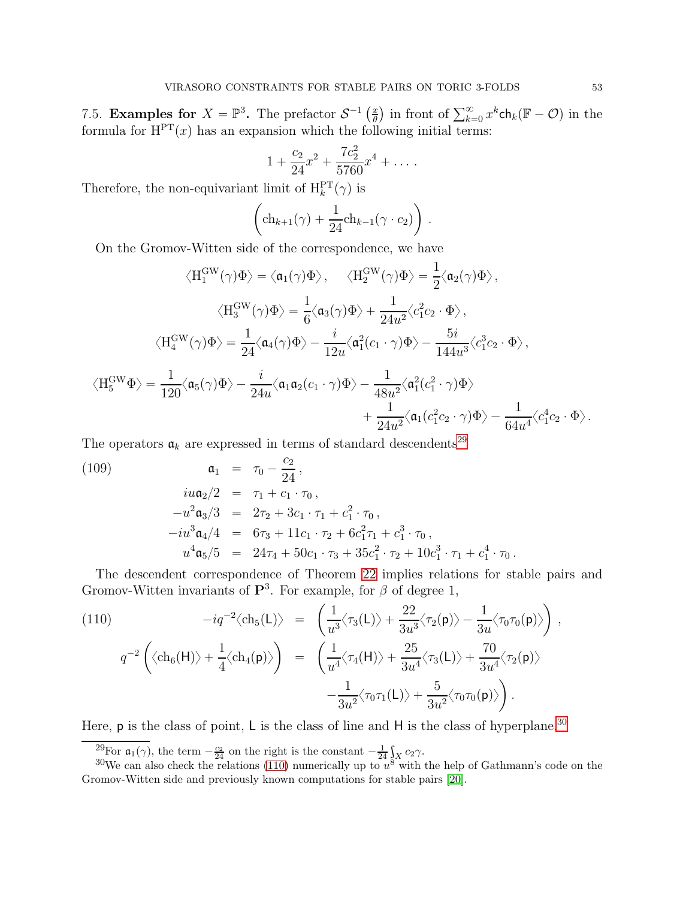7.5. **Examples for $X = \mathbb{P}^3$.** The prefactor $\mathcal{S}^{-1}\left(\frac{x}{\theta}\right)$ in front of $\sum_{k=0}^{\infty} x^k \mathsf{ch}_k(\mathbb{F} - \mathcal{O})$ in the formula for $\mathrm{H}^{\mathrm{PT}}(x)$ has an expansion which the following initial terms:

$$1 + \frac{c_2}{24}x^2 + \frac{7c_2^2}{5760}x^4 + \dots .$$

Therefore, the non-equivariant limit of $\mathrm{H}^{\mathrm{PT}}_k(\gamma)$ is

$$\left(\mathrm{ch}_{k+1}(\gamma) + \frac{1}{24}\mathrm{ch}_{k-1}(\gamma \cdot c_2)\right).$$

On the Gromov-Witten side of the correspondence, we have

$$\langle \mathrm{H}^{\mathrm{GW}}_1(\gamma)\Phi\rangle = \langle \mathfrak{a}_1(\gamma)\Phi\rangle, \quad \langle \mathrm{H}^{\mathrm{GW}}_2(\gamma)\Phi\rangle = \frac{1}{2}\langle \mathfrak{a}_2(\gamma)\Phi\rangle,$$

$$\langle \mathrm{H}^{\mathrm{GW}}_3(\gamma)\Phi\rangle = \frac{1}{6}\langle \mathfrak{a}_3(\gamma)\Phi\rangle + \frac{1}{24u^2}\langle c_1^2 c_2 \cdot \Phi\rangle,$$

$$\langle \mathrm{H}^{\mathrm{GW}}_4(\gamma)\Phi\rangle = \frac{1}{24}\langle \mathfrak{a}_4(\gamma)\Phi\rangle - \frac{i}{12u}\langle \mathfrak{a}_1^2(c_1 \cdot \gamma)\Phi\rangle - \frac{5i}{144u^3}\langle c_1^3 c_2 \cdot \Phi\rangle,$$

$$\langle \mathrm{H}^{\mathrm{GW}}_5\Phi\rangle = \frac{1}{120}\langle \mathfrak{a}_5(\gamma)\Phi\rangle - \frac{i}{24u}\langle \mathfrak{a}_1\mathfrak{a}_2(c_1 \cdot \gamma)\Phi\rangle - \frac{1}{48u^2}\langle \mathfrak{a}_1^2(c_1^2 \cdot \gamma)\Phi\rangle + \frac{1}{24u^2}\langle \mathfrak{a}_1(c_1^2 c_2 \cdot \gamma)\Phi\rangle - \frac{1}{64u^4}\langle c_1^4 c_2 \cdot \Phi\rangle.$$

The operators $\mathfrak{a}_k$ are expressed in terms of standard descendents[29]

$$
\begin{aligned}
\mathfrak{a}_1 &= \tau_0 - \frac{c_2}{24}, \\
iu\mathfrak{a}_2/2 &= \tau_1 + c_1 \cdot \tau_0, \\
-u^2\mathfrak{a}_3/3 &= 2\tau_2 + 3c_1 \cdot \tau_1 + c_1^2 \cdot \tau_0, \\
-iu^3\mathfrak{a}_4/4 &= 6\tau_3 + 11c_1 \cdot \tau_2 + 6c_1^2\tau_1 + c_1^3 \cdot \tau_0, \\
u^4\mathfrak{a}_5/5 &= 24\tau_4 + 50c_1 \cdot \tau_3 + 35c_1^2 \cdot \tau_2 + 10c_1^3 \cdot \tau_1 + c_1^4 \cdot \tau_0.
\end{aligned}
\tag{109}
$$

The descendent correspondence of Theorem 22 implies relations for stable pairs and Gromov-Witten invariants of $\mathbf{P}^3$. For example, for $\beta$ of degree 1,

$$
\begin{aligned}
-iq^{-2}\langle \mathrm{ch}_5(\mathsf{L})\rangle &= \left(\frac{1}{u^3}\langle \tau_3(\mathsf{L})\rangle + \frac{22}{3u^3}\langle \tau_2(\mathsf{p})\rangle - \frac{1}{3u}\langle \tau_0\tau_0(\mathsf{p})\rangle\right), \\
q^{-2}\left(\langle \mathrm{ch}_6(\mathsf{H})\rangle + \frac{1}{4}\langle \mathrm{ch}_4(\mathsf{p})\rangle\right) &= \left(\frac{1}{u^4}\langle \tau_4(\mathsf{H})\rangle + \frac{25}{3u^4}\langle \tau_3(\mathsf{L})\rangle + \frac{70}{3u^4}\langle \tau_2(\mathsf{p})\rangle \right. \\
&\quad \left. - \frac{1}{3u^2}\langle \tau_0\tau_1(\mathsf{L})\rangle + \frac{5}{3u^2}\langle \tau_0\tau_0(\mathsf{p})\rangle\right).
\end{aligned}
\tag{110}
$$

Here, $\mathsf{p}$ is the class of point, $\mathsf{L}$ is the class of line and $\mathsf{H}$ is the class of hyperplane.[30]

---

[29] For $\mathfrak{a}_1(\gamma)$, the term $-\frac{c_2}{24}$ on the right is the constant $-\frac{1}{24}\int_X c_2\gamma$.

[30] We can also check the relations (110) numerically up to $u^8$ with the help of Gathmann's code on the Gromov-Witten side and previously known computations for stable pairs [20].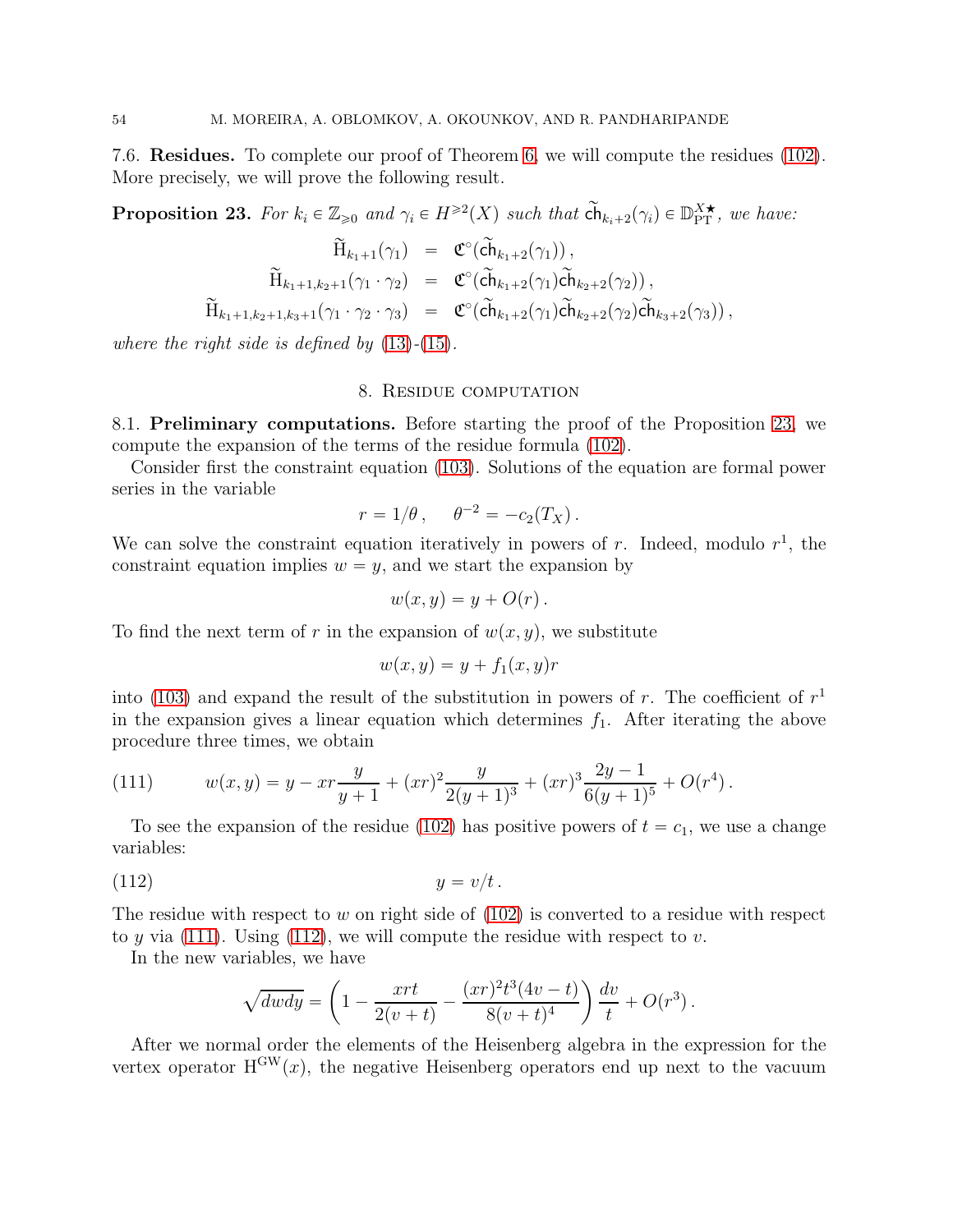7.6. **Residues.** To complete our proof of Theorem 6, we will compute the residues (102). More precisely, we will prove the following result.

**Proposition 23.** *For $k_i \in \mathbb{Z}_{\geqslant 0}$ and $\gamma_i \in H^{\geqslant 2}(X)$ such that $\widetilde{\mathsf{ch}}_{k_i+2}(\gamma_i) \in \mathbb{D}^{X\bigstar}_{\mathrm{PT}}$, we have:*

$$
\begin{aligned}
\widetilde{\mathrm{H}}_{k_1+1}(\gamma_1) &= \mathfrak{C}^{\circ}(\widetilde{\mathsf{ch}}_{k_1+2}(\gamma_1))\,,\\
\widetilde{\mathrm{H}}_{k_1+1,k_2+1}(\gamma_1\cdot\gamma_2) &= \mathfrak{C}^{\circ}(\widetilde{\mathsf{ch}}_{k_1+2}(\gamma_1)\widetilde{\mathsf{ch}}_{k_2+2}(\gamma_2))\,,\\
\widetilde{\mathrm{H}}_{k_1+1,k_2+1,k_3+1}(\gamma_1\cdot\gamma_2\cdot\gamma_3) &= \mathfrak{C}^{\circ}(\widetilde{\mathsf{ch}}_{k_1+2}(\gamma_1)\widetilde{\mathsf{ch}}_{k_2+2}(\gamma_2)\widetilde{\mathsf{ch}}_{k_3+2}(\gamma_3))\,,
\end{aligned}
$$

*where the right side is defined by* (13)-(15).

## 8. Residue computation

8.1. **Preliminary computations.** Before starting the proof of the Proposition 23, we compute the expansion of the terms of the residue formula (102).

Consider first the constraint equation (103). Solutions of the equation are formal power series in the variable

$$
r = 1/\theta\,, \qquad \theta^{-2} = -c_2(T_X)\,.
$$

We can solve the constraint equation iteratively in powers of $r$. Indeed, modulo $r^1$, the constraint equation implies $w = y$, and we start the expansion by

$$
w(x,y) = y + O(r)\,.
$$

To find the next term of $r$ in the expansion of $w(x,y)$, we substitute

$$
w(x,y) = y + f_1(x,y)r
$$

into (103) and expand the result of the substitution in powers of $r$. The coefficient of $r^1$ in the expansion gives a linear equation which determines $f_1$. After iterating the above procedure three times, we obtain

$$
w(x,y) = y - xr\frac{y}{y+1} + (xr)^2\frac{y}{2(y+1)^3} + (xr)^3\frac{2y-1}{6(y+1)^5} + O(r^4)\,. \tag{111}
$$

To see the expansion of the residue (102) has positive powers of $t = c_1$, we use a change variables:

$$
y = v/t\,. \tag{112}
$$

The residue with respect to $w$ on right side of (102) is converted to a residue with respect to $y$ via (111). Using (112), we will compute the residue with respect to $v$.

In the new variables, we have

$$
\sqrt{dwdy} = \left(1 - \frac{xrt}{2(v+t)} - \frac{(xr)^2t^3(4v-t)}{8(v+t)^4}\right)\frac{dv}{t} + O(r^3)\,.
$$

After we normal order the elements of the Heisenberg algebra in the expression for the vertex operator $\mathrm{H}^{\mathrm{GW}}(x)$, the negative Heisenberg operators end up next to the vacuum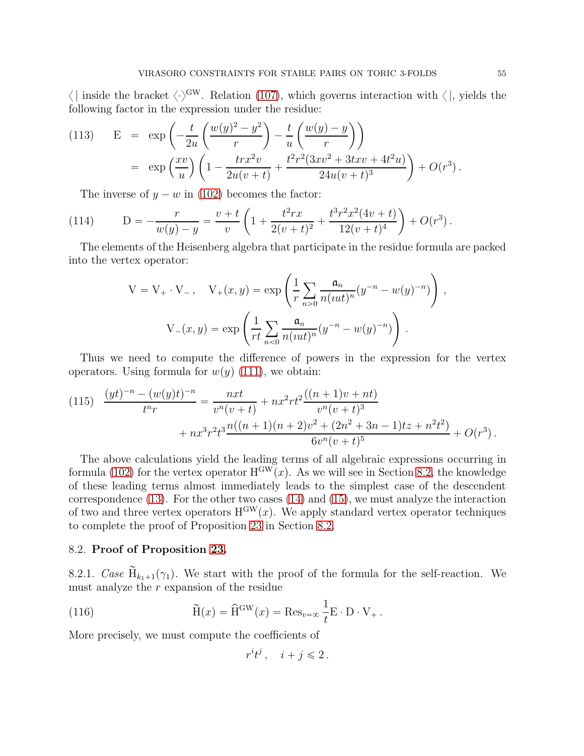$\langle |$ inside the bracket $\langle \cdot \rangle^{\mathrm{GW}}$. Relation (107), which governs interaction with $\langle |$, yields the following factor in the expression under the residue:

$$
\begin{aligned}
\text{(113)} \qquad \mathrm{E} \;&=\; \exp\left(-\frac{t}{2u}\left(\frac{w(y)^2-y^2}{r}\right)-\frac{t}{u}\left(\frac{w(y)-y}{r}\right)\right) \\
&=\; \exp\left(\frac{xv}{u}\right)\left(1-\frac{trx^2v}{2u(v+t)}+\frac{t^2r^2(3xv^2+3txv+4t^2u)}{24u(v+t)^3}\right)+O(r^3)\,.
\end{aligned}
$$

The inverse of $y-w$ in (102) becomes the factor:

$$
\text{(114)} \qquad \mathrm{D} = -\frac{r}{w(y)-y} = \frac{v+t}{v}\left(1+\frac{t^2rx}{2(v+t)^2}+\frac{t^3r^2x^2(4v+t)}{12(v+t)^4}\right)+O(r^3)\,.
$$

The elements of the Heisenberg algebra that participate in the residue formula are packed into the vertex operator:

$$
\mathrm{V} = \mathrm{V}_+ \cdot \mathrm{V}_-\,, \quad \mathrm{V}_+(x,y) = \exp\left(\frac{1}{r}\sum_{n>0}\frac{\mathfrak{a}_n}{n(\imath ut)^n}(y^{-n}-w(y)^{-n})\right)\,,
$$

$$
\mathrm{V}_-(x,y) = \exp\left(\frac{1}{rt}\sum_{n<0}\frac{\mathfrak{a}_n}{n(\imath ut)^n}(y^{-n}-w(y)^{-n})\right)\,.
$$

Thus we need to compute the difference of powers in the expression for the vertex operators. Using formula for $w(y)$ (111), we obtain:

$$
\begin{aligned}
\text{(115)} \quad \frac{(yt)^{-n}-(w(y)t)^{-n}}{t^nr} &= \frac{nxt}{v^n(v+t)} + nx^2rt^2\frac{((n+1)v+nt)}{v^n(v+t)^3} \\
&\quad + nx^3r^2t^3\frac{n((n+1)(n+2)v^2+(2n^2+3n-1)tz+n^2t^2)}{6v^n(v+t)^5}+O(r^3)\,.
\end{aligned}
$$

The above calculations yield the leading terms of all algebraic expressions occurring in formula (102) for the vertex operator $\mathrm{H}^{\mathrm{GW}}(x)$. As we will see in Section 8.2, the knowledge of these leading terms almost immediately leads to the simplest case of the descendent correspondence (13). For the other two cases (14) and (15), we must analyze the interaction of two and three vertex operators $\mathrm{H}^{\mathrm{GW}}(x)$. We apply standard vertex operator techniques to complete the proof of Proposition 23 in Section 8.2.

## 8.2. **Proof of Proposition 23.**

8.2.1. *Case* $\widetilde{\mathrm{H}}_{k_1+1}(\gamma_1)$. We start with the proof of the formula for the self-reaction. We must analyze the $r$ expansion of the residue

$$
\text{(116)} \qquad \widetilde{\mathrm{H}}(x) = \widehat{\mathrm{H}}^{\mathrm{GW}}(x) = \mathrm{Res}_{v=\infty}\,\frac{1}{t}\mathrm{E}\cdot\mathrm{D}\cdot\mathrm{V}_+\,.
$$

More precisely, we must compute the coefficients of

$$
r^it^j\,, \quad i+j \leqslant 2\,.
$$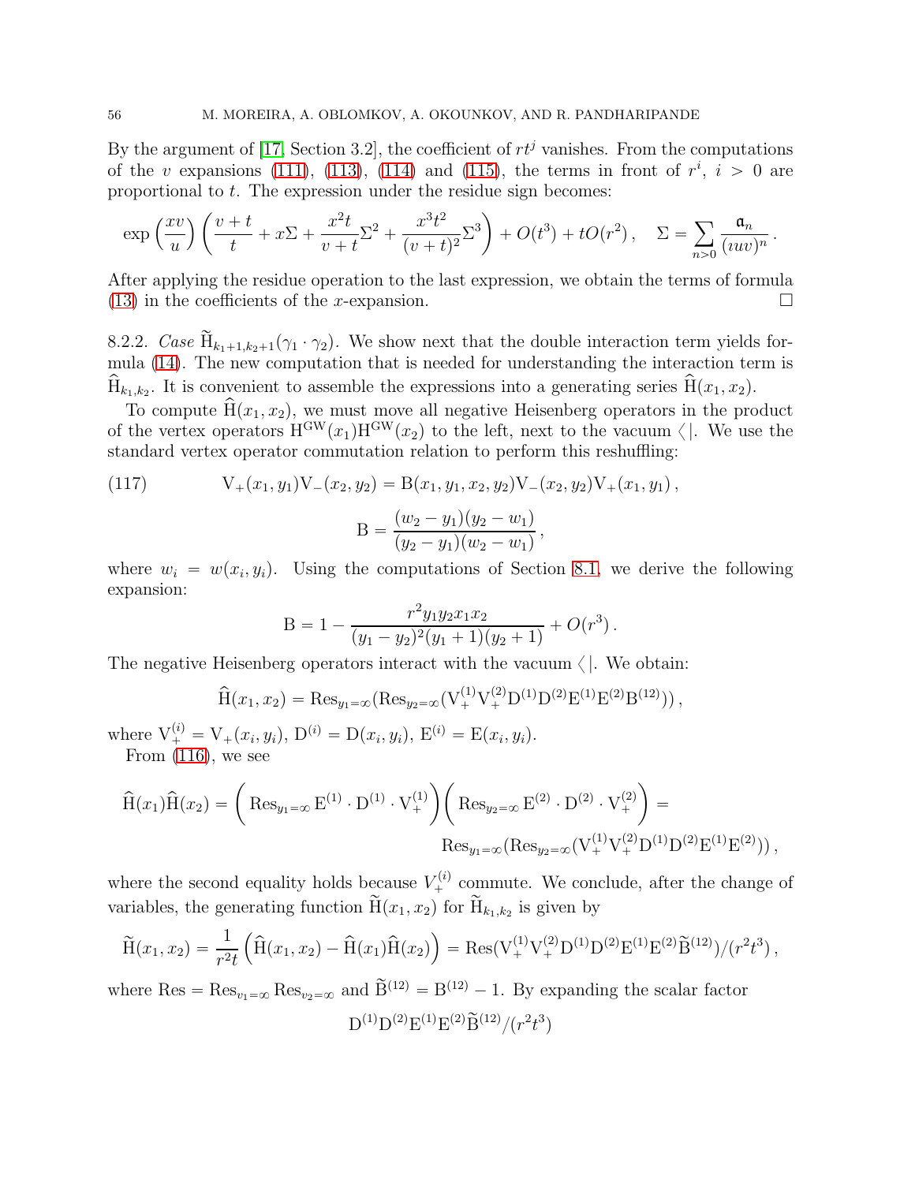By the argument of [17, Section 3.2], the coefficient of $rt^j$ vanishes. From the computations of the $v$ expansions (111), (113), (114) and (115), the terms in front of $r^i$, $i > 0$ are proportional to $t$. The expression under the residue sign becomes:

$$\exp\left(\frac{xv}{u}\right)\left(\frac{v+t}{t} + x\Sigma + \frac{x^2 t}{v+t}\Sigma^2 + \frac{x^3 t^2}{(v+t)^2}\Sigma^3\right) + O(t^3) + tO(r^2)\,, \quad \Sigma = \sum_{n>0} \frac{\mathfrak{a}_n}{(\imath uv)^n}\,.$$

After applying the residue operation to the last expression, we obtain the terms of formula (13) in the coefficients of the $x$-expansion. $\square$

8.2.2. *Case* $\widetilde{\mathrm{H}}_{k_1+1,k_2+1}(\gamma_1 \cdot \gamma_2)$. We show next that the double interaction term yields formula (14). The new computation that is needed for understanding the interaction term is $\widehat{\mathrm{H}}_{k_1,k_2}$. It is convenient to assemble the expressions into a generating series $\widehat{\mathrm{H}}(x_1, x_2)$.

To compute $\widehat{\mathrm{H}}(x_1, x_2)$, we must move all negative Heisenberg operators in the product of the vertex operators $\mathrm{H}^{\mathrm{GW}}(x_1)\mathrm{H}^{\mathrm{GW}}(x_2)$ to the left, next to the vacuum $\langle\,|$. We use the standard vertex operator commutation relation to perform this reshuffling:

$$\mathrm{V}_+(x_1, y_1)\mathrm{V}_-(x_2, y_2) = \mathrm{B}(x_1, y_1, x_2, y_2)\mathrm{V}_-(x_2, y_2)\mathrm{V}_+(x_1, y_1)\,, \tag{117}$$

$$\mathrm{B} = \frac{(w_2 - y_1)(y_2 - w_1)}{(y_2 - y_1)(w_2 - w_1)}\,,$$

where $w_i = w(x_i, y_i)$. Using the computations of Section 8.1, we derive the following expansion:

$$\mathrm{B} = 1 - \frac{r^2 y_1 y_2 x_1 x_2}{(y_1 - y_2)^2 (y_1 + 1)(y_2 + 1)} + O(r^3)\,.$$

The negative Heisenberg operators interact with the vacuum $\langle\,|$. We obtain:

$$\widehat{\mathrm{H}}(x_1, x_2) = \mathrm{Res}_{y_1=\infty}(\mathrm{Res}_{y_2=\infty}(\mathrm{V}_+^{(1)}\mathrm{V}_+^{(2)}\mathrm{D}^{(1)}\mathrm{D}^{(2)}\mathrm{E}^{(1)}\mathrm{E}^{(2)}\mathrm{B}^{(12)}))\,,$$

where $\mathrm{V}_+^{(i)} = \mathrm{V}_+(x_i, y_i)$, $\mathrm{D}^{(i)} = \mathrm{D}(x_i, y_i)$, $\mathrm{E}^{(i)} = \mathrm{E}(x_i, y_i)$.

From (116), we see

$$\widehat{\mathrm{H}}(x_1)\widehat{\mathrm{H}}(x_2) = \left(\mathrm{Res}_{y_1=\infty}\, \mathrm{E}^{(1)} \cdot \mathrm{D}^{(1)} \cdot \mathrm{V}_+^{(1)}\right)\left(\mathrm{Res}_{y_2=\infty}\, \mathrm{E}^{(2)} \cdot \mathrm{D}^{(2)} \cdot \mathrm{V}_+^{(2)}\right) =$$
$$\mathrm{Res}_{y_1=\infty}(\mathrm{Res}_{y_2=\infty}(\mathrm{V}_+^{(1)}\mathrm{V}_+^{(2)}\mathrm{D}^{(1)}\mathrm{D}^{(2)}\mathrm{E}^{(1)}\mathrm{E}^{(2)}))\,,$$

where the second equality holds because $V_+^{(i)}$ commute. We conclude, after the change of variables, the generating function $\widetilde{\mathrm{H}}(x_1, x_2)$ for $\widetilde{\mathrm{H}}_{k_1,k_2}$ is given by

$$\widetilde{\mathrm{H}}(x_1, x_2) = \frac{1}{r^2 t}\left(\widehat{\mathrm{H}}(x_1, x_2) - \widehat{\mathrm{H}}(x_1)\widehat{\mathrm{H}}(x_2)\right) = \mathrm{Res}(\mathrm{V}_+^{(1)}\mathrm{V}_+^{(2)}\mathrm{D}^{(1)}\mathrm{D}^{(2)}\mathrm{E}^{(1)}\mathrm{E}^{(2)}\widetilde{\mathrm{B}}^{(12)})/(r^2 t^3)\,,$$

where $\mathrm{Res} = \mathrm{Res}_{v_1=\infty}\mathrm{Res}_{v_2=\infty}$ and $\widetilde{\mathrm{B}}^{(12)} = \mathrm{B}^{(12)} - 1$. By expanding the scalar factor

$$\mathrm{D}^{(1)}\mathrm{D}^{(2)}\mathrm{E}^{(1)}\mathrm{E}^{(2)}\widetilde{\mathrm{B}}^{(12)}/(r^2 t^3)$$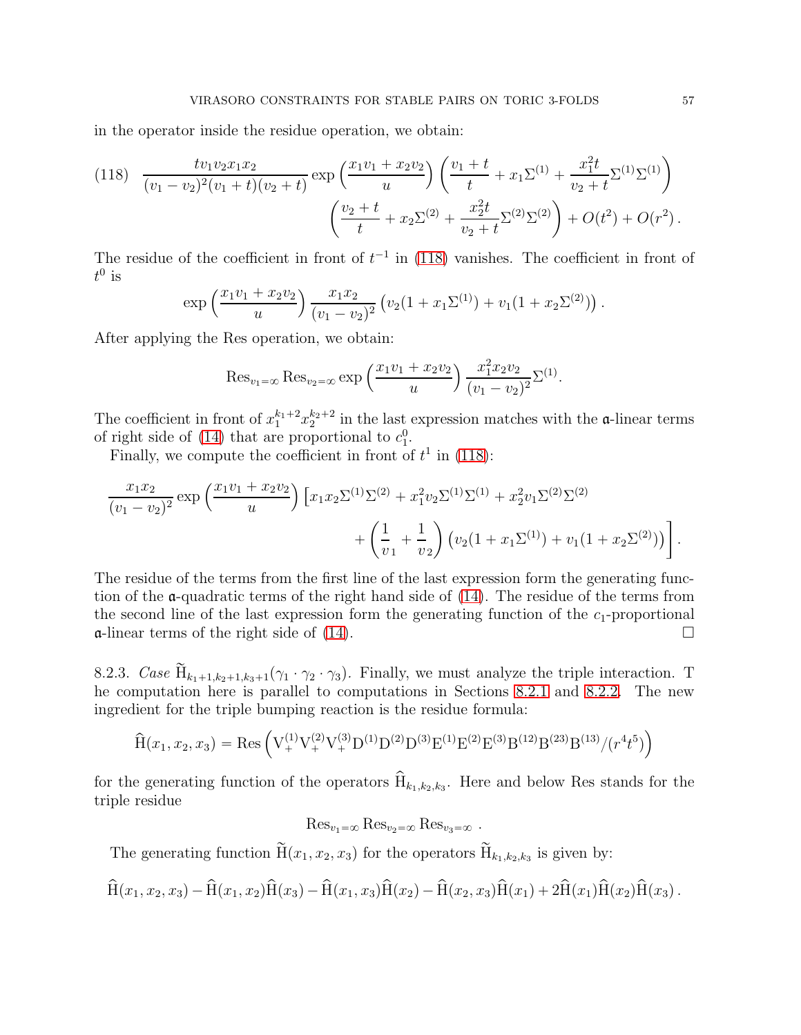in the operator inside the residue operation, we obtain:

$$\frac{tv_1v_2x_1x_2}{(v_1-v_2)^2(v_1+t)(v_2+t)}\exp\left(\frac{x_1v_1+x_2v_2}{u}\right)\left(\frac{v_1+t}{t}+x_1\Sigma^{(1)}+\frac{x_1^2t}{v_2+t}\Sigma^{(1)}\Sigma^{(1)}\right) \tag{118}$$
$$\left(\frac{v_2+t}{t}+x_2\Sigma^{(2)}+\frac{x_2^2t}{v_2+t}\Sigma^{(2)}\Sigma^{(2)}\right)+O(t^2)+O(r^2)\,.$$

The residue of the coefficient in front of $t^{-1}$ in (118) vanishes. The coefficient in front of $t^0$ is

$$\exp\left(\frac{x_1v_1+x_2v_2}{u}\right)\frac{x_1x_2}{(v_1-v_2)^2}\left(v_2(1+x_1\Sigma^{(1)})+v_1(1+x_2\Sigma^{(2)})\right).$$

After applying the Res operation, we obtain:

$$\mathrm{Res}_{v_1=\infty}\mathrm{Res}_{v_2=\infty}\exp\left(\frac{x_1v_1+x_2v_2}{u}\right)\frac{x_1^2x_2v_2}{(v_1-v_2)^2}\Sigma^{(1)}.$$

The coefficient in front of $x_1^{k_1+2}x_2^{k_2+2}$ in the last expression matches with the $\mathfrak{a}$-linear terms of right side of (14) that are proportional to $c_1^0$.

Finally, we compute the coefficient in front of $t^1$ in (118):

$$\frac{x_1x_2}{(v_1-v_2)^2}\exp\left(\frac{x_1v_1+x_2v_2}{u}\right)\Big[x_1x_2\Sigma^{(1)}\Sigma^{(2)}+x_1^2v_2\Sigma^{(1)}\Sigma^{(1)}+x_2^2v_1\Sigma^{(2)}\Sigma^{(2)}$$
$$+\left(\frac{1}{v_1}+\frac{1}{v_2}\right)\left(v_2(1+x_1\Sigma^{(1)})+v_1(1+x_2\Sigma^{(2)})\right)\Big].$$

The residue of the terms from the first line of the last expression form the generating function of the $\mathfrak{a}$-quadratic terms of the right hand side of (14). The residue of the terms from the second line of the last expression form the generating function of the $c_1$-proportional $\mathfrak{a}$-linear terms of the right side of (14). □

8.2.3. *Case* $\widetilde{\mathrm{H}}_{k_1+1,k_2+1,k_3+1}(\gamma_1\cdot\gamma_2\cdot\gamma_3)$. Finally, we must analyze the triple interaction. T he computation here is parallel to computations in Sections 8.2.1 and 8.2.2. The new ingredient for the triple bumping reaction is the residue formula:

$$\widehat{\mathrm{H}}(x_1,x_2,x_3)=\mathrm{Res}\left(\mathrm{V}_+^{(1)}\mathrm{V}_+^{(2)}\mathrm{V}_+^{(3)}\mathrm{D}^{(1)}\mathrm{D}^{(2)}\mathrm{D}^{(3)}\mathrm{E}^{(1)}\mathrm{E}^{(2)}\mathrm{E}^{(3)}\mathrm{B}^{(12)}\mathrm{B}^{(23)}\mathrm{B}^{(13)}/(r^4t^5)\right)$$

for the generating function of the operators $\widehat{\mathrm{H}}_{k_1,k_2,k_3}$. Here and below Res stands for the triple residue

$$\mathrm{Res}_{v_1=\infty}\mathrm{Res}_{v_2=\infty}\mathrm{Res}_{v_3=\infty}\ .$$

The generating function $\widetilde{\mathrm{H}}(x_1,x_2,x_3)$ for the operators $\widetilde{\mathrm{H}}_{k_1,k_2,k_3}$ is given by:

$$\widehat{\mathrm{H}}(x_1,x_2,x_3)-\widehat{\mathrm{H}}(x_1,x_2)\widehat{\mathrm{H}}(x_3)-\widehat{\mathrm{H}}(x_1,x_3)\widehat{\mathrm{H}}(x_2)-\widehat{\mathrm{H}}(x_2,x_3)\widehat{\mathrm{H}}(x_1)+2\widehat{\mathrm{H}}(x_1)\widehat{\mathrm{H}}(x_2)\widehat{\mathrm{H}}(x_3)\,.$$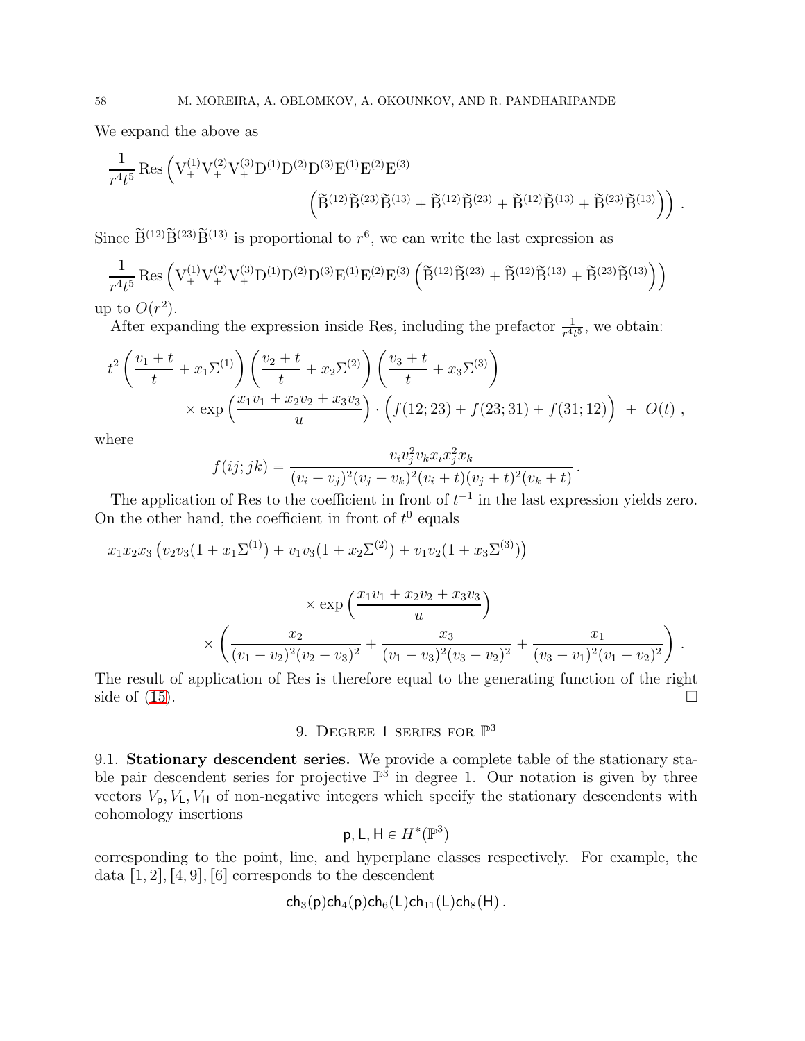We expand the above as

$$\frac{1}{r^4t^5}\operatorname{Res}\Big(\mathrm{V}_+^{(1)}\mathrm{V}_+^{(2)}\mathrm{V}_+^{(3)}\mathrm{D}^{(1)}\mathrm{D}^{(2)}\mathrm{D}^{(3)}\mathrm{E}^{(1)}\mathrm{E}^{(2)}\mathrm{E}^{(3)} \\ \Big(\widetilde{\mathrm{B}}^{(12)}\widetilde{\mathrm{B}}^{(23)}\widetilde{\mathrm{B}}^{(13)}+\widetilde{\mathrm{B}}^{(12)}\widetilde{\mathrm{B}}^{(23)}+\widetilde{\mathrm{B}}^{(12)}\widetilde{\mathrm{B}}^{(13)}+\widetilde{\mathrm{B}}^{(23)}\widetilde{\mathrm{B}}^{(13)}\Big)\Big)\,.$$

Since $\widetilde{\mathrm{B}}^{(12)}\widetilde{\mathrm{B}}^{(23)}\widetilde{\mathrm{B}}^{(13)}$ is proportional to $r^6$, we can write the last expression as

$$\frac{1}{r^4t^5}\operatorname{Res}\Big(\mathrm{V}_+^{(1)}\mathrm{V}_+^{(2)}\mathrm{V}_+^{(3)}\mathrm{D}^{(1)}\mathrm{D}^{(2)}\mathrm{D}^{(3)}\mathrm{E}^{(1)}\mathrm{E}^{(2)}\mathrm{E}^{(3)}\Big(\widetilde{\mathrm{B}}^{(12)}\widetilde{\mathrm{B}}^{(23)}+\widetilde{\mathrm{B}}^{(12)}\widetilde{\mathrm{B}}^{(13)}+\widetilde{\mathrm{B}}^{(23)}\widetilde{\mathrm{B}}^{(13)}\Big)\Big)$$

up to $O(r^2)$.

After expanding the expression inside Res, including the prefactor $\frac{1}{r^4t^5}$, we obtain:

$$t^2\left(\frac{v_1+t}{t}+x_1\Sigma^{(1)}\right)\left(\frac{v_2+t}{t}+x_2\Sigma^{(2)}\right)\left(\frac{v_3+t}{t}+x_3\Sigma^{(3)}\right) \\ \times\exp\left(\frac{x_1v_1+x_2v_2+x_3v_3}{u}\right)\cdot\Big(f(12;23)+f(23;31)+f(31;12)\Big)\;+\;O(t)\,,$$

where

$$f(ij;jk)=\frac{v_iv_j^2v_kx_ix_j^2x_k}{(v_i-v_j)^2(v_j-v_k)^2(v_i+t)(v_j+t)^2(v_k+t)}\,.$$

The application of Res to the coefficient in front of $t^{-1}$ in the last expression yields zero. On the other hand, the coefficient in front of $t^0$ equals

$$x_1x_2x_3\left(v_2v_3(1+x_1\Sigma^{(1)})+v_1v_3(1+x_2\Sigma^{(2)})+v_1v_2(1+x_3\Sigma^{(3)})\right)$$

$$\times\exp\left(\frac{x_1v_1+x_2v_2+x_3v_3}{u}\right)$$
$$\times\left(\frac{x_2}{(v_1-v_2)^2(v_2-v_3)^2}+\frac{x_3}{(v_1-v_3)^2(v_3-v_2)^2}+\frac{x_1}{(v_3-v_1)^2(v_1-v_2)^2}\right)\,.$$

The result of application of Res is therefore equal to the generating function of the right side of (15). □

## 9. Degree 1 series for $\mathbb{P}^3$

**9.1. Stationary descendent series.** We provide a complete table of the stationary stable pair descendent series for projective $\mathbb{P}^3$ in degree 1. Our notation is given by three vectors $V_{\mathsf{p}}, V_{\mathsf{L}}, V_{\mathsf{H}}$ of non-negative integers which specify the stationary descendents with cohomology insertions

$$\mathsf{p},\mathsf{L},\mathsf{H}\in H^*(\mathbb{P}^3)$$

corresponding to the point, line, and hyperplane classes respectively. For example, the data $[1,2],[4,9],[6]$ corresponds to the descendent

$$\mathsf{ch}_3(\mathsf{p})\mathsf{ch}_4(\mathsf{p})\mathsf{ch}_6(\mathsf{L})\mathsf{ch}_{11}(\mathsf{L})\mathsf{ch}_8(\mathsf{H})\,.$$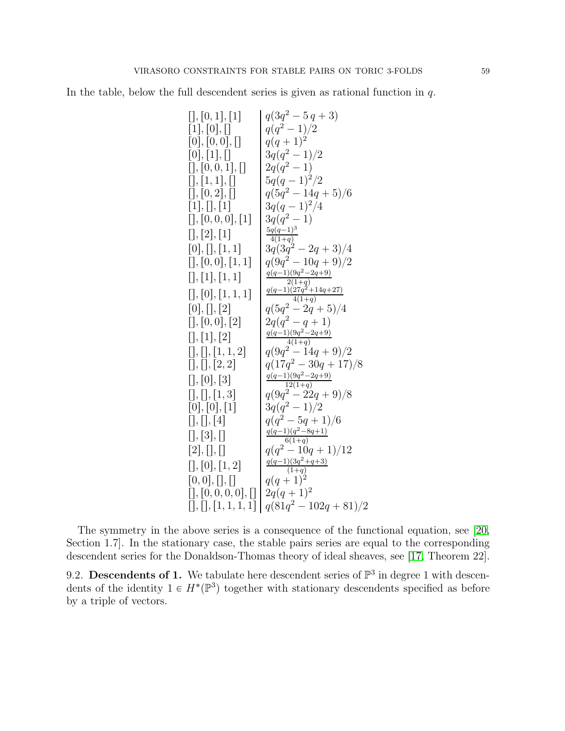In the table, below the full descendent series is given as rational function in $q$.

| | |
|---|---|
| [], [0, 1], [1] | $q(3q^2 - 5\,q + 3)$ |
| [1], [0], [] | $q(q^2 - 1)/2$ |
| [0], [0, 0], [] | $q(q + 1)^2$ |
| [0], [1], [] | $3q(q^2 - 1)/2$ |
| [], [0, 0, 1], [] | $2q(q^2 - 1)$ |
| [], [1, 1], [] | $5q(q - 1)^2/2$ |
| [], [0, 2], [] | $q(5q^2 - 14q + 5)/6$ |
| [1], [], [1] | $3q(q - 1)^2/4$ |
| [], [0, 0, 0], [1] | $3q(q^2 - 1)$ |
| [], [2], [1] | $\frac{5q(q-1)^3}{4(1+q)}$ |
| [0], [], [1, 1] | $3q(3q^2 - 2q + 3)/4$ |
| [], [0, 0], [1, 1] | $q(9q^2 - 10q + 9)/2$ |
| [], [1], [1, 1] | $\frac{q(q-1)(9q^2-2q+9)}{2(1+q)}$ |
| [], [0], [1, 1, 1] | $\frac{q(q-1)(27q^2+14q+27)}{4(1+q)}$ |
| [0], [], [2] | $q(5q^2 - 2q + 5)/4$ |
| [], [0, 0], [2] | $2q(q^2 - q + 1)$ |
| [], [1], [2] | $\frac{q(q-1)(9q^2-2q+9)}{4(1+q)}$ |
| [], [], [1, 1, 2] | $q(9q^2 - 14q + 9)/2$ |
| [], [], [2, 2] | $q(17q^2 - 30q + 17)/8$ |
| [], [0], [3] | $\frac{q(q-1)(9q^2-2q+9)}{12(1+q)}$ |
| [], [], [1, 3] | $q(9q^2 - 22q + 9)/8$ |
| [0], [0], [1] | $3q(q^2 - 1)/2$ |
| [], [], [4] | $q(q^2 - 5q + 1)/6$ |
| [], [3], [] | $\frac{q(q-1)(q^2-8q+1)}{6(1+q)}$ |
| [2], [], [] | $q(q^2 - 10q + 1)/12$ |
| [], [0], [1, 2] | $\frac{q(q-1)(3q^2+q+3)}{(1+q)}$ |
| [0, 0], [], [] | $q(q + 1)^2$ |
| [], [0, 0, 0, 0], [] | $2q(q + 1)^2$ |
| [], [], [1, 1, 1, 1] | $q(81q^2 - 102q + 81)/2$ |

The symmetry in the above series is a consequence of the functional equation, see [20, Section 1.7]. In the stationary case, the stable pairs series are equal to the corresponding descendent series for the Donaldson-Thomas theory of ideal sheaves, see [17, Theorem 22].

9.2. **Descendents of 1.** We tabulate here descendent series of $\mathbb{P}^3$ in degree 1 with descendents of the identity $1 \in H^*(\mathbb{P}^3)$ together with stationary descendents specified as before by a triple of vectors.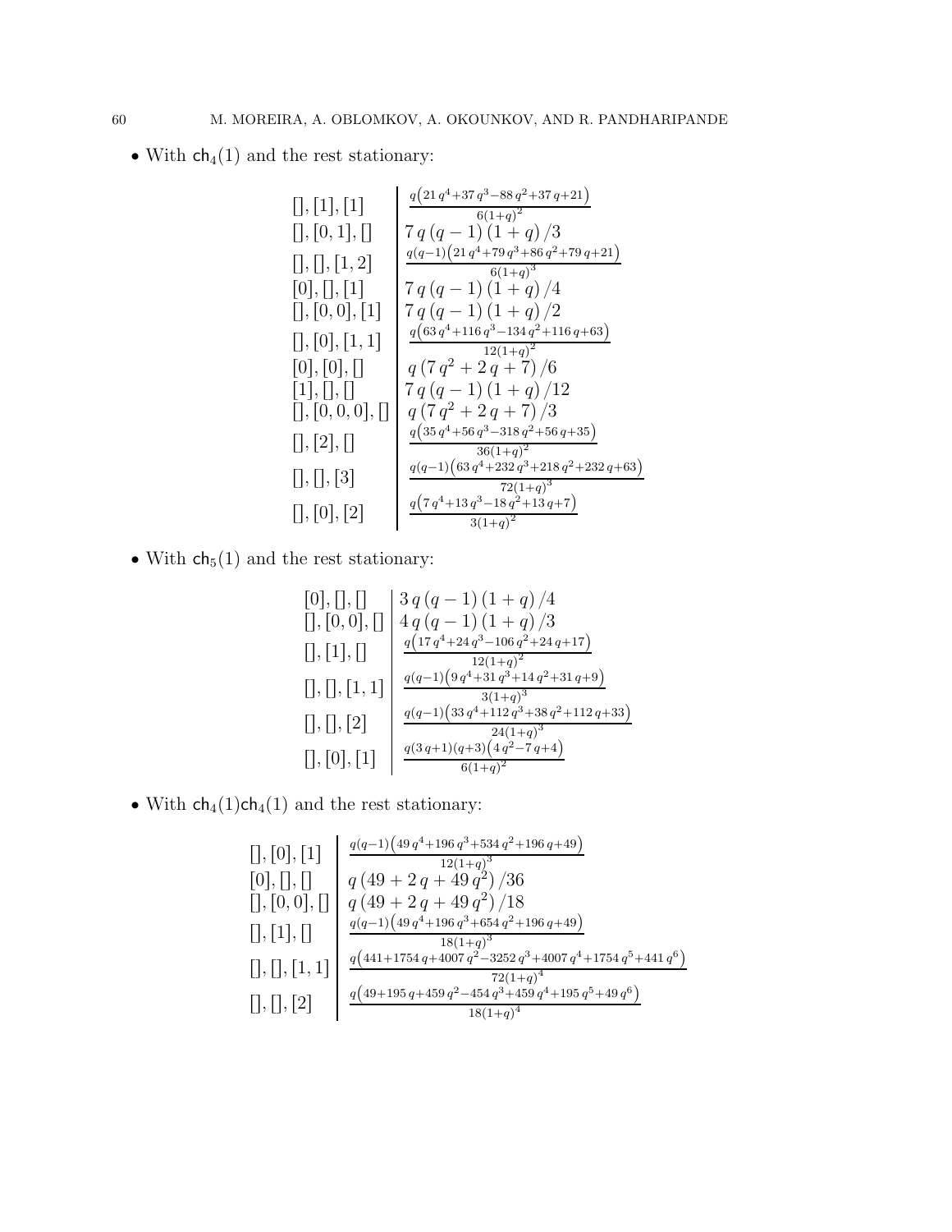- With $\mathsf{ch}_4(1)$ and the rest stationary:

| | |
|---|---|
| $[], [1], [1]$ | $\frac{q\left(21\,q^4+37\,q^3-88\,q^2+37\,q+21\right)}{6(1+q)^2}$ |
| $[], [0, 1], []$ | $7\,q\,(q-1)\,(1+q)\,/3$ |
| $[], [], [1, 2]$ | $\frac{q(q-1)\left(21\,q^4+79\,q^3+86\,q^2+79\,q+21\right)}{6(1+q)^3}$ |
| $[0], [], [1]$ | $7\,q\,(q-1)\,(1+q)\,/4$ |
| $[], [0, 0], [1]$ | $7\,q\,(q-1)\,(1+q)\,/2$ |
| $[], [0], [1, 1]$ | $\frac{q\left(63\,q^4+116\,q^3-134\,q^2+116\,q+63\right)}{12(1+q)^2}$ |
| $[0], [0], []$ | $q\,(7\,q^2+2\,q+7)\,/6$ |
| $[1], [], []$ | $7\,q\,(q-1)\,(1+q)\,/12$ |
| $[], [0, 0, 0], []$ | $q\,(7\,q^2+2\,q+7)\,/3$ |
| $[], [2], []$ | $\frac{q\left(35\,q^4+56\,q^3-318\,q^2+56\,q+35\right)}{36(1+q)^2}$ |
| $[], [], [3]$ | $\frac{q(q-1)\left(63\,q^4+232\,q^3+218\,q^2+232\,q+63\right)}{72(1+q)^3}$ |
| $[], [0], [2]$ | $\frac{q\left(7\,q^4+13\,q^3-18\,q^2+13\,q+7\right)}{3(1+q)^2}$ |

- With $\mathsf{ch}_5(1)$ and the rest stationary:

| | |
|---|---|
| $[0], [], []$ | $3\,q\,(q-1)\,(1+q)\,/4$ |
| $[], [0, 0], []$ | $4\,q\,(q-1)\,(1+q)\,/3$ |
| $[], [1], []$ | $\frac{q\left(17\,q^4+24\,q^3-106\,q^2+24\,q+17\right)}{12(1+q)^2}$ |
| $[], [], [1, 1]$ | $\frac{q(q-1)\left(9\,q^4+31\,q^3+14\,q^2+31\,q+9\right)}{3(1+q)^3}$ |
| $[], [], [2]$ | $\frac{q(q-1)\left(33\,q^4+112\,q^3+38\,q^2+112\,q+33\right)}{24(1+q)^3}$ |
| $[], [0], [1]$ | $\frac{q(3\,q+1)(q+3)\left(4\,q^2-7\,q+4\right)}{6(1+q)^2}$ |

- With $\mathsf{ch}_4(1)\mathsf{ch}_4(1)$ and the rest stationary:

| | |
|---|---|
| $[], [0], [1]$ | $\frac{q(q-1)\left(49\,q^4+196\,q^3+534\,q^2+196\,q+49\right)}{12(1+q)^3}$ |
| $[0], [], []$ | $q\,(49+2\,q+49\,q^2)\,/36$ |
| $[], [0, 0], []$ | $q\,(49+2\,q+49\,q^2)\,/18$ |
| $[], [1], []$ | $\frac{q(q-1)\left(49\,q^4+196\,q^3+654\,q^2+196\,q+49\right)}{18(1+q)^3}$ |
| $[], [], [1, 1]$ | $\frac{q\left(441+1754\,q+4007\,q^2-3252\,q^3+4007\,q^4+1754\,q^5+441\,q^6\right)}{72(1+q)^4}$ |
| $[], [], [2]$ | $\frac{q\left(49+195\,q+459\,q^2-454\,q^3+459\,q^4+195\,q^5+49\,q^6\right)}{18(1+q)^4}$ |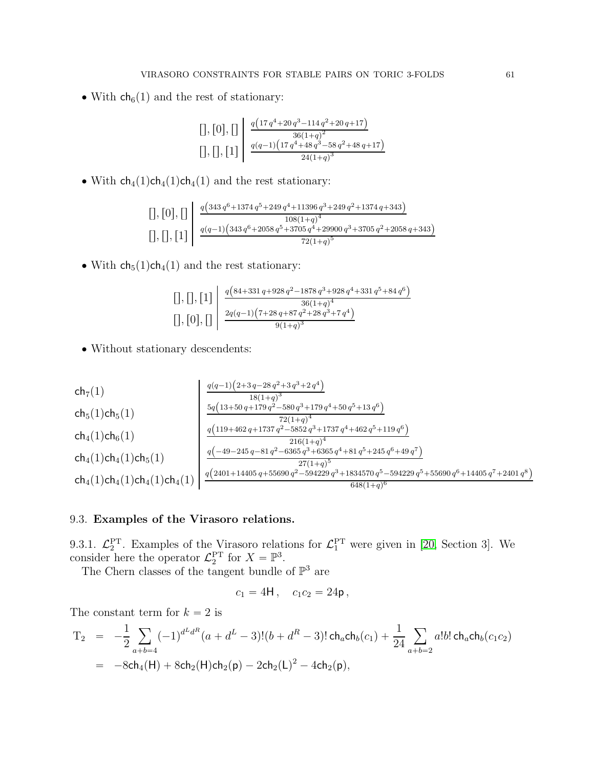- With $\mathsf{ch}_6(1)$ and the rest of stationary:

| | |
|---|---|
| $[], [0], []$ | $\frac{q\left(17\,q^4+20\,q^3-114\,q^2+20\,q+17\right)}{36(1+q)^2}$ |
| $[], [], [1]$ | $\frac{q(q-1)\left(17\,q^4+48\,q^3-58\,q^2+48\,q+17\right)}{24(1+q)^3}$ |

- With $\mathsf{ch}_4(1)\mathsf{ch}_4(1)\mathsf{ch}_4(1)$ and the rest stationary:

| | |
|---|---|
| $[], [0], []$ | $\frac{q\left(343\,q^6+1374\,q^5+249\,q^4+11396\,q^3+249\,q^2+1374\,q+343\right)}{108(1+q)^4}$ |
| $[], [], [1]$ | $\frac{q(q-1)\left(343\,q^6+2058\,q^5+3705\,q^4+29900\,q^3+3705\,q^2+2058\,q+343\right)}{72(1+q)^5}$ |

- With $\mathsf{ch}_5(1)\mathsf{ch}_4(1)$ and the rest stationary:

| | |
|---|---|
| $[], [], [1]$ | $\frac{q\left(84+331\,q+928\,q^2-1878\,q^3+928\,q^4+331\,q^5+84\,q^6\right)}{36(1+q)^4}$ |
| $[], [0], []$ | $\frac{2q(q-1)\left(7+28\,q+87\,q^2+28\,q^3+7\,q^4\right)}{9(1+q)^3}$ |

- Without stationary descendents:

| | |
|---|---|
| $\mathsf{ch}_7(1)$ | $\frac{q(q-1)\left(2+3\,q-28\,q^2+3\,q^3+2\,q^4\right)}{18(1+q)^3}$ |
| $\mathsf{ch}_5(1)\mathsf{ch}_5(1)$ | $\frac{5q\left(13+50\,q+179\,q^2-580\,q^3+179\,q^4+50\,q^5+13\,q^6\right)}{72(1+q)^4}$ |
| $\mathsf{ch}_4(1)\mathsf{ch}_6(1)$ | $\frac{q\left(119+462\,q+1737\,q^2-5852\,q^3+1737\,q^4+462\,q^5+119\,q^6\right)}{216(1+q)^4}$ |
| $\mathsf{ch}_4(1)\mathsf{ch}_4(1)\mathsf{ch}_5(1)$ | $\frac{q\left(-49-245\,q-81\,q^2-6365\,q^3+6365\,q^4+81\,q^5+245\,q^6+49\,q^7\right)}{27(1+q)^5}$ |
| $\mathsf{ch}_4(1)\mathsf{ch}_4(1)\mathsf{ch}_4(1)\mathsf{ch}_4(1)$ | $\frac{q\left(2401+14405\,q+55690\,q^2-594229\,q^3+1834570\,q^5-594229\,q^5+55690\,q^6+14405\,q^7+2401\,q^8\right)}{648(1+q)^6}$ |

### 9.3. Examples of the Virasoro relations.

9.3.1. $\mathcal{L}_2^{\rm PT}$. Examples of the Virasoro relations for $\mathcal{L}_1^{\rm PT}$ were given in [20, Section 3]. We consider here the operator $\mathcal{L}_2^{\rm PT}$ for $X = \mathbb{P}^3$.

The Chern classes of the tangent bundle of $\mathbb{P}^3$ are

$$c_1 = 4\mathsf{H}\,, \quad c_1 c_2 = 24\mathsf{p}\,,$$

The constant term for $k = 2$ is

$$\begin{aligned}
\mathrm{T}_2 &= -\frac{1}{2}\sum_{a+b=4}(-1)^{d^L d^R}(a+d^L-3)!(b+d^R-3)!\,\mathsf{ch}_a\mathsf{ch}_b(c_1) + \frac{1}{24}\sum_{a+b=2} a!b!\,\mathsf{ch}_a\mathsf{ch}_b(c_1c_2)\\
&= -8\mathsf{ch}_4(\mathsf{H}) + 8\mathsf{ch}_2(\mathsf{H})\mathsf{ch}_2(\mathsf{p}) - 2\mathsf{ch}_2(\mathsf{L})^2 - 4\mathsf{ch}_2(\mathsf{p}),
\end{aligned}$$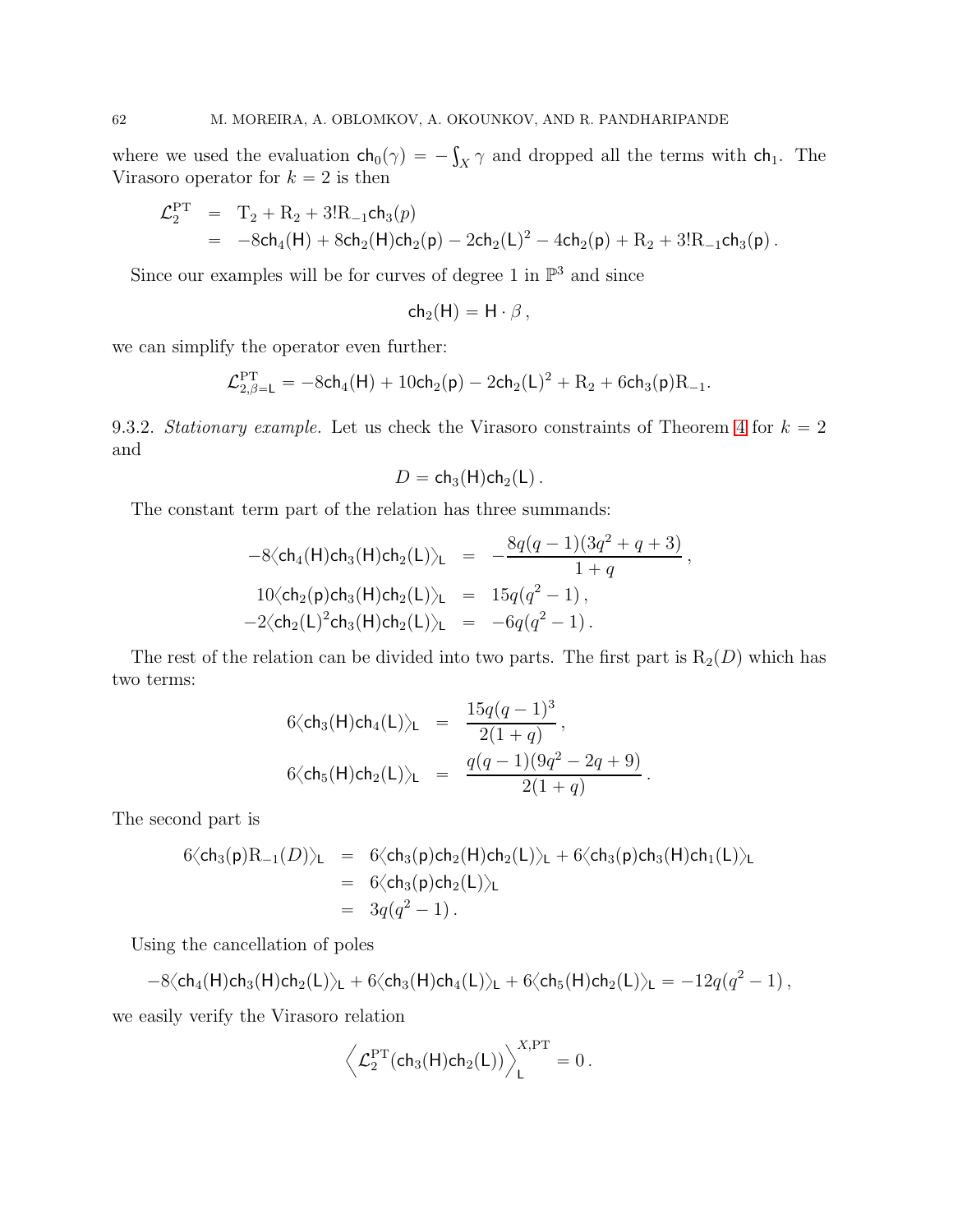where we used the evaluation $\mathsf{ch}_0(\gamma) = -\int_X \gamma$ and dropped all the terms with $\mathsf{ch}_1$. The Virasoro operator for $k = 2$ is then

$$
\begin{aligned}
\mathcal{L}_2^{\mathrm{PT}} &= \mathrm{T}_2 + \mathrm{R}_2 + 3!\mathrm{R}_{-1}\mathsf{ch}_3(p) \\
&= -8\mathsf{ch}_4(\mathsf{H}) + 8\mathsf{ch}_2(\mathsf{H})\mathsf{ch}_2(\mathsf{p}) - 2\mathsf{ch}_2(\mathsf{L})^2 - 4\mathsf{ch}_2(\mathsf{p}) + \mathrm{R}_2 + 3!\mathrm{R}_{-1}\mathsf{ch}_3(\mathsf{p})\,.
\end{aligned}
$$

Since our examples will be for curves of degree 1 in $\mathbb{P}^3$ and since

$$\mathsf{ch}_2(\mathsf{H}) = \mathsf{H}\cdot\beta\,,$$

we can simplify the operator even further:

$$\mathcal{L}_{2,\beta=\mathsf{L}}^{\mathrm{PT}} = -8\mathsf{ch}_4(\mathsf{H}) + 10\mathsf{ch}_2(\mathsf{p}) - 2\mathsf{ch}_2(\mathsf{L})^2 + \mathrm{R}_2 + 6\mathsf{ch}_3(\mathsf{p})\mathrm{R}_{-1}.$$

9.3.2. *Stationary example.* Let us check the Virasoro constraints of Theorem 4 for $k = 2$ and

$$D = \mathsf{ch}_3(\mathsf{H})\mathsf{ch}_2(\mathsf{L})\,.$$

The constant term part of the relation has three summands:

$$
\begin{aligned}
-8\langle \mathsf{ch}_4(\mathsf{H})\mathsf{ch}_3(\mathsf{H})\mathsf{ch}_2(\mathsf{L})\rangle_{\mathsf{L}} &= -\frac{8q(q-1)(3q^2+q+3)}{1+q}\,,\\
10\langle \mathsf{ch}_2(\mathsf{p})\mathsf{ch}_3(\mathsf{H})\mathsf{ch}_2(\mathsf{L})\rangle_{\mathsf{L}} &= 15q(q^2-1)\,,\\
-2\langle \mathsf{ch}_2(\mathsf{L})^2\mathsf{ch}_3(\mathsf{H})\mathsf{ch}_2(\mathsf{L})\rangle_{\mathsf{L}} &= -6q(q^2-1)\,.
\end{aligned}
$$

The rest of the relation can be divided into two parts. The first part is $\mathrm{R}_2(D)$ which has two terms:

$$
\begin{aligned}
6\langle \mathsf{ch}_3(\mathsf{H})\mathsf{ch}_4(\mathsf{L})\rangle_{\mathsf{L}} &= \frac{15q(q-1)^3}{2(1+q)}\,,\\
6\langle \mathsf{ch}_5(\mathsf{H})\mathsf{ch}_2(\mathsf{L})\rangle_{\mathsf{L}} &= \frac{q(q-1)(9q^2-2q+9)}{2(1+q)}\,.
\end{aligned}
$$

The second part is

$$
\begin{aligned}
6\langle \mathsf{ch}_3(\mathsf{p})\mathrm{R}_{-1}(D)\rangle_{\mathsf{L}} &= 6\langle \mathsf{ch}_3(\mathsf{p})\mathsf{ch}_2(\mathsf{H})\mathsf{ch}_2(\mathsf{L})\rangle_{\mathsf{L}} + 6\langle \mathsf{ch}_3(\mathsf{p})\mathsf{ch}_3(\mathsf{H})\mathsf{ch}_1(\mathsf{L})\rangle_{\mathsf{L}}\\
&= 6\langle \mathsf{ch}_3(\mathsf{p})\mathsf{ch}_2(\mathsf{L})\rangle_{\mathsf{L}}\\
&= 3q(q^2-1)\,.
\end{aligned}
$$

Using the cancellation of poles

$$-8\langle \mathsf{ch}_4(\mathsf{H})\mathsf{ch}_3(\mathsf{H})\mathsf{ch}_2(\mathsf{L})\rangle_{\mathsf{L}} + 6\langle \mathsf{ch}_3(\mathsf{H})\mathsf{ch}_4(\mathsf{L})\rangle_{\mathsf{L}} + 6\langle \mathsf{ch}_5(\mathsf{H})\mathsf{ch}_2(\mathsf{L})\rangle_{\mathsf{L}} = -12q(q^2-1)\,,$$

we easily verify the Virasoro relation

$$\Big\langle \mathcal{L}_2^{\mathrm{PT}}(\mathsf{ch}_3(\mathsf{H})\mathsf{ch}_2(\mathsf{L}))\Big\rangle_{\mathsf{L}}^{X,\mathrm{PT}} = 0\,.$$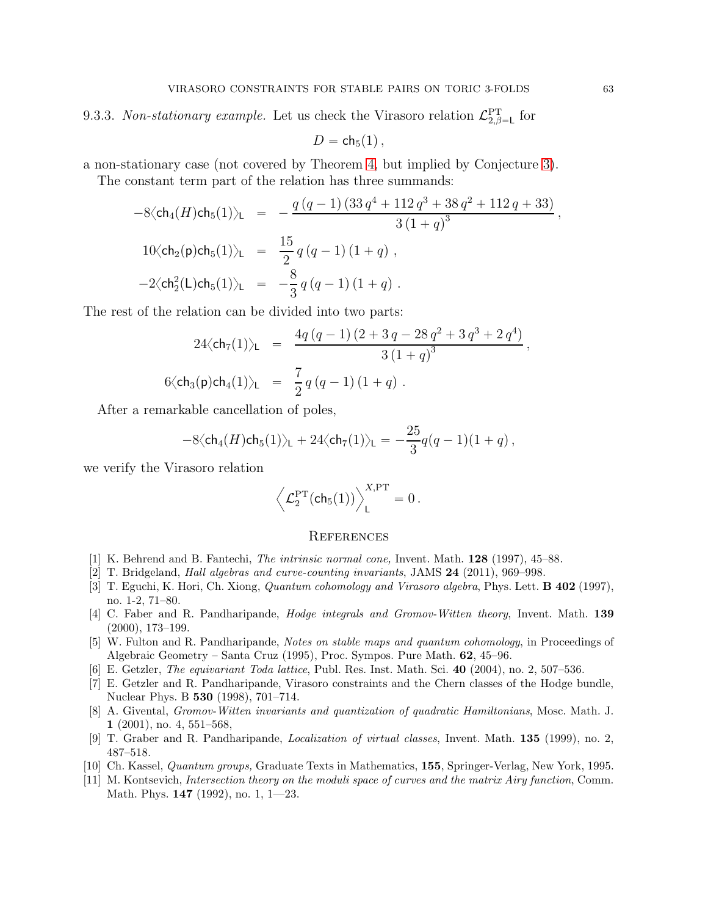9.3.3. *Non-stationary example.* Let us check the Virasoro relation $\mathcal{L}^{\mathrm{PT}}_{2,\beta=\mathsf{L}}$ for

$$D = \mathsf{ch}_5(1)\,,$$

a non-stationary case (not covered by Theorem 4, but implied by Conjecture 3).

The constant term part of the relation has three summands:

$$\begin{aligned}
-8\langle \mathsf{ch}_4(H)\mathsf{ch}_5(1)\rangle_{\mathsf{L}} &= -\frac{q\,(q-1)\,(33\,q^4+112\,q^3+38\,q^2+112\,q+33)}{3\,(1+q)^3}\,,\\
10\langle \mathsf{ch}_2(\mathsf{p})\mathsf{ch}_5(1)\rangle_{\mathsf{L}} &= \frac{15}{2}\,q\,(q-1)\,(1+q)\ ,\\
-2\langle \mathsf{ch}_2^2(\mathsf{L})\mathsf{ch}_5(1)\rangle_{\mathsf{L}} &= -\frac{8}{3}\,q\,(q-1)\,(1+q)\ .
\end{aligned}$$

The rest of the relation can be divided into two parts:

$$\begin{aligned}
24\langle \mathsf{ch}_7(1)\rangle_{\mathsf{L}} &= \frac{4q\,(q-1)\,(2+3\,q-28\,q^2+3\,q^3+2\,q^4)}{3\,(1+q)^3}\,,\\
6\langle \mathsf{ch}_3(\mathsf{p})\mathsf{ch}_4(1)\rangle_{\mathsf{L}} &= \frac{7}{2}\,q\,(q-1)\,(1+q)\ .
\end{aligned}$$

After a remarkable cancellation of poles,

$$-8\langle \mathsf{ch}_4(H)\mathsf{ch}_5(1)\rangle_{\mathsf{L}} + 24\langle \mathsf{ch}_7(1)\rangle_{\mathsf{L}} = -\frac{25}{3}q(q-1)(1+q)\,,$$

we verify the Virasoro relation

$$\Big\langle \mathcal{L}^{\mathrm{PT}}_2(\mathsf{ch}_5(1))\Big\rangle^{X,\mathrm{PT}}_{\mathsf{L}} = 0\,.$$

## References

[1] K. Behrend and B. Fantechi, *The intrinsic normal cone,* Invent. Math. **128** (1997), 45–88.

[2] T. Bridgeland, *Hall algebras and curve-counting invariants*, JAMS **24** (2011), 969–998.

[3] T. Eguchi, K. Hori, Ch. Xiong, *Quantum cohomology and Virasoro algebra*, Phys. Lett. **B 402** (1997), no. 1-2, 71–80.

[4] C. Faber and R. Pandharipande, *Hodge integrals and Gromov-Witten theory*, Invent. Math. **139** (2000), 173–199.

[5] W. Fulton and R. Pandharipande, *Notes on stable maps and quantum cohomology*, in Proceedings of Algebraic Geometry – Santa Cruz (1995), Proc. Sympos. Pure Math. **62**, 45–96.

[6] E. Getzler, *The equivariant Toda lattice*, Publ. Res. Inst. Math. Sci. **40** (2004), no. 2, 507–536.

[7] E. Getzler and R. Pandharipande, Virasoro constraints and the Chern classes of the Hodge bundle, Nuclear Phys. B **530** (1998), 701–714.

[8] A. Givental, *Gromov-Witten invariants and quantization of quadratic Hamiltonians*, Mosc. Math. J. **1** (2001), no. 4, 551–568,

[9] T. Graber and R. Pandharipande, *Localization of virtual classes*, Invent. Math. **135** (1999), no. 2, 487–518.

[10] Ch. Kassel, *Quantum groups,* Graduate Texts in Mathematics, **155**, Springer-Verlag, New York, 1995.

[11] M. Kontsevich, *Intersection theory on the moduli space of curves and the matrix Airy function*, Comm. Math. Phys. **147** (1992), no. 1, 1—23.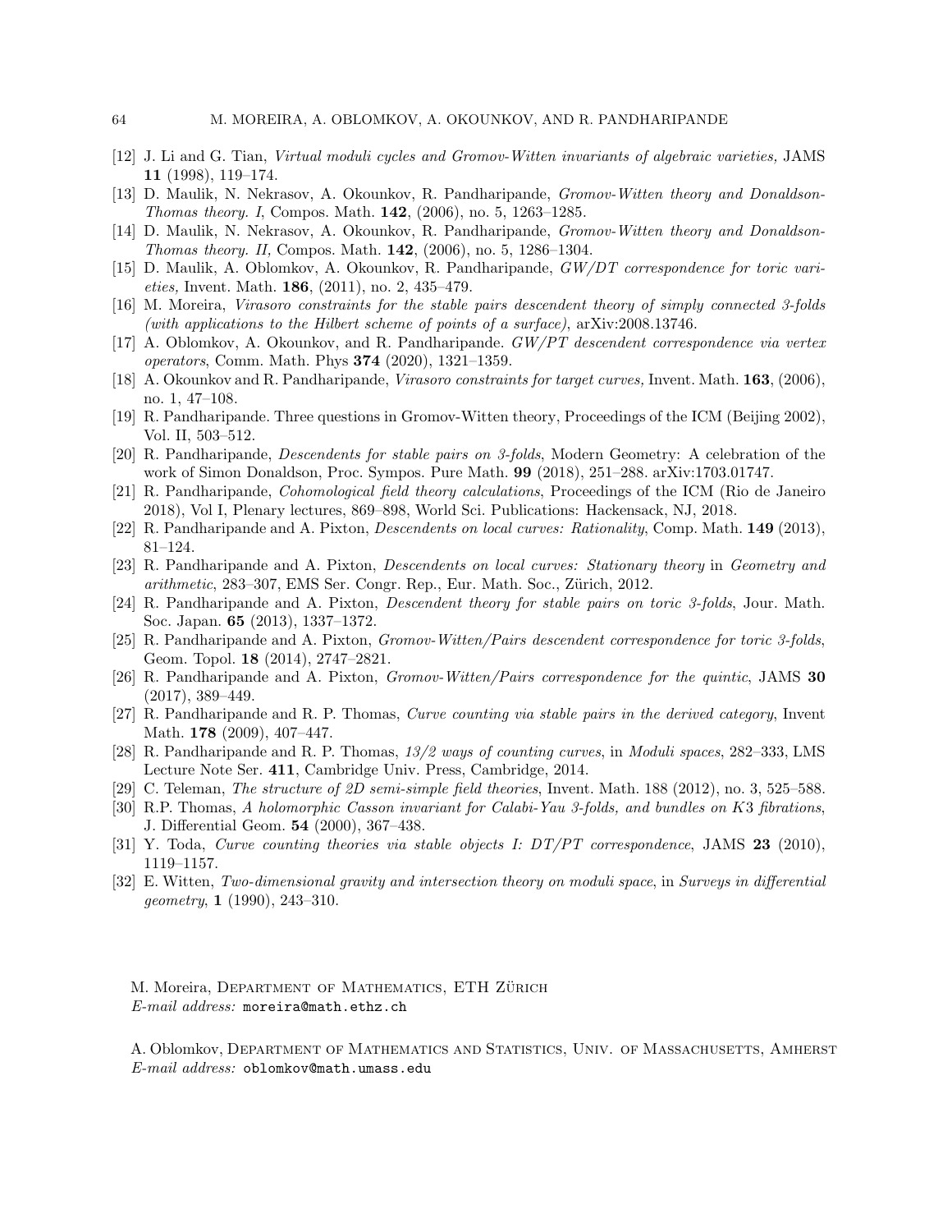[12] J. Li and G. Tian, *Virtual moduli cycles and Gromov-Witten invariants of algebraic varieties,* JAMS **11** (1998), 119–174.

[13] D. Maulik, N. Nekrasov, A. Okounkov, R. Pandharipande, *Gromov-Witten theory and Donaldson-Thomas theory. I*, Compos. Math. **142**, (2006), no. 5, 1263–1285.

[14] D. Maulik, N. Nekrasov, A. Okounkov, R. Pandharipande, *Gromov-Witten theory and Donaldson-Thomas theory. II,* Compos. Math. **142**, (2006), no. 5, 1286–1304.

[15] D. Maulik, A. Oblomkov, A. Okounkov, R. Pandharipande, *GW/DT correspondence for toric varieties,* Invent. Math. **186**, (2011), no. 2, 435–479.

[16] M. Moreira, *Virasoro constraints for the stable pairs descendent theory of simply connected 3-folds (with applications to the Hilbert scheme of points of a surface)*, arXiv:2008.13746.

[17] A. Oblomkov, A. Okounkov, and R. Pandharipande. *GW/PT descendent correspondence via vertex operators*, Comm. Math. Phys **374** (2020), 1321–1359.

[18] A. Okounkov and R. Pandharipande, *Virasoro constraints for target curves,* Invent. Math. **163**, (2006), no. 1, 47–108.

[19] R. Pandharipande. Three questions in Gromov-Witten theory, Proceedings of the ICM (Beijing 2002), Vol. II, 503–512.

[20] R. Pandharipande, *Descendents for stable pairs on 3-folds*, Modern Geometry: A celebration of the work of Simon Donaldson, Proc. Sympos. Pure Math. **99** (2018), 251–288. arXiv:1703.01747.

[21] R. Pandharipande, *Cohomological field theory calculations*, Proceedings of the ICM (Rio de Janeiro 2018), Vol I, Plenary lectures, 869–898, World Sci. Publications: Hackensack, NJ, 2018.

[22] R. Pandharipande and A. Pixton, *Descendents on local curves: Rationality*, Comp. Math. **149** (2013), 81–124.

[23] R. Pandharipande and A. Pixton, *Descendents on local curves: Stationary theory* in *Geometry and arithmetic*, 283–307, EMS Ser. Congr. Rep., Eur. Math. Soc., Zürich, 2012.

[24] R. Pandharipande and A. Pixton, *Descendent theory for stable pairs on toric 3-folds*, Jour. Math. Soc. Japan. **65** (2013), 1337–1372.

[25] R. Pandharipande and A. Pixton, *Gromov-Witten/Pairs descendent correspondence for toric 3-folds*, Geom. Topol. **18** (2014), 2747–2821.

[26] R. Pandharipande and A. Pixton, *Gromov-Witten/Pairs correspondence for the quintic*, JAMS **30** (2017), 389–449.

[27] R. Pandharipande and R. P. Thomas, *Curve counting via stable pairs in the derived category*, Invent Math. **178** (2009), 407–447.

[28] R. Pandharipande and R. P. Thomas, *13/2 ways of counting curves*, in *Moduli spaces*, 282–333, LMS Lecture Note Ser. **411**, Cambridge Univ. Press, Cambridge, 2014.

[29] C. Teleman, *The structure of 2D semi-simple field theories*, Invent. Math. 188 (2012), no. 3, 525–588.

[30] R.P. Thomas, *A holomorphic Casson invariant for Calabi-Yau 3-folds, and bundles on K3 fibrations*, J. Differential Geom. **54** (2000), 367–438.

[31] Y. Toda, *Curve counting theories via stable objects I: DT/PT correspondence*, JAMS **23** (2010), 1119–1157.

[32] E. Witten, *Two-dimensional gravity and intersection theory on moduli space*, in *Surveys in differential geometry*, **1** (1990), 243–310.

M. Moreira, Department of Mathematics, ETH Zürich
*E-mail address:* `moreira@math.ethz.ch`

A. Oblomkov, Department of Mathematics and Statistics, Univ. of Massachusetts, Amherst
*E-mail address:* `oblomkov@math.umass.edu`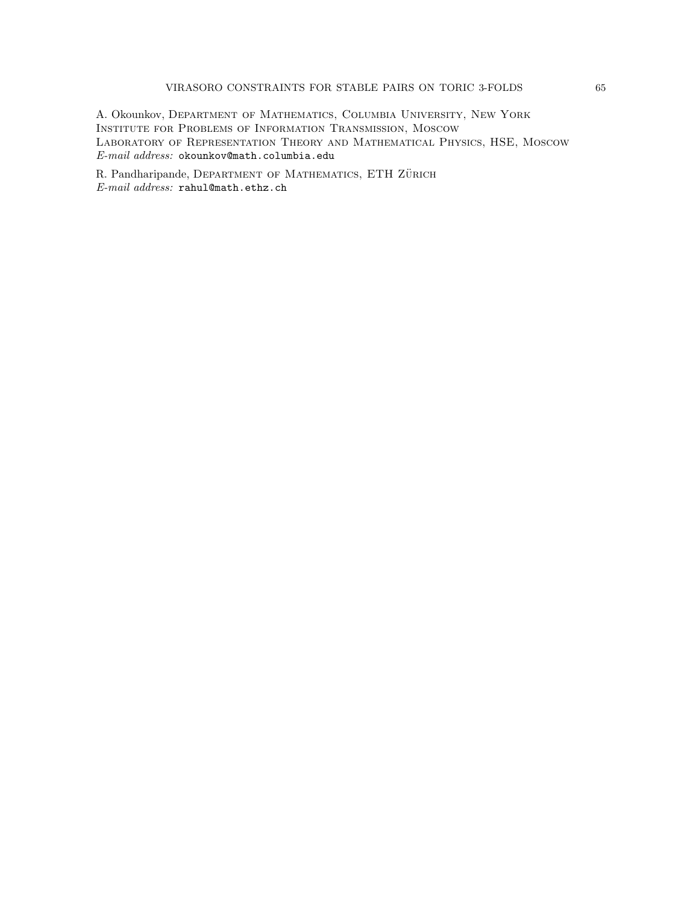A. Okounkov, Department of Mathematics, Columbia University, New York
Institute for Problems of Information Transmission, Moscow
Laboratory of Representation Theory and Mathematical Physics, HSE, Moscow
*E-mail address:* okounkov@math.columbia.edu

R. Pandharipande, Department of Mathematics, ETH Zürich
*E-mail address:* rahul@math.ethz.ch